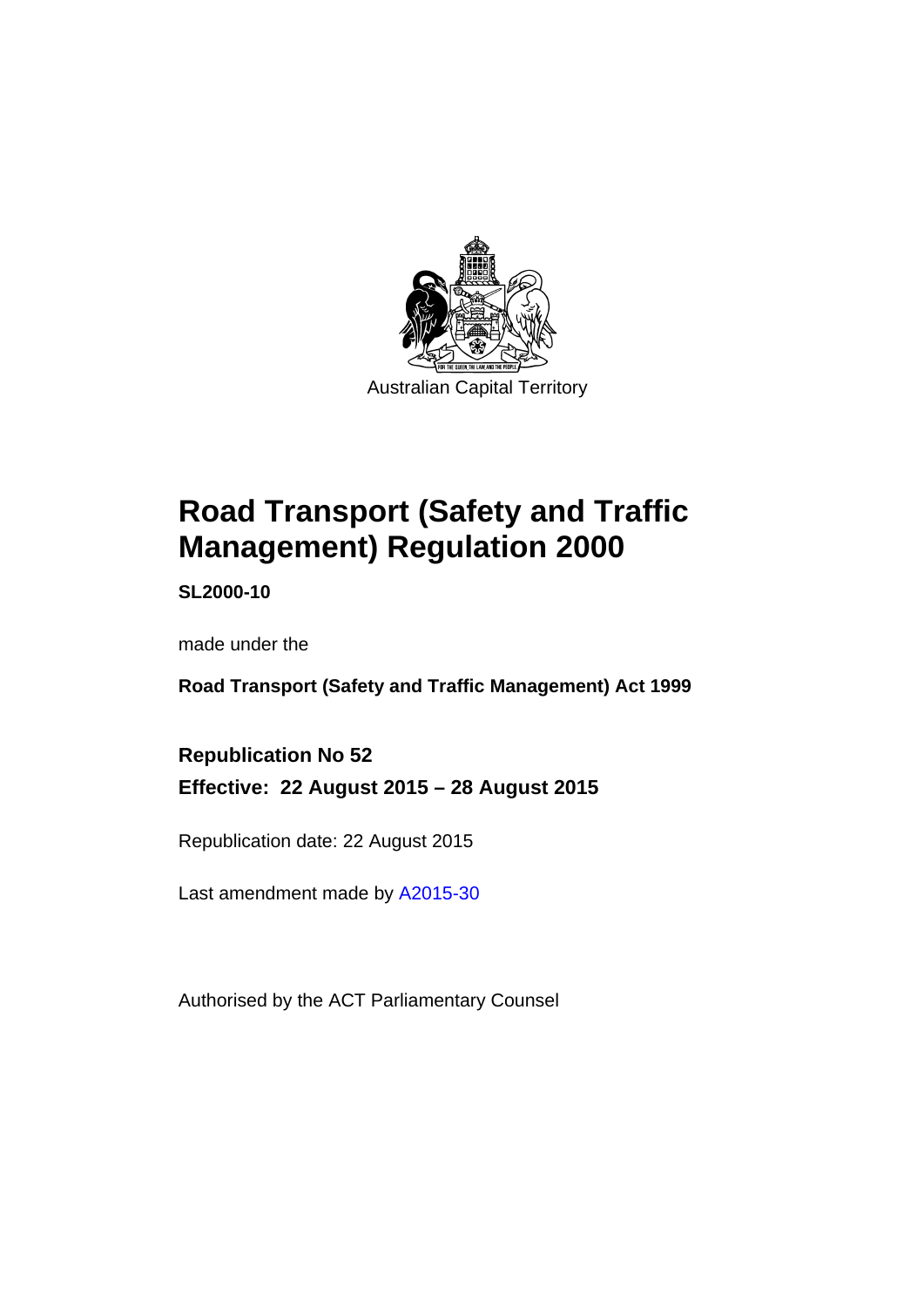Australian Capital Territory

# Road Transport (Safety and Traffic Management) Regulation 2000

**SL2000-10**

made under the

**Road Transport (Safety and Traffic Management) Act 1999**

## Republication No 52

## Effective: 22 August 2015 – 28 August 2015

Republication date: 22 August 2015

Last amendment made by A2015-30

Authorised by the ACT Parliamentary Counsel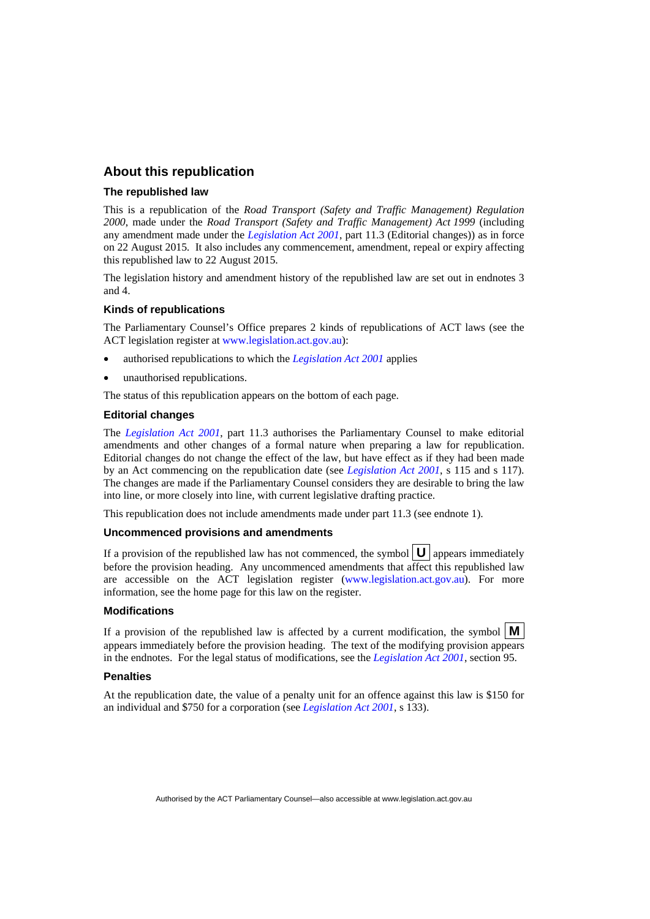## About this republication

### The republished law

This is a republication of the *Road Transport (Safety and Traffic Management) Regulation 2000*, made under the *Road Transport (Safety and Traffic Management) Act 1999* (including any amendment made under the *Legislation Act 2001*, part 11.3 (Editorial changes)) as in force on 22 August 2015. It also includes any commencement, amendment, repeal or expiry affecting this republished law to 22 August 2015.

The legislation history and amendment history of the republished law are set out in endnotes 3 and 4.

### Kinds of republications

The Parliamentary Counsel's Office prepares 2 kinds of republications of ACT laws (see the ACT legislation register at www.legislation.act.gov.au):

- authorised republications to which the *Legislation Act 2001* applies
- unauthorised republications.

The status of this republication appears on the bottom of each page.

### Editorial changes

The *Legislation Act 2001*, part 11.3 authorises the Parliamentary Counsel to make editorial amendments and other changes of a formal nature when preparing a law for republication. Editorial changes do not change the effect of the law, but have effect as if they had been made by an Act commencing on the republication date (see *Legislation Act 2001*, s 115 and s 117). The changes are made if the Parliamentary Counsel considers they are desirable to bring the law into line, or more closely into line, with current legislative drafting practice.

This republication does not include amendments made under part 11.3 (see endnote 1).

### Uncommenced provisions and amendments

If a provision of the republished law has not commenced, the symbol **U** appears immediately before the provision heading. Any uncommenced amendments that affect this republished law are accessible on the ACT legislation register (www.legislation.act.gov.au). For more information, see the home page for this law on the register.

### Modifications

If a provision of the republished law is affected by a current modification, the symbol **M** appears immediately before the provision heading. The text of the modifying provision appears in the endnotes. For the legal status of modifications, see the *Legislation Act 2001*, section 95.

### Penalties

At the republication date, the value of a penalty unit for an offence against this law is $150 for an individual and $750 for a corporation (see *Legislation Act 2001*, s 133).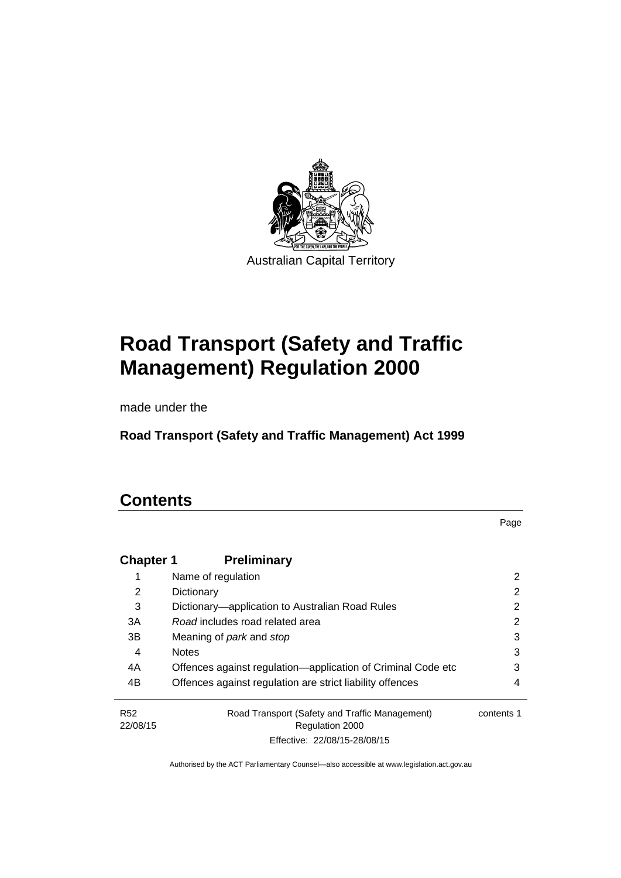Australian Capital Territory

# Road Transport (Safety and Traffic Management) Regulation 2000

made under the

**Road Transport (Safety and Traffic Management) Act 1999**

## Contents

| | | Page |
|---|---|---|
| **Chapter 1** | **Preliminary** | |
| 1 | Name of regulation | 2 |
| 2 | Dictionary | 2 |
| 3 | Dictionary—application to Australian Road Rules | 2 |
| 3A | *Road* includes road related area | 2 |
| 3B | Meaning of *park* and *stop* | 3 |
| 4 | Notes | 3 |
| 4A | Offences against regulation—application of Criminal Code etc | 3 |
| 4B | Offences against regulation are strict liability offences | 4 |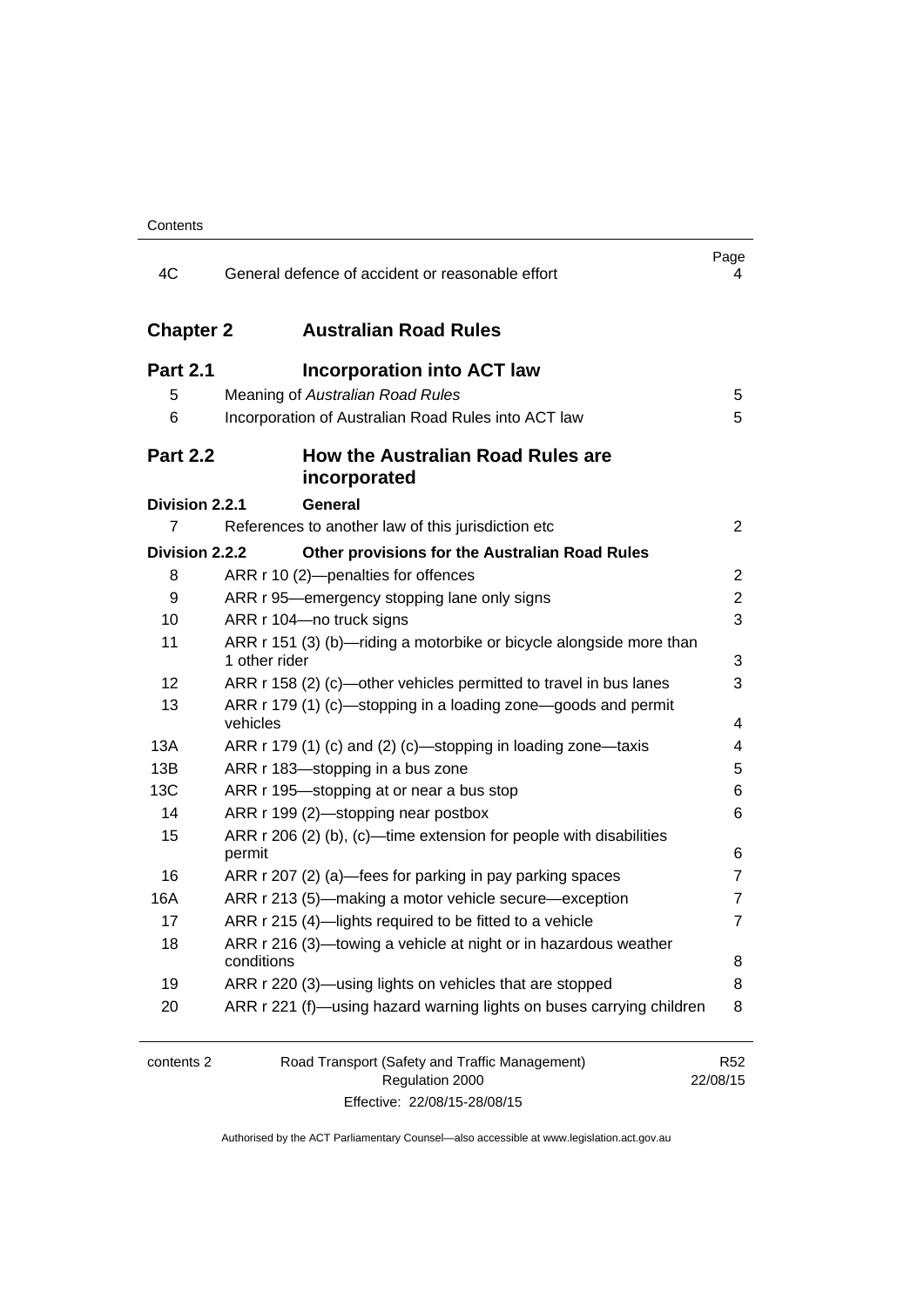| | | Page |
|---|---|---|
| 4C | General defence of accident or reasonable effort | 4 |

## Chapter 2 Australian Road Rules

### Part 2.1 Incorporation into ACT law

| | | |
|---|---|---|
| 5 | Meaning of *Australian Road Rules* | 5 |
| 6 | Incorporation of Australian Road Rules into ACT law | 5 |

### Part 2.2 How the Australian Road Rules are incorporated

**Division 2.2.1 General**

| | | |
|---|---|---|
| 7 | References to another law of this jurisdiction etc | 2 |

**Division 2.2.2 Other provisions for the Australian Road Rules**

| | | |
|---|---|---|
| 8 | ARR r 10 (2)—penalties for offences | 2 |
| 9 | ARR r 95—emergency stopping lane only signs | 2 |
| 10 | ARR r 104—no truck signs | 3 |
| 11 | ARR r 151 (3) (b)—riding a motorbike or bicycle alongside more than 1 other rider | 3 |
| 12 | ARR r 158 (2) (c)—other vehicles permitted to travel in bus lanes | 3 |
| 13 | ARR r 179 (1) (c)—stopping in a loading zone—goods and permit vehicles | 4 |
| 13A | ARR r 179 (1) (c) and (2) (c)—stopping in loading zone—taxis | 4 |
| 13B | ARR r 183—stopping in a bus zone | 5 |
| 13C | ARR r 195—stopping at or near a bus stop | 6 |
| 14 | ARR r 199 (2)—stopping near postbox | 6 |
| 15 | ARR r 206 (2) (b), (c)—time extension for people with disabilities permit | 6 |
| 16 | ARR r 207 (2) (a)—fees for parking in pay parking spaces | 7 |
| 16A | ARR r 213 (5)—making a motor vehicle secure—exception | 7 |
| 17 | ARR r 215 (4)—lights required to be fitted to a vehicle | 7 |
| 18 | ARR r 216 (3)—towing a vehicle at night or in hazardous weather conditions | 8 |
| 19 | ARR r 220 (3)—using lights on vehicles that are stopped | 8 |
| 20 | ARR r 221 (f)—using hazard warning lights on buses carrying children | 8 |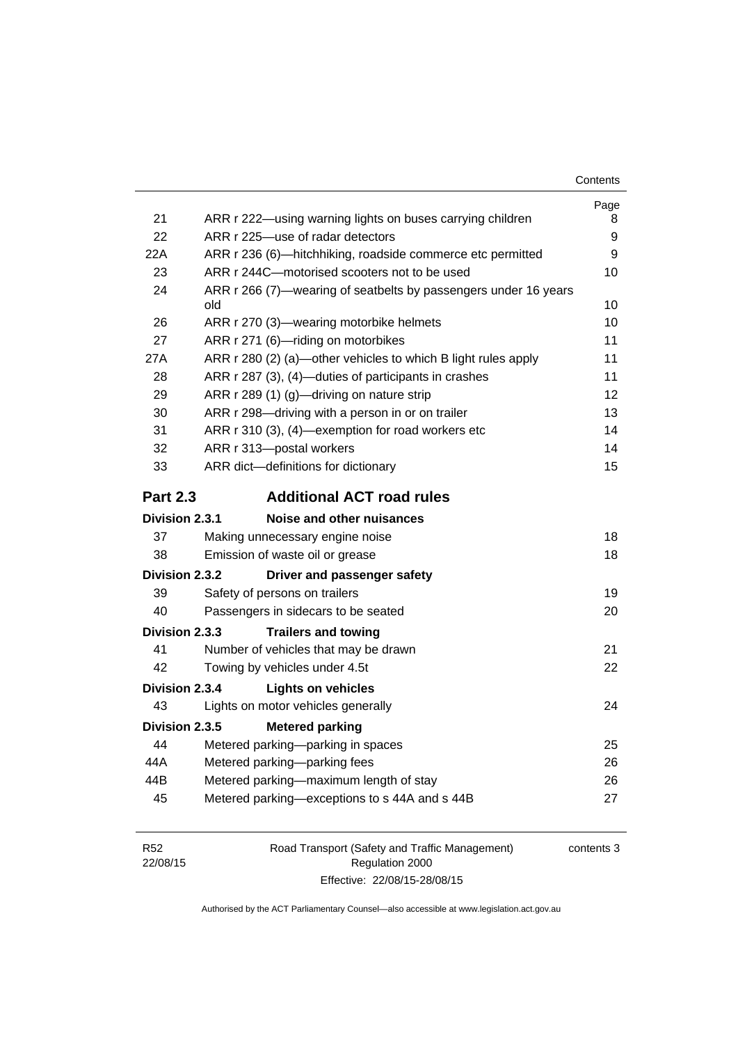| | | Page |
|---|---|---|
| 21 | ARR r 222—using warning lights on buses carrying children | 8 |
| 22 | ARR r 225—use of radar detectors | 9 |
| 22A | ARR r 236 (6)—hitchhiking, roadside commerce etc permitted | 9 |
| 23 | ARR r 244C—motorised scooters not to be used | 10 |
| 24 | ARR r 266 (7)—wearing of seatbelts by passengers under 16 years old | 10 |
| 26 | ARR r 270 (3)—wearing motorbike helmets | 10 |
| 27 | ARR r 271 (6)—riding on motorbikes | 11 |
| 27A | ARR r 280 (2) (a)—other vehicles to which B light rules apply | 11 |
| 28 | ARR r 287 (3), (4)—duties of participants in crashes | 11 |
| 29 | ARR r 289 (1) (g)—driving on nature strip | 12 |
| 30 | ARR r 298—driving with a person in or on trailer | 13 |
| 31 | ARR r 310 (3), (4)—exemption for road workers etc | 14 |
| 32 | ARR r 313—postal workers | 14 |
| 33 | ARR dict—definitions for dictionary | 15 |

## Part 2.3 Additional ACT road rules

**Division 2.3.1 Noise and other nuisances**

| | | |
|---|---|---|
| 37 | Making unnecessary engine noise | 18 |
| 38 | Emission of waste oil or grease | 18 |

**Division 2.3.2 Driver and passenger safety**

| | | |
|---|---|---|
| 39 | Safety of persons on trailers | 19 |
| 40 | Passengers in sidecars to be seated | 20 |

**Division 2.3.3 Trailers and towing**

| | | |
|---|---|---|
| 41 | Number of vehicles that may be drawn | 21 |
| 42 | Towing by vehicles under 4.5t | 22 |

**Division 2.3.4 Lights on vehicles**

| | | |
|---|---|---|
| 43 | Lights on motor vehicles generally | 24 |

**Division 2.3.5 Metered parking**

| | | |
|---|---|---|
| 44 | Metered parking—parking in spaces | 25 |
| 44A | Metered parking—parking fees | 26 |
| 44B | Metered parking—maximum length of stay | 26 |
| 45 | Metered parking—exceptions to s 44A and s 44B | 27 |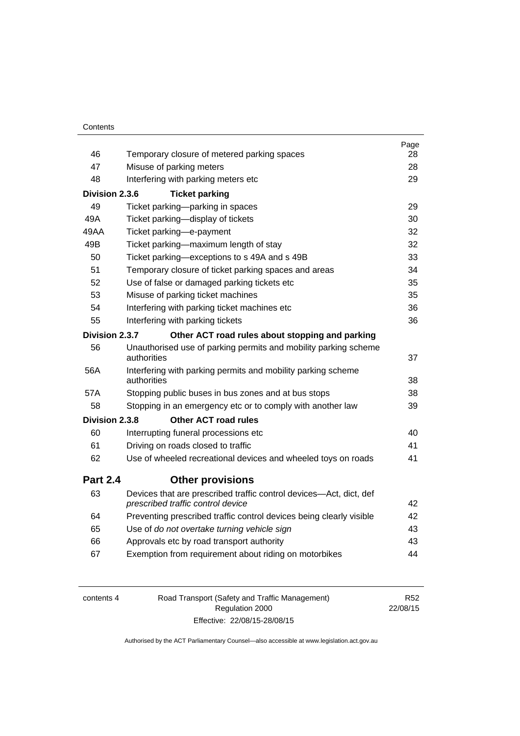| | | Page |
|---|---|---|
| 46 | Temporary closure of metered parking spaces | 28 |
| 47 | Misuse of parking meters | 28 |
| 48 | Interfering with parking meters etc | 29 |
| **Division 2.3.6** | **Ticket parking** | |
| 49 | Ticket parking—parking in spaces | 29 |
| 49A | Ticket parking—display of tickets | 30 |
| 49AA | Ticket parking—e-payment | 32 |
| 49B | Ticket parking—maximum length of stay | 32 |
| 50 | Ticket parking—exceptions to s 49A and s 49B | 33 |
| 51 | Temporary closure of ticket parking spaces and areas | 34 |
| 52 | Use of false or damaged parking tickets etc | 35 |
| 53 | Misuse of parking ticket machines | 35 |
| 54 | Interfering with parking ticket machines etc | 36 |
| 55 | Interfering with parking tickets | 36 |
| **Division 2.3.7** | **Other ACT road rules about stopping and parking** | |
| 56 | Unauthorised use of parking permits and mobility parking scheme authorities | 37 |
| 56A | Interfering with parking permits and mobility parking scheme authorities | 38 |
| 57A | Stopping public buses in bus zones and at bus stops | 38 |
| 58 | Stopping in an emergency etc or to comply with another law | 39 |
| **Division 2.3.8** | **Other ACT road rules** | |
| 60 | Interrupting funeral processions etc | 40 |
| 61 | Driving on roads closed to traffic | 41 |
| 62 | Use of wheeled recreational devices and wheeled toys on roads | 41 |
| **Part 2.4** | **Other provisions** | |
| 63 | Devices that are prescribed traffic control devices—Act, dict, def *prescribed traffic control device* | 42 |
| 64 | Preventing prescribed traffic control devices being clearly visible | 42 |
| 65 | Use of *do not overtake turning vehicle sign* | 43 |
| 66 | Approvals etc by road transport authority | 43 |
| 67 | Exemption from requirement about riding on motorbikes | 44 |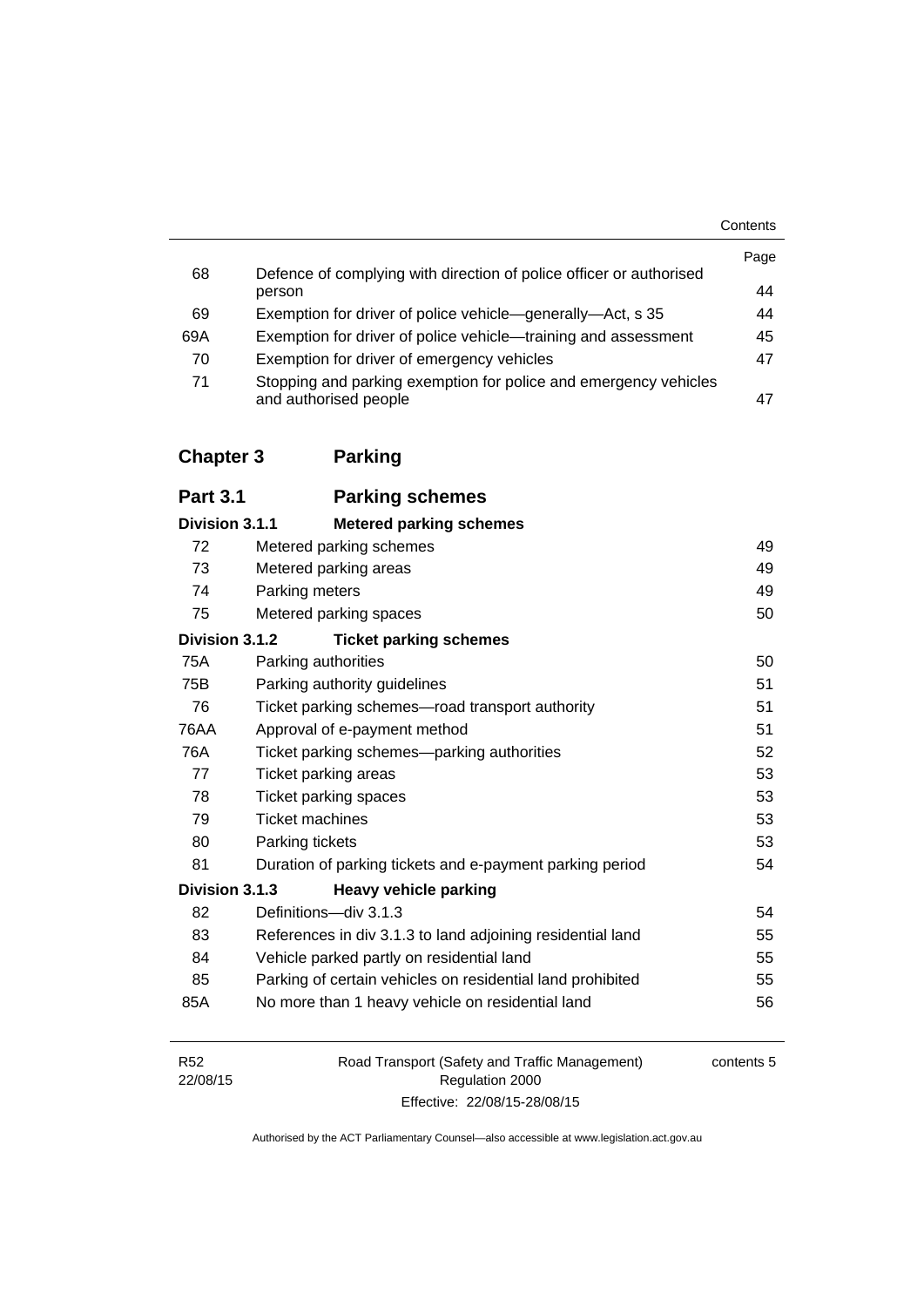| | | Page |
|---|---|---|
| 68 | Defence of complying with direction of police officer or authorised person | 44 |
| 69 | Exemption for driver of police vehicle—generally—Act, s 35 | 44 |
| 69A | Exemption for driver of police vehicle—training and assessment | 45 |
| 70 | Exemption for driver of emergency vehicles | 47 |
| 71 | Stopping and parking exemption for police and emergency vehicles and authorised people | 47 |

## Chapter 3 Parking

### Part 3.1 Parking schemes

| | | |
|---|---|---|
| **Division 3.1.1** | **Metered parking schemes** | |
| 72 | Metered parking schemes | 49 |
| 73 | Metered parking areas | 49 |
| 74 | Parking meters | 49 |
| 75 | Metered parking spaces | 50 |
| **Division 3.1.2** | **Ticket parking schemes** | |
| 75A | Parking authorities | 50 |
| 75B | Parking authority guidelines | 51 |
| 76 | Ticket parking schemes—road transport authority | 51 |
| 76AA | Approval of e-payment method | 51 |
| 76A | Ticket parking schemes—parking authorities | 52 |
| 77 | Ticket parking areas | 53 |
| 78 | Ticket parking spaces | 53 |
| 79 | Ticket machines | 53 |
| 80 | Parking tickets | 53 |
| 81 | Duration of parking tickets and e-payment parking period | 54 |
| **Division 3.1.3** | **Heavy vehicle parking** | |
| 82 | Definitions—div 3.1.3 | 54 |
| 83 | References in div 3.1.3 to land adjoining residential land | 55 |
| 84 | Vehicle parked partly on residential land | 55 |
| 85 | Parking of certain vehicles on residential land prohibited | 55 |
| 85A | No more than 1 heavy vehicle on residential land | 56 |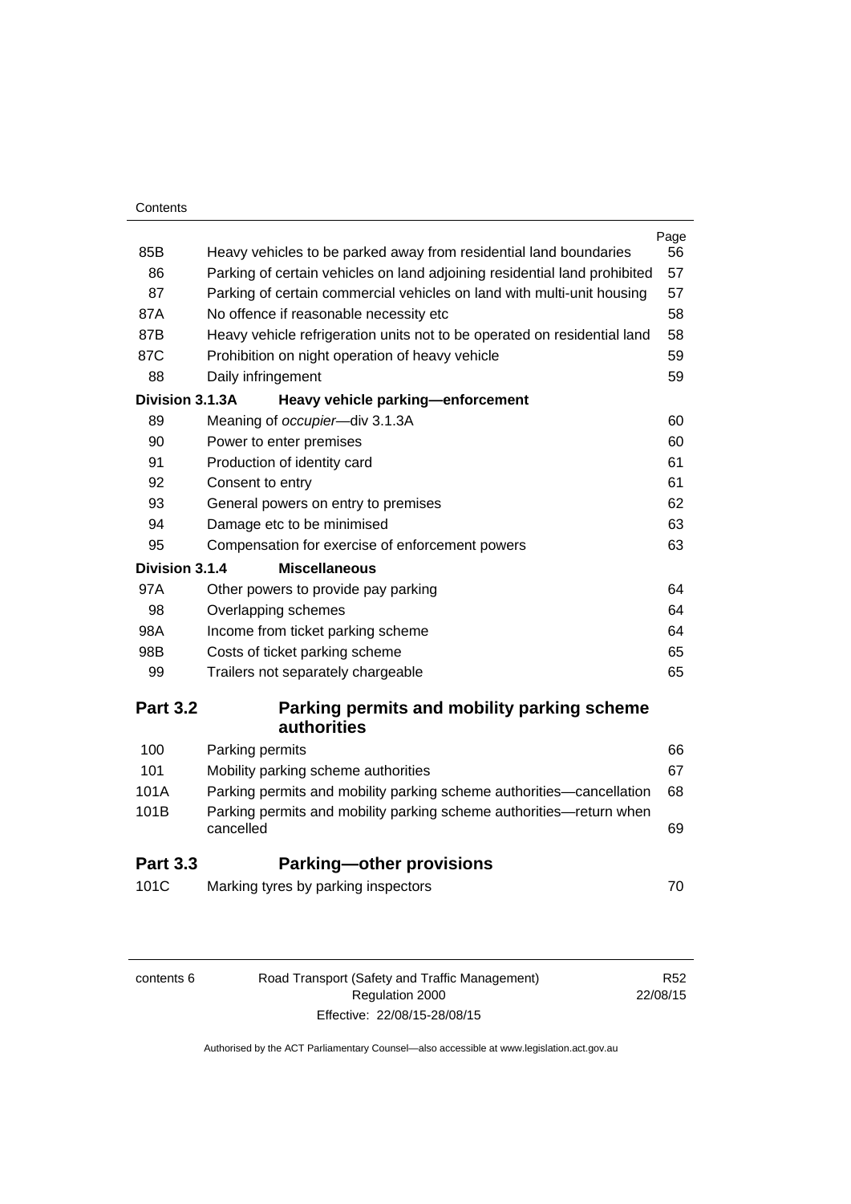| | | Page |
|---|---|---|
| 85B | Heavy vehicles to be parked away from residential land boundaries | 56 |
| 86 | Parking of certain vehicles on land adjoining residential land prohibited | 57 |
| 87 | Parking of certain commercial vehicles on land with multi-unit housing | 57 |
| 87A | No offence if reasonable necessity etc | 58 |
| 87B | Heavy vehicle refrigeration units not to be operated on residential land | 58 |
| 87C | Prohibition on night operation of heavy vehicle | 59 |
| 88 | Daily infringement | 59 |
| **Division 3.1.3A** | **Heavy vehicle parking—enforcement** | |
| 89 | Meaning of *occupier*—div 3.1.3A | 60 |
| 90 | Power to enter premises | 60 |
| 91 | Production of identity card | 61 |
| 92 | Consent to entry | 61 |
| 93 | General powers on entry to premises | 62 |
| 94 | Damage etc to be minimised | 63 |
| 95 | Compensation for exercise of enforcement powers | 63 |
| **Division 3.1.4** | **Miscellaneous** | |
| 97A | Other powers to provide pay parking | 64 |
| 98 | Overlapping schemes | 64 |
| 98A | Income from ticket parking scheme | 64 |
| 98B | Costs of ticket parking scheme | 65 |
| 99 | Trailers not separately chargeable | 65 |
| **Part 3.2** | **Parking permits and mobility parking scheme authorities** | |
| 100 | Parking permits | 66 |
| 101 | Mobility parking scheme authorities | 67 |
| 101A | Parking permits and mobility parking scheme authorities—cancellation | 68 |
| 101B | Parking permits and mobility parking scheme authorities—return when cancelled | 69 |
| **Part 3.3** | **Parking—other provisions** | |
| 101C | Marking tyres by parking inspectors | 70 |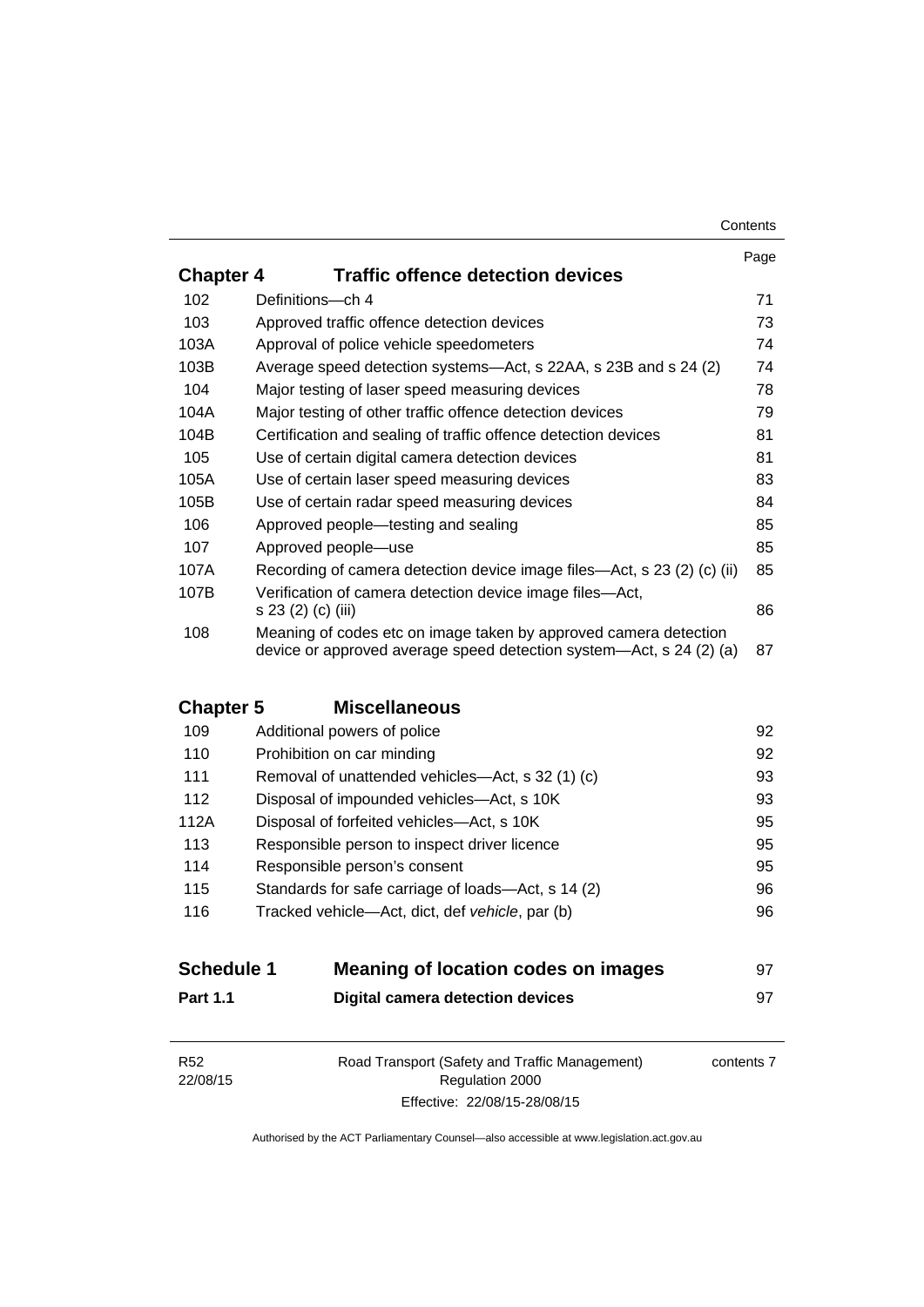| | | Page |
|---|---|---|
| **Chapter 4** | **Traffic offence detection devices** | |
| 102 | Definitions—ch 4 | 71 |
| 103 | Approved traffic offence detection devices | 73 |
| 103A | Approval of police vehicle speedometers | 74 |
| 103B | Average speed detection systems—Act, s 22AA, s 23B and s 24 (2) | 74 |
| 104 | Major testing of laser speed measuring devices | 78 |
| 104A | Major testing of other traffic offence detection devices | 79 |
| 104B | Certification and sealing of traffic offence detection devices | 81 |
| 105 | Use of certain digital camera detection devices | 81 |
| 105A | Use of certain laser speed measuring devices | 83 |
| 105B | Use of certain radar speed measuring devices | 84 |
| 106 | Approved people—testing and sealing | 85 |
| 107 | Approved people—use | 85 |
| 107A | Recording of camera detection device image files—Act, s 23 (2) (c) (ii) | 85 |
| 107B | Verification of camera detection device image files—Act, s 23 (2) (c) (iii) | 86 |
| 108 | Meaning of codes etc on image taken by approved camera detection device or approved average speed detection system—Act, s 24 (2) (a) | 87 |
| **Chapter 5** | **Miscellaneous** | |
| 109 | Additional powers of police | 92 |
| 110 | Prohibition on car minding | 92 |
| 111 | Removal of unattended vehicles—Act, s 32 (1) (c) | 93 |
| 112 | Disposal of impounded vehicles—Act, s 10K | 93 |
| 112A | Disposal of forfeited vehicles—Act, s 10K | 95 |
| 113 | Responsible person to inspect driver licence | 95 |
| 114 | Responsible person's consent | 95 |
| 115 | Standards for safe carriage of loads—Act, s 14 (2) | 96 |
| 116 | Tracked vehicle—Act, dict, def *vehicle*, par (b) | 96 |
| **Schedule 1** | **Meaning of location codes on images** | 97 |
| **Part 1.1** | **Digital camera detection devices** | 97 |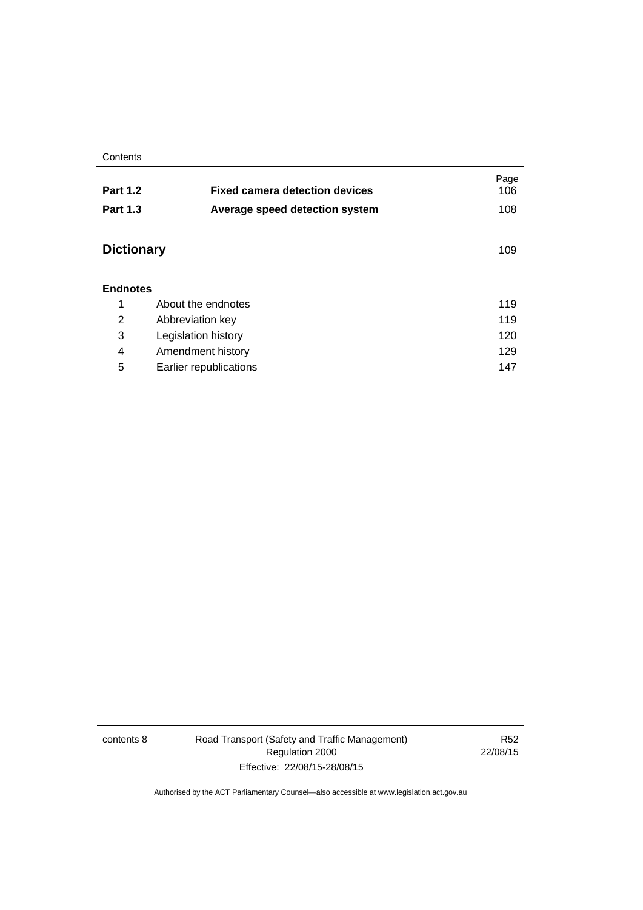| | | Page |
|---|---|---|
| **Part 1.2** | **Fixed camera detection devices** | 106 |
| **Part 1.3** | **Average speed detection system** | 108 |

## Dictionary 109

**Endnotes**

| | | |
|---|---|---|
| 1 | About the endnotes | 119 |
| 2 | Abbreviation key | 119 |
| 3 | Legislation history | 120 |
| 4 | Amendment history | 129 |
| 5 | Earlier republications | 147 |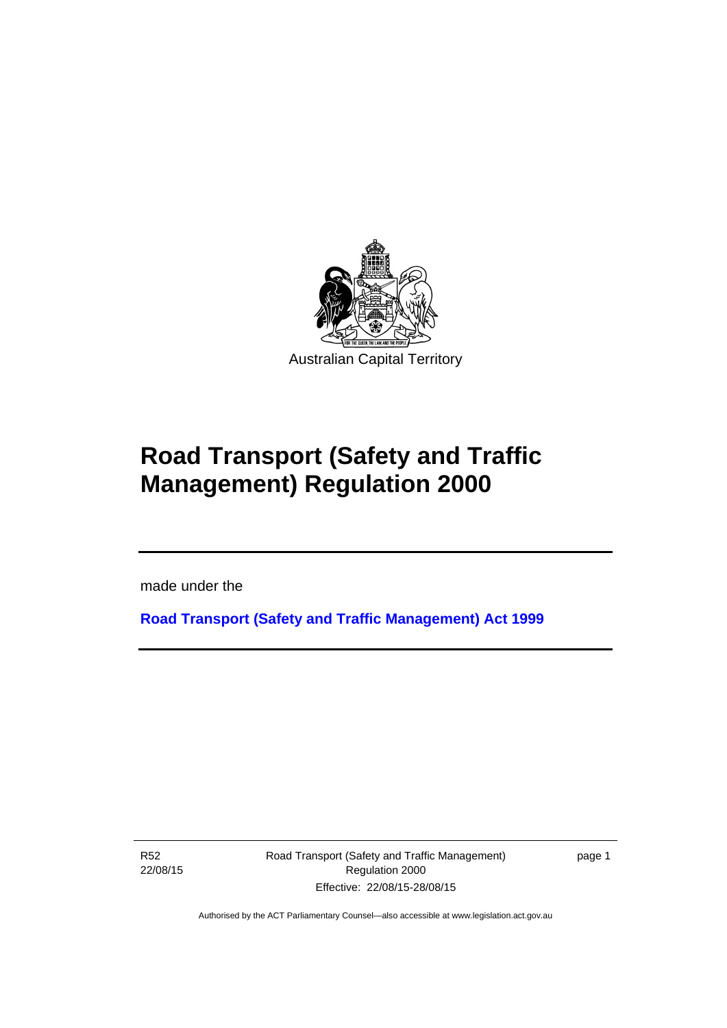Australian Capital Territory

# Road Transport (Safety and Traffic Management) Regulation 2000

made under the

**Road Transport (Safety and Traffic Management) Act 1999**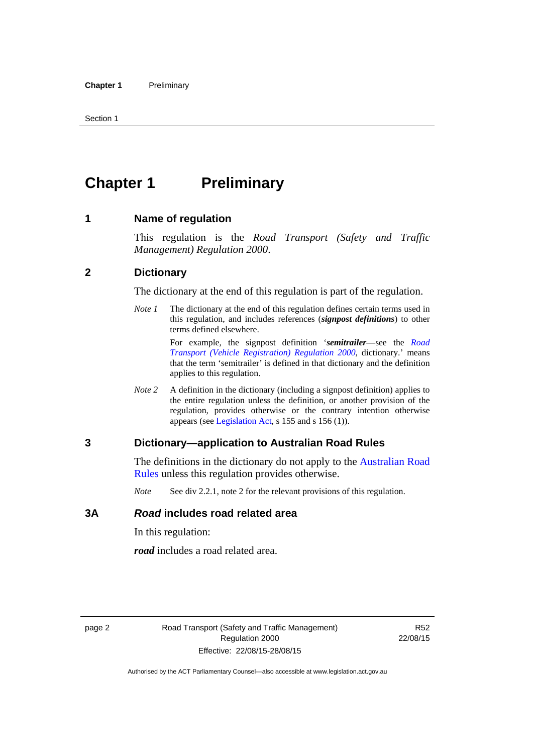# Chapter 1 Preliminary

## 1 Name of regulation

This regulation is the *Road Transport (Safety and Traffic Management) Regulation 2000*.

## 2 Dictionary

The dictionary at the end of this regulation is part of the regulation.

*Note 1* The dictionary at the end of this regulation defines certain terms used in this regulation, and includes references (***signpost definitions***) to other terms defined elsewhere.

For example, the signpost definition '***semitrailer***—see the *Road Transport (Vehicle Registration) Regulation 2000*, dictionary.' means that the term 'semitrailer' is defined in that dictionary and the definition applies to this regulation.

*Note 2* A definition in the dictionary (including a signpost definition) applies to the entire regulation unless the definition, or another provision of the regulation, provides otherwise or the contrary intention otherwise appears (see Legislation Act, s 155 and s 156 (1)).

## 3 Dictionary—application to Australian Road Rules

The definitions in the dictionary do not apply to the Australian Road Rules unless this regulation provides otherwise.

*Note* See div 2.2.1, note 2 for the relevant provisions of this regulation.

## 3A *Road* includes road related area

In this regulation:

***road*** includes a road related area.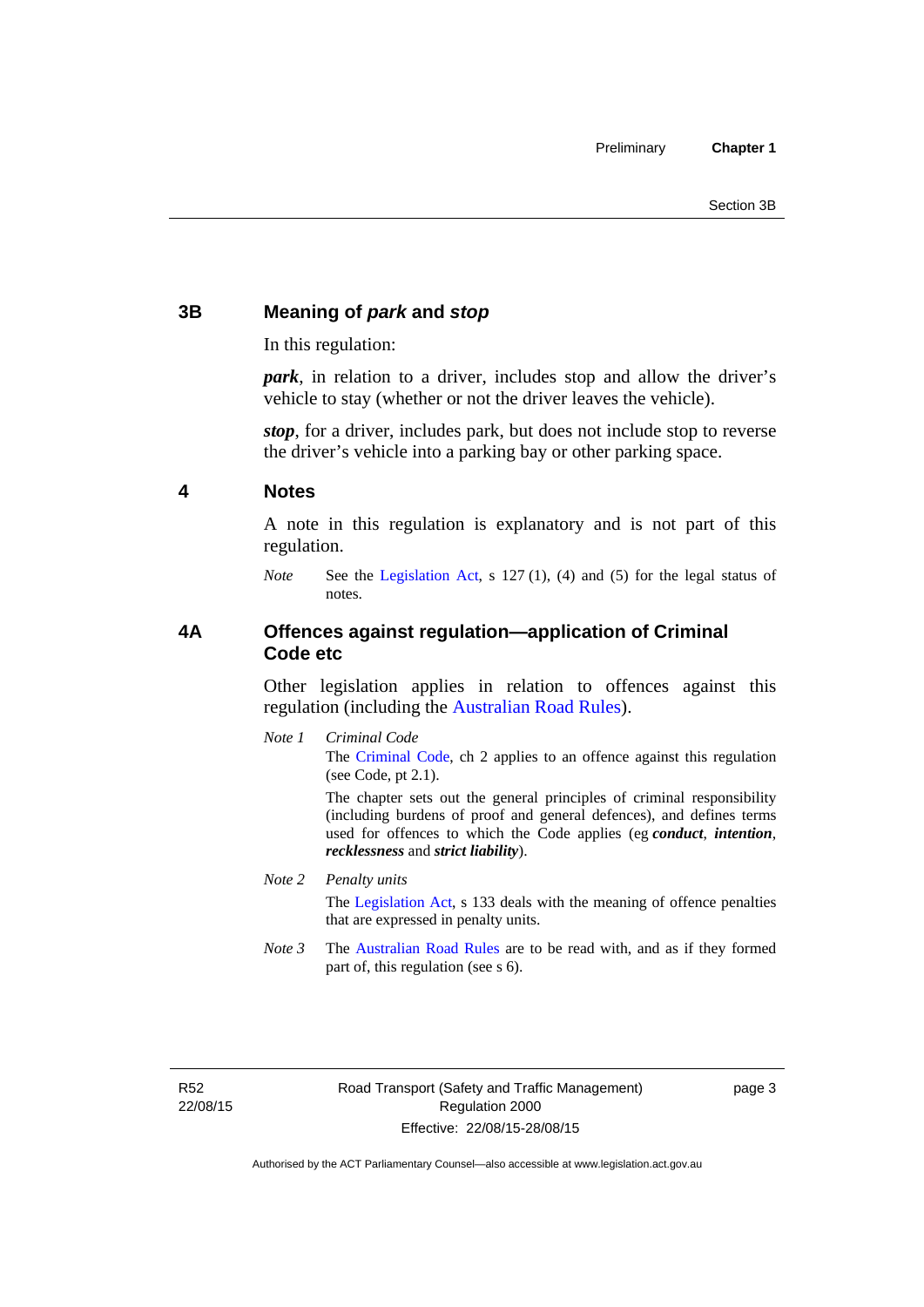### 3B Meaning of *park* and *stop*

In this regulation:

***park***, in relation to a driver, includes stop and allow the driver's vehicle to stay (whether or not the driver leaves the vehicle).

***stop***, for a driver, includes park, but does not include stop to reverse the driver's vehicle into a parking bay or other parking space.

### 4 Notes

A note in this regulation is explanatory and is not part of this regulation.

*Note* See the Legislation Act, s 127 (1), (4) and (5) for the legal status of notes.

### 4A Offences against regulation—application of Criminal Code etc

Other legislation applies in relation to offences against this regulation (including the Australian Road Rules).

*Note 1* *Criminal Code*

The Criminal Code, ch 2 applies to an offence against this regulation (see Code, pt 2.1).

The chapter sets out the general principles of criminal responsibility (including burdens of proof and general defences), and defines terms used for offences to which the Code applies (eg ***conduct***, ***intention***, ***recklessness*** and ***strict liability***).

*Note 2* *Penalty units*

The Legislation Act, s 133 deals with the meaning of offence penalties that are expressed in penalty units.

*Note 3* The Australian Road Rules are to be read with, and as if they formed part of, this regulation (see s 6).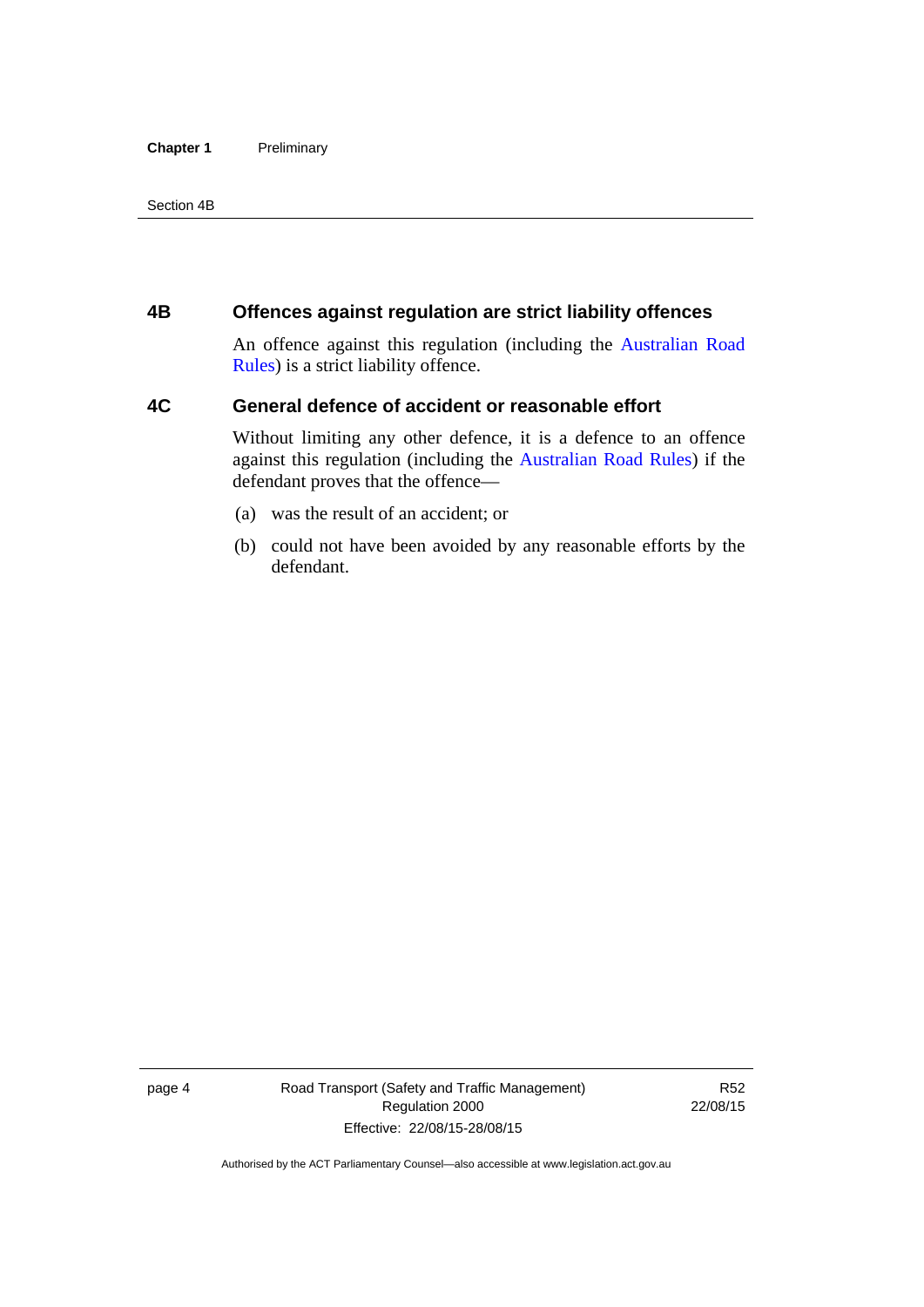## 4B Offences against regulation are strict liability offences

An offence against this regulation (including the Australian Road Rules) is a strict liability offence.

## 4C General defence of accident or reasonable effort

Without limiting any other defence, it is a defence to an offence against this regulation (including the Australian Road Rules) if the defendant proves that the offence—

(a) was the result of an accident; or

(b) could not have been avoided by any reasonable efforts by the defendant.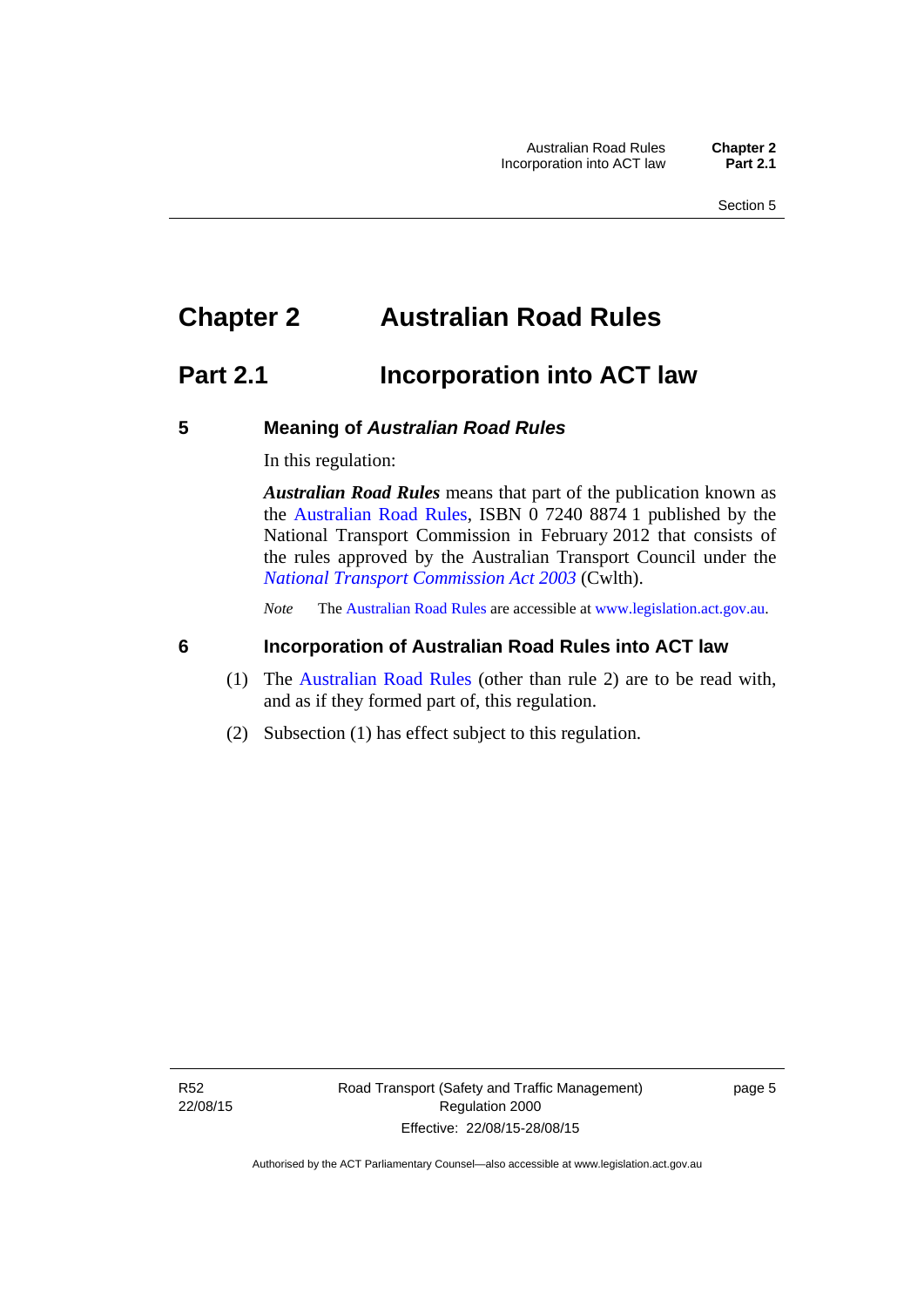# Chapter 2 Australian Road Rules

## Part 2.1 Incorporation into ACT law

### 5 Meaning of *Australian Road Rules*

In this regulation:

***Australian Road Rules*** means that part of the publication known as the Australian Road Rules, ISBN 0 7240 8874 1 published by the National Transport Commission in February 2012 that consists of the rules approved by the Australian Transport Council under the *National Transport Commission Act 2003* (Cwlth).

*Note* The Australian Road Rules are accessible at www.legislation.act.gov.au.

### 6 Incorporation of Australian Road Rules into ACT law

(1) The Australian Road Rules (other than rule 2) are to be read with, and as if they formed part of, this regulation.

(2) Subsection (1) has effect subject to this regulation.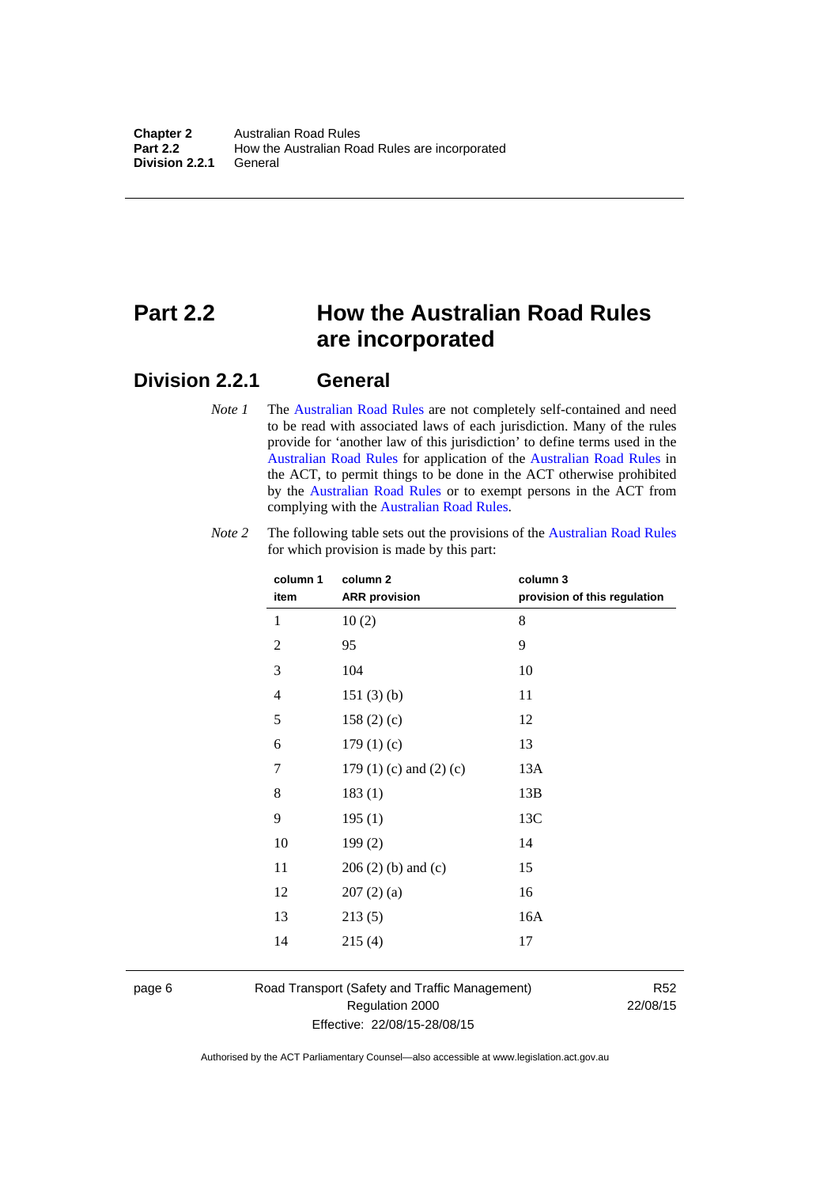# Part 2.2 How the Australian Road Rules are incorporated

## Division 2.2.1 General

*Note 1* The Australian Road Rules are not completely self-contained and need to be read with associated laws of each jurisdiction. Many of the rules provide for 'another law of this jurisdiction' to define terms used in the Australian Road Rules for application of the Australian Road Rules in the ACT, to permit things to be done in the ACT otherwise prohibited by the Australian Road Rules or to exempt persons in the ACT from complying with the Australian Road Rules.

*Note 2* The following table sets out the provisions of the Australian Road Rules for which provision is made by this part:

| column 1 item | column 2 ARR provision | column 3 provision of this regulation |
|---|---|---|
| 1 | 10 (2) | 8 |
| 2 | 95 | 9 |
| 3 | 104 | 10 |
| 4 | 151 (3) (b) | 11 |
| 5 | 158 (2) (c) | 12 |
| 6 | 179 (1) (c) | 13 |
| 7 | 179 (1) (c) and (2) (c) | 13A |
| 8 | 183 (1) | 13B |
| 9 | 195 (1) | 13C |
| 10 | 199 (2) | 14 |
| 11 | 206 (2) (b) and (c) | 15 |
| 12 | 207 (2) (a) | 16 |
| 13 | 213 (5) | 16A |
| 14 | 215 (4) | 17 |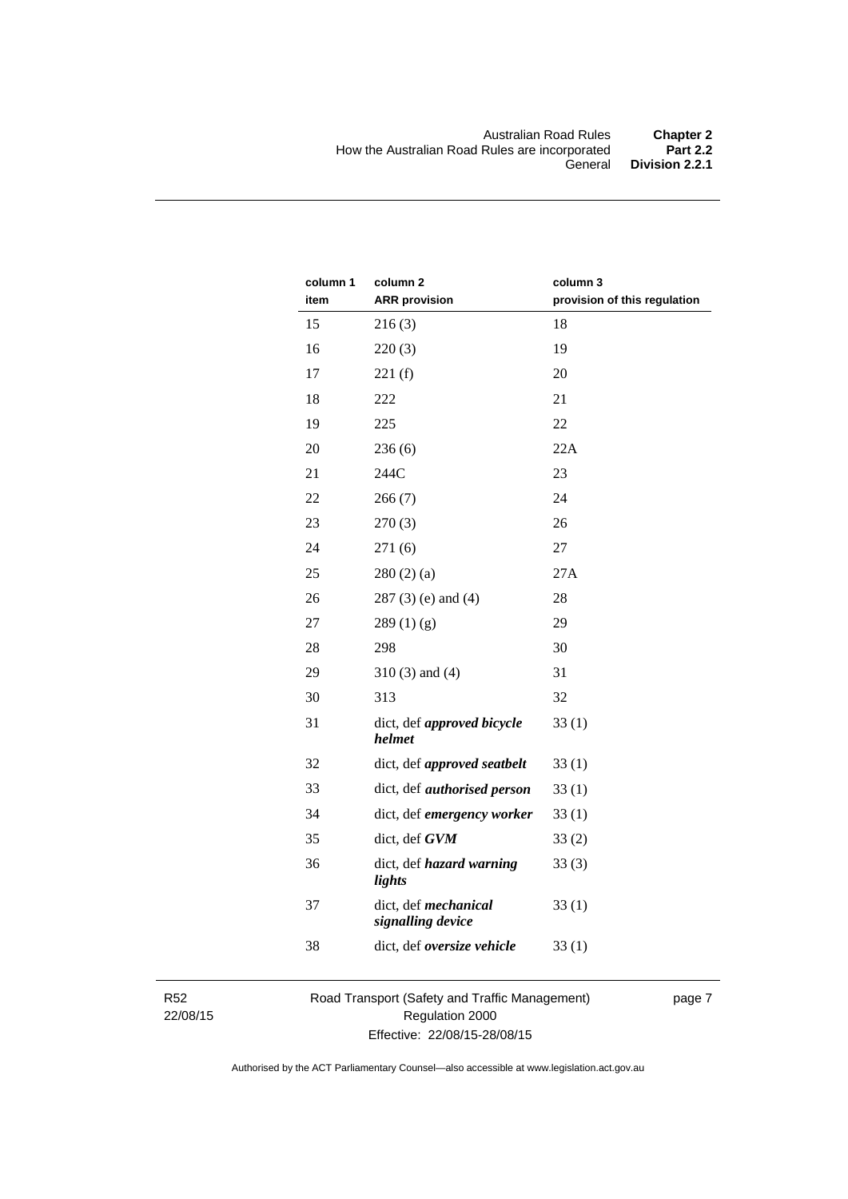| column 1 item | column 2 ARR provision | column 3 provision of this regulation |
|---|---|---|
| 15 | 216 (3) | 18 |
| 16 | 220 (3) | 19 |
| 17 | 221 (f) | 20 |
| 18 | 222 | 21 |
| 19 | 225 | 22 |
| 20 | 236 (6) | 22A |
| 21 | 244C | 23 |
| 22 | 266 (7) | 24 |
| 23 | 270 (3) | 26 |
| 24 | 271 (6) | 27 |
| 25 | 280 (2) (a) | 27A |
| 26 | 287 (3) (e) and (4) | 28 |
| 27 | 289 (1) (g) | 29 |
| 28 | 298 | 30 |
| 29 | 310 (3) and (4) | 31 |
| 30 | 313 | 32 |
| 31 | dict, def ***approved bicycle helmet*** | 33 (1) |
| 32 | dict, def ***approved seatbelt*** | 33 (1) |
| 33 | dict, def ***authorised person*** | 33 (1) |
| 34 | dict, def ***emergency worker*** | 33 (1) |
| 35 | dict, def ***GVM*** | 33 (2) |
| 36 | dict, def ***hazard warning lights*** | 33 (3) |
| 37 | dict, def ***mechanical signalling device*** | 33 (1) |
| 38 | dict, def ***oversize vehicle*** | 33 (1) |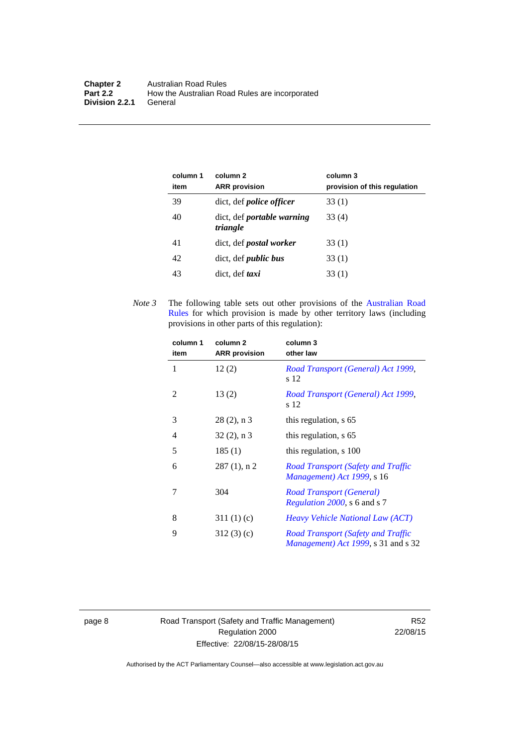| column 1<br>item | column 2<br>ARR provision | column 3<br>provision of this regulation |
|---|---|---|
| 39 | dict, def ***police officer*** | 33 (1) |
| 40 | dict, def ***portable warning triangle*** | 33 (4) |
| 41 | dict, def ***postal worker*** | 33 (1) |
| 42 | dict, def ***public bus*** | 33 (1) |
| 43 | dict, def ***taxi*** | 33 (1) |

*Note 3* The following table sets out other provisions of the Australian Road Rules for which provision is made by other territory laws (including provisions in other parts of this regulation):

| column 1<br>item | column 2<br>ARR provision | column 3<br>other law |
|---|---|---|
| 1 | 12 (2) | *Road Transport (General) Act 1999*, s 12 |
| 2 | 13 (2) | *Road Transport (General) Act 1999*, s 12 |
| 3 | 28 (2), n 3 | this regulation, s 65 |
| 4 | 32 (2), n 3 | this regulation, s 65 |
| 5 | 185 (1) | this regulation, s 100 |
| 6 | 287 (1), n 2 | *Road Transport (Safety and Traffic Management) Act 1999*, s 16 |
| 7 | 304 | *Road Transport (General) Regulation 2000*, s 6 and s 7 |
| 8 | 311 (1) (c) | *Heavy Vehicle National Law (ACT)* |
| 9 | 312 (3) (c) | *Road Transport (Safety and Traffic Management) Act 1999*, s 31 and s 32 |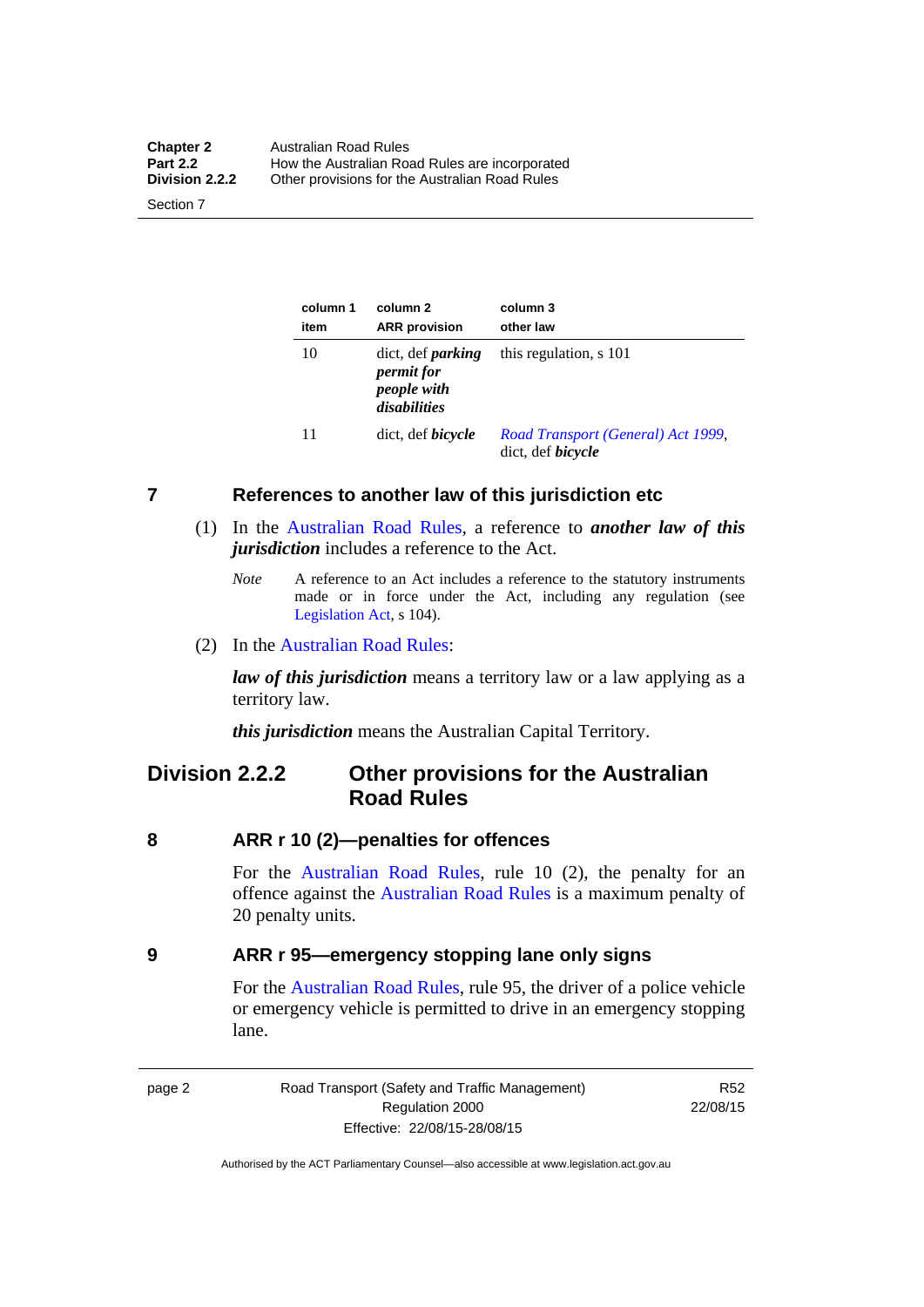| column 1 item | column 2 ARR provision | column 3 other law |
|---|---|---|
| 10 | dict, def ***parking permit for people with disabilities*** | this regulation, s 101 |
| 11 | dict, def ***bicycle*** | *Road Transport (General) Act 1999*, dict, def ***bicycle*** |

## 7 References to another law of this jurisdiction etc

(1) In the Australian Road Rules, a reference to ***another law of this jurisdiction*** includes a reference to the Act.

*Note* A reference to an Act includes a reference to the statutory instruments made or in force under the Act, including any regulation (see Legislation Act, s 104).

(2) In the Australian Road Rules:

***law of this jurisdiction*** means a territory law or a law applying as a territory law.

***this jurisdiction*** means the Australian Capital Territory.

# Division 2.2.2 Other provisions for the Australian Road Rules

## 8 ARR r 10 (2)—penalties for offences

For the Australian Road Rules, rule 10 (2), the penalty for an offence against the Australian Road Rules is a maximum penalty of 20 penalty units.

## 9 ARR r 95—emergency stopping lane only signs

For the Australian Road Rules, rule 95, the driver of a police vehicle or emergency vehicle is permitted to drive in an emergency stopping lane.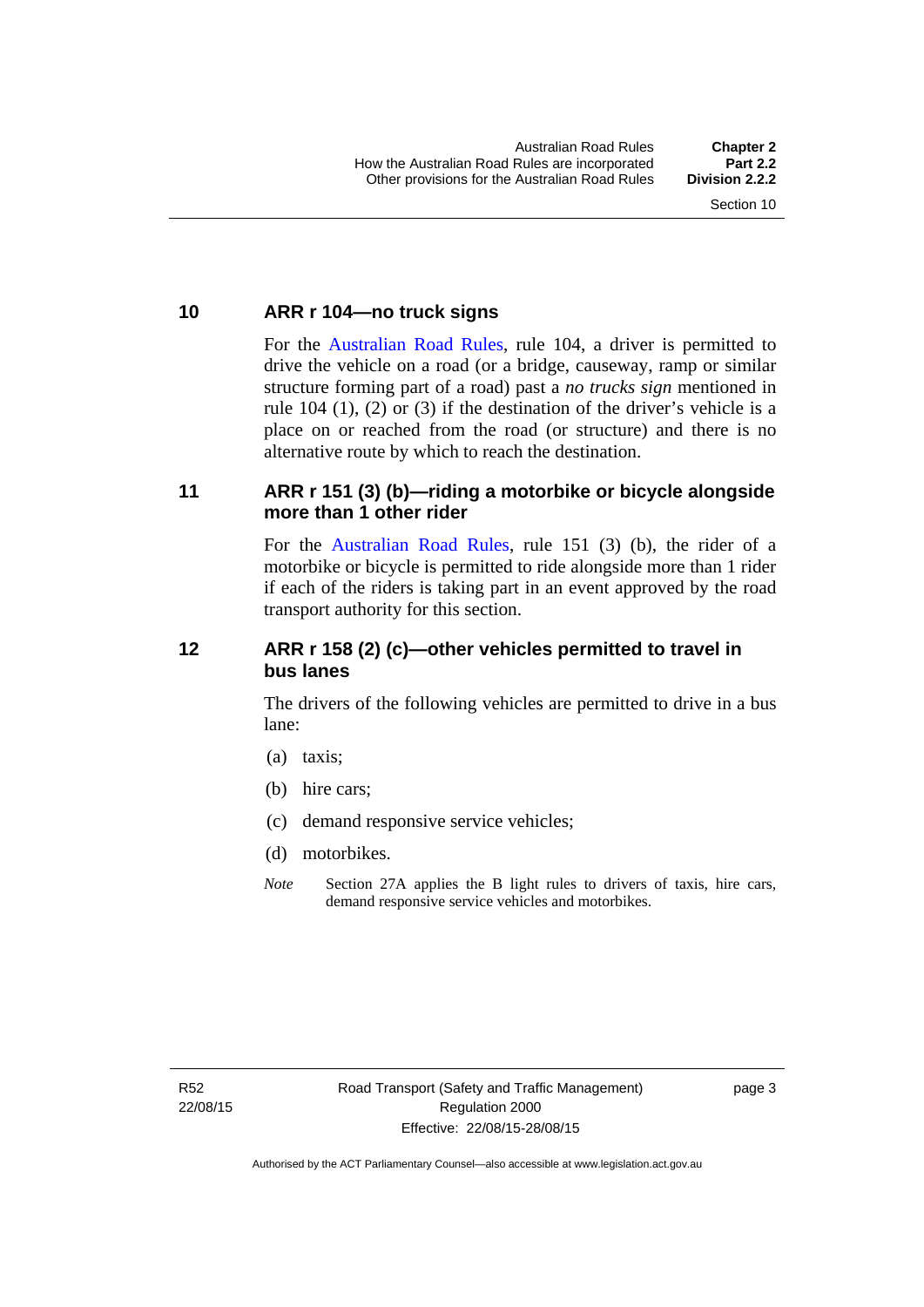## 10 ARR r 104—no truck signs

For the Australian Road Rules, rule 104, a driver is permitted to drive the vehicle on a road (or a bridge, causeway, ramp or similar structure forming part of a road) past a *no trucks sign* mentioned in rule 104 (1), (2) or (3) if the destination of the driver's vehicle is a place on or reached from the road (or structure) and there is no alternative route by which to reach the destination.

## 11 ARR r 151 (3) (b)—riding a motorbike or bicycle alongside more than 1 other rider

For the Australian Road Rules, rule 151 (3) (b), the rider of a motorbike or bicycle is permitted to ride alongside more than 1 rider if each of the riders is taking part in an event approved by the road transport authority for this section.

## 12 ARR r 158 (2) (c)—other vehicles permitted to travel in bus lanes

The drivers of the following vehicles are permitted to drive in a bus lane:

(a) taxis;

(b) hire cars;

(c) demand responsive service vehicles;

(d) motorbikes.

*Note* Section 27A applies the B light rules to drivers of taxis, hire cars, demand responsive service vehicles and motorbikes.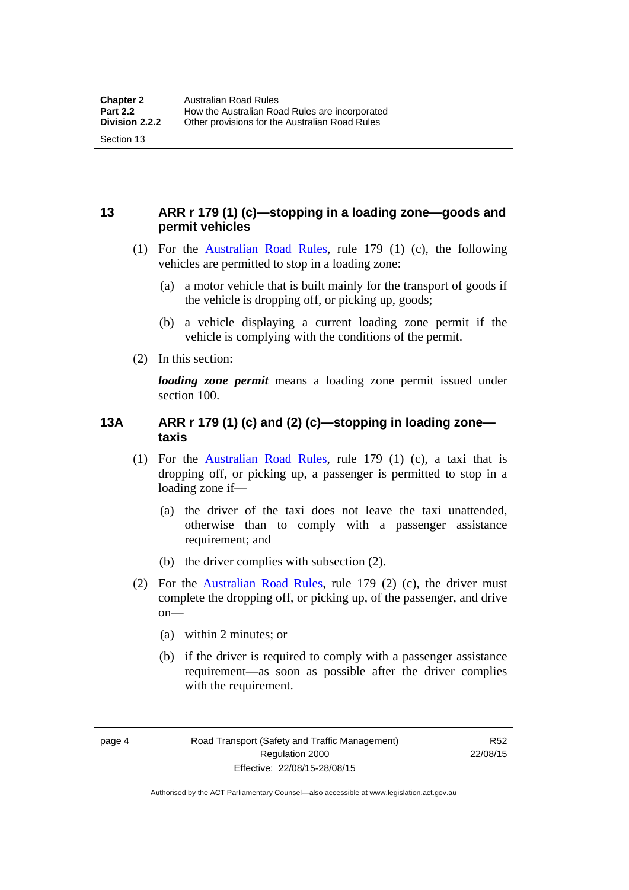## 13 ARR r 179 (1) (c)—stopping in a loading zone—goods and permit vehicles

(1) For the Australian Road Rules, rule 179 (1) (c), the following vehicles are permitted to stop in a loading zone:

(a) a motor vehicle that is built mainly for the transport of goods if the vehicle is dropping off, or picking up, goods;

(b) a vehicle displaying a current loading zone permit if the vehicle is complying with the conditions of the permit.

(2) In this section:

***loading zone permit*** means a loading zone permit issued under section 100.

## 13A ARR r 179 (1) (c) and (2) (c)—stopping in loading zone—taxis

(1) For the Australian Road Rules, rule 179 (1) (c), a taxi that is dropping off, or picking up, a passenger is permitted to stop in a loading zone if—

(a) the driver of the taxi does not leave the taxi unattended, otherwise than to comply with a passenger assistance requirement; and

(b) the driver complies with subsection (2).

(2) For the Australian Road Rules, rule 179 (2) (c), the driver must complete the dropping off, or picking up, of the passenger, and drive on—

(a) within 2 minutes; or

(b) if the driver is required to comply with a passenger assistance requirement—as soon as possible after the driver complies with the requirement.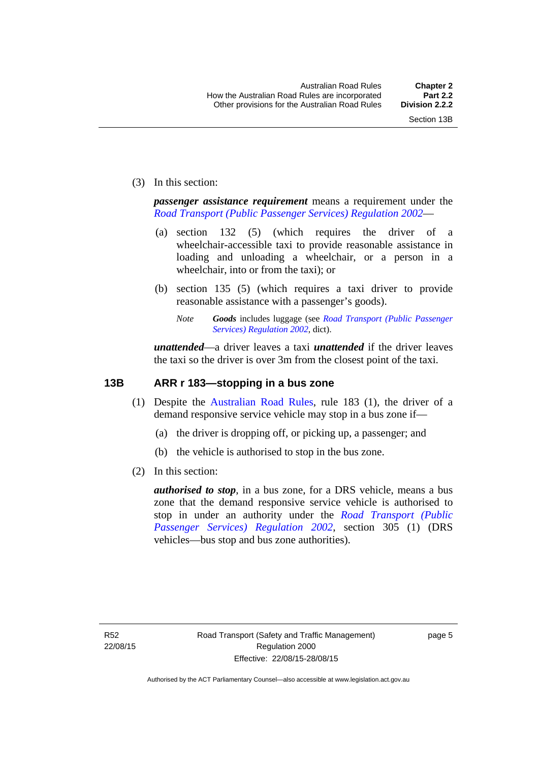(3) In this section:

***passenger assistance requirement*** means a requirement under the *Road Transport (Public Passenger Services) Regulation 2002*—

(a) section 132 (5) (which requires the driver of a wheelchair-accessible taxi to provide reasonable assistance in loading and unloading a wheelchair, or a person in a wheelchair, into or from the taxi); or

(b) section 135 (5) (which requires a taxi driver to provide reasonable assistance with a passenger's goods).

*Note* ***Goods*** includes luggage (see *Road Transport (Public Passenger Services) Regulation 2002*, dict).

***unattended***—a driver leaves a taxi ***unattended*** if the driver leaves the taxi so the driver is over 3m from the closest point of the taxi.

## 13B ARR r 183—stopping in a bus zone

(1) Despite the Australian Road Rules, rule 183 (1), the driver of a demand responsive service vehicle may stop in a bus zone if—

(a) the driver is dropping off, or picking up, a passenger; and

(b) the vehicle is authorised to stop in the bus zone.

(2) In this section:

***authorised to stop***, in a bus zone, for a DRS vehicle, means a bus zone that the demand responsive service vehicle is authorised to stop in under an authority under the *Road Transport (Public Passenger Services) Regulation 2002*, section 305 (1) (DRS vehicles—bus stop and bus zone authorities).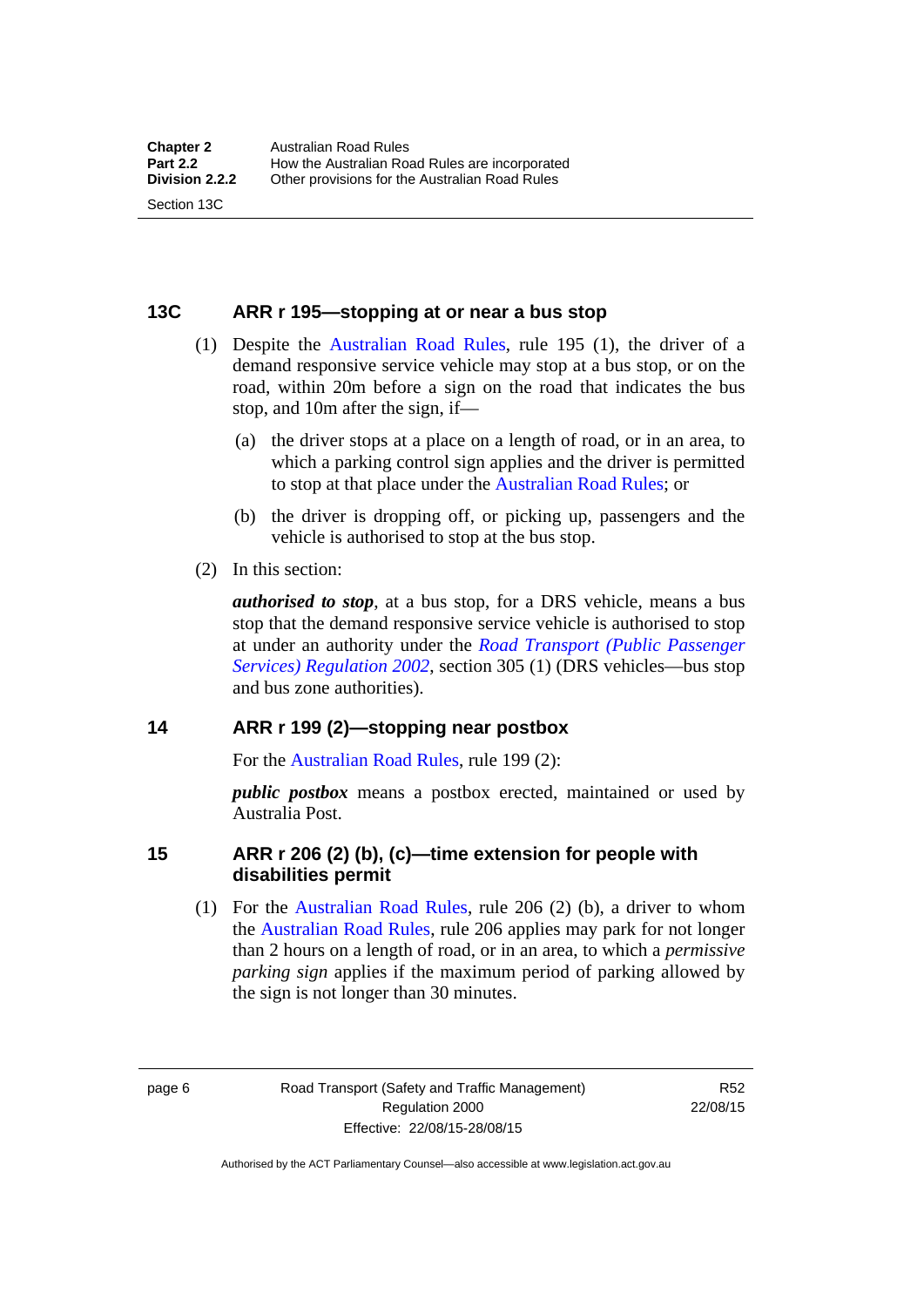### 13C ARR r 195—stopping at or near a bus stop

(1) Despite the Australian Road Rules, rule 195 (1), the driver of a demand responsive service vehicle may stop at a bus stop, or on the road, within 20m before a sign on the road that indicates the bus stop, and 10m after the sign, if—

(a) the driver stops at a place on a length of road, or in an area, to which a parking control sign applies and the driver is permitted to stop at that place under the Australian Road Rules; or

(b) the driver is dropping off, or picking up, passengers and the vehicle is authorised to stop at the bus stop.

(2) In this section:

***authorised to stop***, at a bus stop, for a DRS vehicle, means a bus stop that the demand responsive service vehicle is authorised to stop at under an authority under the *Road Transport (Public Passenger Services) Regulation 2002*, section 305 (1) (DRS vehicles—bus stop and bus zone authorities).

### 14 ARR r 199 (2)—stopping near postbox

For the Australian Road Rules, rule 199 (2):

***public postbox*** means a postbox erected, maintained or used by Australia Post.

### 15 ARR r 206 (2) (b), (c)—time extension for people with disabilities permit

(1) For the Australian Road Rules, rule 206 (2) (b), a driver to whom the Australian Road Rules, rule 206 applies may park for not longer than 2 hours on a length of road, or in an area, to which a *permissive parking sign* applies if the maximum period of parking allowed by the sign is not longer than 30 minutes.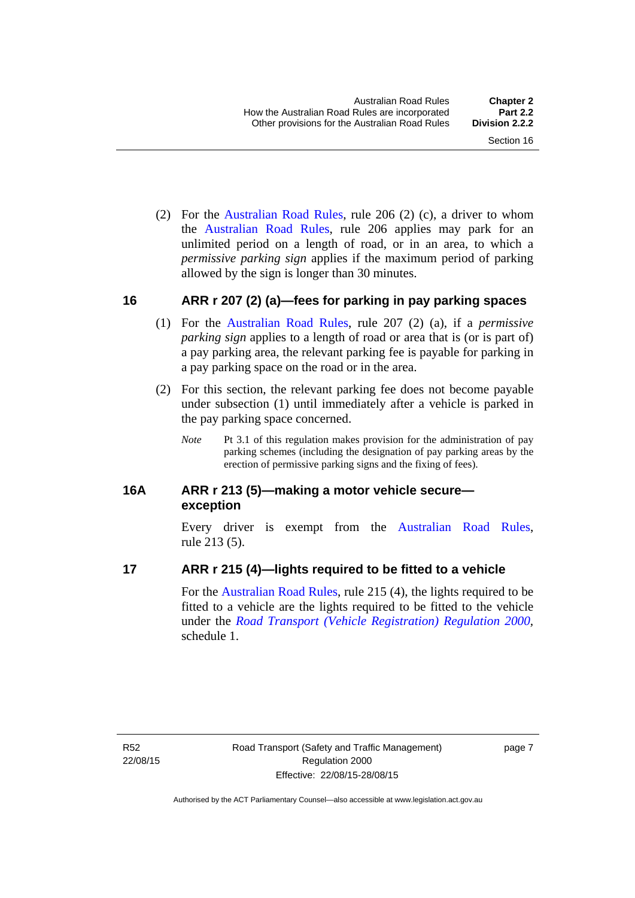(2) For the Australian Road Rules, rule 206 (2) (c), a driver to whom the Australian Road Rules, rule 206 applies may park for an unlimited period on a length of road, or in an area, to which a *permissive parking sign* applies if the maximum period of parking allowed by the sign is longer than 30 minutes.

### 16 ARR r 207 (2) (a)—fees for parking in pay parking spaces

(1) For the Australian Road Rules, rule 207 (2) (a), if a *permissive parking sign* applies to a length of road or area that is (or is part of) a pay parking area, the relevant parking fee is payable for parking in a pay parking space on the road or in the area.

(2) For this section, the relevant parking fee does not become payable under subsection (1) until immediately after a vehicle is parked in the pay parking space concerned.

*Note* Pt 3.1 of this regulation makes provision for the administration of pay parking schemes (including the designation of pay parking areas by the erection of permissive parking signs and the fixing of fees).

### 16A ARR r 213 (5)—making a motor vehicle secure—exception

Every driver is exempt from the Australian Road Rules, rule 213 (5).

### 17 ARR r 215 (4)—lights required to be fitted to a vehicle

For the Australian Road Rules, rule 215 (4), the lights required to be fitted to a vehicle are the lights required to be fitted to the vehicle under the *Road Transport (Vehicle Registration) Regulation 2000*, schedule 1.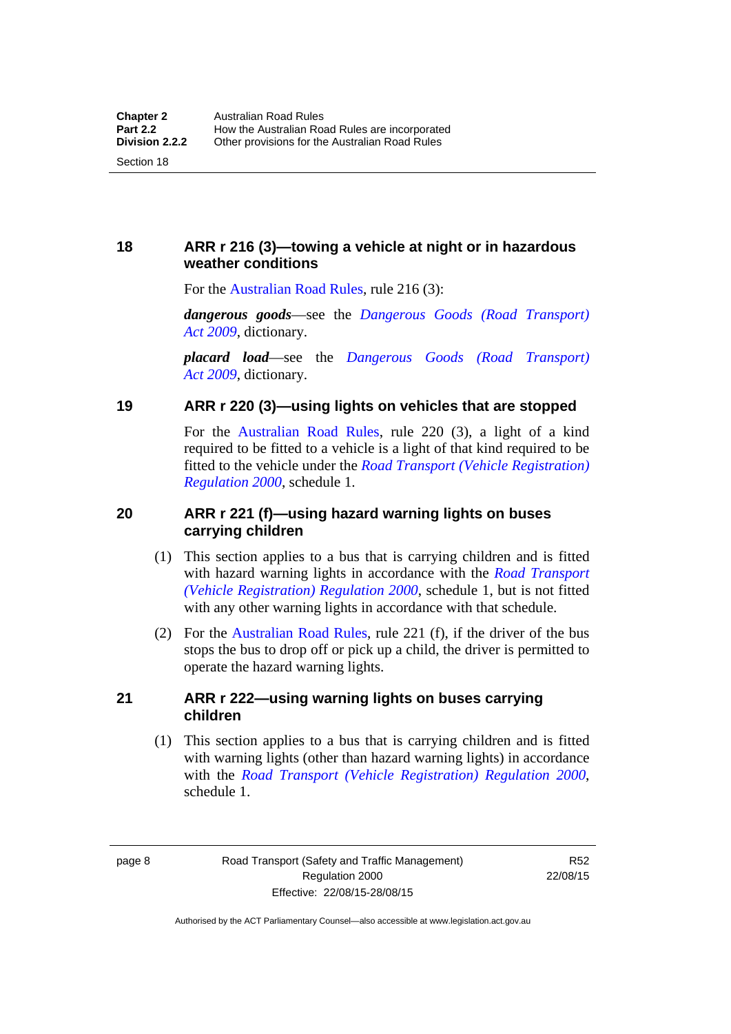## 18 ARR r 216 (3)—towing a vehicle at night or in hazardous weather conditions

For the Australian Road Rules, rule 216 (3):

***dangerous goods***—see the *Dangerous Goods (Road Transport) Act 2009*, dictionary.

***placard load***—see the *Dangerous Goods (Road Transport) Act 2009*, dictionary.

## 19 ARR r 220 (3)—using lights on vehicles that are stopped

For the Australian Road Rules, rule 220 (3), a light of a kind required to be fitted to a vehicle is a light of that kind required to be fitted to the vehicle under the *Road Transport (Vehicle Registration) Regulation 2000*, schedule 1.

## 20 ARR r 221 (f)—using hazard warning lights on buses carrying children

(1) This section applies to a bus that is carrying children and is fitted with hazard warning lights in accordance with the *Road Transport (Vehicle Registration) Regulation 2000*, schedule 1, but is not fitted with any other warning lights in accordance with that schedule.

(2) For the Australian Road Rules, rule 221 (f), if the driver of the bus stops the bus to drop off or pick up a child, the driver is permitted to operate the hazard warning lights.

## 21 ARR r 222—using warning lights on buses carrying children

(1) This section applies to a bus that is carrying children and is fitted with warning lights (other than hazard warning lights) in accordance with the *Road Transport (Vehicle Registration) Regulation 2000*, schedule 1.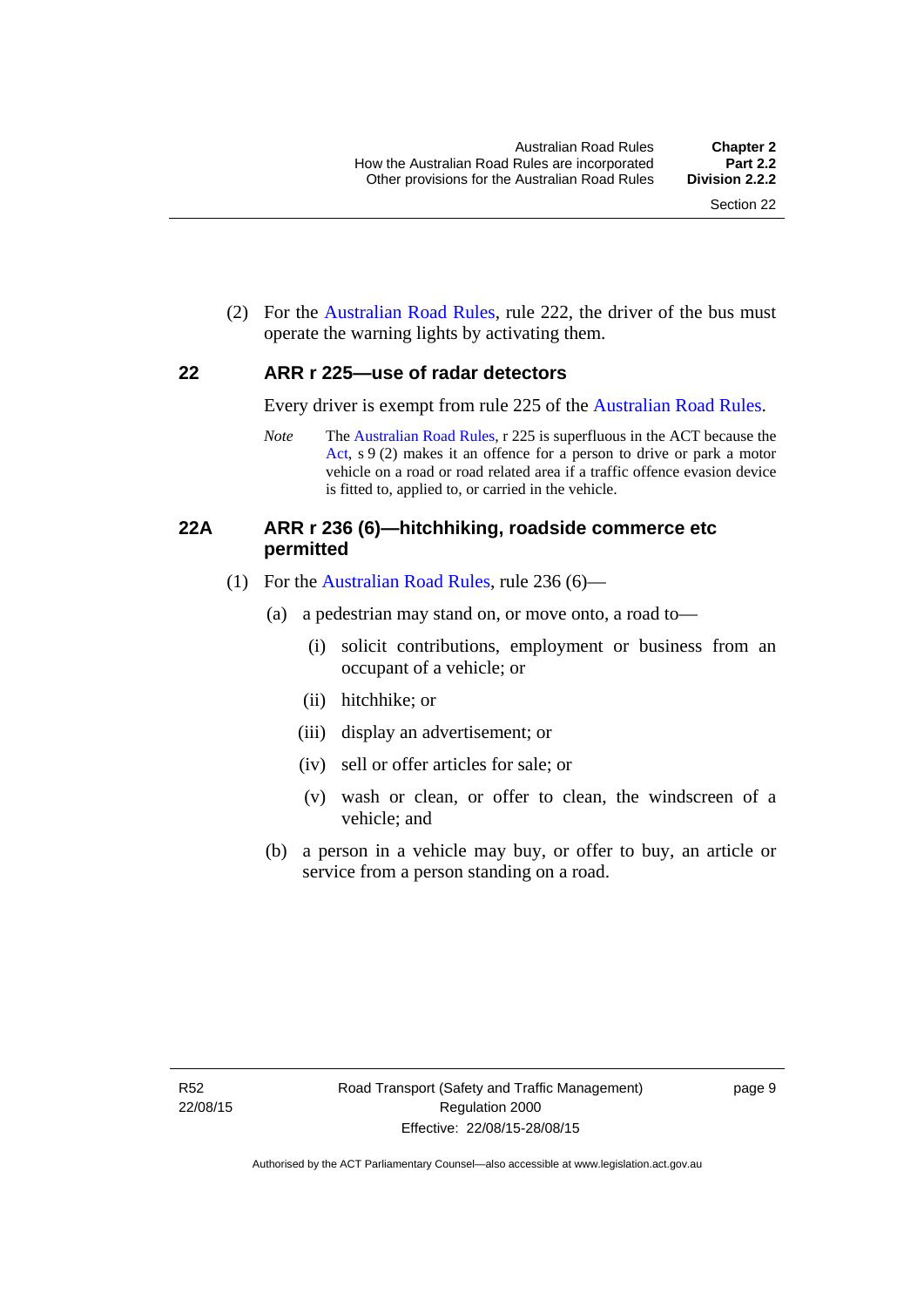(2) For the Australian Road Rules, rule 222, the driver of the bus must operate the warning lights by activating them.

## 22 ARR r 225—use of radar detectors

Every driver is exempt from rule 225 of the Australian Road Rules.

*Note* The Australian Road Rules, r 225 is superfluous in the ACT because the Act, s 9 (2) makes it an offence for a person to drive or park a motor vehicle on a road or road related area if a traffic offence evasion device is fitted to, applied to, or carried in the vehicle.

## 22A ARR r 236 (6)—hitchhiking, roadside commerce etc permitted

(1) For the Australian Road Rules, rule 236 (6)—

(a) a pedestrian may stand on, or move onto, a road to—

(i) solicit contributions, employment or business from an occupant of a vehicle; or

(ii) hitchhike; or

(iii) display an advertisement; or

(iv) sell or offer articles for sale; or

(v) wash or clean, or offer to clean, the windscreen of a vehicle; and

(b) a person in a vehicle may buy, or offer to buy, an article or service from a person standing on a road.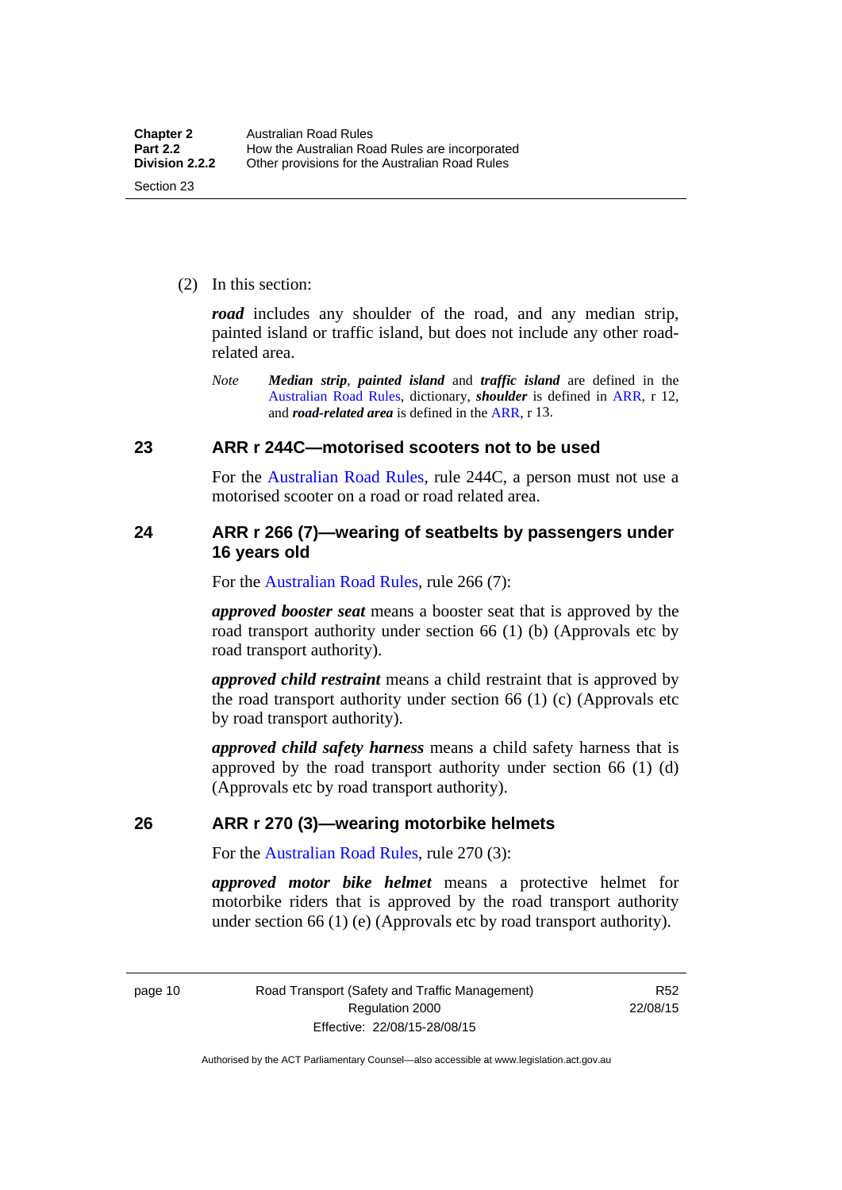(2) In this section:

***road*** includes any shoulder of the road, and any median strip, painted island or traffic island, but does not include any other road-related area.

*Note* ***Median strip***, ***painted island*** and ***traffic island*** are defined in the Australian Road Rules, dictionary, ***shoulder*** is defined in ARR, r 12, and ***road-related area*** is defined in the ARR, r 13.

## 23 ARR r 244C—motorised scooters not to be used

For the Australian Road Rules, rule 244C, a person must not use a motorised scooter on a road or road related area.

## 24 ARR r 266 (7)—wearing of seatbelts by passengers under 16 years old

For the Australian Road Rules, rule 266 (7):

***approved booster seat*** means a booster seat that is approved by the road transport authority under section 66 (1) (b) (Approvals etc by road transport authority).

***approved child restraint*** means a child restraint that is approved by the road transport authority under section 66 (1) (c) (Approvals etc by road transport authority).

***approved child safety harness*** means a child safety harness that is approved by the road transport authority under section 66 (1) (d) (Approvals etc by road transport authority).

## 26 ARR r 270 (3)—wearing motorbike helmets

For the Australian Road Rules, rule 270 (3):

***approved motor bike helmet*** means a protective helmet for motorbike riders that is approved by the road transport authority under section 66 (1) (e) (Approvals etc by road transport authority).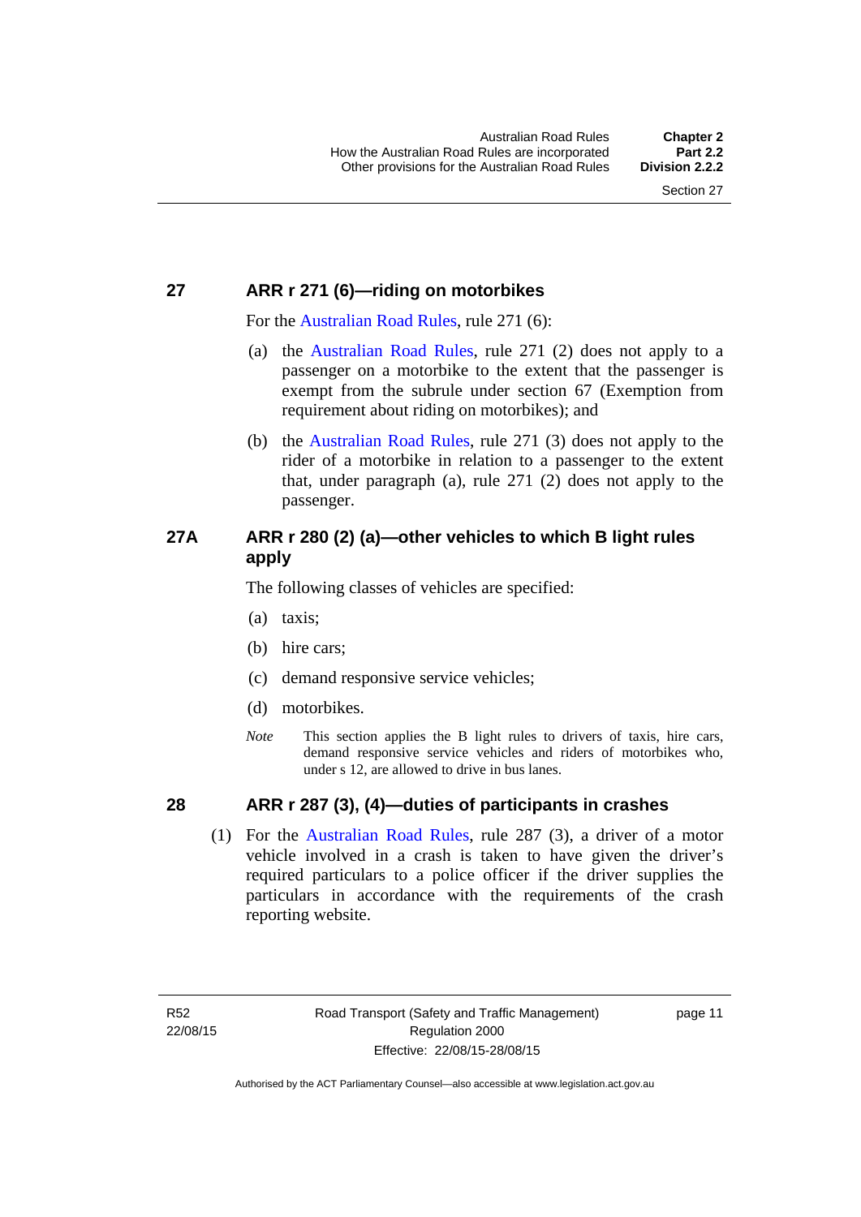## 27 ARR r 271 (6)—riding on motorbikes

For the Australian Road Rules, rule 271 (6):

(a) the Australian Road Rules, rule 271 (2) does not apply to a passenger on a motorbike to the extent that the passenger is exempt from the subrule under section 67 (Exemption from requirement about riding on motorbikes); and

(b) the Australian Road Rules, rule 271 (3) does not apply to the rider of a motorbike in relation to a passenger to the extent that, under paragraph (a), rule 271 (2) does not apply to the passenger.

## 27A ARR r 280 (2) (a)—other vehicles to which B light rules apply

The following classes of vehicles are specified:

(a) taxis;

(b) hire cars;

(c) demand responsive service vehicles;

(d) motorbikes.

*Note* This section applies the B light rules to drivers of taxis, hire cars, demand responsive service vehicles and riders of motorbikes who, under s 12, are allowed to drive in bus lanes.

## 28 ARR r 287 (3), (4)—duties of participants in crashes

(1) For the Australian Road Rules, rule 287 (3), a driver of a motor vehicle involved in a crash is taken to have given the driver's required particulars to a police officer if the driver supplies the particulars in accordance with the requirements of the crash reporting website.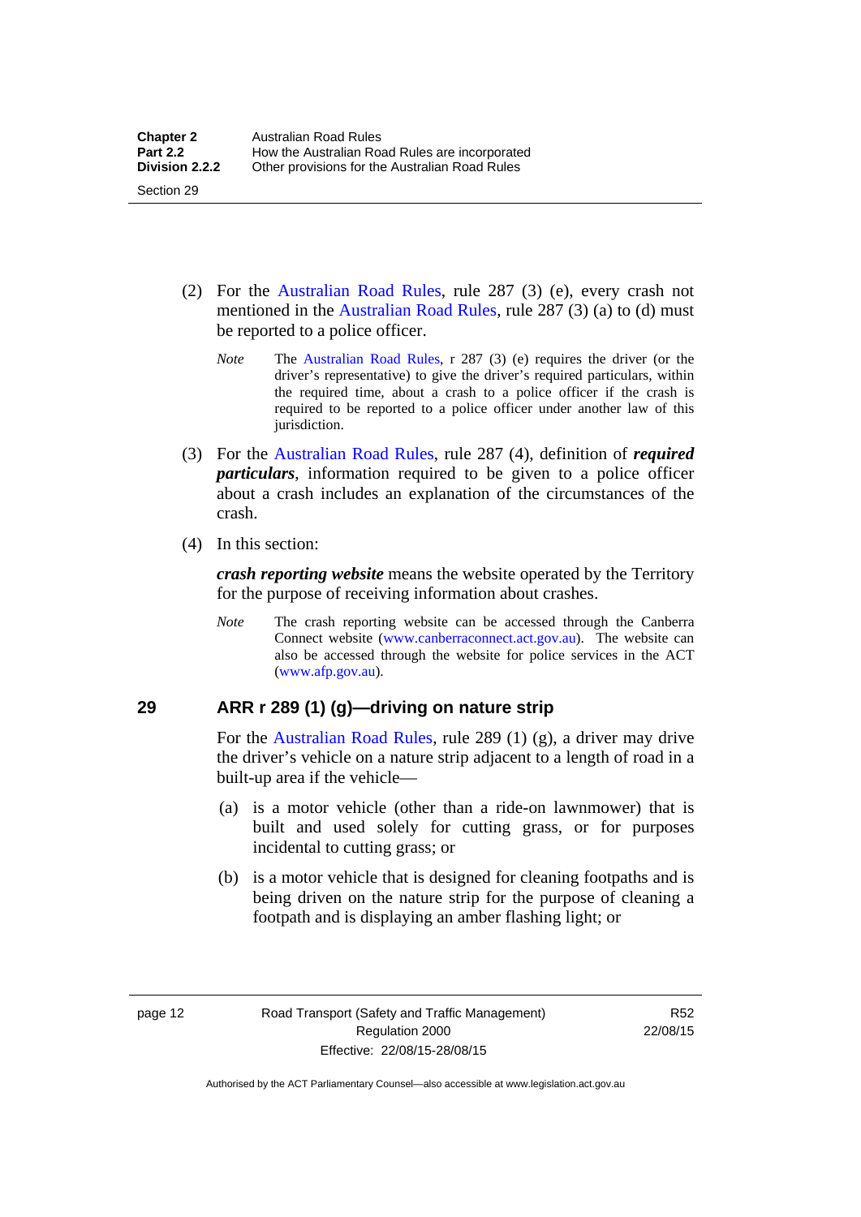(2) For the Australian Road Rules, rule 287 (3) (e), every crash not mentioned in the Australian Road Rules, rule 287 (3) (a) to (d) must be reported to a police officer.

*Note* The Australian Road Rules, r 287 (3) (e) requires the driver (or the driver's representative) to give the driver's required particulars, within the required time, about a crash to a police officer if the crash is required to be reported to a police officer under another law of this jurisdiction.

(3) For the Australian Road Rules, rule 287 (4), definition of ***required particulars***, information required to be given to a police officer about a crash includes an explanation of the circumstances of the crash.

(4) In this section:

***crash reporting website*** means the website operated by the Territory for the purpose of receiving information about crashes.

*Note* The crash reporting website can be accessed through the Canberra Connect website (www.canberraconnect.act.gov.au). The website can also be accessed through the website for police services in the ACT (www.afp.gov.au).

## 29 ARR r 289 (1) (g)—driving on nature strip

For the Australian Road Rules, rule 289 (1) (g), a driver may drive the driver's vehicle on a nature strip adjacent to a length of road in a built-up area if the vehicle—

(a) is a motor vehicle (other than a ride-on lawnmower) that is built and used solely for cutting grass, or for purposes incidental to cutting grass; or

(b) is a motor vehicle that is designed for cleaning footpaths and is being driven on the nature strip for the purpose of cleaning a footpath and is displaying an amber flashing light; or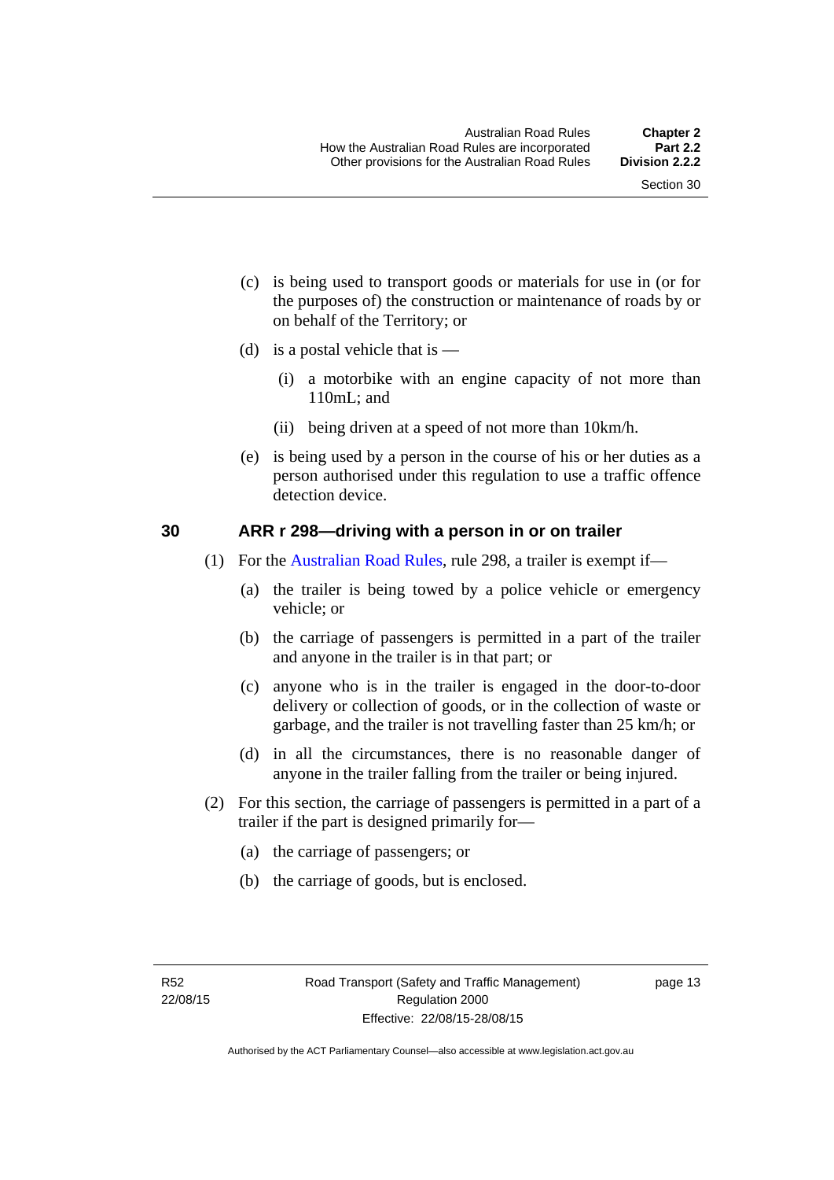(c) is being used to transport goods or materials for use in (or for the purposes of) the construction or maintenance of roads by or on behalf of the Territory; or

(d) is a postal vehicle that is —

(i) a motorbike with an engine capacity of not more than 110mL; and

(ii) being driven at a speed of not more than 10km/h.

(e) is being used by a person in the course of his or her duties as a person authorised under this regulation to use a traffic offence detection device.

## 30 ARR r 298—driving with a person in or on trailer

(1) For the Australian Road Rules, rule 298, a trailer is exempt if—

(a) the trailer is being towed by a police vehicle or emergency vehicle; or

(b) the carriage of passengers is permitted in a part of the trailer and anyone in the trailer is in that part; or

(c) anyone who is in the trailer is engaged in the door-to-door delivery or collection of goods, or in the collection of waste or garbage, and the trailer is not travelling faster than 25 km/h; or

(d) in all the circumstances, there is no reasonable danger of anyone in the trailer falling from the trailer or being injured.

(2) For this section, the carriage of passengers is permitted in a part of a trailer if the part is designed primarily for—

(a) the carriage of passengers; or

(b) the carriage of goods, but is enclosed.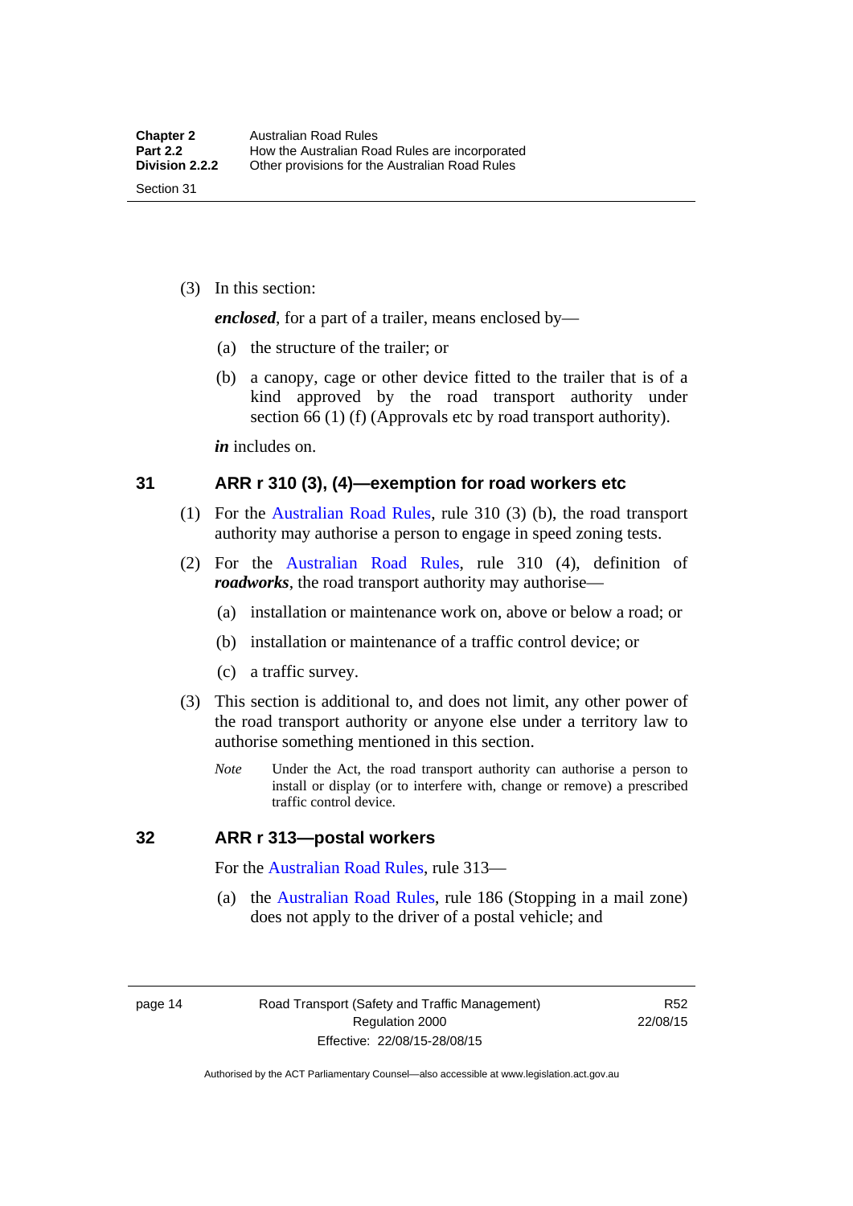(3) In this section:

***enclosed***, for a part of a trailer, means enclosed by—

(a) the structure of the trailer; or

(b) a canopy, cage or other device fitted to the trailer that is of a kind approved by the road transport authority under section 66 (1) (f) (Approvals etc by road transport authority).

***in*** includes on.

## 31 ARR r 310 (3), (4)—exemption for road workers etc

(1) For the Australian Road Rules, rule 310 (3) (b), the road transport authority may authorise a person to engage in speed zoning tests.

(2) For the Australian Road Rules, rule 310 (4), definition of ***roadworks***, the road transport authority may authorise—

(a) installation or maintenance work on, above or below a road; or

(b) installation or maintenance of a traffic control device; or

(c) a traffic survey.

(3) This section is additional to, and does not limit, any other power of the road transport authority or anyone else under a territory law to authorise something mentioned in this section.

*Note* Under the Act, the road transport authority can authorise a person to install or display (or to interfere with, change or remove) a prescribed traffic control device.

## 32 ARR r 313—postal workers

For the Australian Road Rules, rule 313—

(a) the Australian Road Rules, rule 186 (Stopping in a mail zone) does not apply to the driver of a postal vehicle; and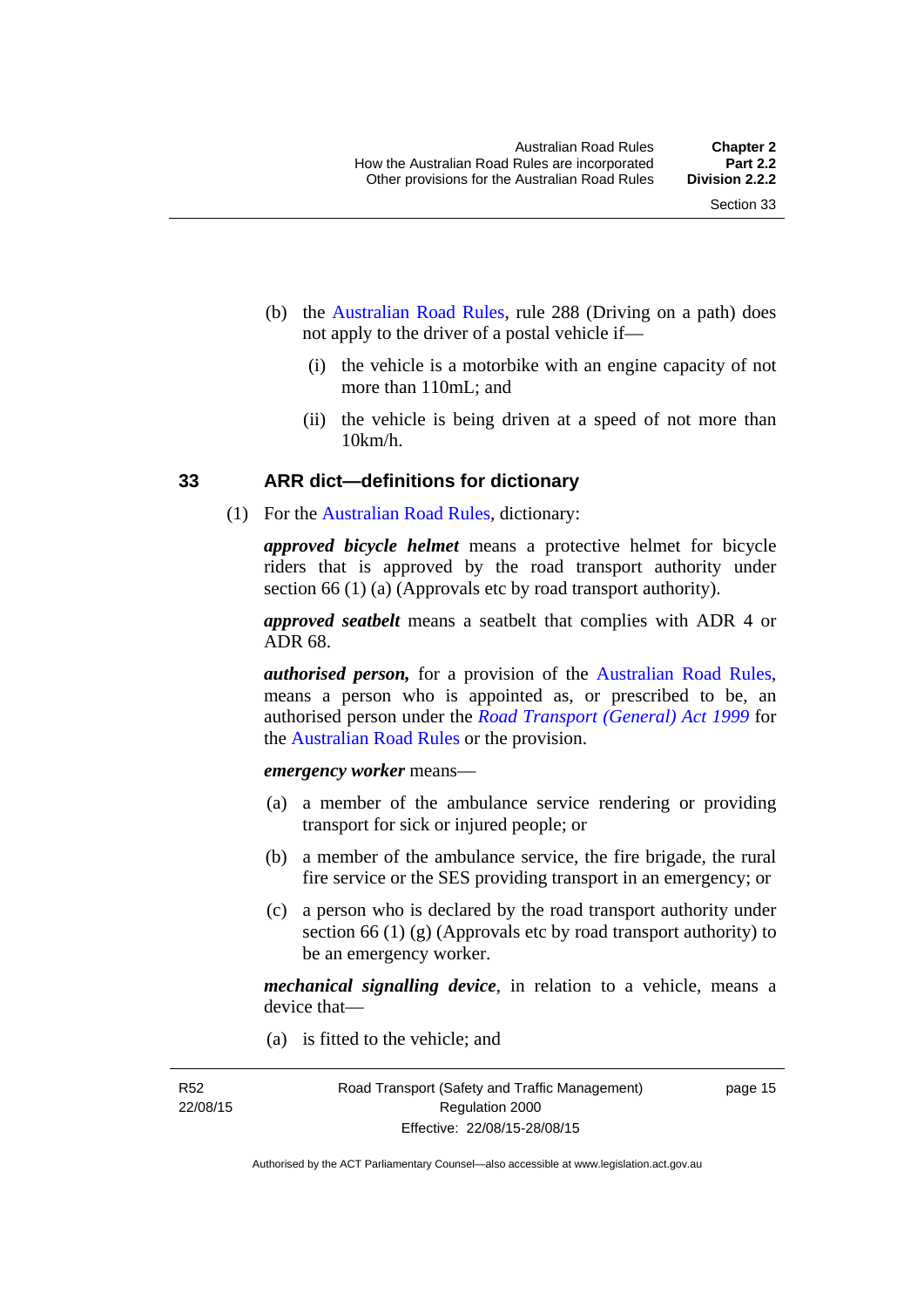(b) the Australian Road Rules, rule 288 (Driving on a path) does not apply to the driver of a postal vehicle if—

(i) the vehicle is a motorbike with an engine capacity of not more than 110mL; and

(ii) the vehicle is being driven at a speed of not more than 10km/h.

## 33 ARR dict—definitions for dictionary

(1) For the Australian Road Rules, dictionary:

***approved bicycle helmet*** means a protective helmet for bicycle riders that is approved by the road transport authority under section 66 (1) (a) (Approvals etc by road transport authority).

***approved seatbelt*** means a seatbelt that complies with ADR 4 or ADR 68.

***authorised person,*** for a provision of the Australian Road Rules, means a person who is appointed as, or prescribed to be, an authorised person under the *Road Transport (General) Act 1999* for the Australian Road Rules or the provision.

***emergency worker*** means—

(a) a member of the ambulance service rendering or providing transport for sick or injured people; or

(b) a member of the ambulance service, the fire brigade, the rural fire service or the SES providing transport in an emergency; or

(c) a person who is declared by the road transport authority under section 66 (1) (g) (Approvals etc by road transport authority) to be an emergency worker.

***mechanical signalling device***, in relation to a vehicle, means a device that—

(a) is fitted to the vehicle; and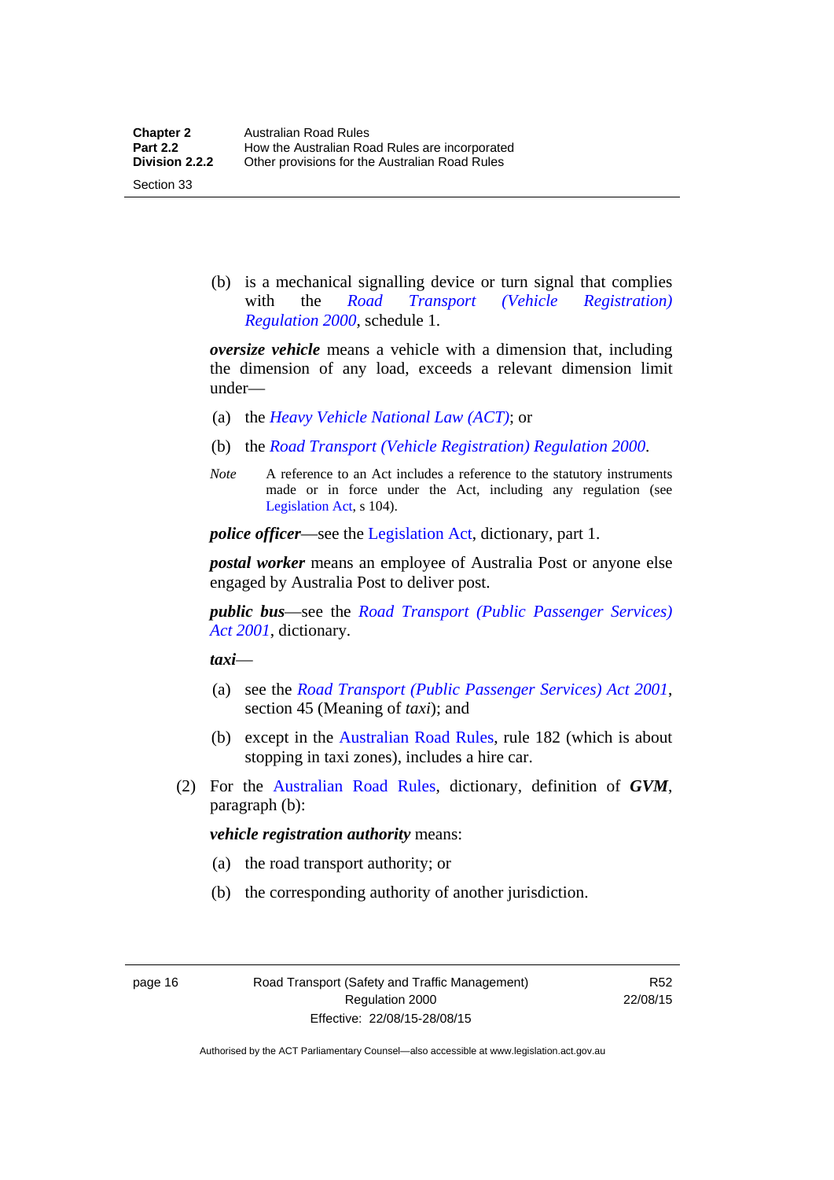(b) is a mechanical signalling device or turn signal that complies with the *Road Transport (Vehicle Registration) Regulation 2000*, schedule 1.

***oversize vehicle*** means a vehicle with a dimension that, including the dimension of any load, exceeds a relevant dimension limit under—

(a) the *Heavy Vehicle National Law (ACT)*; or

(b) the *Road Transport (Vehicle Registration) Regulation 2000*.

*Note* A reference to an Act includes a reference to the statutory instruments made or in force under the Act, including any regulation (see Legislation Act, s 104).

***police officer***—see the Legislation Act, dictionary, part 1.

***postal worker*** means an employee of Australia Post or anyone else engaged by Australia Post to deliver post.

***public bus***—see the *Road Transport (Public Passenger Services) Act 2001*, dictionary.

***taxi***—

(a) see the *Road Transport (Public Passenger Services) Act 2001*, section 45 (Meaning of *taxi*); and

(b) except in the Australian Road Rules, rule 182 (which is about stopping in taxi zones), includes a hire car.

(2) For the Australian Road Rules, dictionary, definition of ***GVM***, paragraph (b):

***vehicle registration authority*** means:

(a) the road transport authority; or

(b) the corresponding authority of another jurisdiction.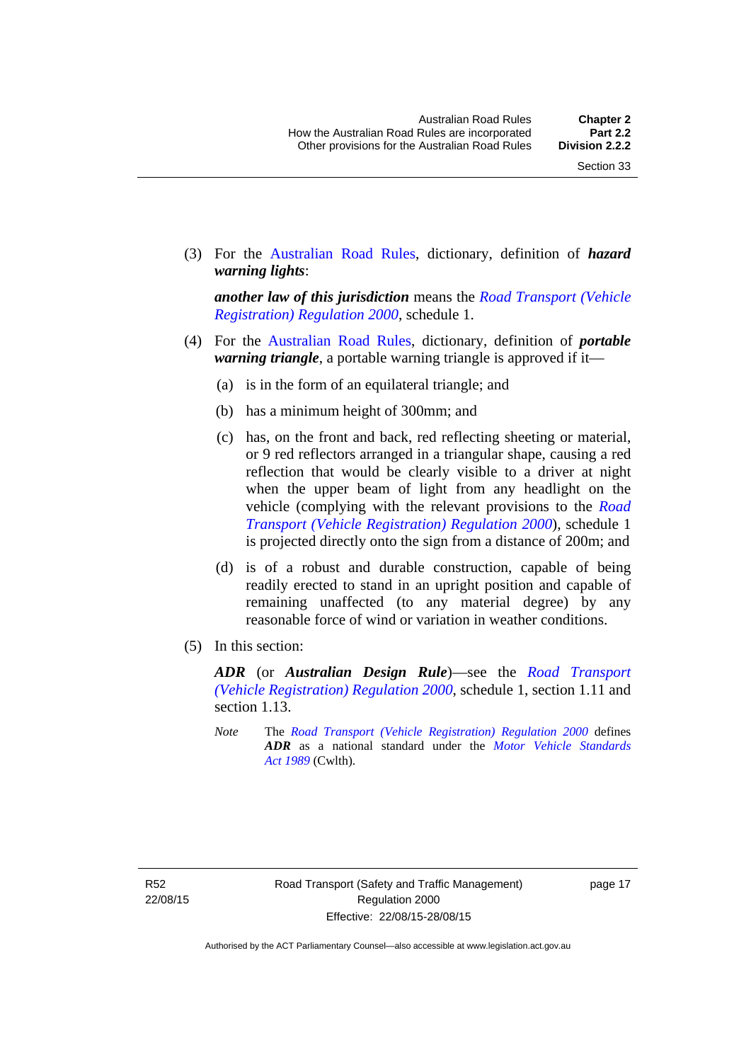(3) For the Australian Road Rules, dictionary, definition of ***hazard warning lights***:

***another law of this jurisdiction*** means the *Road Transport (Vehicle Registration) Regulation 2000*, schedule 1.

(4) For the Australian Road Rules, dictionary, definition of ***portable warning triangle***, a portable warning triangle is approved if it—

(a) is in the form of an equilateral triangle; and

(b) has a minimum height of 300mm; and

(c) has, on the front and back, red reflecting sheeting or material, or 9 red reflectors arranged in a triangular shape, causing a red reflection that would be clearly visible to a driver at night when the upper beam of light from any headlight on the vehicle (complying with the relevant provisions to the *Road Transport (Vehicle Registration) Regulation 2000*), schedule 1 is projected directly onto the sign from a distance of 200m; and

(d) is of a robust and durable construction, capable of being readily erected to stand in an upright position and capable of remaining unaffected (to any material degree) by any reasonable force of wind or variation in weather conditions.

(5) In this section:

***ADR*** (or ***Australian Design Rule***)—see the *Road Transport (Vehicle Registration) Regulation 2000*, schedule 1, section 1.11 and section 1.13.

*Note* The *Road Transport (Vehicle Registration) Regulation 2000* defines ***ADR*** as a national standard under the *Motor Vehicle Standards Act 1989* (Cwlth).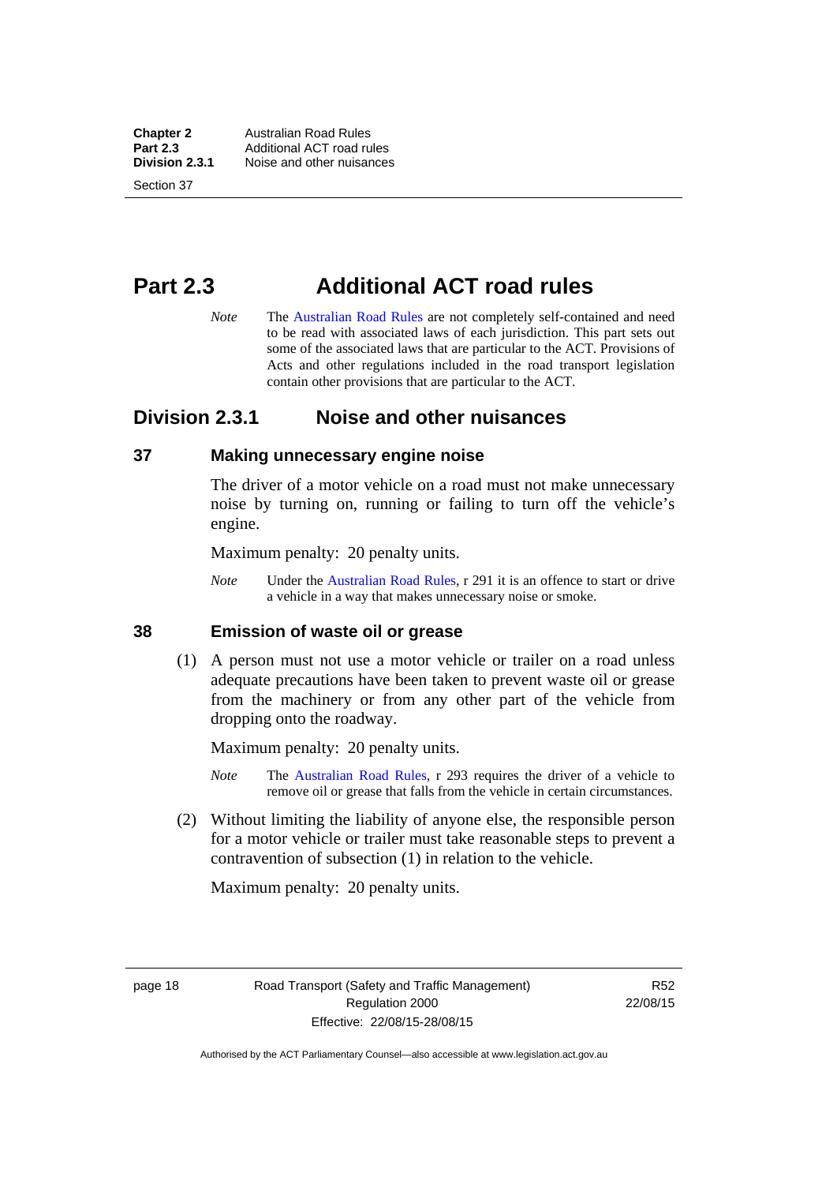# Part 2.3 Additional ACT road rules

*Note* The Australian Road Rules are not completely self-contained and need to be read with associated laws of each jurisdiction. This part sets out some of the associated laws that are particular to the ACT. Provisions of Acts and other regulations included in the road transport legislation contain other provisions that are particular to the ACT.

## Division 2.3.1 Noise and other nuisances

### 37 Making unnecessary engine noise

The driver of a motor vehicle on a road must not make unnecessary noise by turning on, running or failing to turn off the vehicle's engine.

Maximum penalty: 20 penalty units.

*Note* Under the Australian Road Rules, r 291 it is an offence to start or drive a vehicle in a way that makes unnecessary noise or smoke.

### 38 Emission of waste oil or grease

(1) A person must not use a motor vehicle or trailer on a road unless adequate precautions have been taken to prevent waste oil or grease from the machinery or from any other part of the vehicle from dropping onto the roadway.

Maximum penalty: 20 penalty units.

*Note* The Australian Road Rules, r 293 requires the driver of a vehicle to remove oil or grease that falls from the vehicle in certain circumstances.

(2) Without limiting the liability of anyone else, the responsible person for a motor vehicle or trailer must take reasonable steps to prevent a contravention of subsection (1) in relation to the vehicle.

Maximum penalty: 20 penalty units.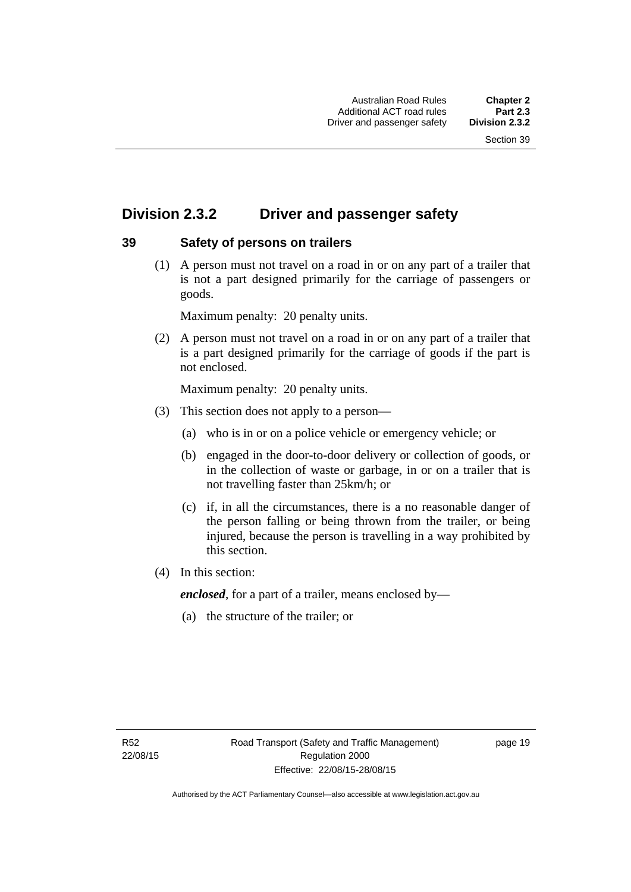## Division 2.3.2 Driver and passenger safety

### 39 Safety of persons on trailers

(1) A person must not travel on a road in or on any part of a trailer that is not a part designed primarily for the carriage of passengers or goods.

Maximum penalty: 20 penalty units.

(2) A person must not travel on a road in or on any part of a trailer that is a part designed primarily for the carriage of goods if the part is not enclosed.

Maximum penalty: 20 penalty units.

(3) This section does not apply to a person—

(a) who is in or on a police vehicle or emergency vehicle; or

(b) engaged in the door-to-door delivery or collection of goods, or in the collection of waste or garbage, in or on a trailer that is not travelling faster than 25km/h; or

(c) if, in all the circumstances, there is a no reasonable danger of the person falling or being thrown from the trailer, or being injured, because the person is travelling in a way prohibited by this section.

(4) In this section:

***enclosed***, for a part of a trailer, means enclosed by—

(a) the structure of the trailer; or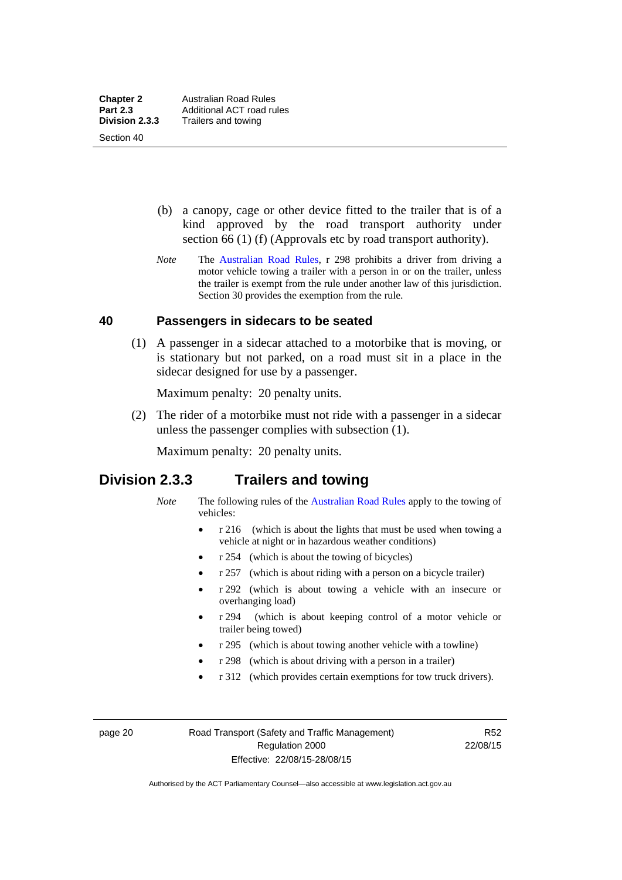(b) a canopy, cage or other device fitted to the trailer that is of a kind approved by the road transport authority under section 66 (1) (f) (Approvals etc by road transport authority).

*Note* The Australian Road Rules, r 298 prohibits a driver from driving a motor vehicle towing a trailer with a person in or on the trailer, unless the trailer is exempt from the rule under another law of this jurisdiction. Section 30 provides the exemption from the rule.

### 40 Passengers in sidecars to be seated

(1) A passenger in a sidecar attached to a motorbike that is moving, or is stationary but not parked, on a road must sit in a place in the sidecar designed for use by a passenger.

Maximum penalty: 20 penalty units.

(2) The rider of a motorbike must not ride with a passenger in a sidecar unless the passenger complies with subsection (1).

Maximum penalty: 20 penalty units.

## Division 2.3.3 Trailers and towing

*Note* The following rules of the Australian Road Rules apply to the towing of vehicles:

- r 216 (which is about the lights that must be used when towing a vehicle at night or in hazardous weather conditions)
- r 254 (which is about the towing of bicycles)
- r 257 (which is about riding with a person on a bicycle trailer)
- r 292 (which is about towing a vehicle with an insecure or overhanging load)
- r 294 (which is about keeping control of a motor vehicle or trailer being towed)
- r 295 (which is about towing another vehicle with a towline)
- r 298 (which is about driving with a person in a trailer)
- r 312 (which provides certain exemptions for tow truck drivers).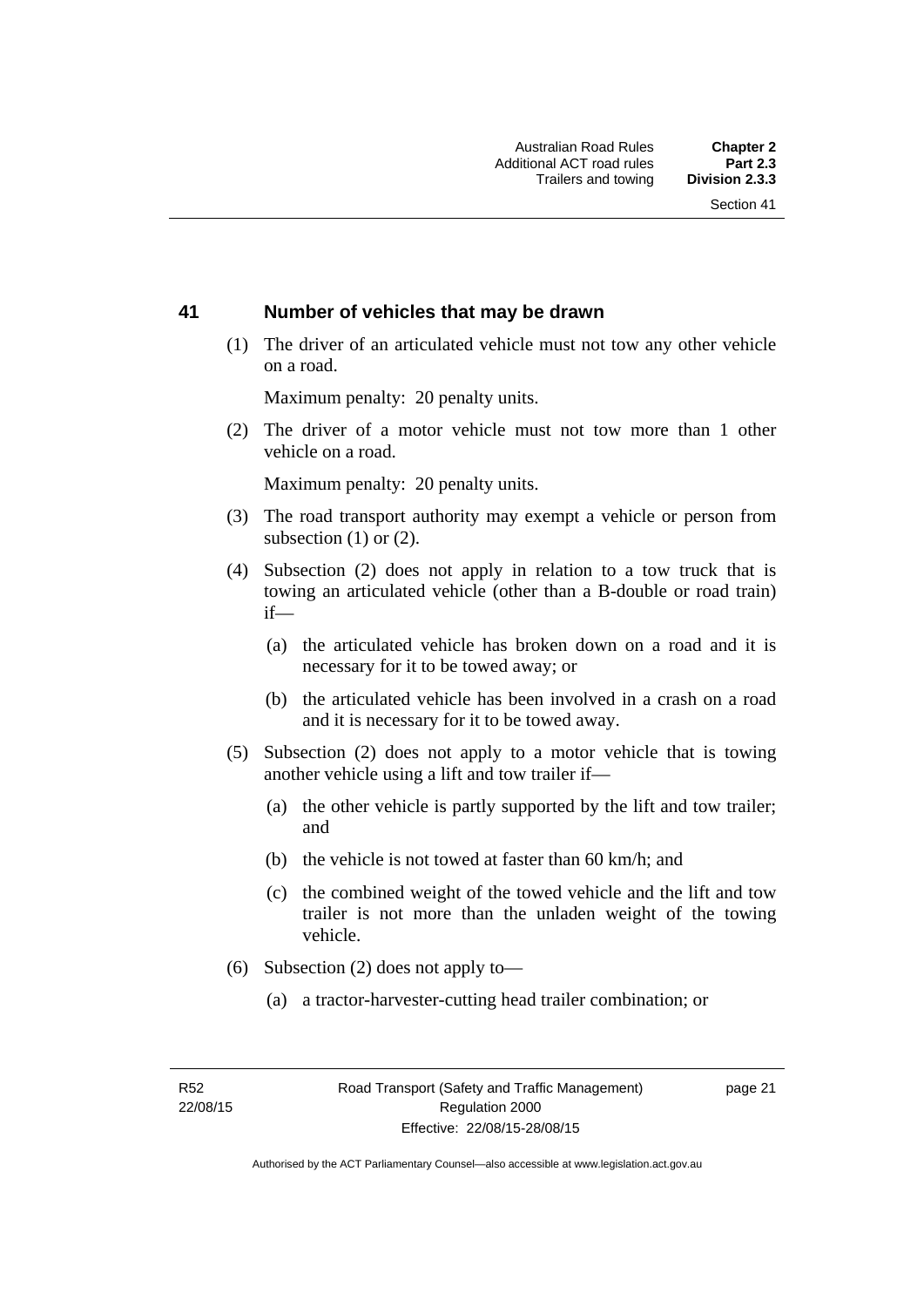## 41 Number of vehicles that may be drawn

(1) The driver of an articulated vehicle must not tow any other vehicle on a road.

Maximum penalty: 20 penalty units.

(2) The driver of a motor vehicle must not tow more than 1 other vehicle on a road.

Maximum penalty: 20 penalty units.

(3) The road transport authority may exempt a vehicle or person from subsection (1) or (2).

(4) Subsection (2) does not apply in relation to a tow truck that is towing an articulated vehicle (other than a B-double or road train) if—

(a) the articulated vehicle has broken down on a road and it is necessary for it to be towed away; or

(b) the articulated vehicle has been involved in a crash on a road and it is necessary for it to be towed away.

(5) Subsection (2) does not apply to a motor vehicle that is towing another vehicle using a lift and tow trailer if—

(a) the other vehicle is partly supported by the lift and tow trailer; and

(b) the vehicle is not towed at faster than 60 km/h; and

(c) the combined weight of the towed vehicle and the lift and tow trailer is not more than the unladen weight of the towing vehicle.

(6) Subsection (2) does not apply to—

(a) a tractor-harvester-cutting head trailer combination; or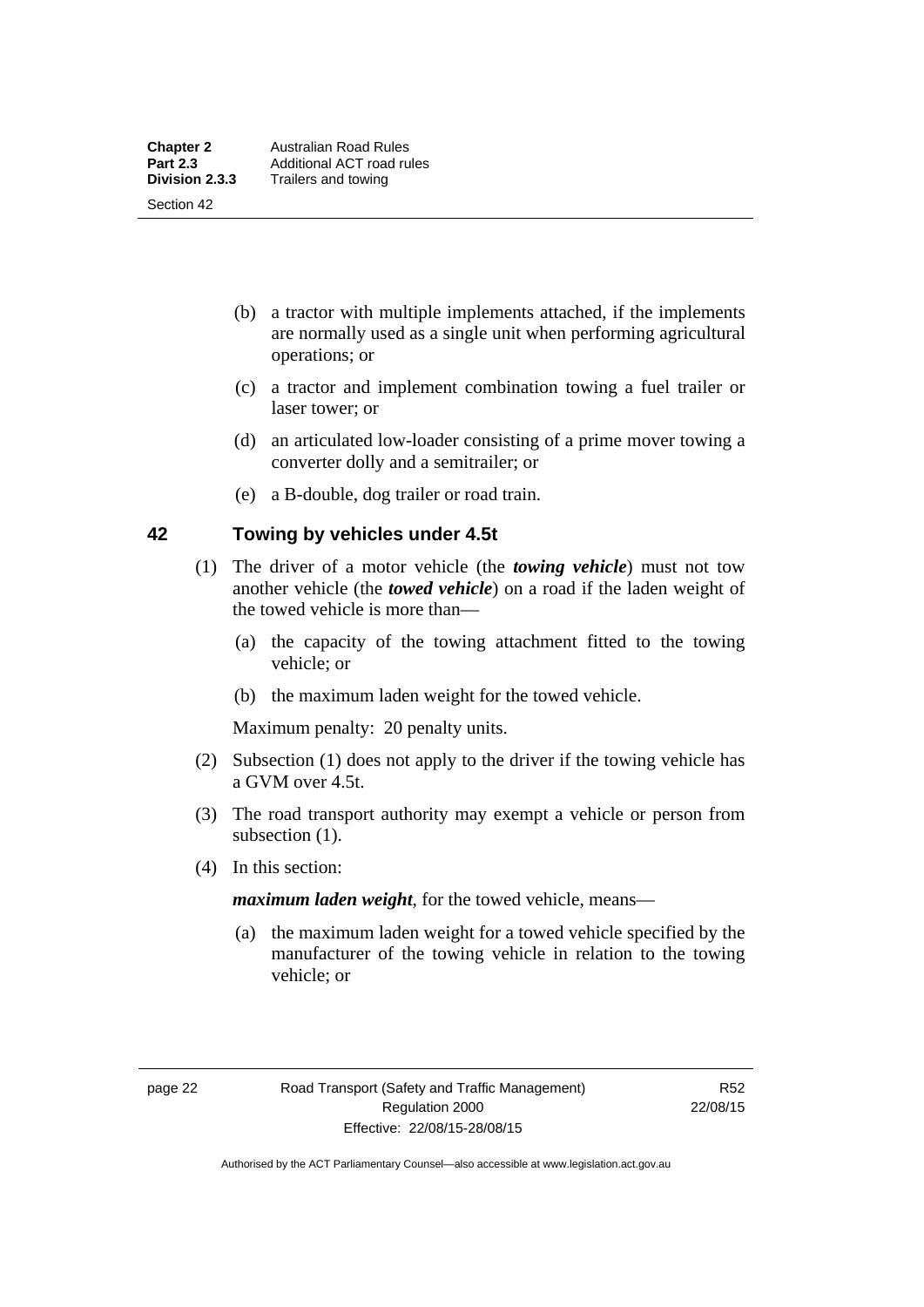(b) a tractor with multiple implements attached, if the implements are normally used as a single unit when performing agricultural operations; or

(c) a tractor and implement combination towing a fuel trailer or laser tower; or

(d) an articulated low-loader consisting of a prime mover towing a converter dolly and a semitrailer; or

(e) a B-double, dog trailer or road train.

## 42 Towing by vehicles under 4.5t

(1) The driver of a motor vehicle (the ***towing vehicle***) must not tow another vehicle (the ***towed vehicle***) on a road if the laden weight of the towed vehicle is more than—

(a) the capacity of the towing attachment fitted to the towing vehicle; or

(b) the maximum laden weight for the towed vehicle.

Maximum penalty: 20 penalty units.

(2) Subsection (1) does not apply to the driver if the towing vehicle has a GVM over 4.5t.

(3) The road transport authority may exempt a vehicle or person from subsection (1).

(4) In this section:

***maximum laden weight***, for the towed vehicle, means—

(a) the maximum laden weight for a towed vehicle specified by the manufacturer of the towing vehicle in relation to the towing vehicle; or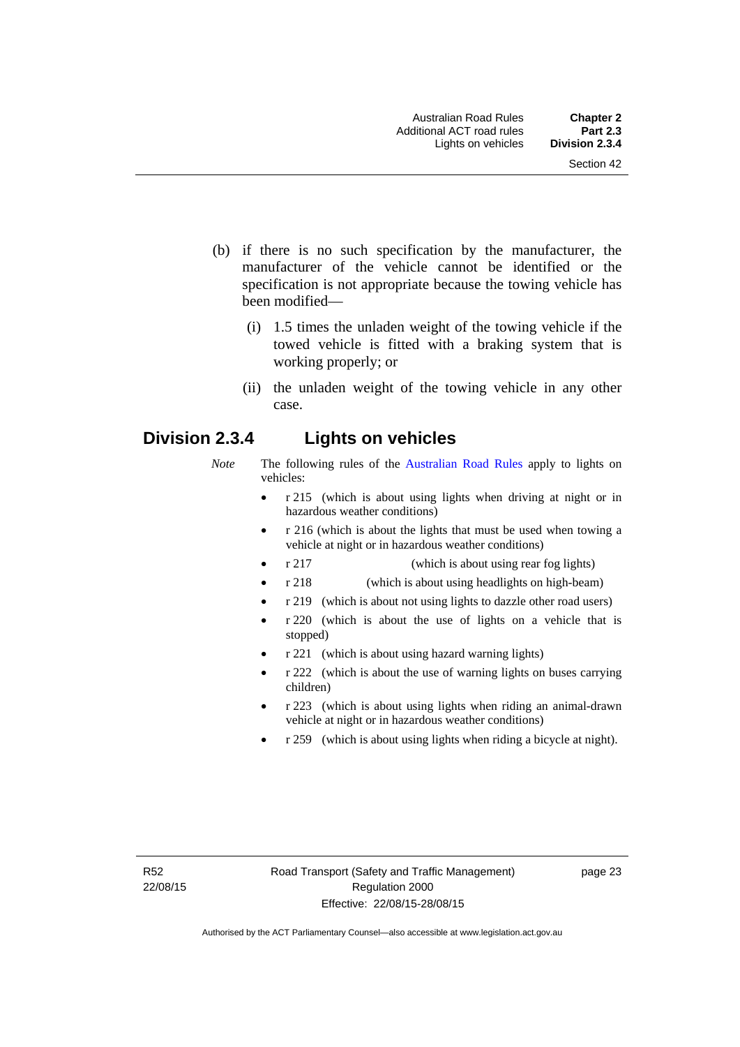(b) if there is no such specification by the manufacturer, the manufacturer of the vehicle cannot be identified or the specification is not appropriate because the towing vehicle has been modified—

(i) 1.5 times the unladen weight of the towing vehicle if the towed vehicle is fitted with a braking system that is working properly; or

(ii) the unladen weight of the towing vehicle in any other case.

## Division 2.3.4 Lights on vehicles

*Note* The following rules of the Australian Road Rules apply to lights on vehicles:

- r 215 (which is about using lights when driving at night or in hazardous weather conditions)
- r 216 (which is about the lights that must be used when towing a vehicle at night or in hazardous weather conditions)
- r 217 (which is about using rear fog lights)
- r 218 (which is about using headlights on high-beam)
- r 219 (which is about not using lights to dazzle other road users)
- r 220 (which is about the use of lights on a vehicle that is stopped)
- r 221 (which is about using hazard warning lights)
- r 222 (which is about the use of warning lights on buses carrying children)
- r 223 (which is about using lights when riding an animal-drawn vehicle at night or in hazardous weather conditions)
- r 259 (which is about using lights when riding a bicycle at night).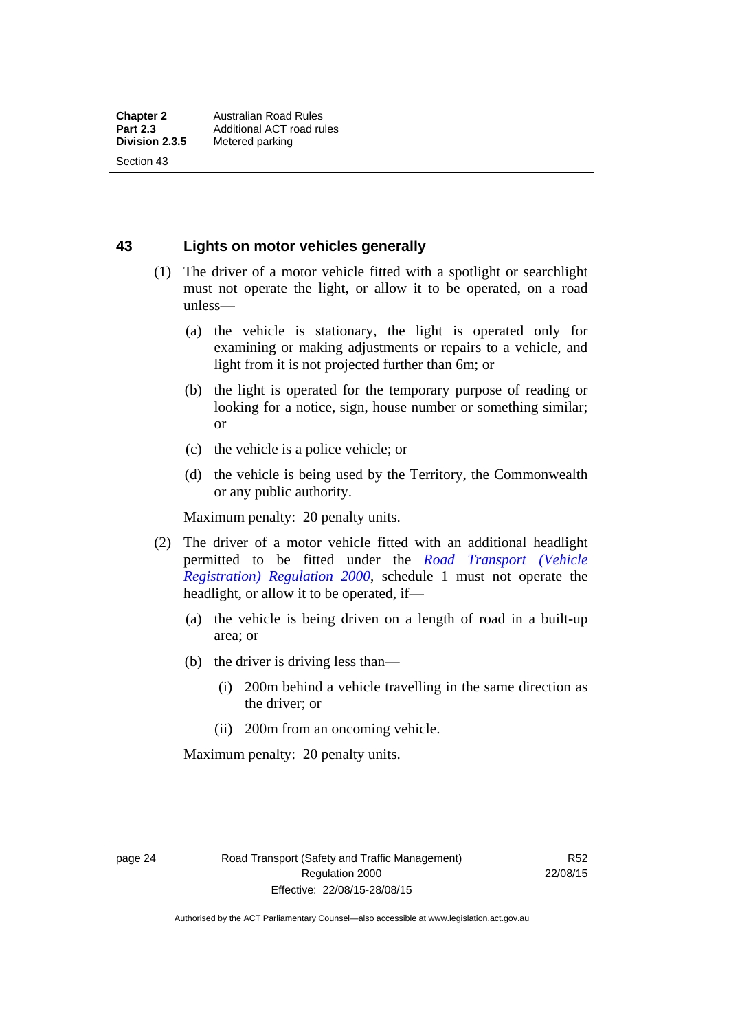## 43 Lights on motor vehicles generally

(1) The driver of a motor vehicle fitted with a spotlight or searchlight must not operate the light, or allow it to be operated, on a road unless—

(a) the vehicle is stationary, the light is operated only for examining or making adjustments or repairs to a vehicle, and light from it is not projected further than 6m; or

(b) the light is operated for the temporary purpose of reading or looking for a notice, sign, house number or something similar; or

(c) the vehicle is a police vehicle; or

(d) the vehicle is being used by the Territory, the Commonwealth or any public authority.

Maximum penalty: 20 penalty units.

(2) The driver of a motor vehicle fitted with an additional headlight permitted to be fitted under the *Road Transport (Vehicle Registration) Regulation 2000*, schedule 1 must not operate the headlight, or allow it to be operated, if—

(a) the vehicle is being driven on a length of road in a built-up area; or

(b) the driver is driving less than—

(i) 200m behind a vehicle travelling in the same direction as the driver; or

(ii) 200m from an oncoming vehicle.

Maximum penalty: 20 penalty units.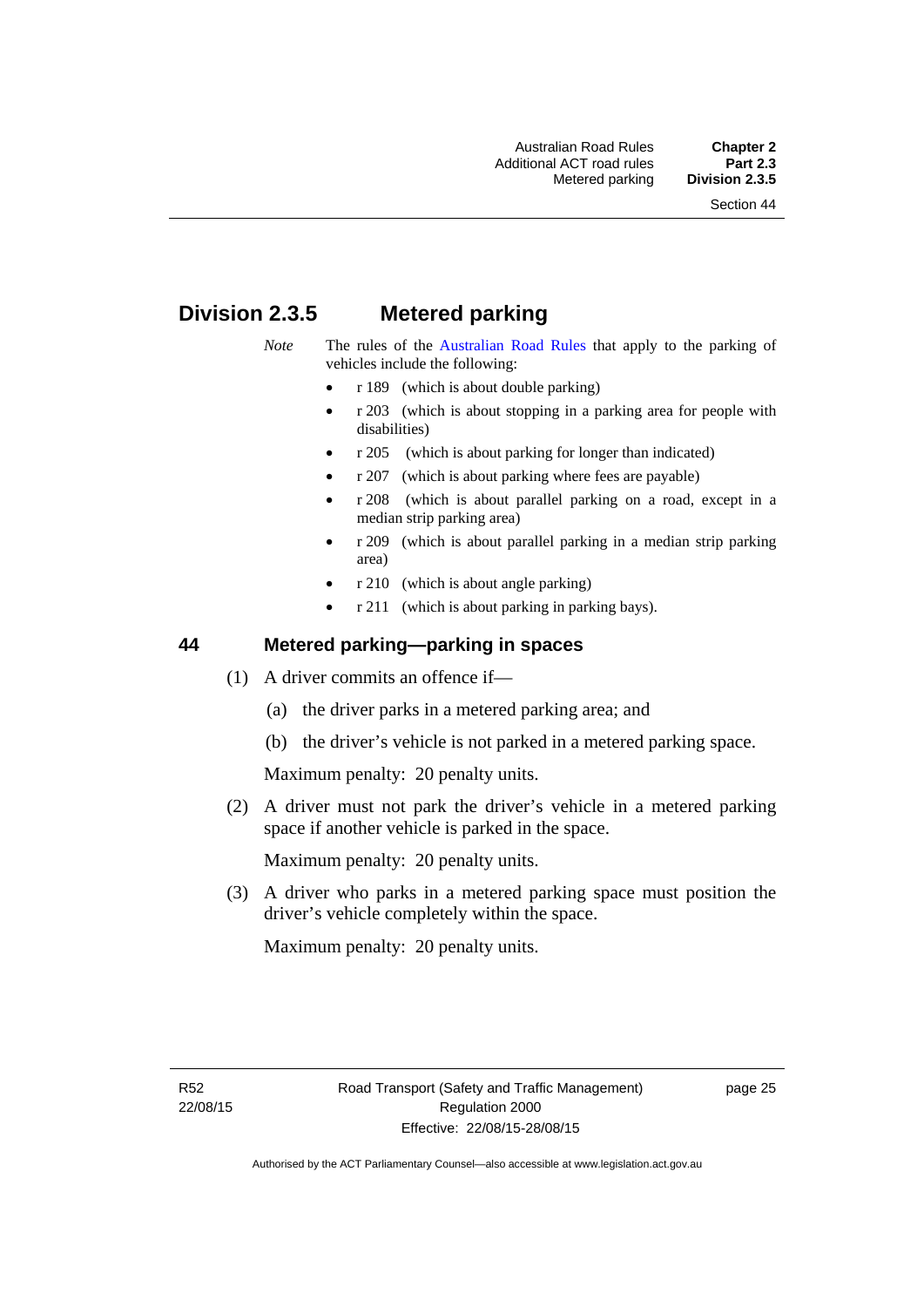## Division 2.3.5 Metered parking

*Note* The rules of the Australian Road Rules that apply to the parking of vehicles include the following:

- r 189 (which is about double parking)
- r 203 (which is about stopping in a parking area for people with disabilities)
- r 205 (which is about parking for longer than indicated)
- r 207 (which is about parking where fees are payable)
- r 208 (which is about parallel parking on a road, except in a median strip parking area)
- r 209 (which is about parallel parking in a median strip parking area)
- r 210 (which is about angle parking)
- r 211 (which is about parking in parking bays).

### 44 Metered parking—parking in spaces

(1) A driver commits an offence if—

(a) the driver parks in a metered parking area; and

(b) the driver's vehicle is not parked in a metered parking space.

Maximum penalty: 20 penalty units.

(2) A driver must not park the driver's vehicle in a metered parking space if another vehicle is parked in the space.

Maximum penalty: 20 penalty units.

(3) A driver who parks in a metered parking space must position the driver's vehicle completely within the space.

Maximum penalty: 20 penalty units.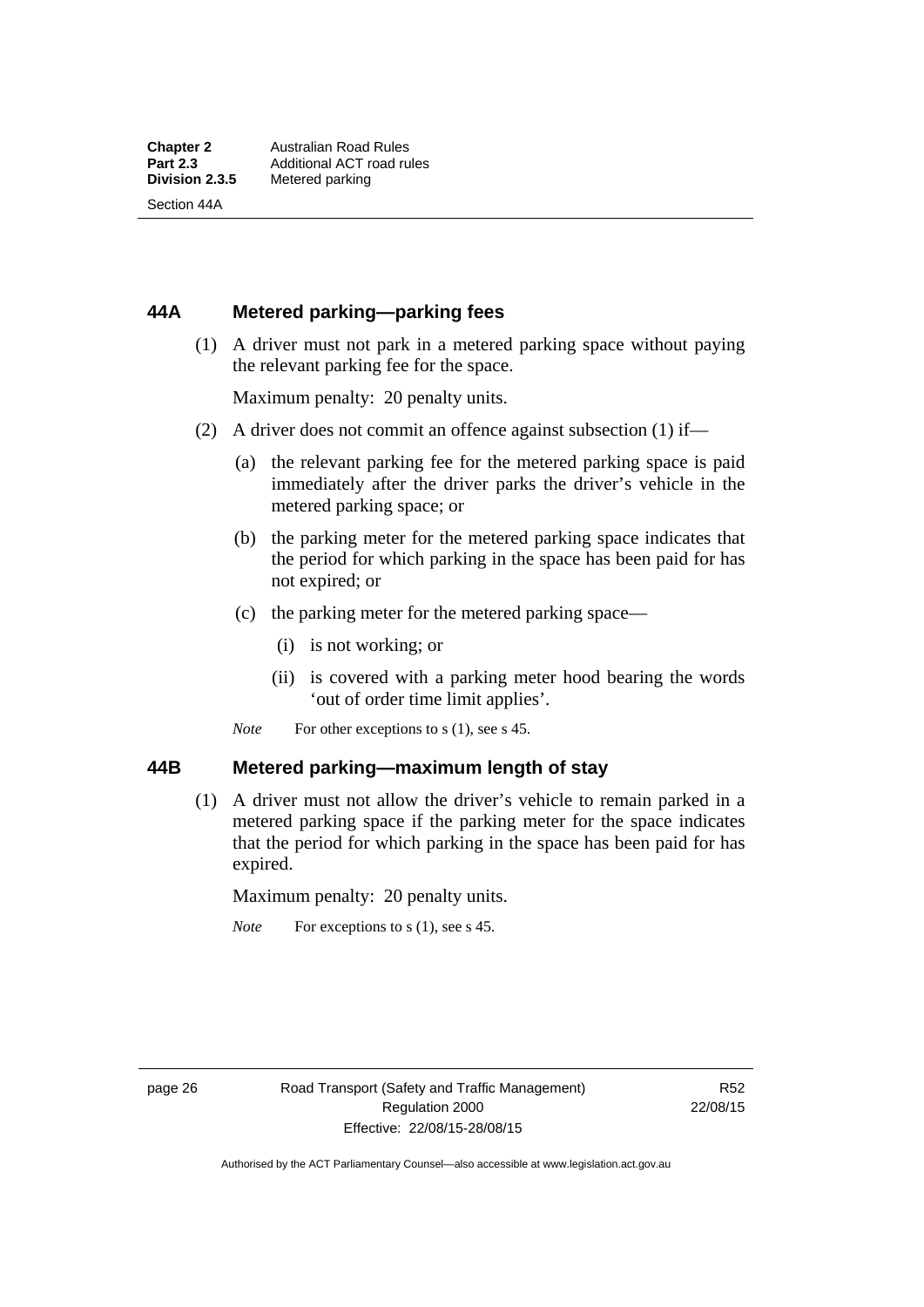### 44A Metered parking—parking fees

(1) A driver must not park in a metered parking space without paying the relevant parking fee for the space.

Maximum penalty: 20 penalty units.

(2) A driver does not commit an offence against subsection (1) if—

(a) the relevant parking fee for the metered parking space is paid immediately after the driver parks the driver's vehicle in the metered parking space; or

(b) the parking meter for the metered parking space indicates that the period for which parking in the space has been paid for has not expired; or

(c) the parking meter for the metered parking space—

(i) is not working; or

(ii) is covered with a parking meter hood bearing the words 'out of order time limit applies'.

*Note* For other exceptions to s (1), see s 45.

### 44B Metered parking—maximum length of stay

(1) A driver must not allow the driver's vehicle to remain parked in a metered parking space if the parking meter for the space indicates that the period for which parking in the space has been paid for has expired.

Maximum penalty: 20 penalty units.

*Note* For exceptions to s (1), see s 45.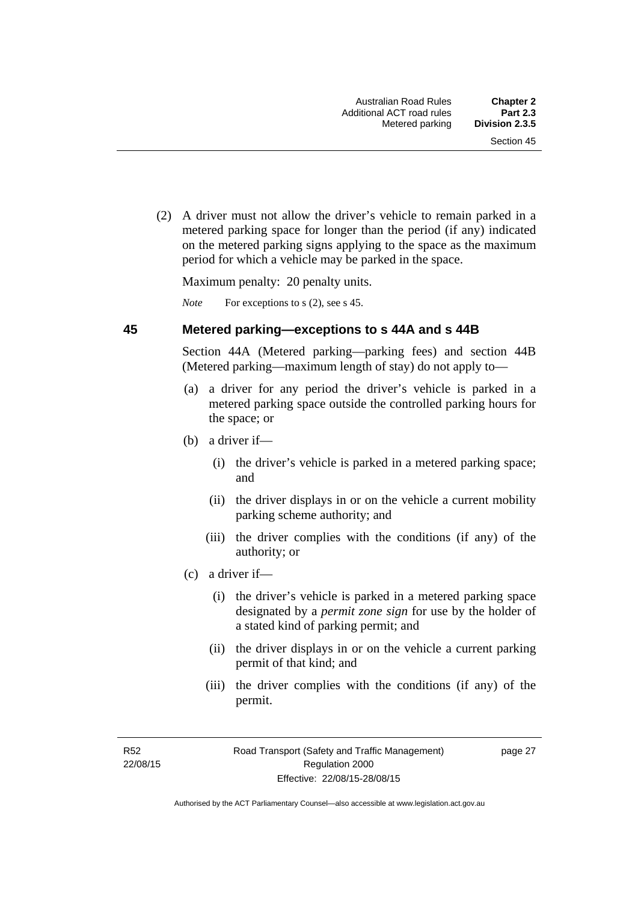(2) A driver must not allow the driver's vehicle to remain parked in a metered parking space for longer than the period (if any) indicated on the metered parking signs applying to the space as the maximum period for which a vehicle may be parked in the space.

Maximum penalty: 20 penalty units.

*Note* For exceptions to s (2), see s 45.

## 45 Metered parking—exceptions to s 44A and s 44B

Section 44A (Metered parking—parking fees) and section 44B (Metered parking—maximum length of stay) do not apply to—

(a) a driver for any period the driver's vehicle is parked in a metered parking space outside the controlled parking hours for the space; or

(b) a driver if—

  (i) the driver's vehicle is parked in a metered parking space; and

  (ii) the driver displays in or on the vehicle a current mobility parking scheme authority; and

  (iii) the driver complies with the conditions (if any) of the authority; or

(c) a driver if—

  (i) the driver's vehicle is parked in a metered parking space designated by a ***permit zone sign*** for use by the holder of a stated kind of parking permit; and

  (ii) the driver displays in or on the vehicle a current parking permit of that kind; and

  (iii) the driver complies with the conditions (if any) of the permit.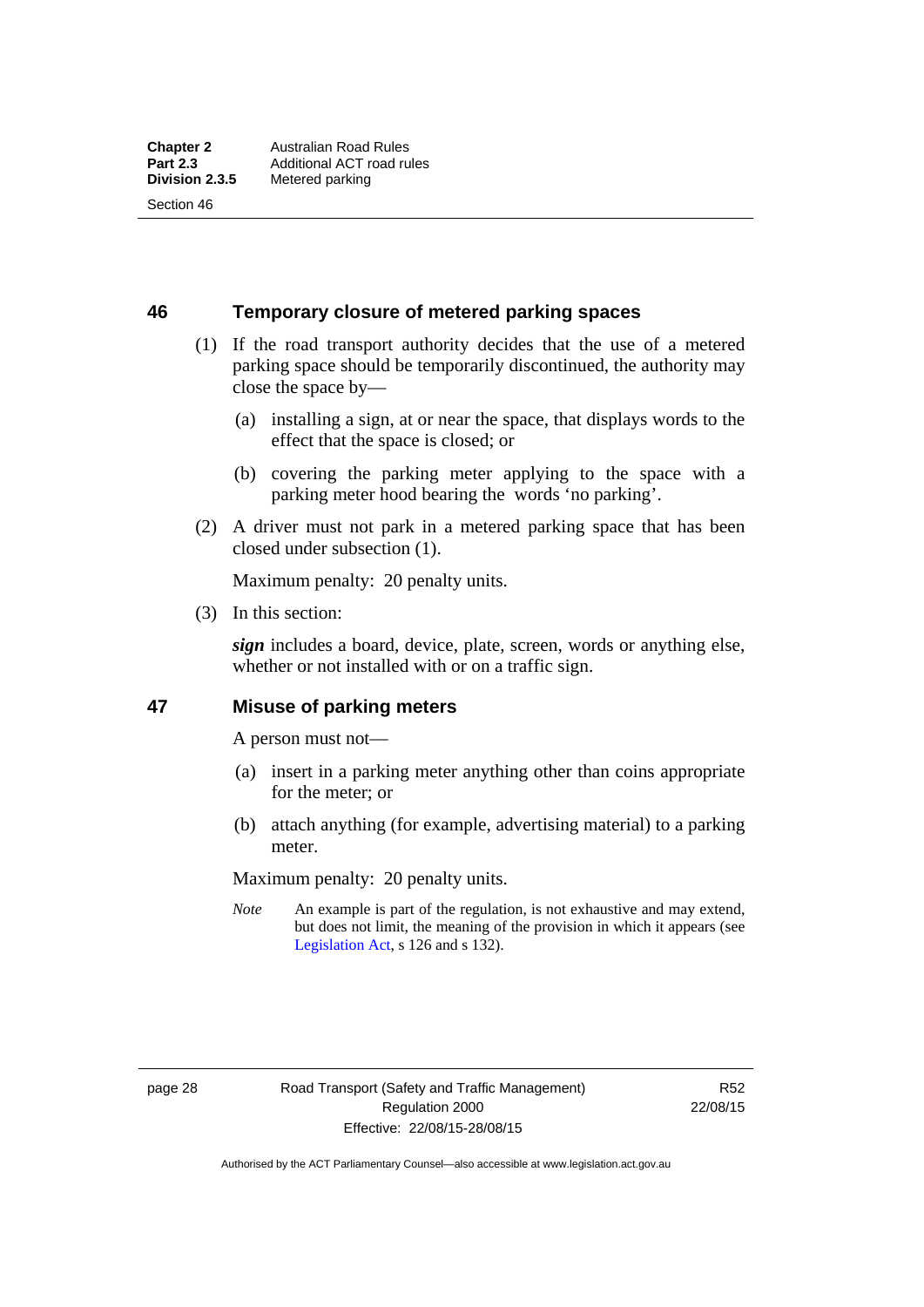## 46 Temporary closure of metered parking spaces

(1) If the road transport authority decides that the use of a metered parking space should be temporarily discontinued, the authority may close the space by—

(a) installing a sign, at or near the space, that displays words to the effect that the space is closed; or

(b) covering the parking meter applying to the space with a parking meter hood bearing the words 'no parking'.

(2) A driver must not park in a metered parking space that has been closed under subsection (1).

Maximum penalty: 20 penalty units.

(3) In this section:

***sign*** includes a board, device, plate, screen, words or anything else, whether or not installed with or on a traffic sign.

## 47 Misuse of parking meters

A person must not—

(a) insert in a parking meter anything other than coins appropriate for the meter; or

(b) attach anything (for example, advertising material) to a parking meter.

Maximum penalty: 20 penalty units.

*Note* An example is part of the regulation, is not exhaustive and may extend, but does not limit, the meaning of the provision in which it appears (see Legislation Act, s 126 and s 132).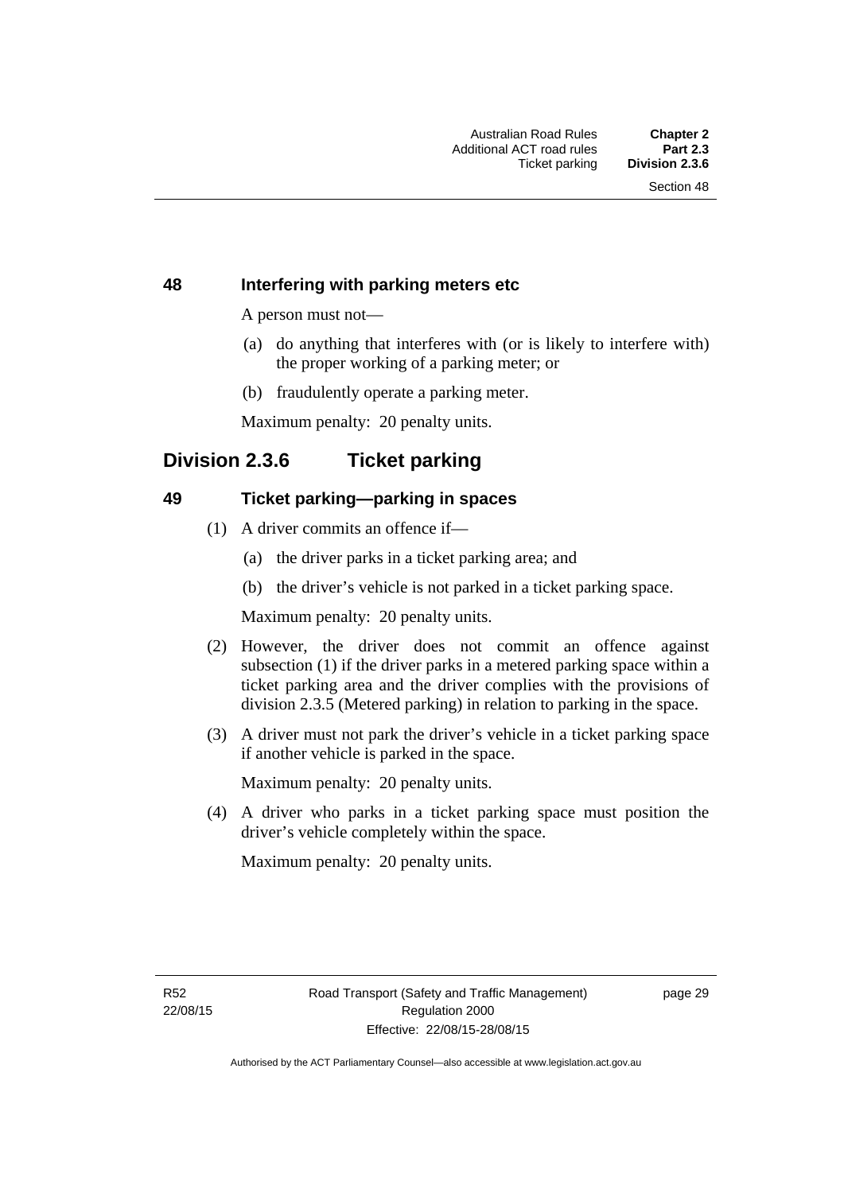### 48 Interfering with parking meters etc

A person must not—

(a) do anything that interferes with (or is likely to interfere with) the proper working of a parking meter; or

(b) fraudulently operate a parking meter.

Maximum penalty: 20 penalty units.

## Division 2.3.6 Ticket parking

### 49 Ticket parking—parking in spaces

(1) A driver commits an offence if—

(a) the driver parks in a ticket parking area; and

(b) the driver's vehicle is not parked in a ticket parking space.

Maximum penalty: 20 penalty units.

(2) However, the driver does not commit an offence against subsection (1) if the driver parks in a metered parking space within a ticket parking area and the driver complies with the provisions of division 2.3.5 (Metered parking) in relation to parking in the space.

(3) A driver must not park the driver's vehicle in a ticket parking space if another vehicle is parked in the space.

Maximum penalty: 20 penalty units.

(4) A driver who parks in a ticket parking space must position the driver's vehicle completely within the space.

Maximum penalty: 20 penalty units.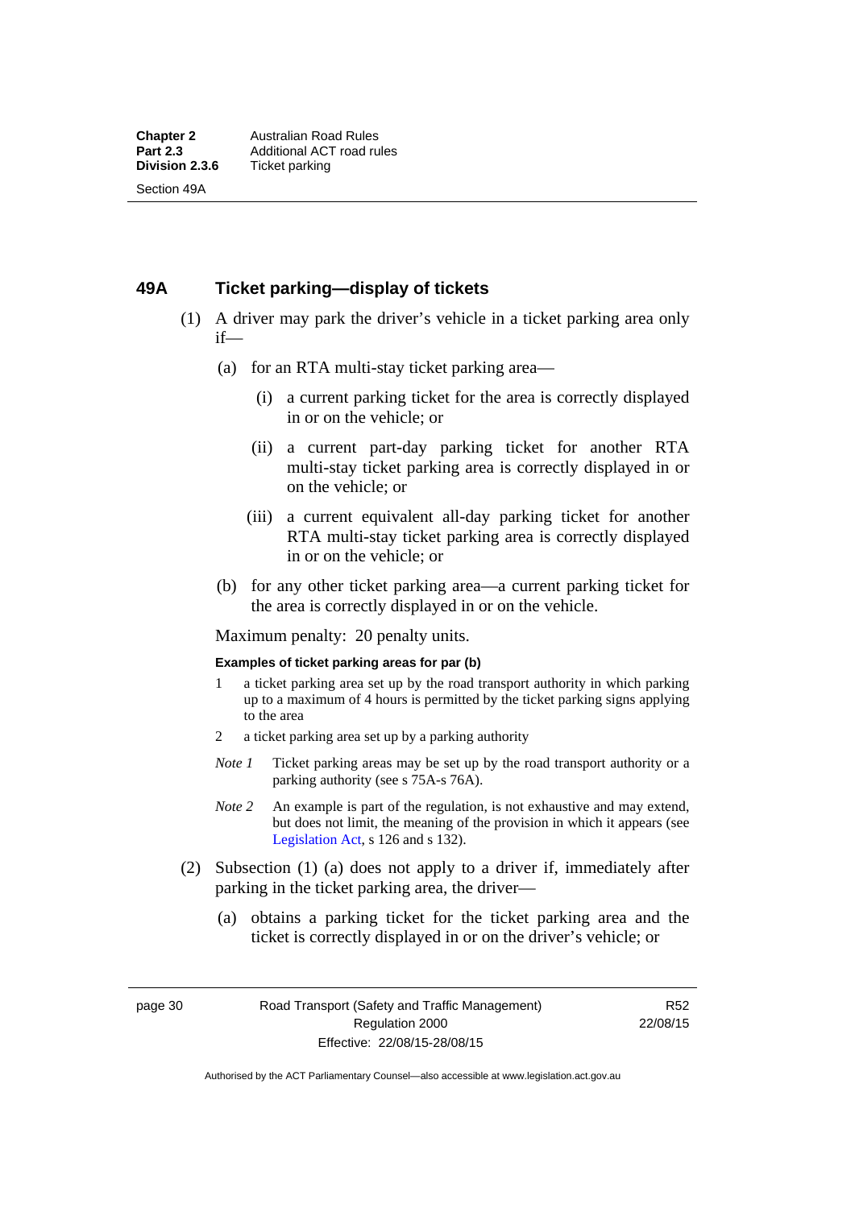## 49A Ticket parking—display of tickets

(1) A driver may park the driver's vehicle in a ticket parking area only if—

(a) for an RTA multi-stay ticket parking area—

(i) a current parking ticket for the area is correctly displayed in or on the vehicle; or

(ii) a current part-day parking ticket for another RTA multi-stay ticket parking area is correctly displayed in or on the vehicle; or

(iii) a current equivalent all-day parking ticket for another RTA multi-stay ticket parking area is correctly displayed in or on the vehicle; or

(b) for any other ticket parking area—a current parking ticket for the area is correctly displayed in or on the vehicle.

Maximum penalty: 20 penalty units.

**Examples of ticket parking areas for par (b)**

1 a ticket parking area set up by the road transport authority in which parking up to a maximum of 4 hours is permitted by the ticket parking signs applying to the area

2 a ticket parking area set up by a parking authority

*Note 1* Ticket parking areas may be set up by the road transport authority or a parking authority (see s 75A-s 76A).

*Note 2* An example is part of the regulation, is not exhaustive and may extend, but does not limit, the meaning of the provision in which it appears (see Legislation Act, s 126 and s 132).

(2) Subsection (1) (a) does not apply to a driver if, immediately after parking in the ticket parking area, the driver—

(a) obtains a parking ticket for the ticket parking area and the ticket is correctly displayed in or on the driver's vehicle; or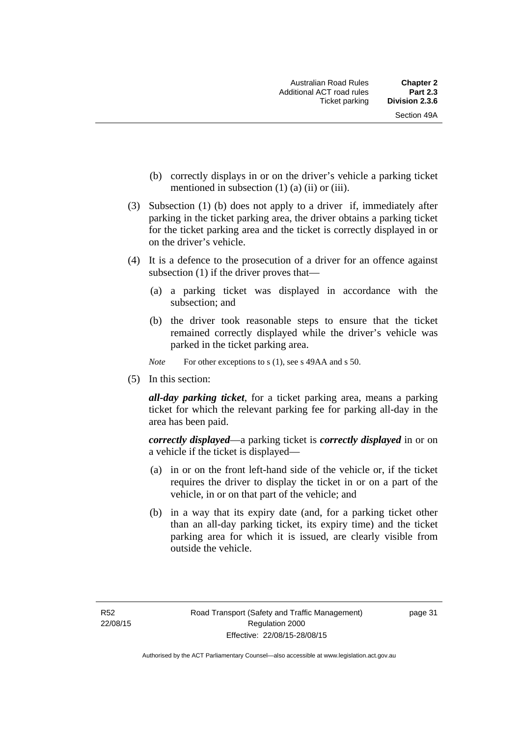(b) correctly displays in or on the driver's vehicle a parking ticket mentioned in subsection (1) (a) (ii) or (iii).

(3) Subsection (1) (b) does not apply to a driver if, immediately after parking in the ticket parking area, the driver obtains a parking ticket for the ticket parking area and the ticket is correctly displayed in or on the driver's vehicle.

(4) It is a defence to the prosecution of a driver for an offence against subsection (1) if the driver proves that—

(a) a parking ticket was displayed in accordance with the subsection; and

(b) the driver took reasonable steps to ensure that the ticket remained correctly displayed while the driver's vehicle was parked in the ticket parking area.

*Note* For other exceptions to s (1), see s 49AA and s 50.

(5) In this section:

***all-day parking ticket***, for a ticket parking area, means a parking ticket for which the relevant parking fee for parking all-day in the area has been paid.

***correctly displayed***—a parking ticket is ***correctly displayed*** in or on a vehicle if the ticket is displayed—

(a) in or on the front left-hand side of the vehicle or, if the ticket requires the driver to display the ticket in or on a part of the vehicle, in or on that part of the vehicle; and

(b) in a way that its expiry date (and, for a parking ticket other than an all-day parking ticket, its expiry time) and the ticket parking area for which it is issued, are clearly visible from outside the vehicle.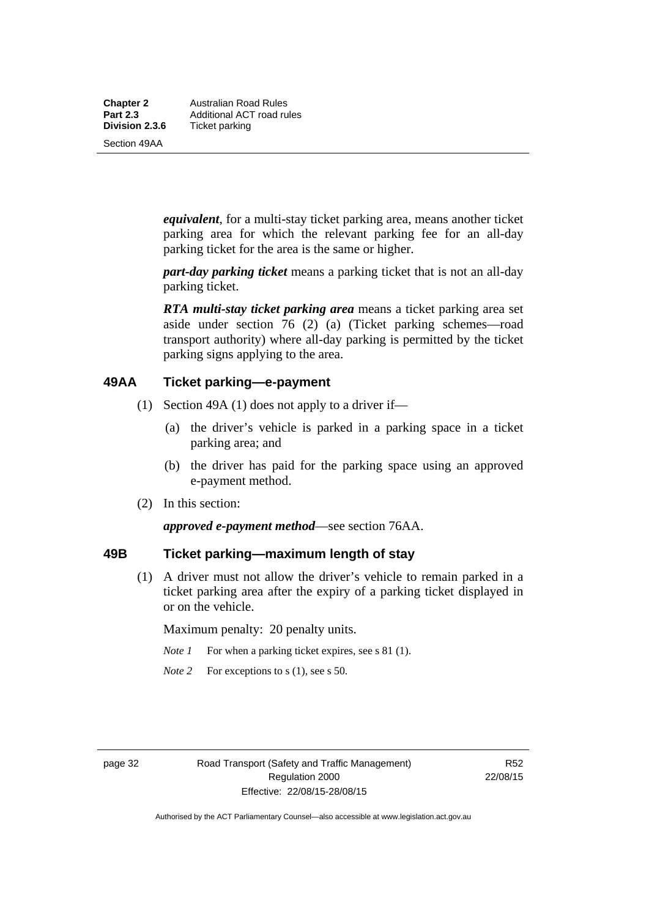***equivalent***, for a multi-stay ticket parking area, means another ticket parking area for which the relevant parking fee for an all-day parking ticket for the area is the same or higher.

***part-day parking ticket*** means a parking ticket that is not an all-day parking ticket.

***RTA multi-stay ticket parking area*** means a ticket parking area set aside under section 76 (2) (a) (Ticket parking schemes—road transport authority) where all-day parking is permitted by the ticket parking signs applying to the area.

## 49AA Ticket parking—e-payment

(1) Section 49A (1) does not apply to a driver if—

(a) the driver's vehicle is parked in a parking space in a ticket parking area; and

(b) the driver has paid for the parking space using an approved e-payment method.

(2) In this section:

***approved e-payment method***—see section 76AA.

## 49B Ticket parking—maximum length of stay

(1) A driver must not allow the driver's vehicle to remain parked in a ticket parking area after the expiry of a parking ticket displayed in or on the vehicle.

Maximum penalty: 20 penalty units.

*Note 1* For when a parking ticket expires, see s 81 (1).

*Note 2* For exceptions to s (1), see s 50.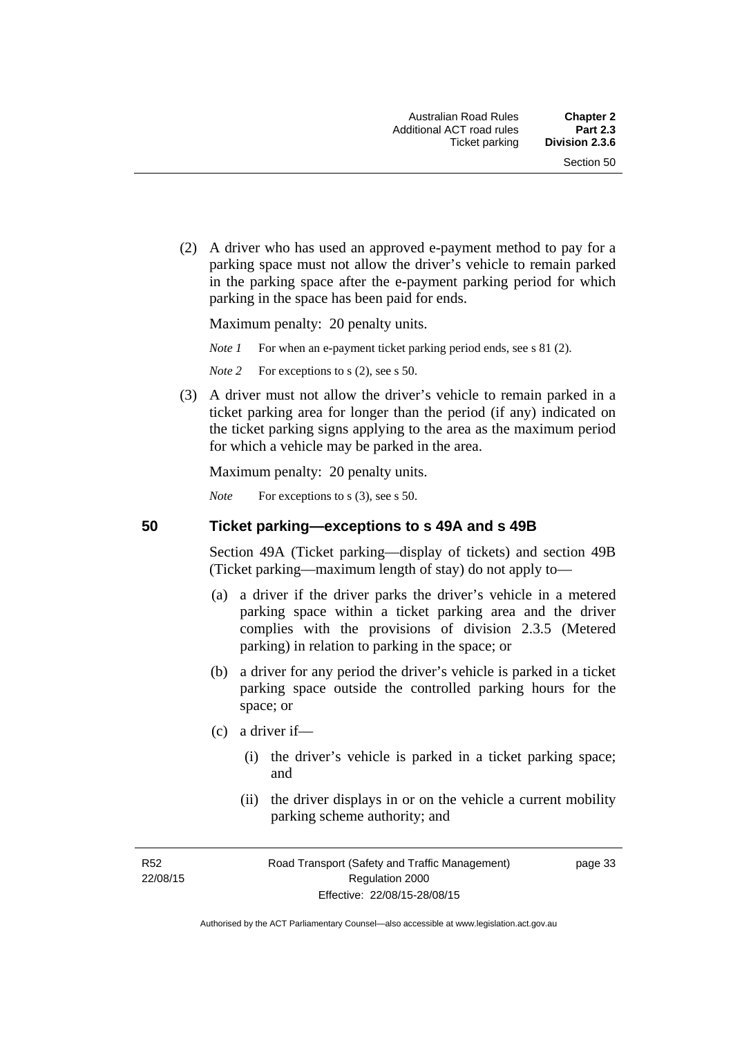(2) A driver who has used an approved e-payment method to pay for a parking space must not allow the driver's vehicle to remain parked in the parking space after the e-payment parking period for which parking in the space has been paid for ends.

Maximum penalty: 20 penalty units.

*Note 1* For when an e-payment ticket parking period ends, see s 81 (2).

*Note 2* For exceptions to s (2), see s 50.

(3) A driver must not allow the driver's vehicle to remain parked in a ticket parking area for longer than the period (if any) indicated on the ticket parking signs applying to the area as the maximum period for which a vehicle may be parked in the area.

Maximum penalty: 20 penalty units.

*Note* For exceptions to s (3), see s 50.

## 50 Ticket parking—exceptions to s 49A and s 49B

Section 49A (Ticket parking—display of tickets) and section 49B (Ticket parking—maximum length of stay) do not apply to—

(a) a driver if the driver parks the driver's vehicle in a metered parking space within a ticket parking area and the driver complies with the provisions of division 2.3.5 (Metered parking) in relation to parking in the space; or

(b) a driver for any period the driver's vehicle is parked in a ticket parking space outside the controlled parking hours for the space; or

(c) a driver if—

(i) the driver's vehicle is parked in a ticket parking space; and

(ii) the driver displays in or on the vehicle a current mobility parking scheme authority; and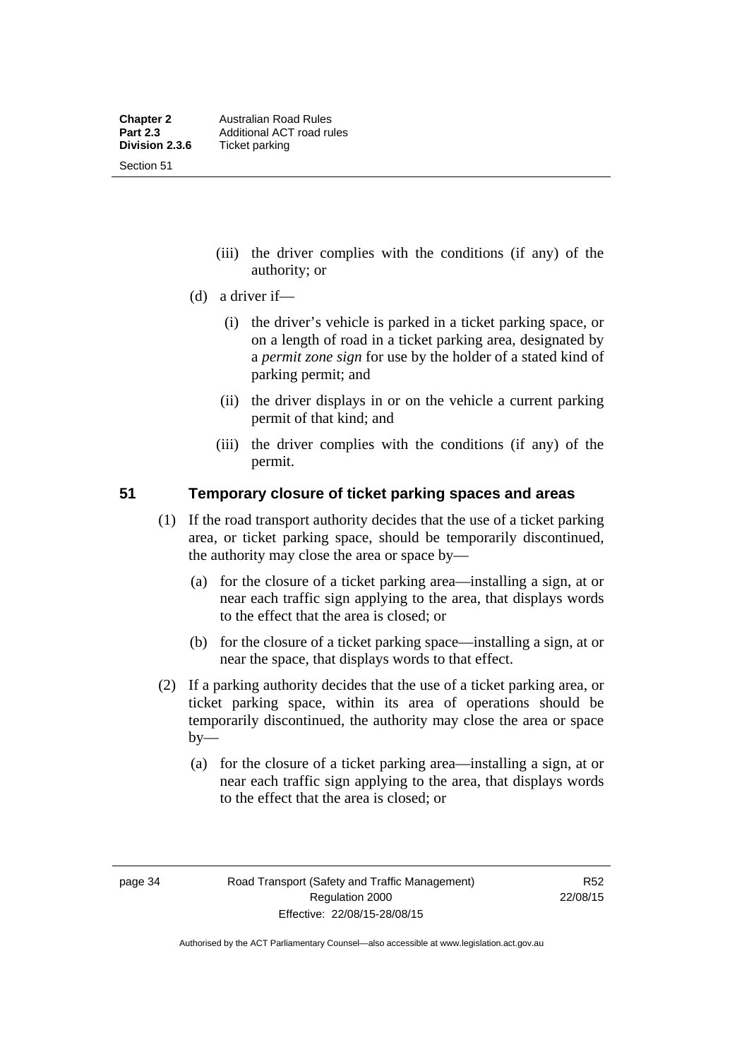(iii) the driver complies with the conditions (if any) of the authority; or

(d) a driver if—

(i) the driver's vehicle is parked in a ticket parking space, or on a length of road in a ticket parking area, designated by a *permit zone sign* for use by the holder of a stated kind of parking permit; and

(ii) the driver displays in or on the vehicle a current parking permit of that kind; and

(iii) the driver complies with the conditions (if any) of the permit.

## 51 Temporary closure of ticket parking spaces and areas

(1) If the road transport authority decides that the use of a ticket parking area, or ticket parking space, should be temporarily discontinued, the authority may close the area or space by—

(a) for the closure of a ticket parking area—installing a sign, at or near each traffic sign applying to the area, that displays words to the effect that the area is closed; or

(b) for the closure of a ticket parking space—installing a sign, at or near the space, that displays words to that effect.

(2) If a parking authority decides that the use of a ticket parking area, or ticket parking space, within its area of operations should be temporarily discontinued, the authority may close the area or space by—

(a) for the closure of a ticket parking area—installing a sign, at or near each traffic sign applying to the area, that displays words to the effect that the area is closed; or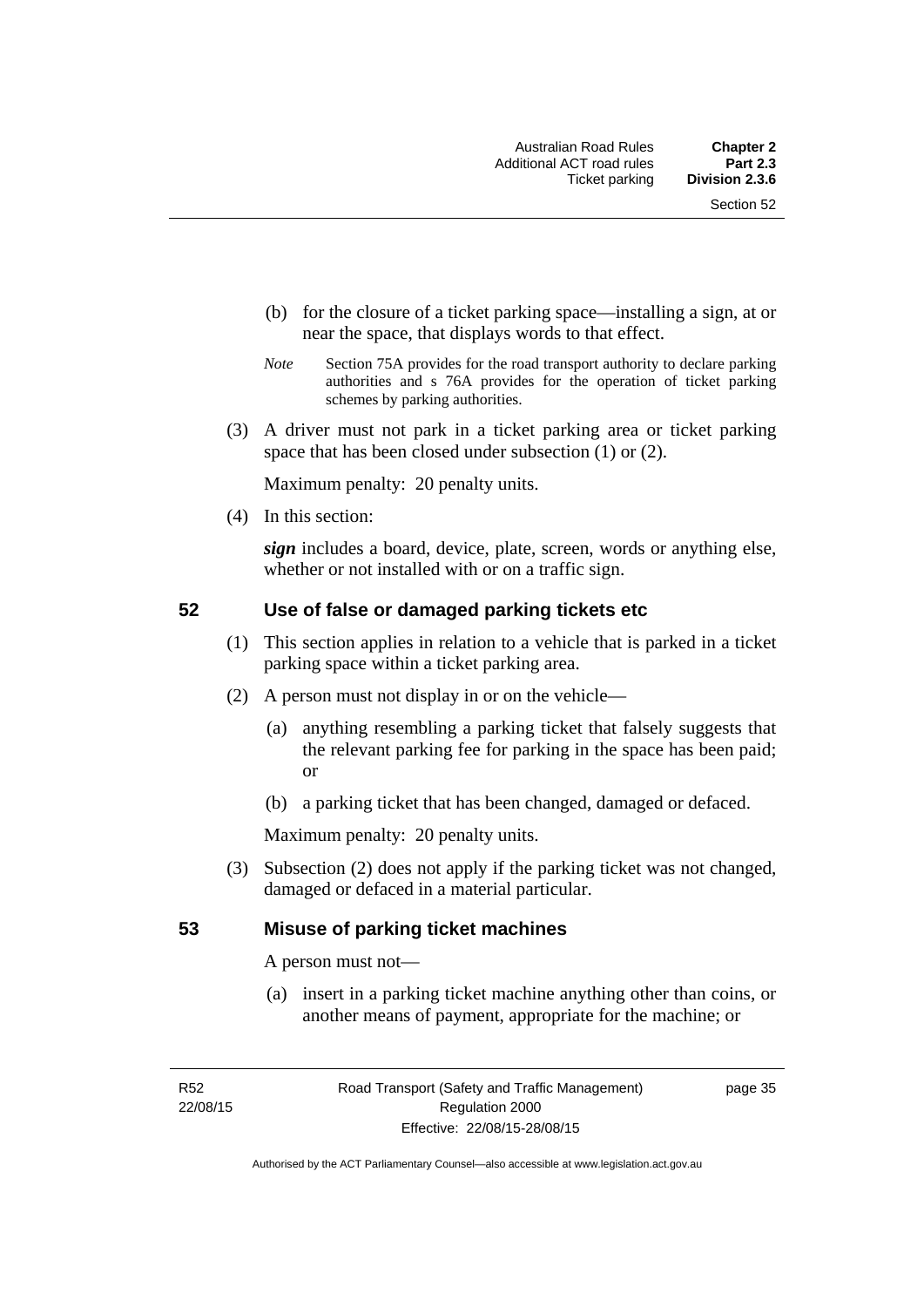(b) for the closure of a ticket parking space—installing a sign, at or near the space, that displays words to that effect.

*Note* Section 75A provides for the road transport authority to declare parking authorities and s 76A provides for the operation of ticket parking schemes by parking authorities.

(3) A driver must not park in a ticket parking area or ticket parking space that has been closed under subsection (1) or (2).

Maximum penalty: 20 penalty units.

(4) In this section:

***sign*** includes a board, device, plate, screen, words or anything else, whether or not installed with or on a traffic sign.

## 52 Use of false or damaged parking tickets etc

(1) This section applies in relation to a vehicle that is parked in a ticket parking space within a ticket parking area.

(2) A person must not display in or on the vehicle—

(a) anything resembling a parking ticket that falsely suggests that the relevant parking fee for parking in the space has been paid; or

(b) a parking ticket that has been changed, damaged or defaced.

Maximum penalty: 20 penalty units.

(3) Subsection (2) does not apply if the parking ticket was not changed, damaged or defaced in a material particular.

## 53 Misuse of parking ticket machines

A person must not—

(a) insert in a parking ticket machine anything other than coins, or another means of payment, appropriate for the machine; or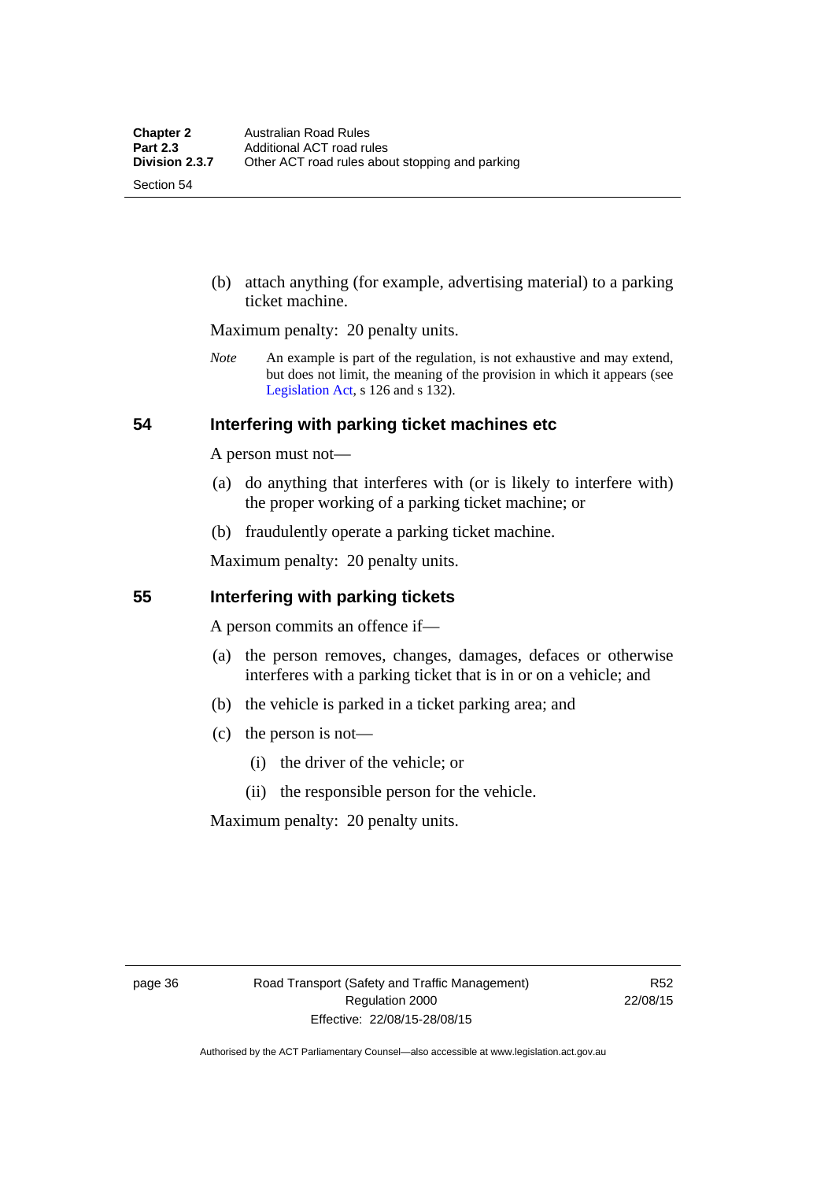(b) attach anything (for example, advertising material) to a parking ticket machine.

Maximum penalty: 20 penalty units.

*Note* An example is part of the regulation, is not exhaustive and may extend, but does not limit, the meaning of the provision in which it appears (see Legislation Act, s 126 and s 132).

## 54 Interfering with parking ticket machines etc

A person must not—

(a) do anything that interferes with (or is likely to interfere with) the proper working of a parking ticket machine; or

(b) fraudulently operate a parking ticket machine.

Maximum penalty: 20 penalty units.

## 55 Interfering with parking tickets

A person commits an offence if—

(a) the person removes, changes, damages, defaces or otherwise interferes with a parking ticket that is in or on a vehicle; and

(b) the vehicle is parked in a ticket parking area; and

(c) the person is not—

   (i) the driver of the vehicle; or

   (ii) the responsible person for the vehicle.

Maximum penalty: 20 penalty units.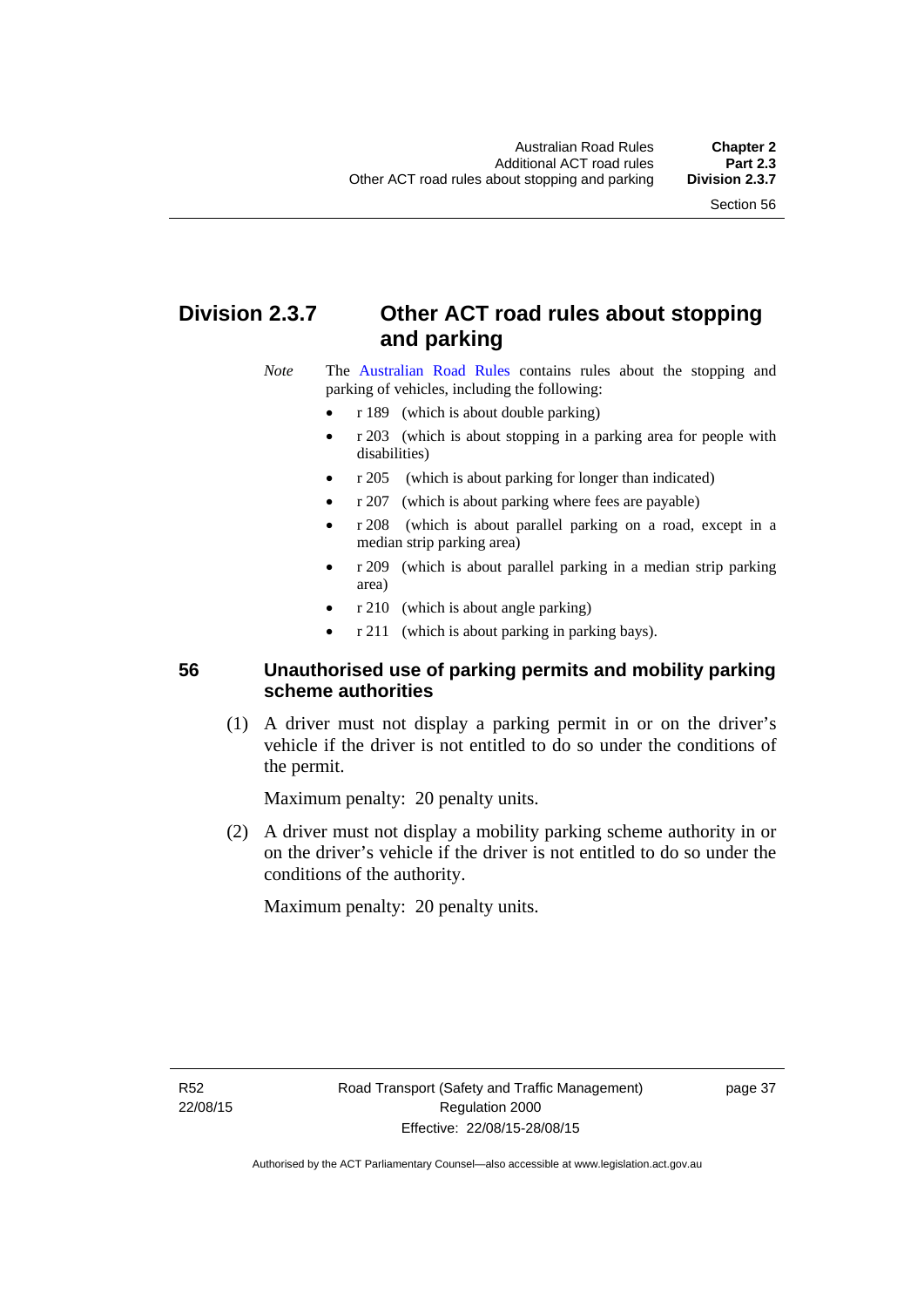## Division 2.3.7 Other ACT road rules about stopping and parking

*Note* The Australian Road Rules contains rules about the stopping and parking of vehicles, including the following:

- r 189 (which is about double parking)
- r 203 (which is about stopping in a parking area for people with disabilities)
- r 205 (which is about parking for longer than indicated)
- r 207 (which is about parking where fees are payable)
- r 208 (which is about parallel parking on a road, except in a median strip parking area)
- r 209 (which is about parallel parking in a median strip parking area)
- r 210 (which is about angle parking)
- r 211 (which is about parking in parking bays).

### 56 Unauthorised use of parking permits and mobility parking scheme authorities

(1) A driver must not display a parking permit in or on the driver's vehicle if the driver is not entitled to do so under the conditions of the permit.

Maximum penalty: 20 penalty units.

(2) A driver must not display a mobility parking scheme authority in or on the driver's vehicle if the driver is not entitled to do so under the conditions of the authority.

Maximum penalty: 20 penalty units.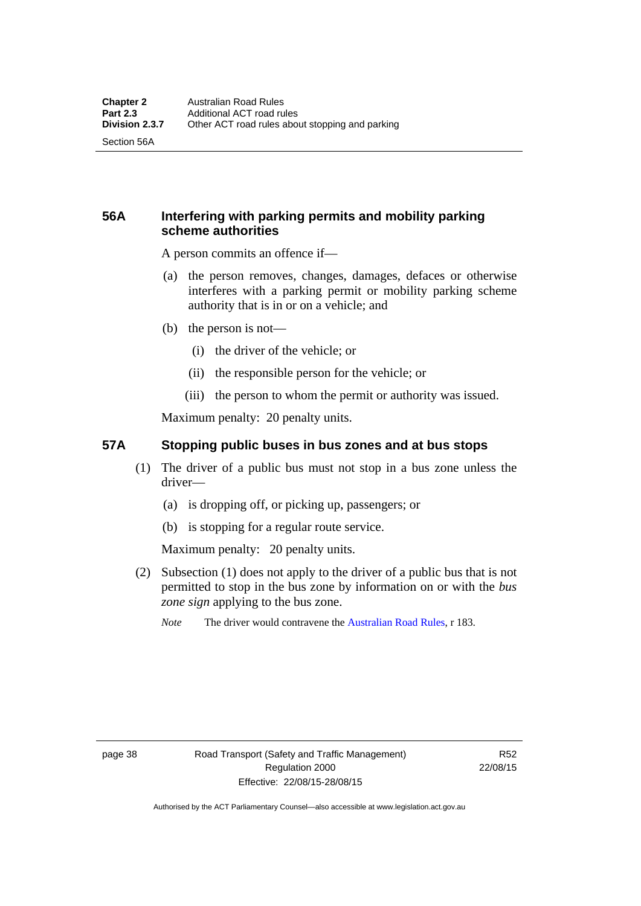## 56A Interfering with parking permits and mobility parking scheme authorities

A person commits an offence if—

(a) the person removes, changes, damages, defaces or otherwise interferes with a parking permit or mobility parking scheme authority that is in or on a vehicle; and

(b) the person is not—

(i) the driver of the vehicle; or

(ii) the responsible person for the vehicle; or

(iii) the person to whom the permit or authority was issued.

Maximum penalty: 20 penalty units.

## 57A Stopping public buses in bus zones and at bus stops

(1) The driver of a public bus must not stop in a bus zone unless the driver—

(a) is dropping off, or picking up, passengers; or

(b) is stopping for a regular route service.

Maximum penalty: 20 penalty units.

(2) Subsection (1) does not apply to the driver of a public bus that is not permitted to stop in the bus zone by information on or with the *bus zone sign* applying to the bus zone.

*Note* The driver would contravene the Australian Road Rules, r 183.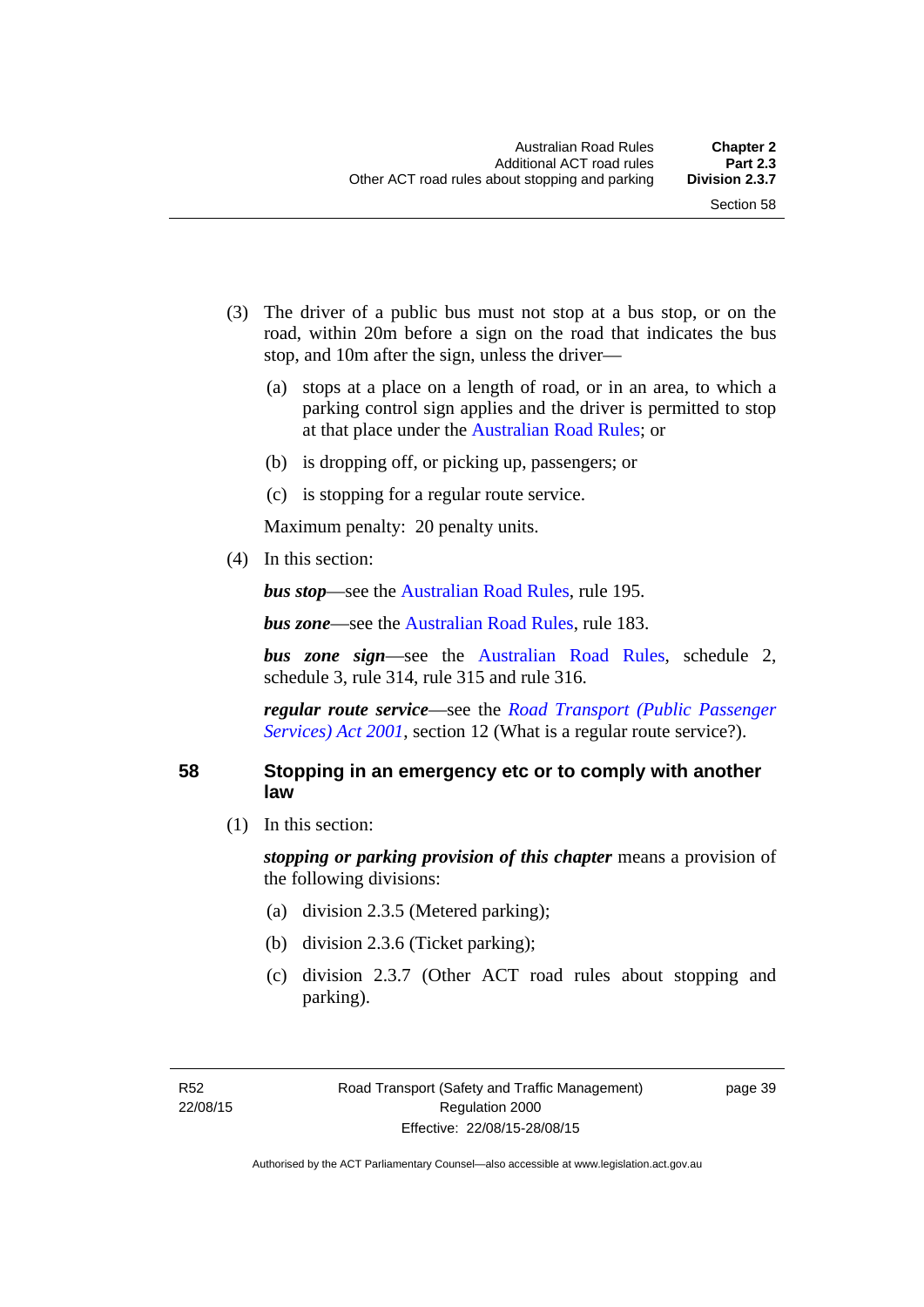(3) The driver of a public bus must not stop at a bus stop, or on the road, within 20m before a sign on the road that indicates the bus stop, and 10m after the sign, unless the driver—

(a) stops at a place on a length of road, or in an area, to which a parking control sign applies and the driver is permitted to stop at that place under the Australian Road Rules; or

(b) is dropping off, or picking up, passengers; or

(c) is stopping for a regular route service.

Maximum penalty: 20 penalty units.

(4) In this section:

***bus stop***—see the Australian Road Rules, rule 195.

***bus zone***—see the Australian Road Rules, rule 183.

***bus zone sign***—see the Australian Road Rules, schedule 2, schedule 3, rule 314, rule 315 and rule 316.

***regular route service***—see the *Road Transport (Public Passenger Services) Act 2001*, section 12 (What is a regular route service?).

## 58 Stopping in an emergency etc or to comply with another law

(1) In this section:

***stopping or parking provision of this chapter*** means a provision of the following divisions:

(a) division 2.3.5 (Metered parking);

(b) division 2.3.6 (Ticket parking);

(c) division 2.3.7 (Other ACT road rules about stopping and parking).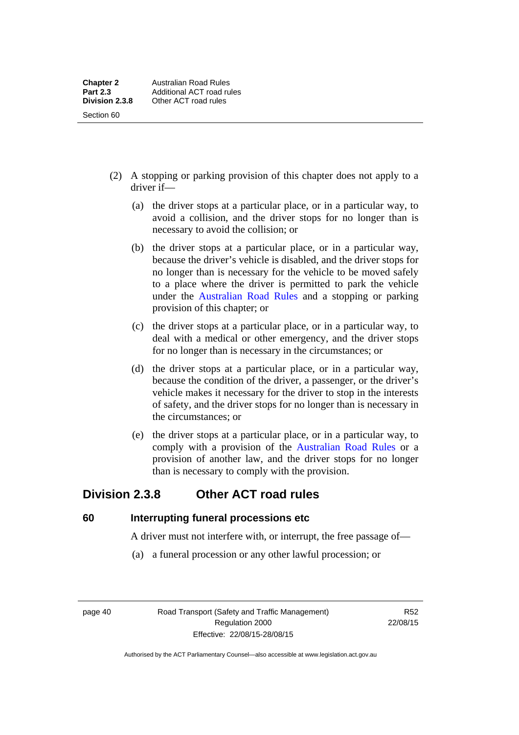(2) A stopping or parking provision of this chapter does not apply to a driver if—

(a) the driver stops at a particular place, or in a particular way, to avoid a collision, and the driver stops for no longer than is necessary to avoid the collision; or

(b) the driver stops at a particular place, or in a particular way, because the driver's vehicle is disabled, and the driver stops for no longer than is necessary for the vehicle to be moved safely to a place where the driver is permitted to park the vehicle under the Australian Road Rules and a stopping or parking provision of this chapter; or

(c) the driver stops at a particular place, or in a particular way, to deal with a medical or other emergency, and the driver stops for no longer than is necessary in the circumstances; or

(d) the driver stops at a particular place, or in a particular way, because the condition of the driver, a passenger, or the driver's vehicle makes it necessary for the driver to stop in the interests of safety, and the driver stops for no longer than is necessary in the circumstances; or

(e) the driver stops at a particular place, or in a particular way, to comply with a provision of the Australian Road Rules or a provision of another law, and the driver stops for no longer than is necessary to comply with the provision.

## Division 2.3.8 Other ACT road rules

### 60 Interrupting funeral processions etc

A driver must not interfere with, or interrupt, the free passage of—

(a) a funeral procession or any other lawful procession; or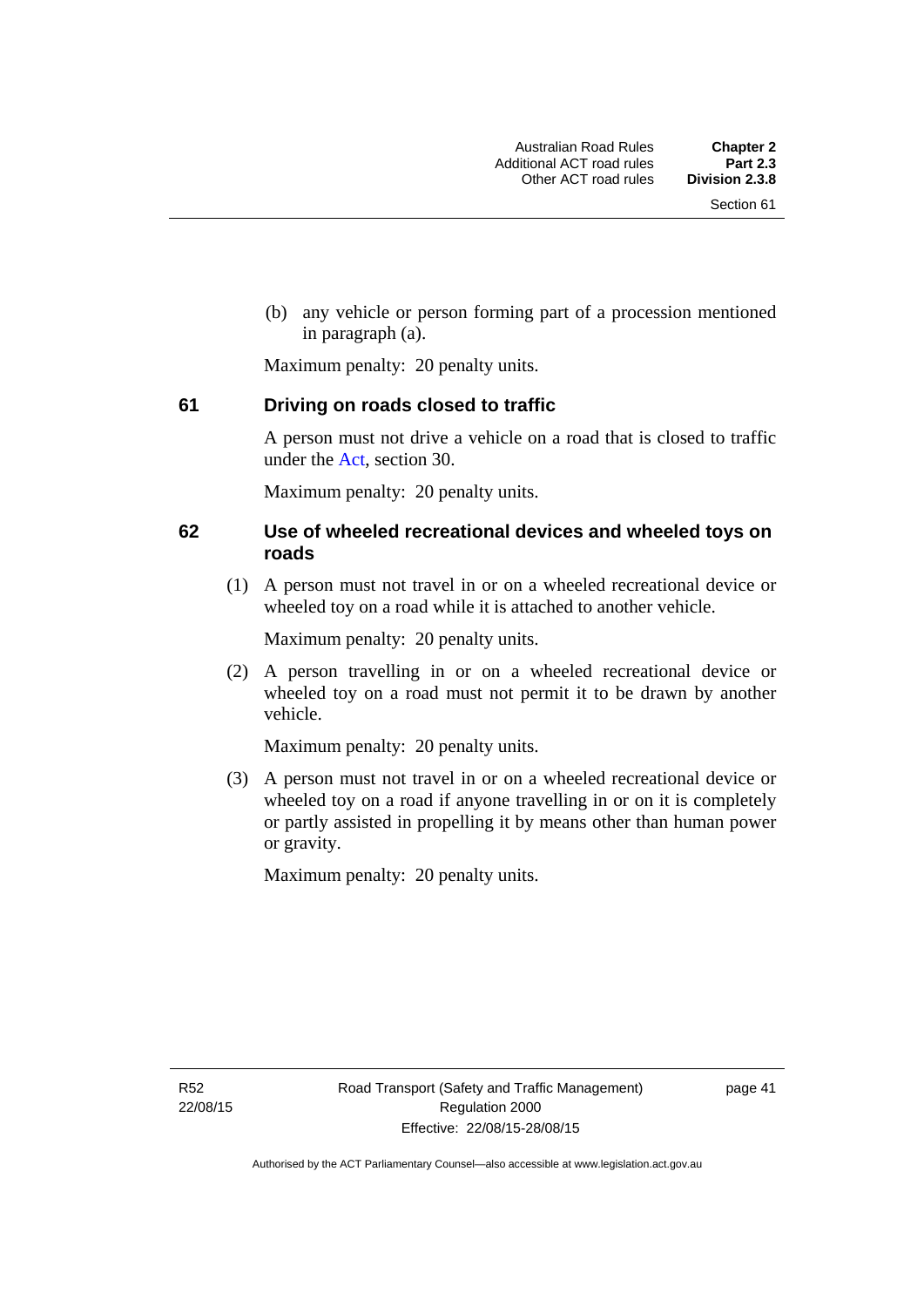(b) any vehicle or person forming part of a procession mentioned in paragraph (a).

Maximum penalty: 20 penalty units.

## 61 Driving on roads closed to traffic

A person must not drive a vehicle on a road that is closed to traffic under the Act, section 30.

Maximum penalty: 20 penalty units.

## 62 Use of wheeled recreational devices and wheeled toys on roads

(1) A person must not travel in or on a wheeled recreational device or wheeled toy on a road while it is attached to another vehicle.

Maximum penalty: 20 penalty units.

(2) A person travelling in or on a wheeled recreational device or wheeled toy on a road must not permit it to be drawn by another vehicle.

Maximum penalty: 20 penalty units.

(3) A person must not travel in or on a wheeled recreational device or wheeled toy on a road if anyone travelling in or on it is completely or partly assisted in propelling it by means other than human power or gravity.

Maximum penalty: 20 penalty units.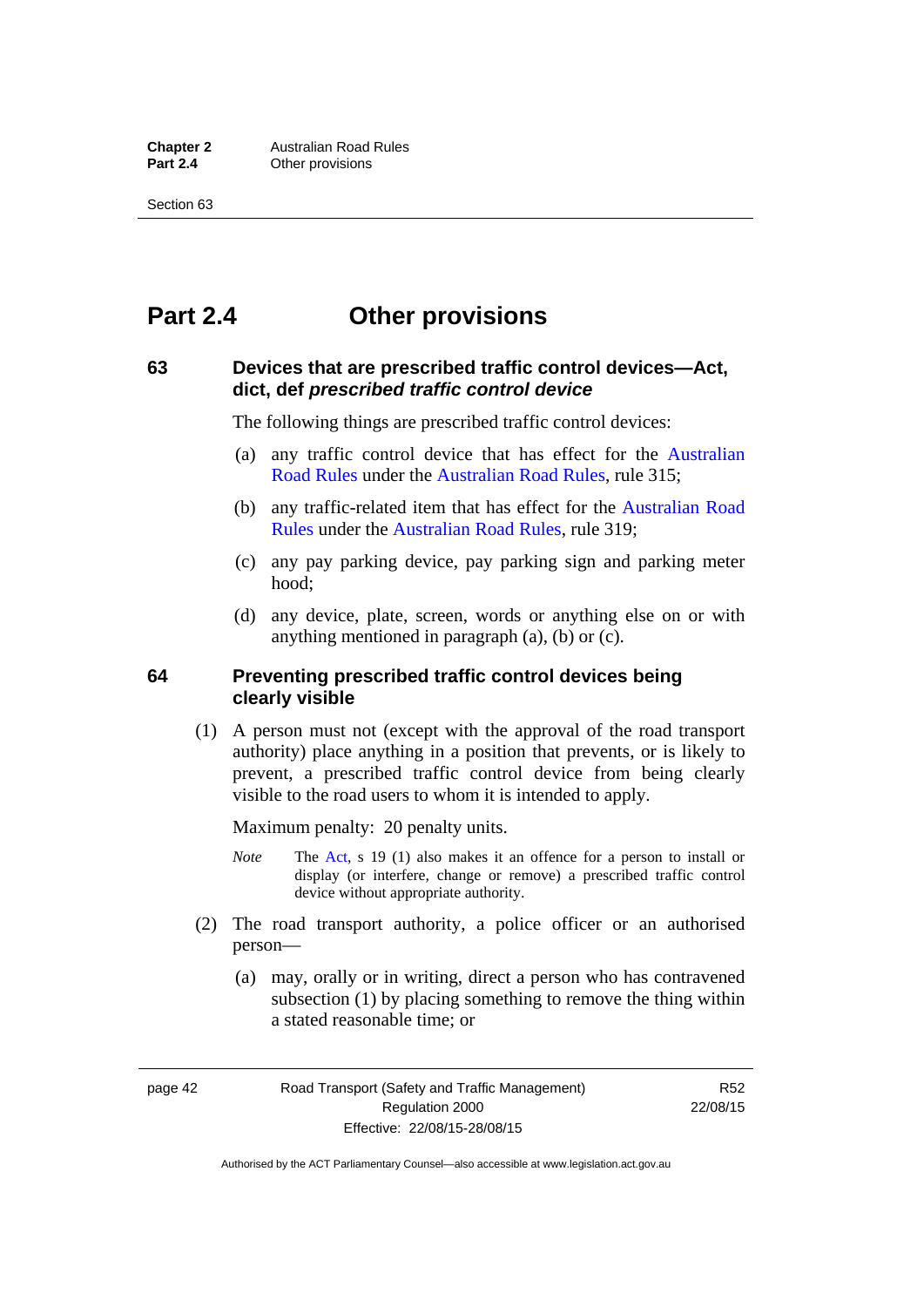# Part 2.4 Other provisions

## 63 Devices that are prescribed traffic control devices—Act, dict, def *prescribed traffic control device*

The following things are prescribed traffic control devices:

(a) any traffic control device that has effect for the Australian Road Rules under the Australian Road Rules, rule 315;

(b) any traffic-related item that has effect for the Australian Road Rules under the Australian Road Rules, rule 319;

(c) any pay parking device, pay parking sign and parking meter hood;

(d) any device, plate, screen, words or anything else on or with anything mentioned in paragraph (a), (b) or (c).

## 64 Preventing prescribed traffic control devices being clearly visible

(1) A person must not (except with the approval of the road transport authority) place anything in a position that prevents, or is likely to prevent, a prescribed traffic control device from being clearly visible to the road users to whom it is intended to apply.

Maximum penalty: 20 penalty units.

*Note* The Act, s 19 (1) also makes it an offence for a person to install or display (or interfere, change or remove) a prescribed traffic control device without appropriate authority.

(2) The road transport authority, a police officer or an authorised person—

(a) may, orally or in writing, direct a person who has contravened subsection (1) by placing something to remove the thing within a stated reasonable time; or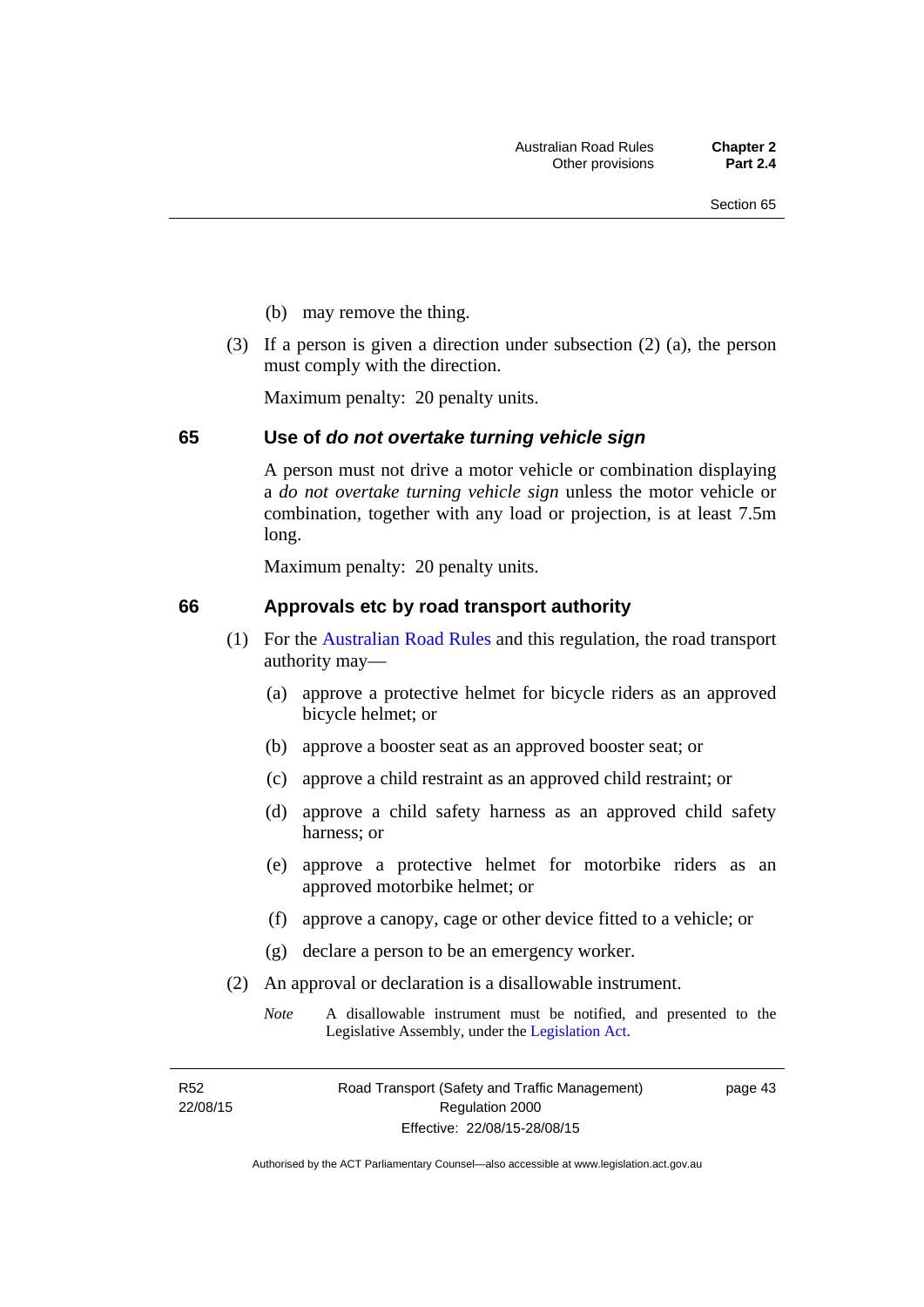(b) may remove the thing.

(3) If a person is given a direction under subsection (2) (a), the person must comply with the direction.

Maximum penalty: 20 penalty units.

## 65 Use of *do not overtake turning vehicle sign*

A person must not drive a motor vehicle or combination displaying a *do not overtake turning vehicle sign* unless the motor vehicle or combination, together with any load or projection, is at least 7.5m long.

Maximum penalty: 20 penalty units.

## 66 Approvals etc by road transport authority

(1) For the Australian Road Rules and this regulation, the road transport authority may—

(a) approve a protective helmet for bicycle riders as an approved bicycle helmet; or

(b) approve a booster seat as an approved booster seat; or

(c) approve a child restraint as an approved child restraint; or

(d) approve a child safety harness as an approved child safety harness; or

(e) approve a protective helmet for motorbike riders as an approved motorbike helmet; or

(f) approve a canopy, cage or other device fitted to a vehicle; or

(g) declare a person to be an emergency worker.

(2) An approval or declaration is a disallowable instrument.

*Note* A disallowable instrument must be notified, and presented to the Legislative Assembly, under the Legislation Act.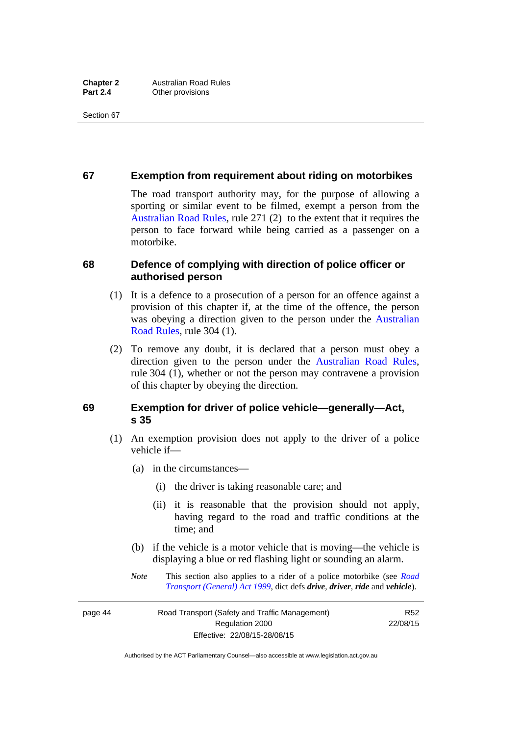## 67 Exemption from requirement about riding on motorbikes

The road transport authority may, for the purpose of allowing a sporting or similar event to be filmed, exempt a person from the Australian Road Rules, rule 271 (2) to the extent that it requires the person to face forward while being carried as a passenger on a motorbike.

## 68 Defence of complying with direction of police officer or authorised person

(1) It is a defence to a prosecution of a person for an offence against a provision of this chapter if, at the time of the offence, the person was obeying a direction given to the person under the Australian Road Rules, rule 304 (1).

(2) To remove any doubt, it is declared that a person must obey a direction given to the person under the Australian Road Rules, rule 304 (1), whether or not the person may contravene a provision of this chapter by obeying the direction.

## 69 Exemption for driver of police vehicle—generally—Act, s 35

(1) An exemption provision does not apply to the driver of a police vehicle if—

(a) in the circumstances—

(i) the driver is taking reasonable care; and

(ii) it is reasonable that the provision should not apply, having regard to the road and traffic conditions at the time; and

(b) if the vehicle is a motor vehicle that is moving—the vehicle is displaying a blue or red flashing light or sounding an alarm.

*Note* This section also applies to a rider of a police motorbike (see *Road Transport (General) Act 1999*, dict defs ***drive***, ***driver***, ***ride*** and ***vehicle***).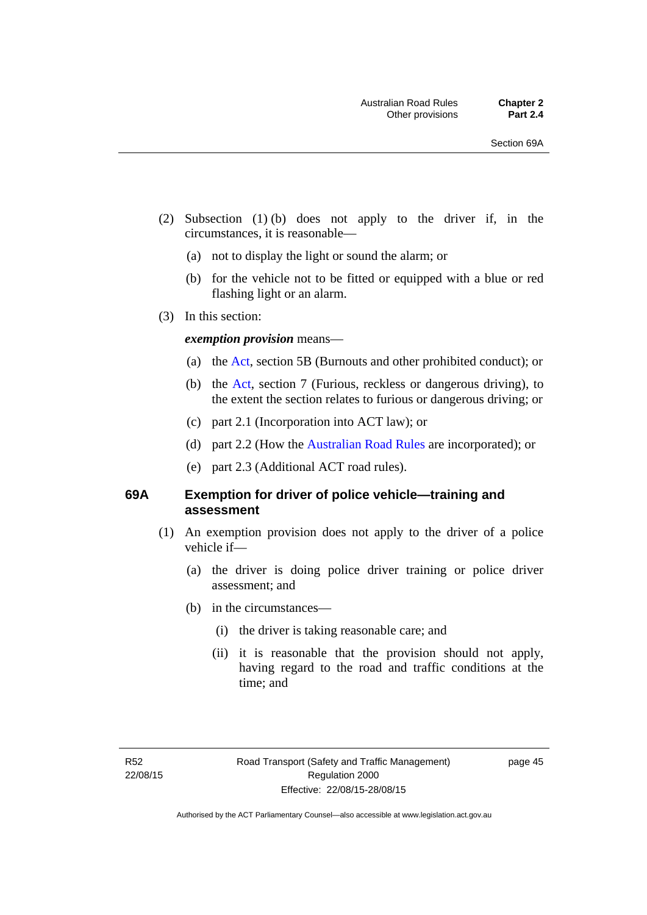(2) Subsection (1) (b) does not apply to the driver if, in the circumstances, it is reasonable—

(a) not to display the light or sound the alarm; or

(b) for the vehicle not to be fitted or equipped with a blue or red flashing light or an alarm.

(3) In this section:

***exemption provision*** means—

(a) the Act, section 5B (Burnouts and other prohibited conduct); or

(b) the Act, section 7 (Furious, reckless or dangerous driving), to the extent the section relates to furious or dangerous driving; or

(c) part 2.1 (Incorporation into ACT law); or

(d) part 2.2 (How the Australian Road Rules are incorporated); or

(e) part 2.3 (Additional ACT road rules).

## 69A Exemption for driver of police vehicle—training and assessment

(1) An exemption provision does not apply to the driver of a police vehicle if—

(a) the driver is doing police driver training or police driver assessment; and

(b) in the circumstances—

(i) the driver is taking reasonable care; and

(ii) it is reasonable that the provision should not apply, having regard to the road and traffic conditions at the time; and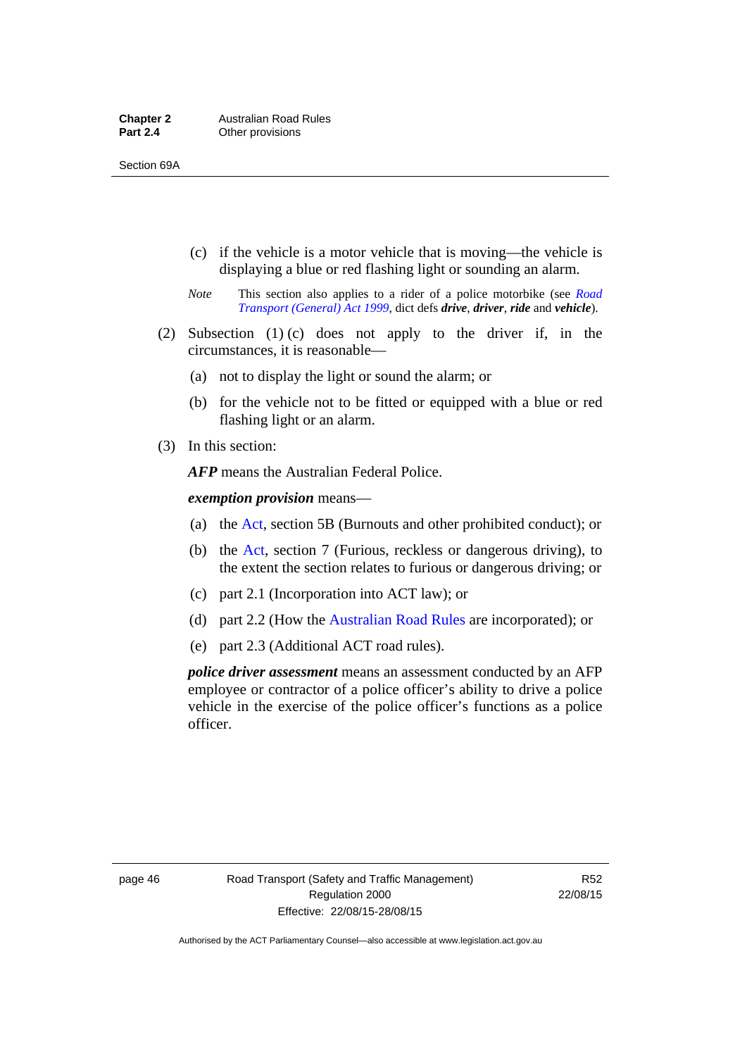(c) if the vehicle is a motor vehicle that is moving—the vehicle is displaying a blue or red flashing light or sounding an alarm.

*Note* This section also applies to a rider of a police motorbike (see *Road Transport (General) Act 1999*, dict defs ***drive***, ***driver***, ***ride*** and ***vehicle***).

(2) Subsection (1) (c) does not apply to the driver if, in the circumstances, it is reasonable—

(a) not to display the light or sound the alarm; or

(b) for the vehicle not to be fitted or equipped with a blue or red flashing light or an alarm.

(3) In this section:

***AFP*** means the Australian Federal Police.

***exemption provision*** means—

(a) the Act, section 5B (Burnouts and other prohibited conduct); or

(b) the Act, section 7 (Furious, reckless or dangerous driving), to the extent the section relates to furious or dangerous driving; or

(c) part 2.1 (Incorporation into ACT law); or

(d) part 2.2 (How the Australian Road Rules are incorporated); or

(e) part 2.3 (Additional ACT road rules).

***police driver assessment*** means an assessment conducted by an AFP employee or contractor of a police officer's ability to drive a police vehicle in the exercise of the police officer's functions as a police officer.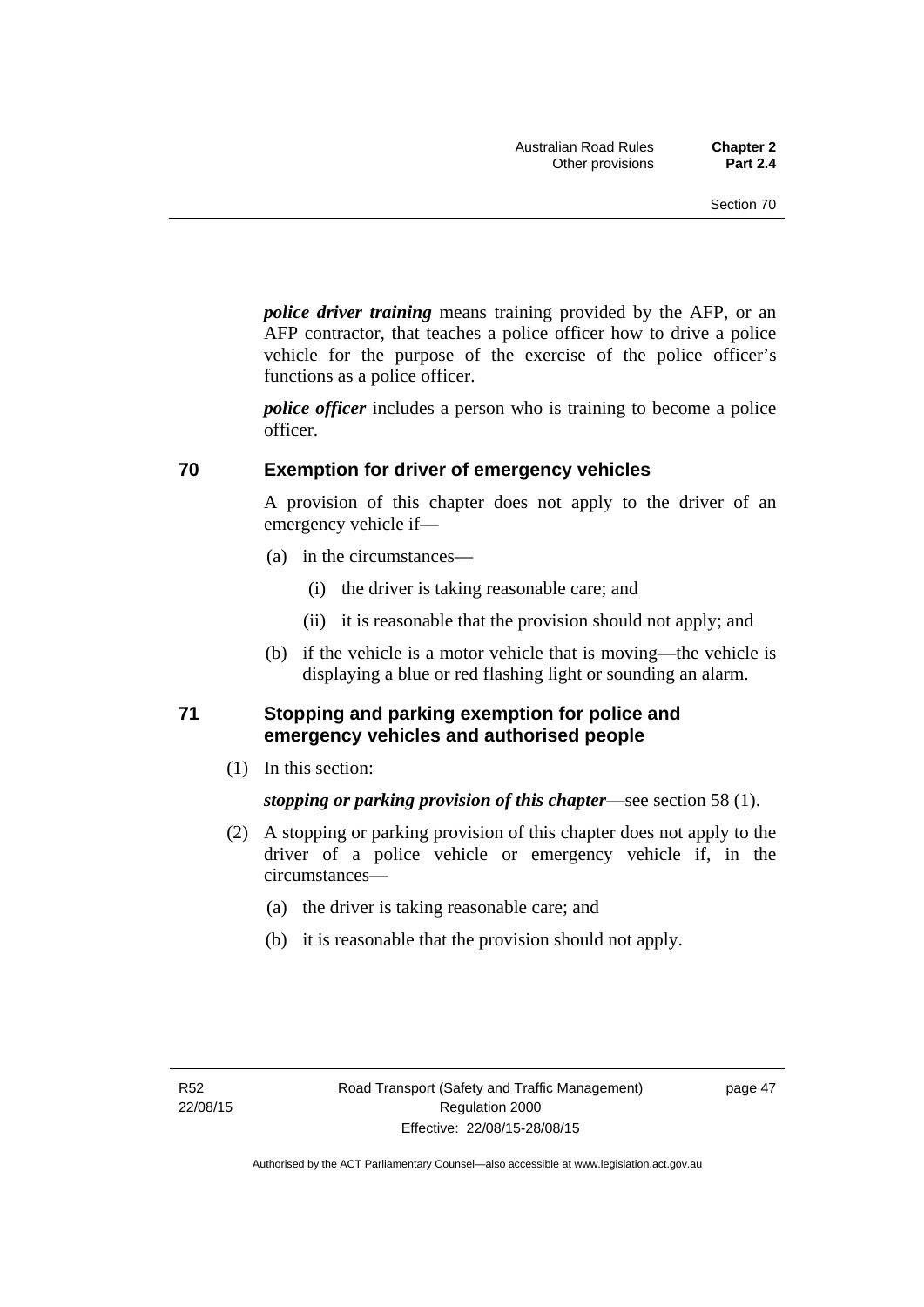***police driver training*** means training provided by the AFP, or an AFP contractor, that teaches a police officer how to drive a police vehicle for the purpose of the exercise of the police officer's functions as a police officer.

***police officer*** includes a person who is training to become a police officer.

## 70 Exemption for driver of emergency vehicles

A provision of this chapter does not apply to the driver of an emergency vehicle if—

(a) in the circumstances—

(i) the driver is taking reasonable care; and

(ii) it is reasonable that the provision should not apply; and

(b) if the vehicle is a motor vehicle that is moving—the vehicle is displaying a blue or red flashing light or sounding an alarm.

## 71 Stopping and parking exemption for police and emergency vehicles and authorised people

(1) In this section:

***stopping or parking provision of this chapter***—see section 58 (1).

(2) A stopping or parking provision of this chapter does not apply to the driver of a police vehicle or emergency vehicle if, in the circumstances—

(a) the driver is taking reasonable care; and

(b) it is reasonable that the provision should not apply.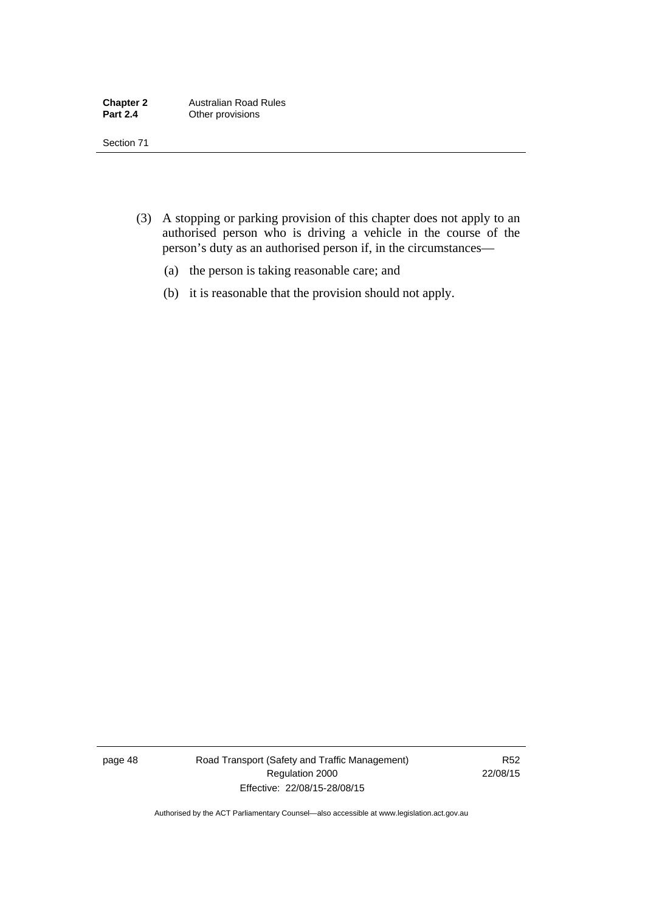(3) A stopping or parking provision of this chapter does not apply to an authorised person who is driving a vehicle in the course of the person's duty as an authorised person if, in the circumstances—

(a) the person is taking reasonable care; and

(b) it is reasonable that the provision should not apply.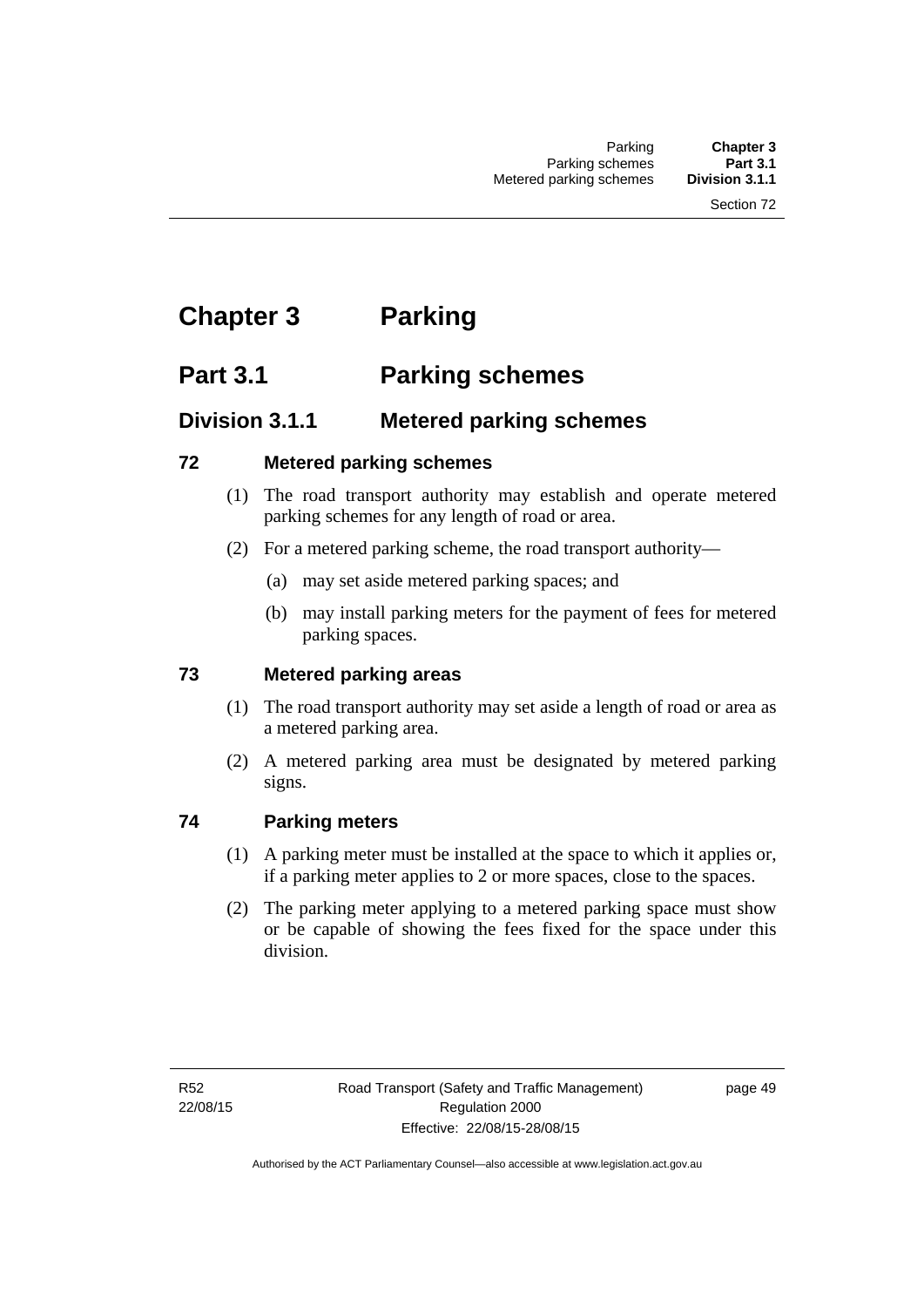# Chapter 3 Parking

## Part 3.1 Parking schemes

### Division 3.1.1 Metered parking schemes

#### 72 Metered parking schemes

(1) The road transport authority may establish and operate metered parking schemes for any length of road or area.

(2) For a metered parking scheme, the road transport authority—

(a) may set aside metered parking spaces; and

(b) may install parking meters for the payment of fees for metered parking spaces.

#### 73 Metered parking areas

(1) The road transport authority may set aside a length of road or area as a metered parking area.

(2) A metered parking area must be designated by metered parking signs.

#### 74 Parking meters

(1) A parking meter must be installed at the space to which it applies or, if a parking meter applies to 2 or more spaces, close to the spaces.

(2) The parking meter applying to a metered parking space must show or be capable of showing the fees fixed for the space under this division.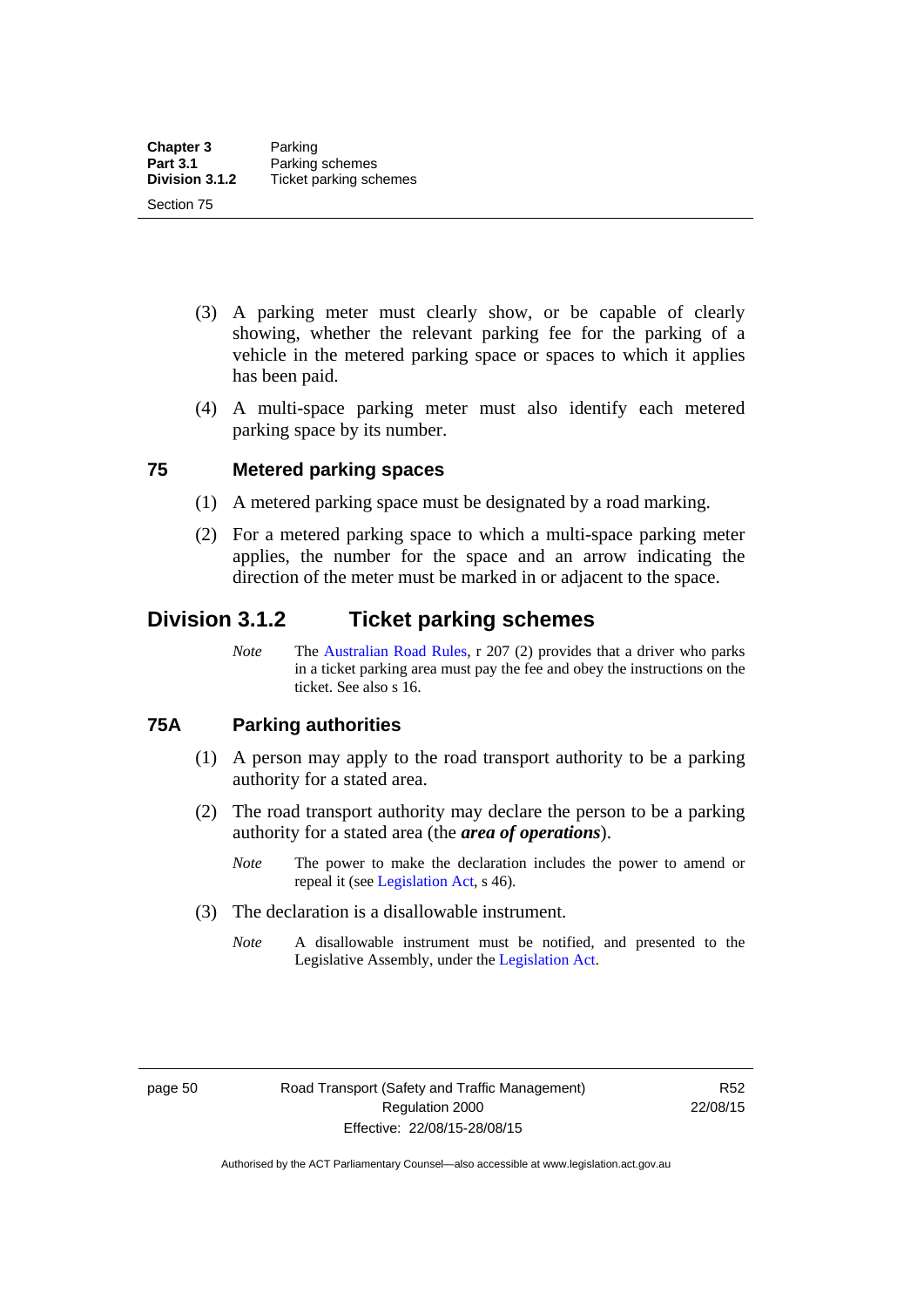(3) A parking meter must clearly show, or be capable of clearly showing, whether the relevant parking fee for the parking of a vehicle in the metered parking space or spaces to which it applies has been paid.

(4) A multi-space parking meter must also identify each metered parking space by its number.

### 75 Metered parking spaces

(1) A metered parking space must be designated by a road marking.

(2) For a metered parking space to which a multi-space parking meter applies, the number for the space and an arrow indicating the direction of the meter must be marked in or adjacent to the space.

## Division 3.1.2 Ticket parking schemes

*Note* The Australian Road Rules, r 207 (2) provides that a driver who parks in a ticket parking area must pay the fee and obey the instructions on the ticket. See also s 16.

### 75A Parking authorities

(1) A person may apply to the road transport authority to be a parking authority for a stated area.

(2) The road transport authority may declare the person to be a parking authority for a stated area (the ***area of operations***).

*Note* The power to make the declaration includes the power to amend or repeal it (see Legislation Act, s 46).

(3) The declaration is a disallowable instrument.

*Note* A disallowable instrument must be notified, and presented to the Legislative Assembly, under the Legislation Act.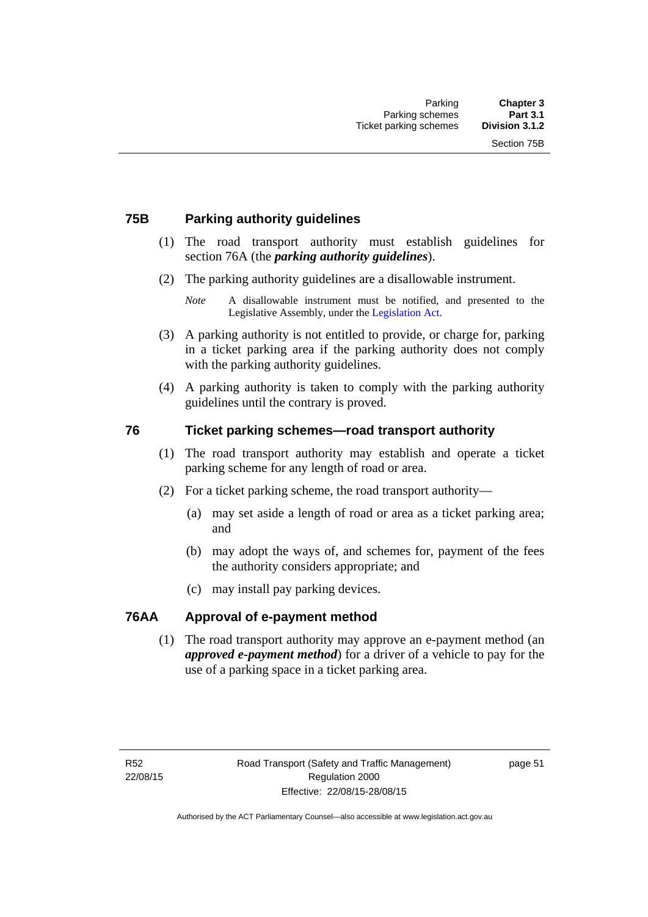### 75B Parking authority guidelines

(1) The road transport authority must establish guidelines for section 76A (the ***parking authority guidelines***).

(2) The parking authority guidelines are a disallowable instrument.

*Note* A disallowable instrument must be notified, and presented to the Legislative Assembly, under the Legislation Act.

(3) A parking authority is not entitled to provide, or charge for, parking in a ticket parking area if the parking authority does not comply with the parking authority guidelines.

(4) A parking authority is taken to comply with the parking authority guidelines until the contrary is proved.

### 76 Ticket parking schemes—road transport authority

(1) The road transport authority may establish and operate a ticket parking scheme for any length of road or area.

(2) For a ticket parking scheme, the road transport authority—

(a) may set aside a length of road or area as a ticket parking area; and

(b) may adopt the ways of, and schemes for, payment of the fees the authority considers appropriate; and

(c) may install pay parking devices.

### 76AA Approval of e-payment method

(1) The road transport authority may approve an e-payment method (an ***approved e-payment method***) for a driver of a vehicle to pay for the use of a parking space in a ticket parking area.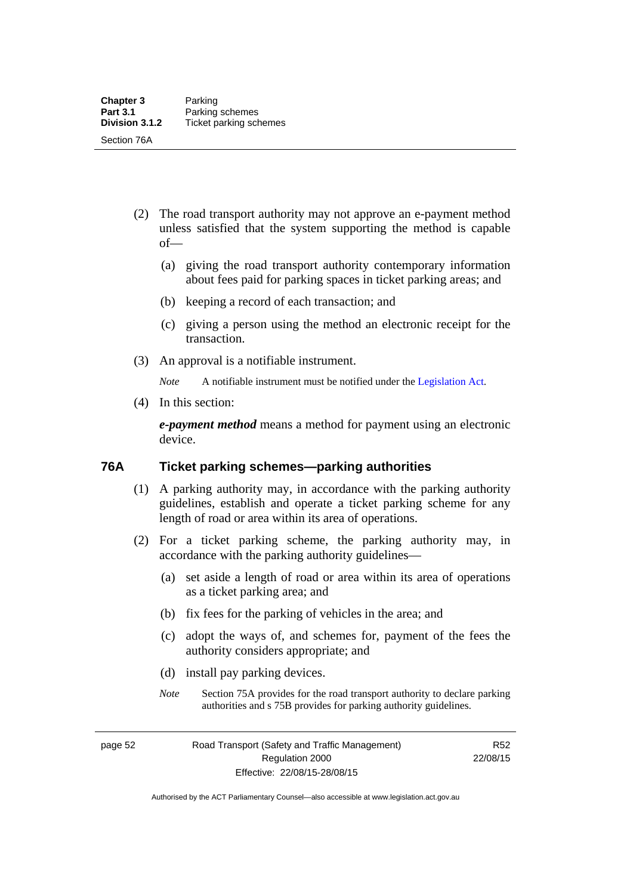(2) The road transport authority may not approve an e-payment method unless satisfied that the system supporting the method is capable of—

(a) giving the road transport authority contemporary information about fees paid for parking spaces in ticket parking areas; and

(b) keeping a record of each transaction; and

(c) giving a person using the method an electronic receipt for the transaction.

(3) An approval is a notifiable instrument.

*Note* A notifiable instrument must be notified under the Legislation Act.

(4) In this section:

***e-payment method*** means a method for payment using an electronic device.

## 76A Ticket parking schemes—parking authorities

(1) A parking authority may, in accordance with the parking authority guidelines, establish and operate a ticket parking scheme for any length of road or area within its area of operations.

(2) For a ticket parking scheme, the parking authority may, in accordance with the parking authority guidelines—

(a) set aside a length of road or area within its area of operations as a ticket parking area; and

(b) fix fees for the parking of vehicles in the area; and

(c) adopt the ways of, and schemes for, payment of the fees the authority considers appropriate; and

(d) install pay parking devices.

*Note* Section 75A provides for the road transport authority to declare parking authorities and s 75B provides for parking authority guidelines.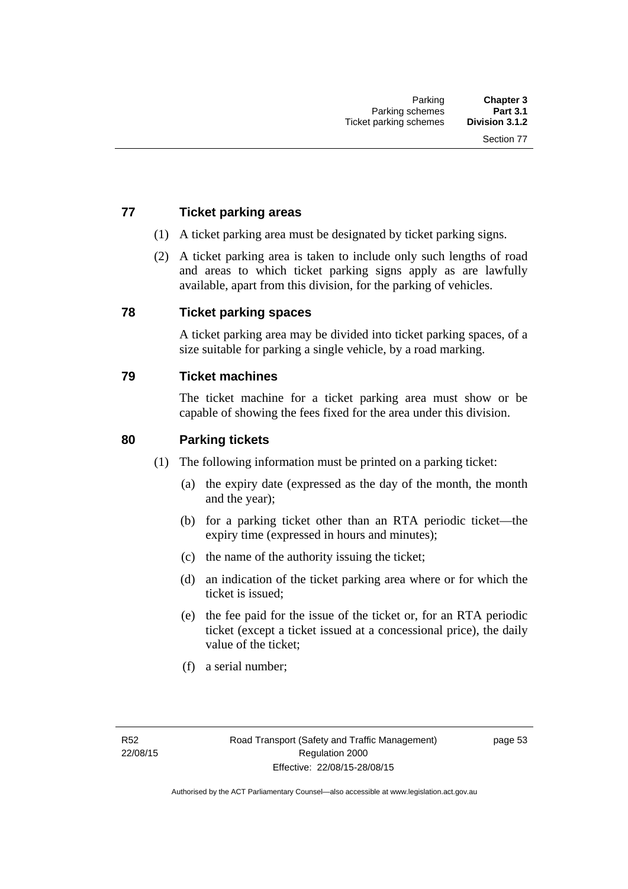## 77 Ticket parking areas

(1) A ticket parking area must be designated by ticket parking signs.

(2) A ticket parking area is taken to include only such lengths of road and areas to which ticket parking signs apply as are lawfully available, apart from this division, for the parking of vehicles.

## 78 Ticket parking spaces

A ticket parking area may be divided into ticket parking spaces, of a size suitable for parking a single vehicle, by a road marking.

## 79 Ticket machines

The ticket machine for a ticket parking area must show or be capable of showing the fees fixed for the area under this division.

## 80 Parking tickets

(1) The following information must be printed on a parking ticket:

- (a) the expiry date (expressed as the day of the month, the month and the year);
- (b) for a parking ticket other than an RTA periodic ticket—the expiry time (expressed in hours and minutes);
- (c) the name of the authority issuing the ticket;
- (d) an indication of the ticket parking area where or for which the ticket is issued;
- (e) the fee paid for the issue of the ticket or, for an RTA periodic ticket (except a ticket issued at a concessional price), the daily value of the ticket;
- (f) a serial number;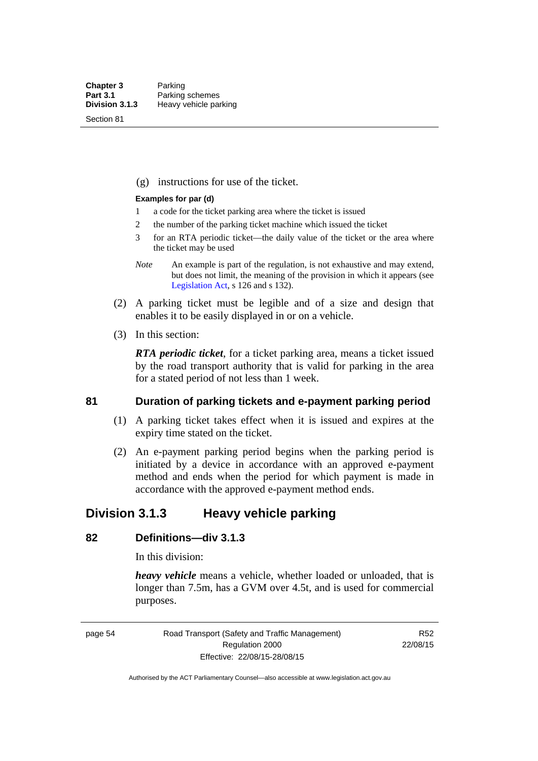(g) instructions for use of the ticket.

**Examples for par (d)**

1 a code for the ticket parking area where the ticket is issued

2 the number of the parking ticket machine which issued the ticket

3 for an RTA periodic ticket—the daily value of the ticket or the area where the ticket may be used

*Note* An example is part of the regulation, is not exhaustive and may extend, but does not limit, the meaning of the provision in which it appears (see Legislation Act, s 126 and s 132).

(2) A parking ticket must be legible and of a size and design that enables it to be easily displayed in or on a vehicle.

(3) In this section:

***RTA periodic ticket***, for a ticket parking area, means a ticket issued by the road transport authority that is valid for parking in the area for a stated period of not less than 1 week.

### 81 Duration of parking tickets and e-payment parking period

(1) A parking ticket takes effect when it is issued and expires at the expiry time stated on the ticket.

(2) An e-payment parking period begins when the parking period is initiated by a device in accordance with an approved e-payment method and ends when the period for which payment is made in accordance with the approved e-payment method ends.

## Division 3.1.3 Heavy vehicle parking

### 82 Definitions—div 3.1.3

In this division:

***heavy vehicle*** means a vehicle, whether loaded or unloaded, that is longer than 7.5m, has a GVM over 4.5t, and is used for commercial purposes.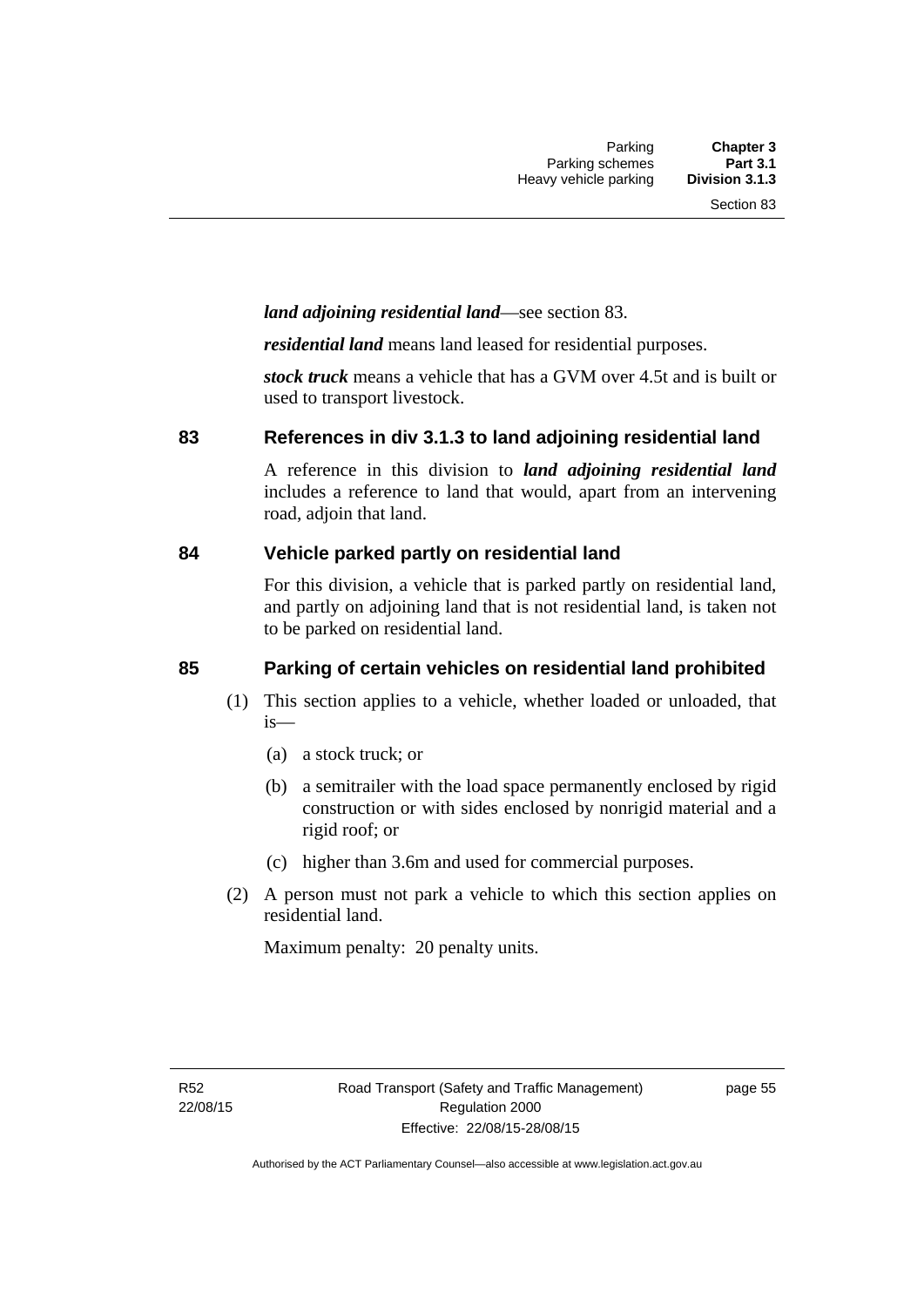***land adjoining residential land***—see section 83.

***residential land*** means land leased for residential purposes.

***stock truck*** means a vehicle that has a GVM over 4.5t and is built or used to transport livestock.

## 83 References in div 3.1.3 to land adjoining residential land

A reference in this division to ***land adjoining residential land*** includes a reference to land that would, apart from an intervening road, adjoin that land.

## 84 Vehicle parked partly on residential land

For this division, a vehicle that is parked partly on residential land, and partly on adjoining land that is not residential land, is taken not to be parked on residential land.

## 85 Parking of certain vehicles on residential land prohibited

(1) This section applies to a vehicle, whether loaded or unloaded, that is—

- (a) a stock truck; or
- (b) a semitrailer with the load space permanently enclosed by rigid construction or with sides enclosed by nonrigid material and a rigid roof; or
- (c) higher than 3.6m and used for commercial purposes.

(2) A person must not park a vehicle to which this section applies on residential land.

Maximum penalty: 20 penalty units.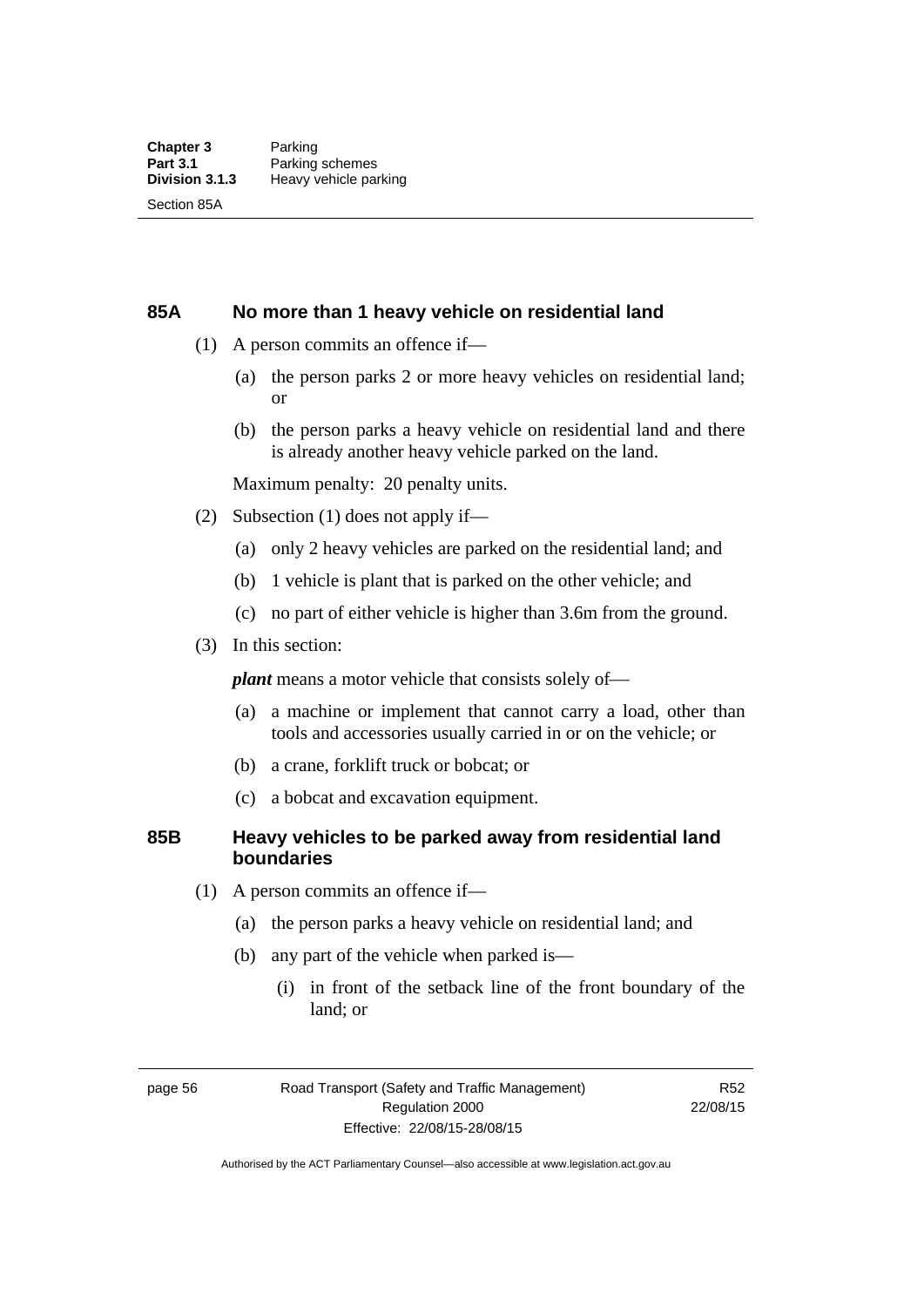## 85A No more than 1 heavy vehicle on residential land

(1) A person commits an offence if—

(a) the person parks 2 or more heavy vehicles on residential land; or

(b) the person parks a heavy vehicle on residential land and there is already another heavy vehicle parked on the land.

Maximum penalty: 20 penalty units.

(2) Subsection (1) does not apply if—

(a) only 2 heavy vehicles are parked on the residential land; and

(b) 1 vehicle is plant that is parked on the other vehicle; and

(c) no part of either vehicle is higher than 3.6m from the ground.

(3) In this section:

***plant*** means a motor vehicle that consists solely of—

(a) a machine or implement that cannot carry a load, other than tools and accessories usually carried in or on the vehicle; or

(b) a crane, forklift truck or bobcat; or

(c) a bobcat and excavation equipment.

## 85B Heavy vehicles to be parked away from residential land boundaries

(1) A person commits an offence if—

(a) the person parks a heavy vehicle on residential land; and

(b) any part of the vehicle when parked is—

(i) in front of the setback line of the front boundary of the land; or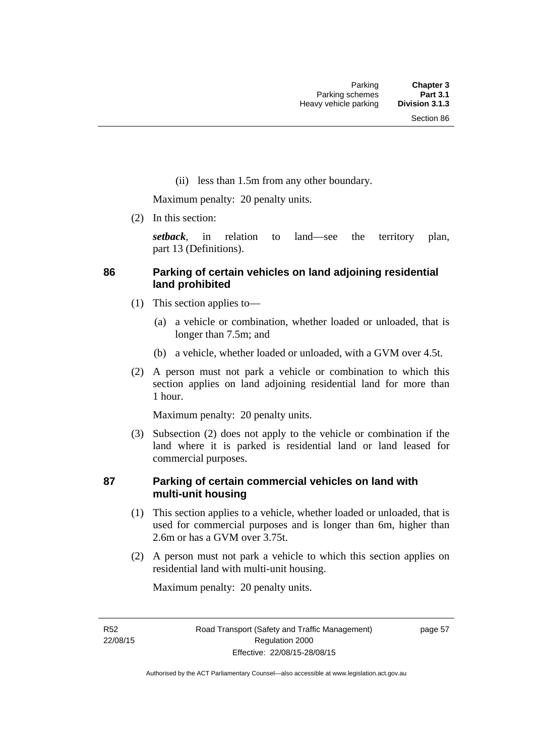(ii) less than 1.5m from any other boundary.

Maximum penalty: 20 penalty units.

(2) In this section:

***setback***, in relation to land—see the territory plan, part 13 (Definitions).

### 86 Parking of certain vehicles on land adjoining residential land prohibited

(1) This section applies to—

(a) a vehicle or combination, whether loaded or unloaded, that is longer than 7.5m; and

(b) a vehicle, whether loaded or unloaded, with a GVM over 4.5t.

(2) A person must not park a vehicle or combination to which this section applies on land adjoining residential land for more than 1 hour.

Maximum penalty: 20 penalty units.

(3) Subsection (2) does not apply to the vehicle or combination if the land where it is parked is residential land or land leased for commercial purposes.

### 87 Parking of certain commercial vehicles on land with multi-unit housing

(1) This section applies to a vehicle, whether loaded or unloaded, that is used for commercial purposes and is longer than 6m, higher than 2.6m or has a GVM over 3.75t.

(2) A person must not park a vehicle to which this section applies on residential land with multi-unit housing.

Maximum penalty: 20 penalty units.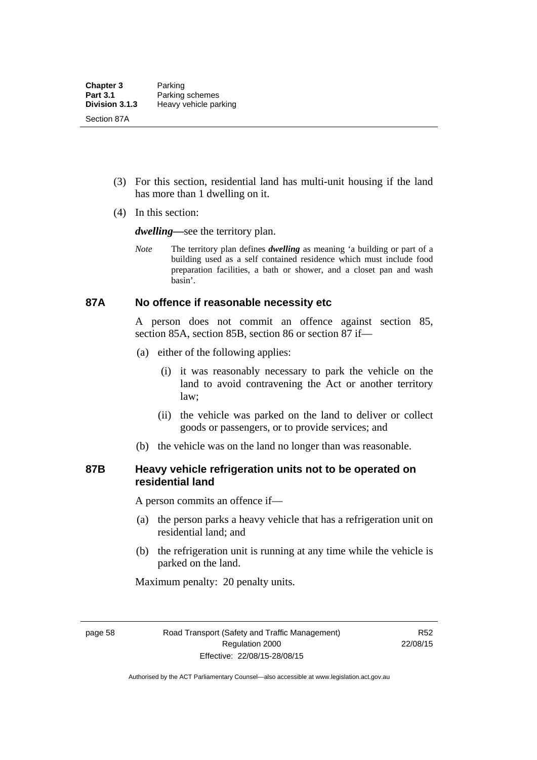(3) For this section, residential land has multi-unit housing if the land has more than 1 dwelling on it.

(4) In this section:

***dwelling***—see the territory plan.

*Note* The territory plan defines ***dwelling*** as meaning 'a building or part of a building used as a self contained residence which must include food preparation facilities, a bath or shower, and a closet pan and wash basin'.

### 87A No offence if reasonable necessity etc

A person does not commit an offence against section 85, section 85A, section 85B, section 86 or section 87 if—

(a) either of the following applies:

(i) it was reasonably necessary to park the vehicle on the land to avoid contravening the Act or another territory law;

(ii) the vehicle was parked on the land to deliver or collect goods or passengers, or to provide services; and

(b) the vehicle was on the land no longer than was reasonable.

### 87B Heavy vehicle refrigeration units not to be operated on residential land

A person commits an offence if—

(a) the person parks a heavy vehicle that has a refrigeration unit on residential land; and

(b) the refrigeration unit is running at any time while the vehicle is parked on the land.

Maximum penalty: 20 penalty units.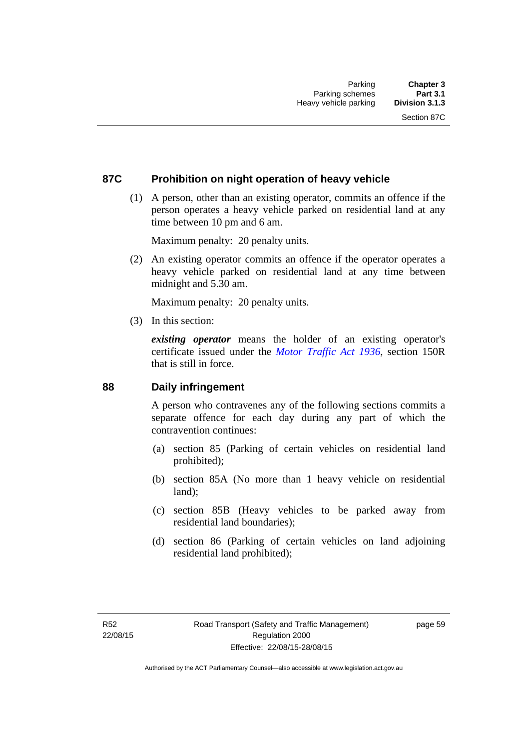### 87C Prohibition on night operation of heavy vehicle

(1) A person, other than an existing operator, commits an offence if the person operates a heavy vehicle parked on residential land at any time between 10 pm and 6 am.

Maximum penalty: 20 penalty units.

(2) An existing operator commits an offence if the operator operates a heavy vehicle parked on residential land at any time between midnight and 5.30 am.

Maximum penalty: 20 penalty units.

(3) In this section:

***existing operator*** means the holder of an existing operator's certificate issued under the *Motor Traffic Act 1936*, section 150R that is still in force.

### 88 Daily infringement

A person who contravenes any of the following sections commits a separate offence for each day during any part of which the contravention continues:

(a) section 85 (Parking of certain vehicles on residential land prohibited);

(b) section 85A (No more than 1 heavy vehicle on residential land);

(c) section 85B (Heavy vehicles to be parked away from residential land boundaries);

(d) section 86 (Parking of certain vehicles on land adjoining residential land prohibited);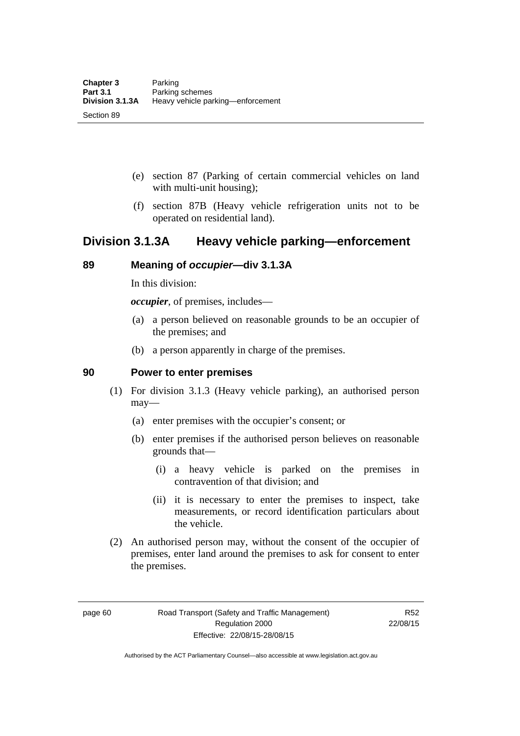(e) section 87 (Parking of certain commercial vehicles on land with multi-unit housing);

(f) section 87B (Heavy vehicle refrigeration units not to be operated on residential land).

## Division 3.1.3A Heavy vehicle parking—enforcement

### 89 Meaning of *occupier*—div 3.1.3A

In this division:

***occupier***, of premises, includes—

(a) a person believed on reasonable grounds to be an occupier of the premises; and

(b) a person apparently in charge of the premises.

### 90 Power to enter premises

(1) For division 3.1.3 (Heavy vehicle parking), an authorised person may—

(a) enter premises with the occupier's consent; or

(b) enter premises if the authorised person believes on reasonable grounds that—

(i) a heavy vehicle is parked on the premises in contravention of that division; and

(ii) it is necessary to enter the premises to inspect, take measurements, or record identification particulars about the vehicle.

(2) An authorised person may, without the consent of the occupier of premises, enter land around the premises to ask for consent to enter the premises.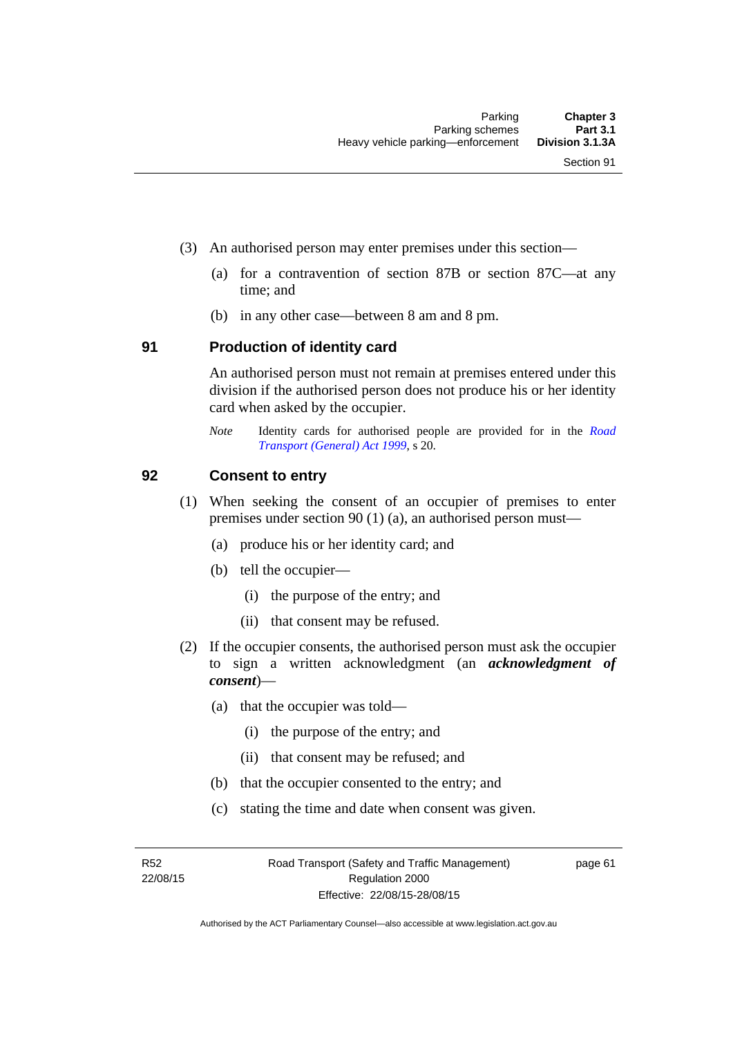(3) An authorised person may enter premises under this section—

(a) for a contravention of section 87B or section 87C—at any time; and

(b) in any other case—between 8 am and 8 pm.

## 91 Production of identity card

An authorised person must not remain at premises entered under this division if the authorised person does not produce his or her identity card when asked by the occupier.

*Note* Identity cards for authorised people are provided for in the *Road Transport (General) Act 1999*, s 20.

## 92 Consent to entry

(1) When seeking the consent of an occupier of premises to enter premises under section 90 (1) (a), an authorised person must—

(a) produce his or her identity card; and

(b) tell the occupier—

(i) the purpose of the entry; and

(ii) that consent may be refused.

(2) If the occupier consents, the authorised person must ask the occupier to sign a written acknowledgment (an ***acknowledgment of consent***)—

(a) that the occupier was told—

(i) the purpose of the entry; and

(ii) that consent may be refused; and

(b) that the occupier consented to the entry; and

(c) stating the time and date when consent was given.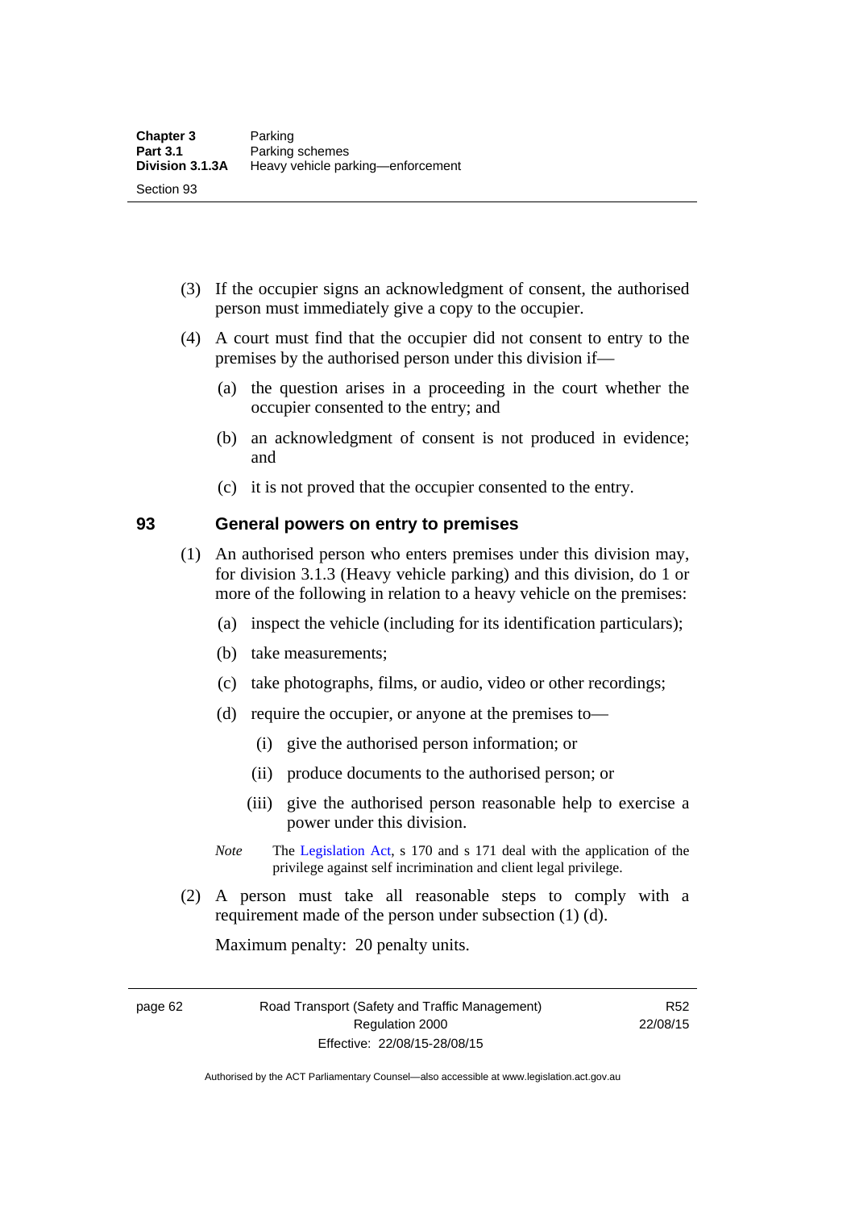(3) If the occupier signs an acknowledgment of consent, the authorised person must immediately give a copy to the occupier.

(4) A court must find that the occupier did not consent to entry to the premises by the authorised person under this division if—

(a) the question arises in a proceeding in the court whether the occupier consented to the entry; and

(b) an acknowledgment of consent is not produced in evidence; and

(c) it is not proved that the occupier consented to the entry.

## 93 General powers on entry to premises

(1) An authorised person who enters premises under this division may, for division 3.1.3 (Heavy vehicle parking) and this division, do 1 or more of the following in relation to a heavy vehicle on the premises:

(a) inspect the vehicle (including for its identification particulars);

(b) take measurements;

(c) take photographs, films, or audio, video or other recordings;

(d) require the occupier, or anyone at the premises to—

(i) give the authorised person information; or

(ii) produce documents to the authorised person; or

(iii) give the authorised person reasonable help to exercise a power under this division.

*Note* The Legislation Act, s 170 and s 171 deal with the application of the privilege against self incrimination and client legal privilege.

(2) A person must take all reasonable steps to comply with a requirement made of the person under subsection (1) (d).

Maximum penalty: 20 penalty units.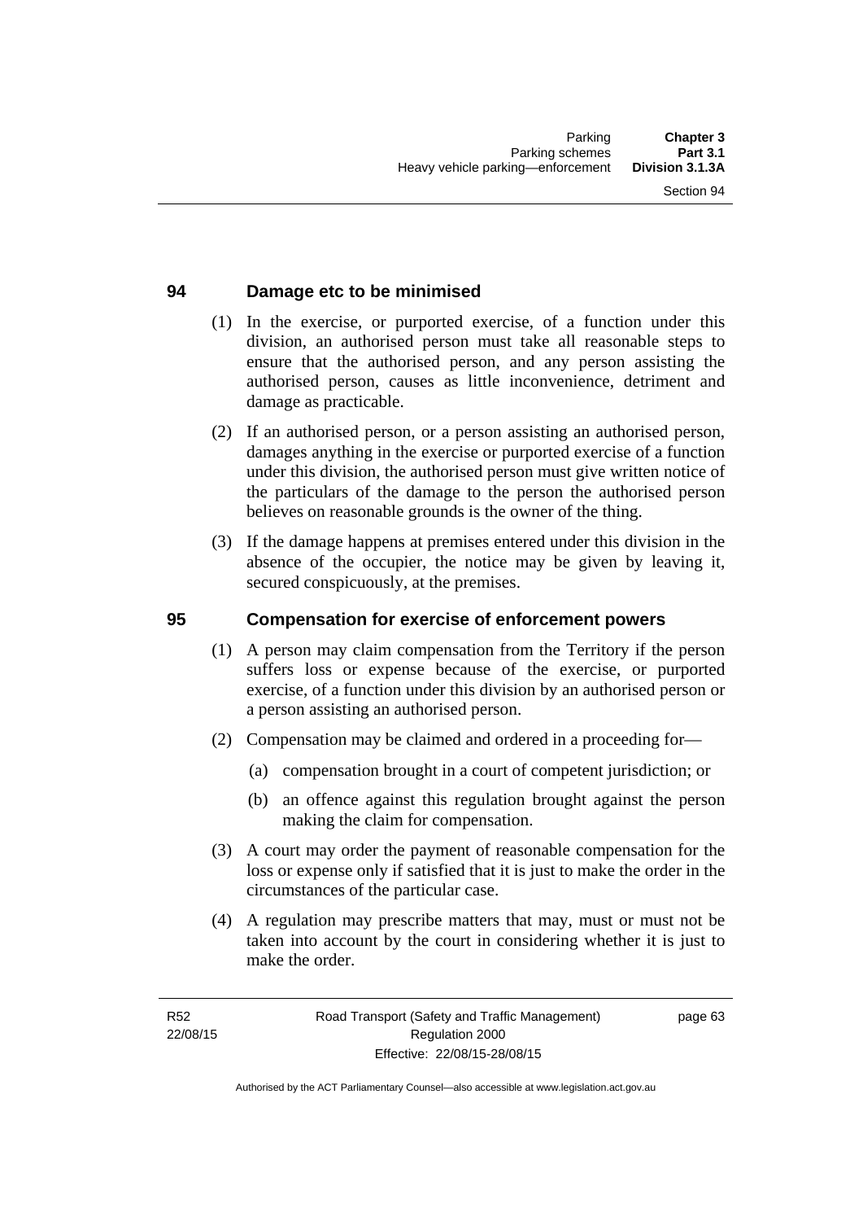## 94 Damage etc to be minimised

(1) In the exercise, or purported exercise, of a function under this division, an authorised person must take all reasonable steps to ensure that the authorised person, and any person assisting the authorised person, causes as little inconvenience, detriment and damage as practicable.

(2) If an authorised person, or a person assisting an authorised person, damages anything in the exercise or purported exercise of a function under this division, the authorised person must give written notice of the particulars of the damage to the person the authorised person believes on reasonable grounds is the owner of the thing.

(3) If the damage happens at premises entered under this division in the absence of the occupier, the notice may be given by leaving it, secured conspicuously, at the premises.

## 95 Compensation for exercise of enforcement powers

(1) A person may claim compensation from the Territory if the person suffers loss or expense because of the exercise, or purported exercise, of a function under this division by an authorised person or a person assisting an authorised person.

(2) Compensation may be claimed and ordered in a proceeding for—

(a) compensation brought in a court of competent jurisdiction; or

(b) an offence against this regulation brought against the person making the claim for compensation.

(3) A court may order the payment of reasonable compensation for the loss or expense only if satisfied that it is just to make the order in the circumstances of the particular case.

(4) A regulation may prescribe matters that may, must or must not be taken into account by the court in considering whether it is just to make the order.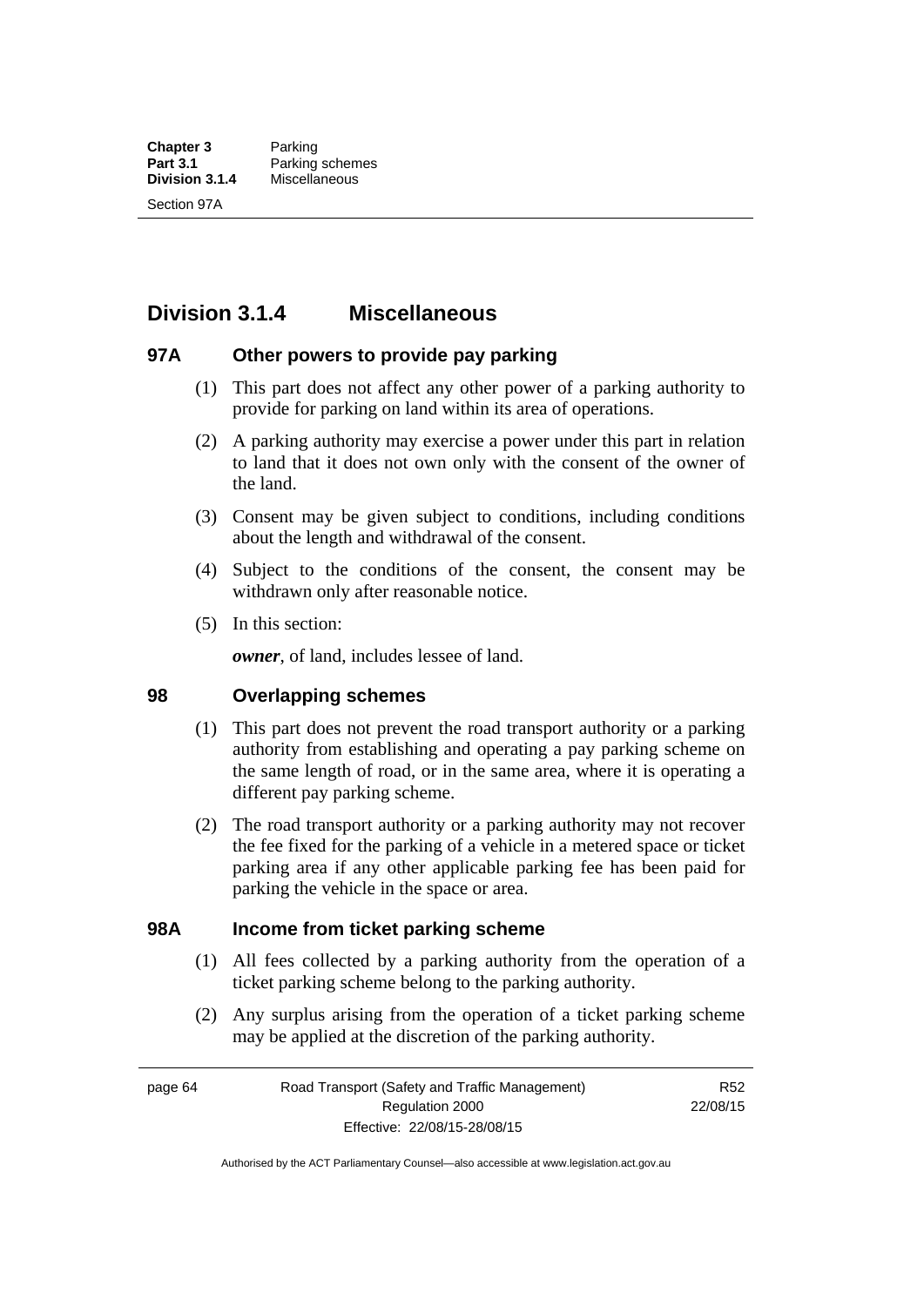## Division 3.1.4 Miscellaneous

### 97A Other powers to provide pay parking

(1) This part does not affect any other power of a parking authority to provide for parking on land within its area of operations.

(2) A parking authority may exercise a power under this part in relation to land that it does not own only with the consent of the owner of the land.

(3) Consent may be given subject to conditions, including conditions about the length and withdrawal of the consent.

(4) Subject to the conditions of the consent, the consent may be withdrawn only after reasonable notice.

(5) In this section:

***owner***, of land, includes lessee of land.

### 98 Overlapping schemes

(1) This part does not prevent the road transport authority or a parking authority from establishing and operating a pay parking scheme on the same length of road, or in the same area, where it is operating a different pay parking scheme.

(2) The road transport authority or a parking authority may not recover the fee fixed for the parking of a vehicle in a metered space or ticket parking area if any other applicable parking fee has been paid for parking the vehicle in the space or area.

### 98A Income from ticket parking scheme

(1) All fees collected by a parking authority from the operation of a ticket parking scheme belong to the parking authority.

(2) Any surplus arising from the operation of a ticket parking scheme may be applied at the discretion of the parking authority.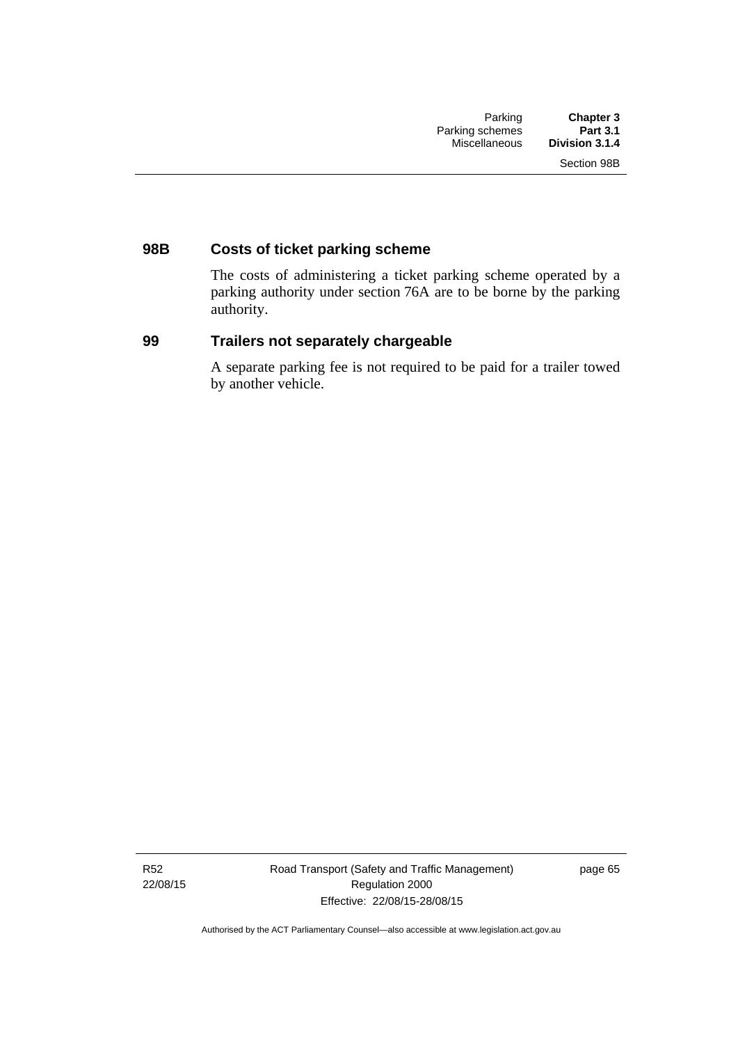## 98B Costs of ticket parking scheme

The costs of administering a ticket parking scheme operated by a parking authority under section 76A are to be borne by the parking authority.

## 99 Trailers not separately chargeable

A separate parking fee is not required to be paid for a trailer towed by another vehicle.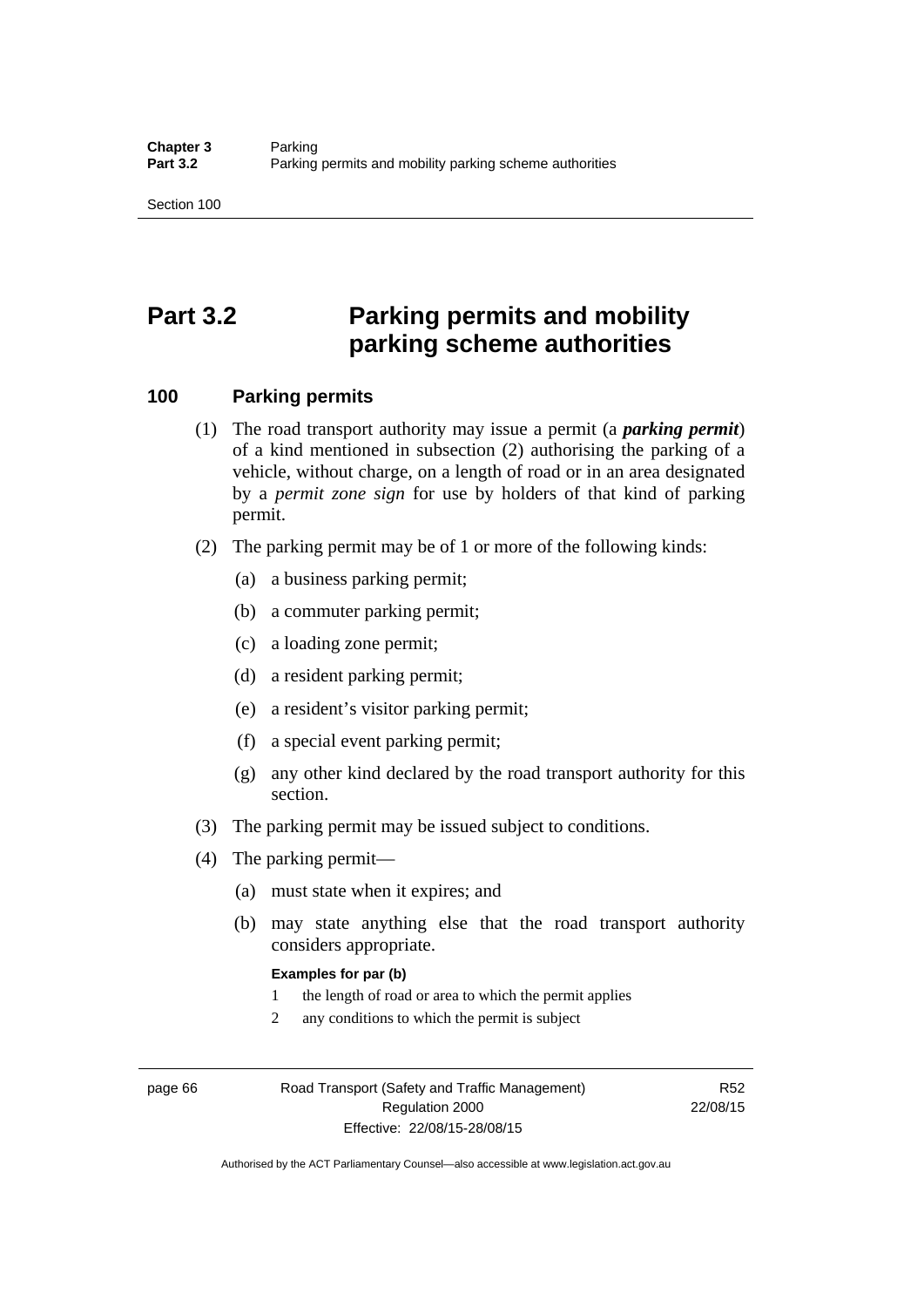# Part 3.2 Parking permits and mobility parking scheme authorities

## 100 Parking permits

(1) The road transport authority may issue a permit (a ***parking permit***) of a kind mentioned in subsection (2) authorising the parking of a vehicle, without charge, on a length of road or in an area designated by a *permit zone sign* for use by holders of that kind of parking permit.

(2) The parking permit may be of 1 or more of the following kinds:

(a) a business parking permit;

(b) a commuter parking permit;

(c) a loading zone permit;

(d) a resident parking permit;

(e) a resident's visitor parking permit;

(f) a special event parking permit;

(g) any other kind declared by the road transport authority for this section.

(3) The parking permit may be issued subject to conditions.

(4) The parking permit—

(a) must state when it expires; and

(b) may state anything else that the road transport authority considers appropriate.

**Examples for par (b)**

1 the length of road or area to which the permit applies

2 any conditions to which the permit is subject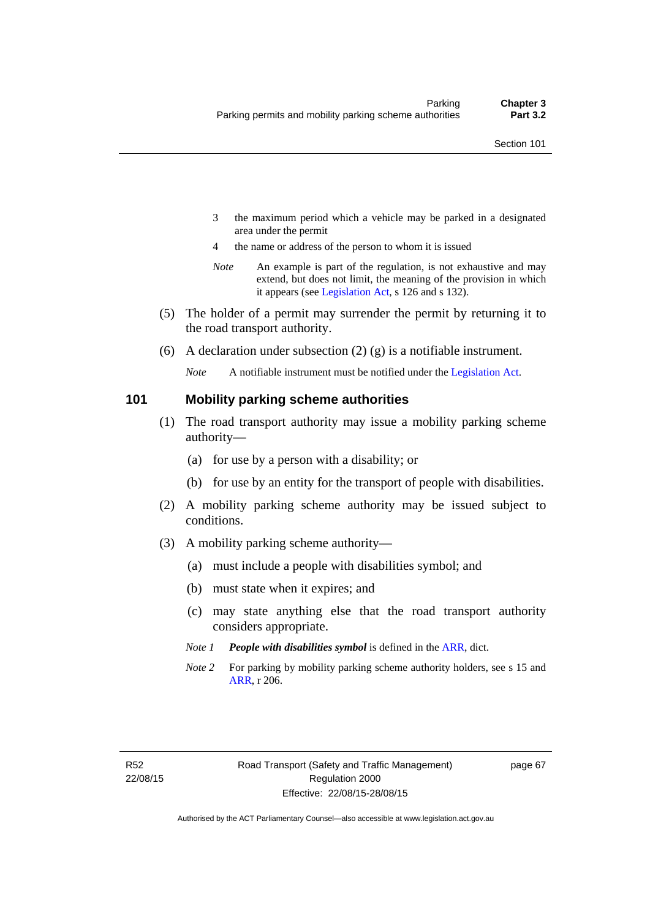3 the maximum period which a vehicle may be parked in a designated area under the permit

4 the name or address of the person to whom it is issued

*Note* An example is part of the regulation, is not exhaustive and may extend, but does not limit, the meaning of the provision in which it appears (see Legislation Act, s 126 and s 132).

(5) The holder of a permit may surrender the permit by returning it to the road transport authority.

(6) A declaration under subsection (2) (g) is a notifiable instrument.

*Note* A notifiable instrument must be notified under the Legislation Act.

## 101 Mobility parking scheme authorities

(1) The road transport authority may issue a mobility parking scheme authority—

(a) for use by a person with a disability; or

(b) for use by an entity for the transport of people with disabilities.

(2) A mobility parking scheme authority may be issued subject to conditions.

(3) A mobility parking scheme authority—

(a) must include a people with disabilities symbol; and

(b) must state when it expires; and

(c) may state anything else that the road transport authority considers appropriate.

*Note 1* ***People with disabilities symbol*** is defined in the ARR, dict.

*Note 2* For parking by mobility parking scheme authority holders, see s 15 and ARR, r 206.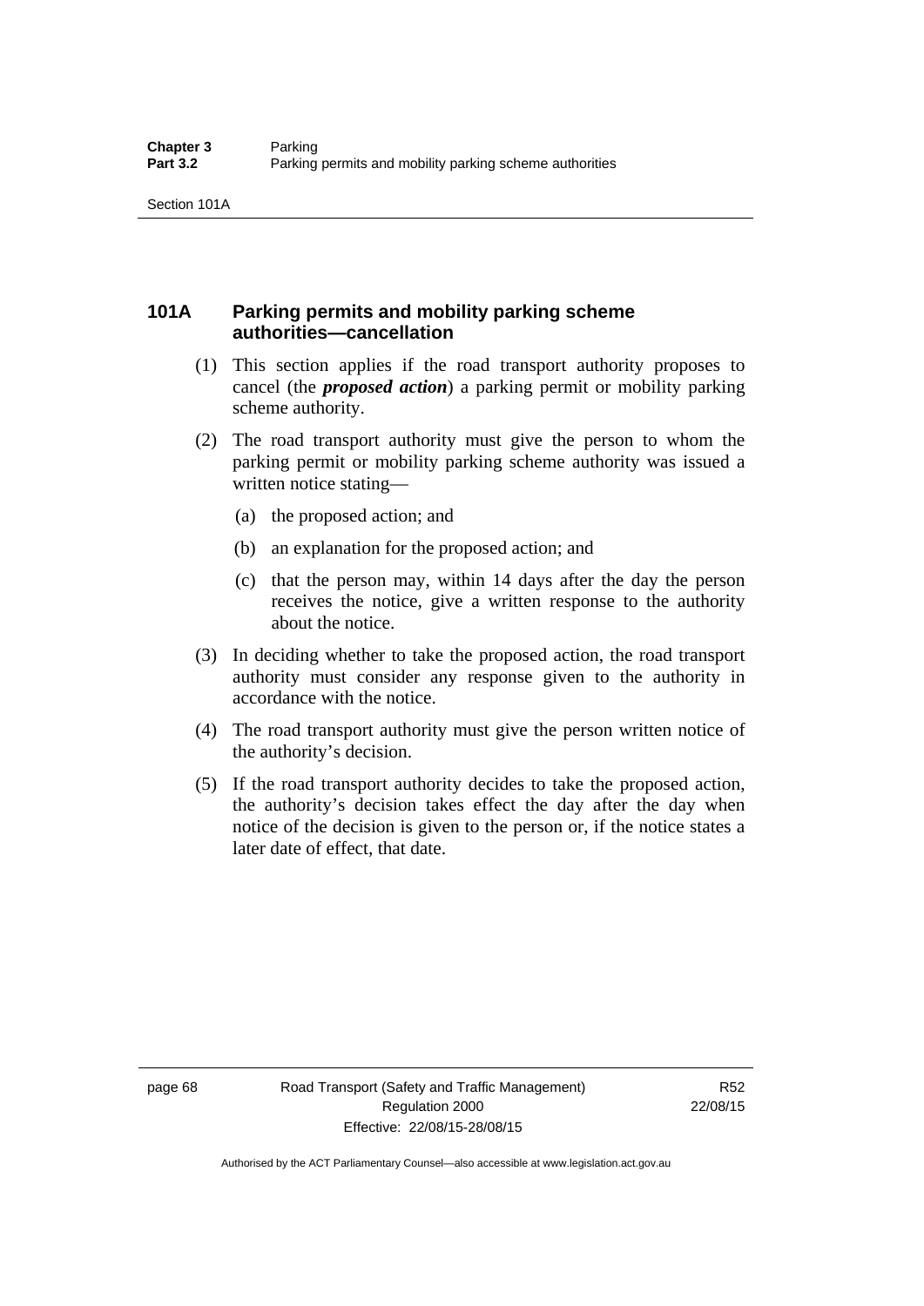### 101A Parking permits and mobility parking scheme authorities—cancellation

(1) This section applies if the road transport authority proposes to cancel (the ***proposed action***) a parking permit or mobility parking scheme authority.

(2) The road transport authority must give the person to whom the parking permit or mobility parking scheme authority was issued a written notice stating—

(a) the proposed action; and

(b) an explanation for the proposed action; and

(c) that the person may, within 14 days after the day the person receives the notice, give a written response to the authority about the notice.

(3) In deciding whether to take the proposed action, the road transport authority must consider any response given to the authority in accordance with the notice.

(4) The road transport authority must give the person written notice of the authority's decision.

(5) If the road transport authority decides to take the proposed action, the authority's decision takes effect the day after the day when notice of the decision is given to the person or, if the notice states a later date of effect, that date.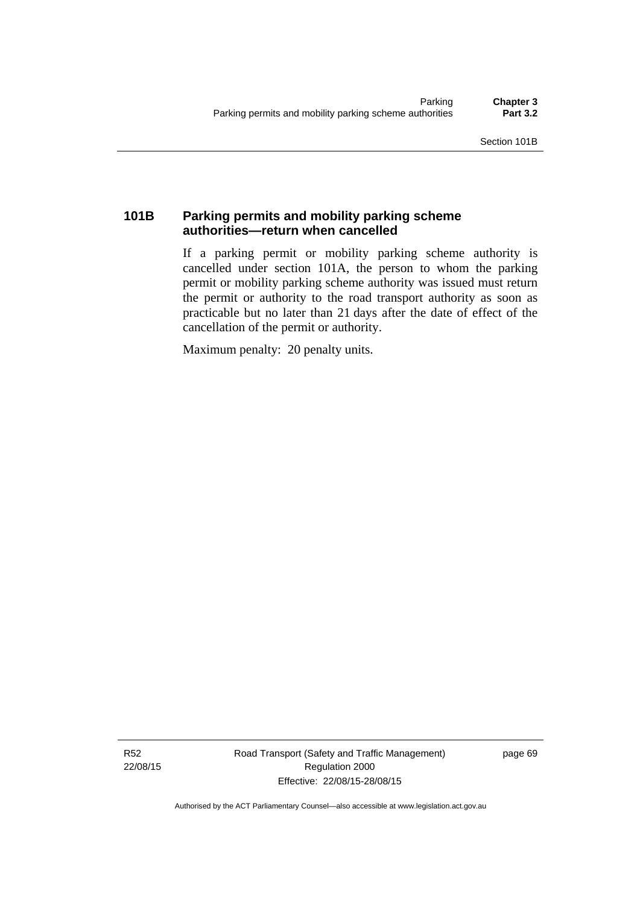### 101B Parking permits and mobility parking scheme authorities—return when cancelled

If a parking permit or mobility parking scheme authority is cancelled under section 101A, the person to whom the parking permit or mobility parking scheme authority was issued must return the permit or authority to the road transport authority as soon as practicable but no later than 21 days after the date of effect of the cancellation of the permit or authority.

Maximum penalty: 20 penalty units.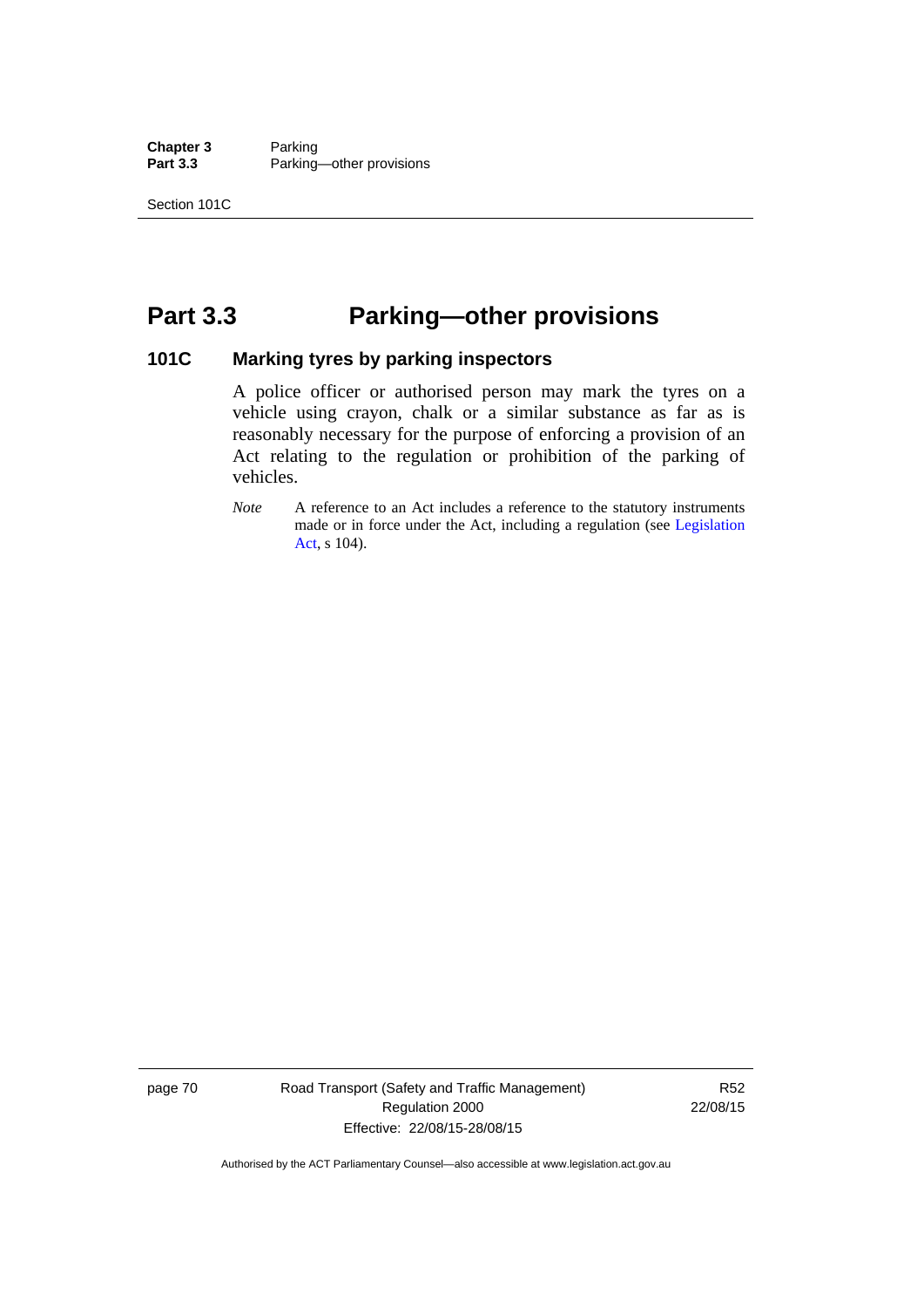# Part 3.3 Parking—other provisions

### 101C Marking tyres by parking inspectors

A police officer or authorised person may mark the tyres on a vehicle using crayon, chalk or a similar substance as far as is reasonably necessary for the purpose of enforcing a provision of an Act relating to the regulation or prohibition of the parking of vehicles.

*Note* A reference to an Act includes a reference to the statutory instruments made or in force under the Act, including a regulation (see Legislation Act, s 104).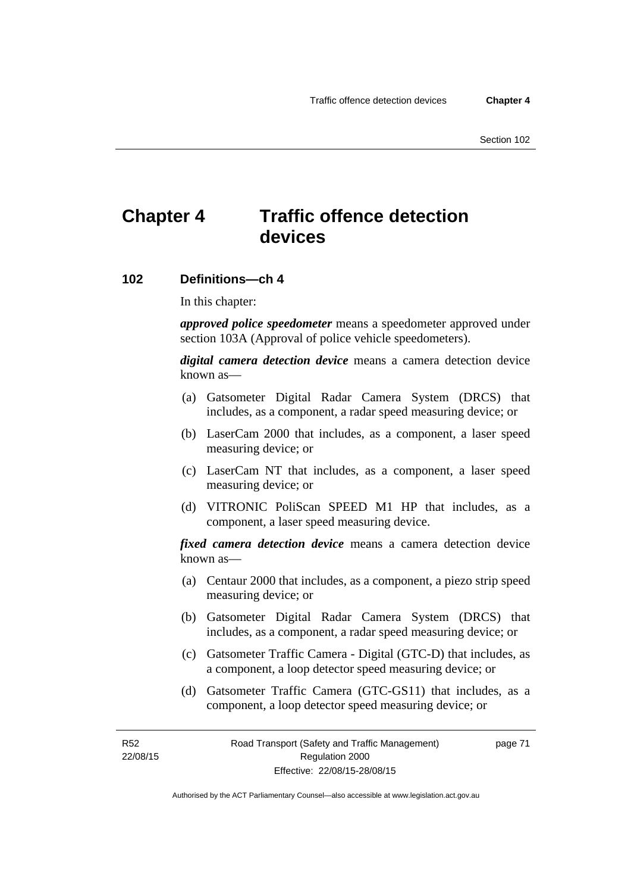# Chapter 4 Traffic offence detection devices

## 102 Definitions—ch 4

In this chapter:

***approved police speedometer*** means a speedometer approved under section 103A (Approval of police vehicle speedometers).

***digital camera detection device*** means a camera detection device known as—

(a) Gatsometer Digital Radar Camera System (DRCS) that includes, as a component, a radar speed measuring device; or

(b) LaserCam 2000 that includes, as a component, a laser speed measuring device; or

(c) LaserCam NT that includes, as a component, a laser speed measuring device; or

(d) VITRONIC PoliScan SPEED M1 HP that includes, as a component, a laser speed measuring device.

***fixed camera detection device*** means a camera detection device known as—

(a) Centaur 2000 that includes, as a component, a piezo strip speed measuring device; or

(b) Gatsometer Digital Radar Camera System (DRCS) that includes, as a component, a radar speed measuring device; or

(c) Gatsometer Traffic Camera - Digital (GTC-D) that includes, as a component, a loop detector speed measuring device; or

(d) Gatsometer Traffic Camera (GTC-GS11) that includes, as a component, a loop detector speed measuring device; or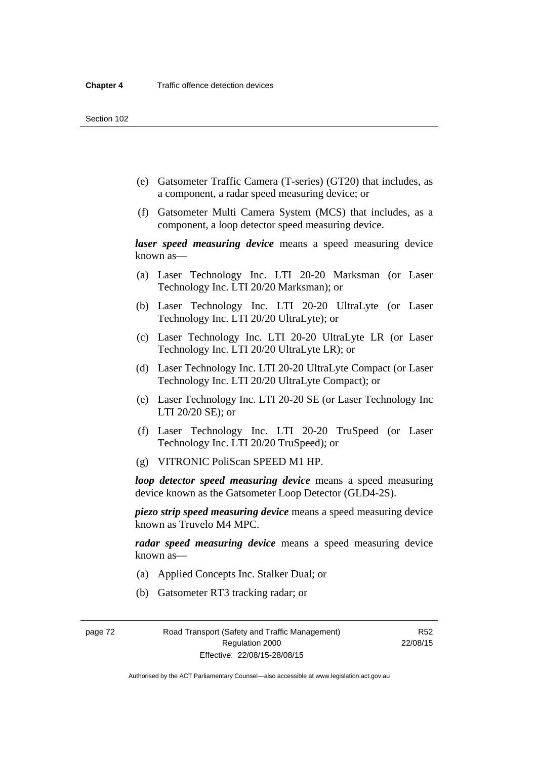(e) Gatsometer Traffic Camera (T-series) (GT20) that includes, as a component, a radar speed measuring device; or

(f) Gatsometer Multi Camera System (MCS) that includes, as a component, a loop detector speed measuring device.

***laser speed measuring device*** means a speed measuring device known as—

(a) Laser Technology Inc. LTI 20-20 Marksman (or Laser Technology Inc. LTI 20/20 Marksman); or

(b) Laser Technology Inc. LTI 20-20 UltraLyte (or Laser Technology Inc. LTI 20/20 UltraLyte); or

(c) Laser Technology Inc. LTI 20-20 UltraLyte LR (or Laser Technology Inc. LTI 20/20 UltraLyte LR); or

(d) Laser Technology Inc. LTI 20-20 UltraLyte Compact (or Laser Technology Inc. LTI 20/20 UltraLyte Compact); or

(e) Laser Technology Inc. LTI 20-20 SE (or Laser Technology Inc LTI 20/20 SE); or

(f) Laser Technology Inc. LTI 20-20 TruSpeed (or Laser Technology Inc. LTI 20/20 TruSpeed); or

(g) VITRONIC PoliScan SPEED M1 HP.

***loop detector speed measuring device*** means a speed measuring device known as the Gatsometer Loop Detector (GLD4-2S).

***piezo strip speed measuring device*** means a speed measuring device known as Truvelo M4 MPC.

***radar speed measuring device*** means a speed measuring device known as—

(a) Applied Concepts Inc. Stalker Dual; or

(b) Gatsometer RT3 tracking radar; or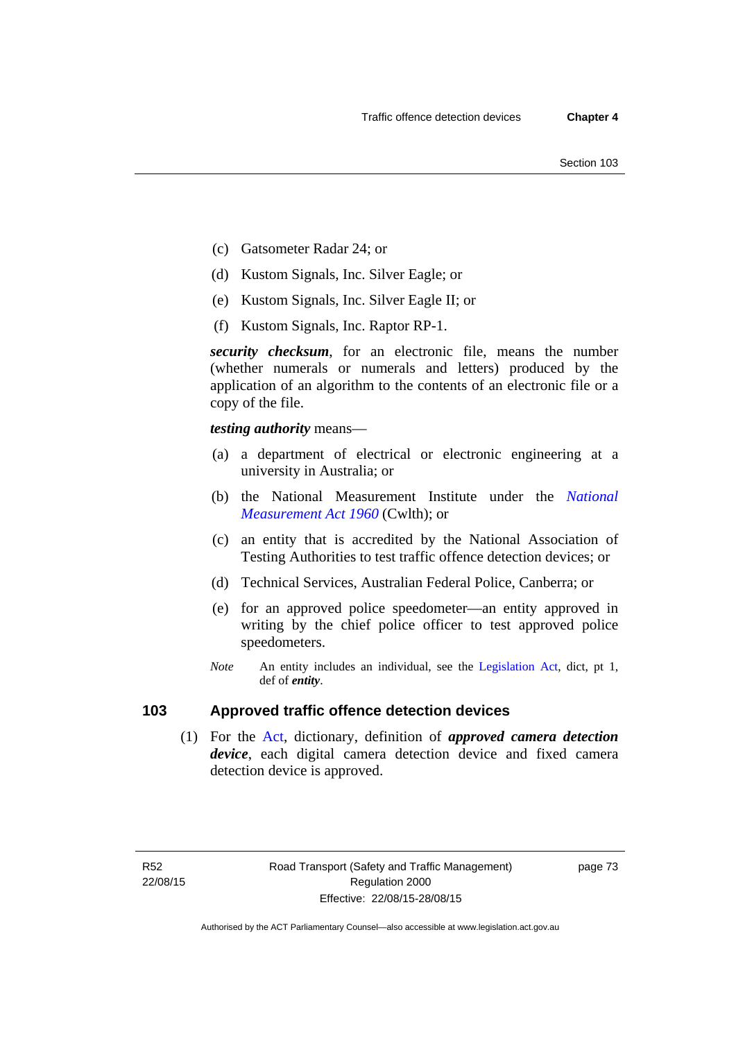(c) Gatsometer Radar 24; or

(d) Kustom Signals, Inc. Silver Eagle; or

(e) Kustom Signals, Inc. Silver Eagle II; or

(f) Kustom Signals, Inc. Raptor RP-1.

***security checksum***, for an electronic file, means the number (whether numerals or numerals and letters) produced by the application of an algorithm to the contents of an electronic file or a copy of the file.

***testing authority*** means—

(a) a department of electrical or electronic engineering at a university in Australia; or

(b) the National Measurement Institute under the *National Measurement Act 1960* (Cwlth); or

(c) an entity that is accredited by the National Association of Testing Authorities to test traffic offence detection devices; or

(d) Technical Services, Australian Federal Police, Canberra; or

(e) for an approved police speedometer—an entity approved in writing by the chief police officer to test approved police speedometers.

*Note* An entity includes an individual, see the Legislation Act, dict, pt 1, def of ***entity***.

## 103 Approved traffic offence detection devices

(1) For the Act, dictionary, definition of ***approved camera detection device***, each digital camera detection device and fixed camera detection device is approved.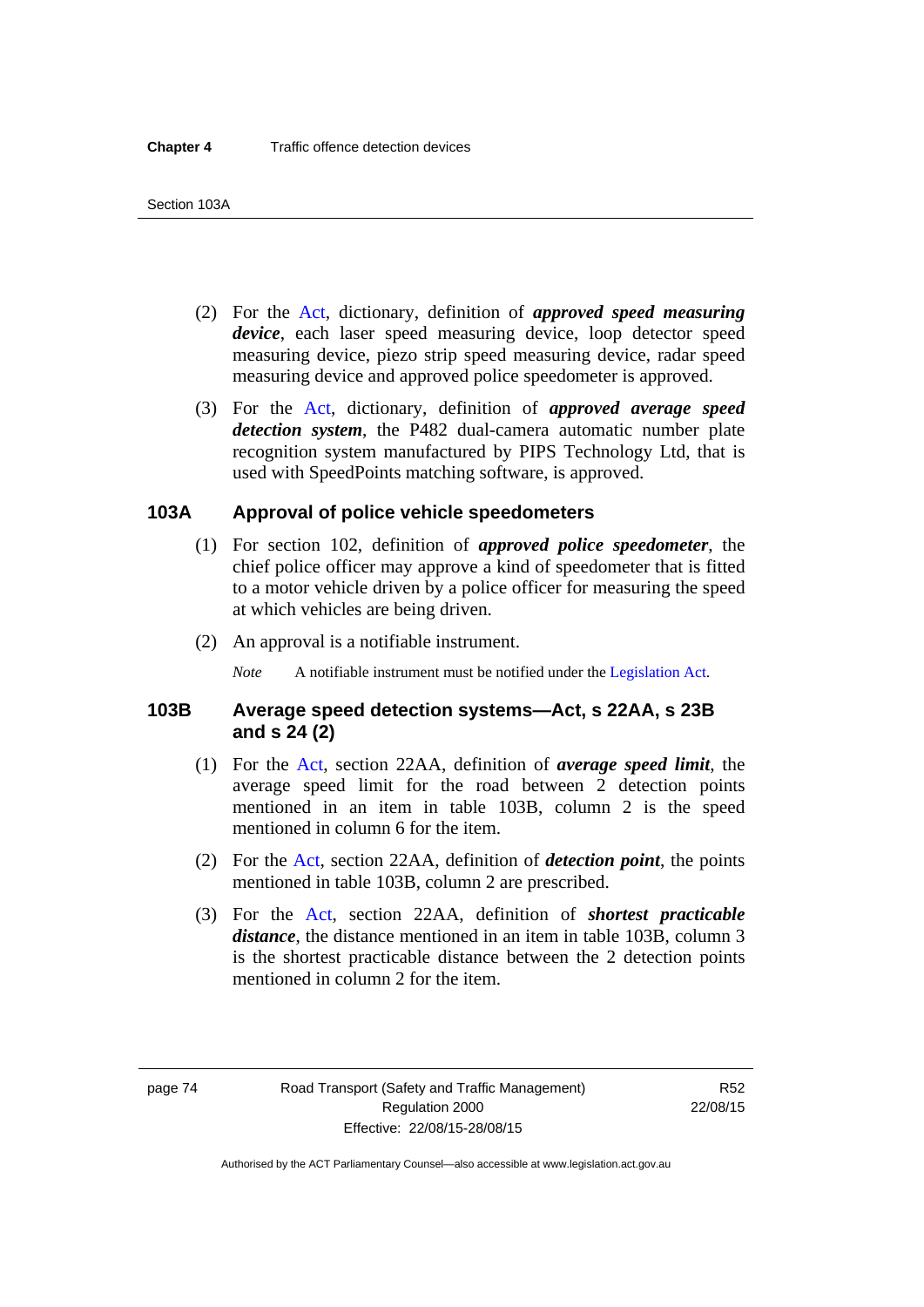(2) For the Act, dictionary, definition of ***approved speed measuring device***, each laser speed measuring device, loop detector speed measuring device, piezo strip speed measuring device, radar speed measuring device and approved police speedometer is approved.

(3) For the Act, dictionary, definition of ***approved average speed detection system***, the P482 dual-camera automatic number plate recognition system manufactured by PIPS Technology Ltd, that is used with SpeedPoints matching software, is approved.

### 103A Approval of police vehicle speedometers

(1) For section 102, definition of ***approved police speedometer***, the chief police officer may approve a kind of speedometer that is fitted to a motor vehicle driven by a police officer for measuring the speed at which vehicles are being driven.

(2) An approval is a notifiable instrument.

*Note* A notifiable instrument must be notified under the Legislation Act.

### 103B Average speed detection systems—Act, s 22AA, s 23B and s 24 (2)

(1) For the Act, section 22AA, definition of ***average speed limit***, the average speed limit for the road between 2 detection points mentioned in an item in table 103B, column 2 is the speed mentioned in column 6 for the item.

(2) For the Act, section 22AA, definition of ***detection point***, the points mentioned in table 103B, column 2 are prescribed.

(3) For the Act, section 22AA, definition of ***shortest practicable distance***, the distance mentioned in an item in table 103B, column 3 is the shortest practicable distance between the 2 detection points mentioned in column 2 for the item.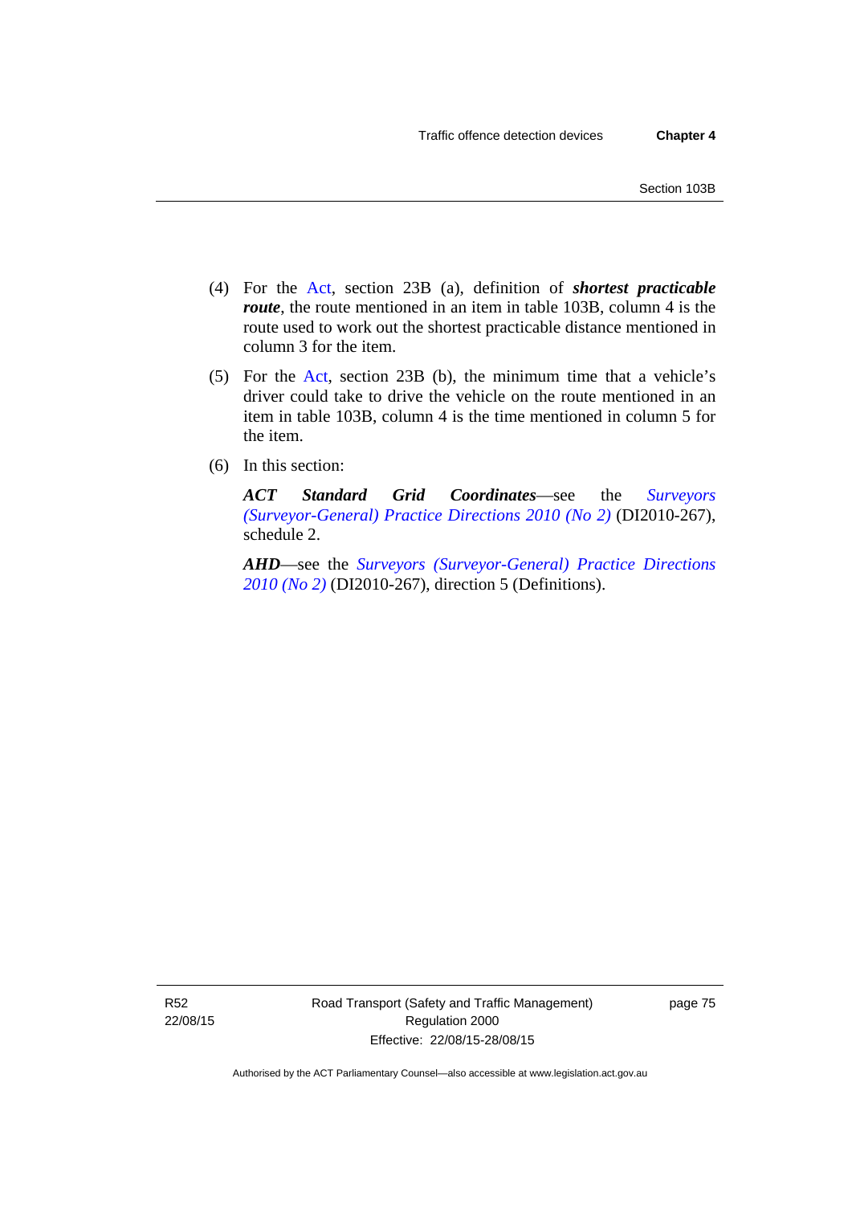(4) For the Act, section 23B (a), definition of ***shortest practicable route***, the route mentioned in an item in table 103B, column 4 is the route used to work out the shortest practicable distance mentioned in column 3 for the item.

(5) For the Act, section 23B (b), the minimum time that a vehicle's driver could take to drive the vehicle on the route mentioned in an item in table 103B, column 4 is the time mentioned in column 5 for the item.

(6) In this section:

***ACT Standard Grid Coordinates***—see the *Surveyors (Surveyor-General) Practice Directions 2010 (No 2)* (DI2010-267), schedule 2.

***AHD***—see the *Surveyors (Surveyor-General) Practice Directions 2010 (No 2)* (DI2010-267), direction 5 (Definitions).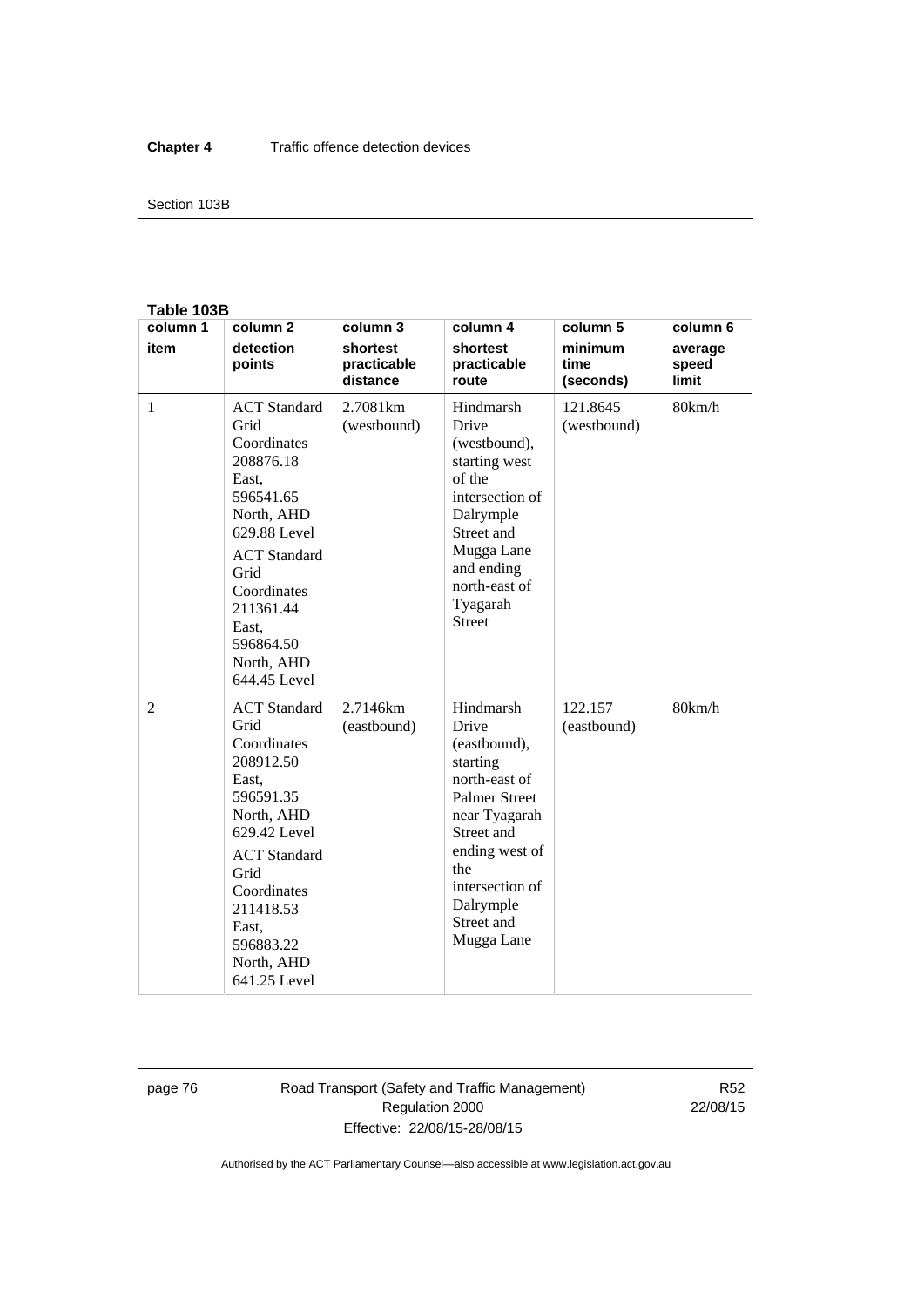**Table 103B**

| column 1 item | column 2 detection points | column 3 shortest practicable distance | column 4 shortest practicable route | column 5 minimum time (seconds) | column 6 average speed limit |
|---|---|---|---|---|---|
| 1 | ACT Standard Grid Coordinates 208876.18 East, 596541.65 North, AHD 629.88 Level<br>ACT Standard Grid Coordinates 211361.44 East, 596864.50 North, AHD 644.45 Level | 2.7081km (westbound) | Hindmarsh Drive (westbound), starting west of the intersection of Dalrymple Street and Mugga Lane and ending north-east of Tyagarah Street | 121.8645 (westbound) | 80km/h |
| 2 | ACT Standard Grid Coordinates 208912.50 East, 596591.35 North, AHD 629.42 Level<br>ACT Standard Grid Coordinates 211418.53 East, 596883.22 North, AHD 641.25 Level | 2.7146km (eastbound) | Hindmarsh Drive (eastbound), starting north-east of Palmer Street near Tyagarah Street and ending west of the intersection of Dalrymple Street and Mugga Lane | 122.157 (eastbound) | 80km/h |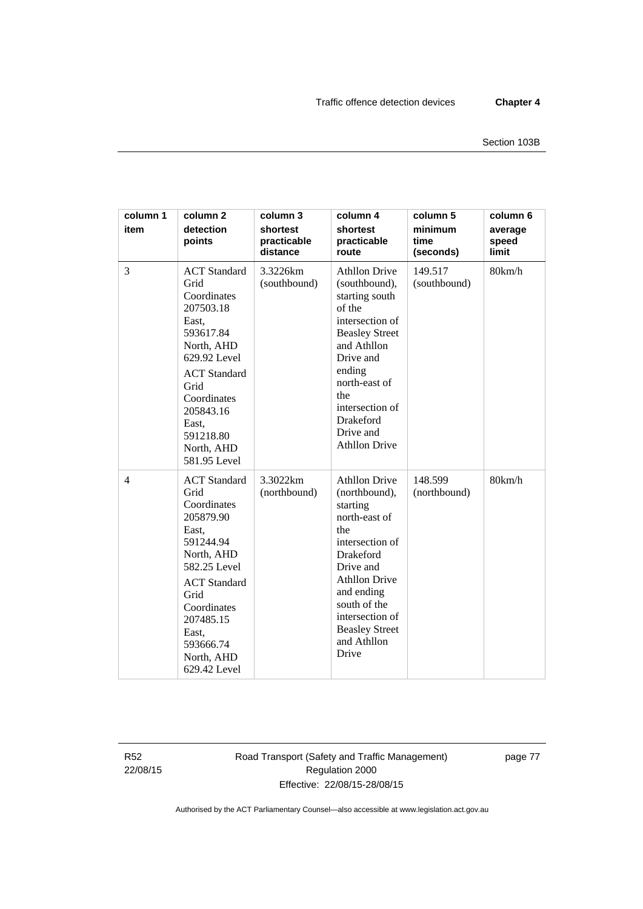| column 1 item | column 2 detection points | column 3 shortest practicable distance | column 4 shortest practicable route | column 5 minimum time (seconds) | column 6 average speed limit |
|---|---|---|---|---|---|
| 3 | ACT Standard Grid Coordinates 207503.18 East, 593617.84 North, AHD 629.92 Level<br>ACT Standard Grid Coordinates 205843.16 East, 591218.80 North, AHD 581.95 Level | 3.3226km (southbound) | Athllon Drive (southbound), starting south of the intersection of Beasley Street and Athllon Drive and ending north-east of the intersection of Drakeford Drive and Athllon Drive | 149.517 (southbound) | 80km/h |
| 4 | ACT Standard Grid Coordinates 205879.90 East, 591244.94 North, AHD 582.25 Level<br>ACT Standard Grid Coordinates 207485.15 East, 593666.74 North, AHD 629.42 Level | 3.3022km (northbound) | Athllon Drive (northbound), starting north-east of the intersection of Drakeford Drive and Athllon Drive and ending south of the intersection of Beasley Street and Athllon Drive | 148.599 (northbound) | 80km/h |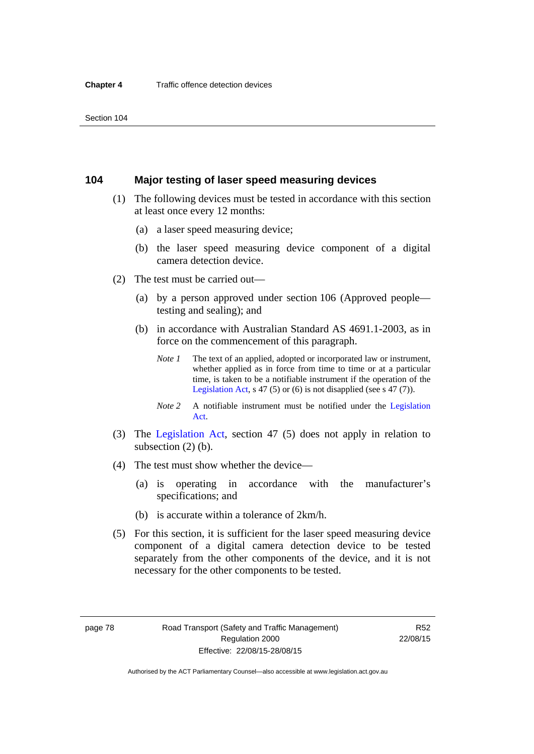## 104 Major testing of laser speed measuring devices

(1) The following devices must be tested in accordance with this section at least once every 12 months:

(a) a laser speed measuring device;

(b) the laser speed measuring device component of a digital camera detection device.

(2) The test must be carried out—

(a) by a person approved under section 106 (Approved people—testing and sealing); and

(b) in accordance with Australian Standard AS 4691.1-2003, as in force on the commencement of this paragraph.

*Note 1* The text of an applied, adopted or incorporated law or instrument, whether applied as in force from time to time or at a particular time, is taken to be a notifiable instrument if the operation of the Legislation Act, s 47 (5) or (6) is not disapplied (see s 47 (7)).

*Note 2* A notifiable instrument must be notified under the Legislation Act.

(3) The Legislation Act, section 47 (5) does not apply in relation to subsection (2) (b).

(4) The test must show whether the device—

(a) is operating in accordance with the manufacturer's specifications; and

(b) is accurate within a tolerance of 2km/h.

(5) For this section, it is sufficient for the laser speed measuring device component of a digital camera detection device to be tested separately from the other components of the device, and it is not necessary for the other components to be tested.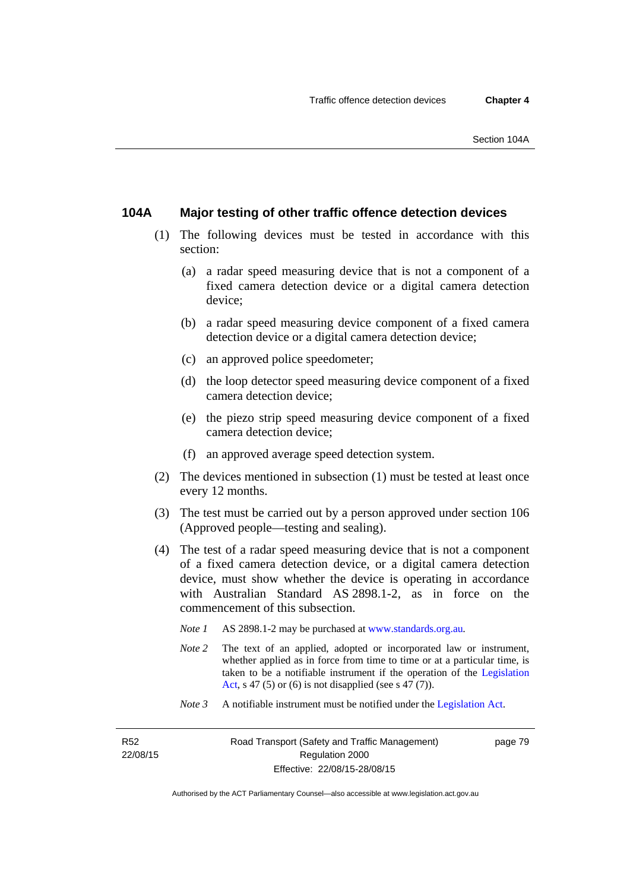### 104A Major testing of other traffic offence detection devices

(1) The following devices must be tested in accordance with this section:

(a) a radar speed measuring device that is not a component of a fixed camera detection device or a digital camera detection device;

(b) a radar speed measuring device component of a fixed camera detection device or a digital camera detection device;

(c) an approved police speedometer;

(d) the loop detector speed measuring device component of a fixed camera detection device;

(e) the piezo strip speed measuring device component of a fixed camera detection device;

(f) an approved average speed detection system.

(2) The devices mentioned in subsection (1) must be tested at least once every 12 months.

(3) The test must be carried out by a person approved under section 106 (Approved people—testing and sealing).

(4) The test of a radar speed measuring device that is not a component of a fixed camera detection device, or a digital camera detection device, must show whether the device is operating in accordance with Australian Standard AS 2898.1-2, as in force on the commencement of this subsection.

*Note 1* AS 2898.1-2 may be purchased at www.standards.org.au.

*Note 2* The text of an applied, adopted or incorporated law or instrument, whether applied as in force from time to time or at a particular time, is taken to be a notifiable instrument if the operation of the Legislation Act, s 47 (5) or (6) is not disapplied (see s 47 (7)).

*Note 3* A notifiable instrument must be notified under the Legislation Act.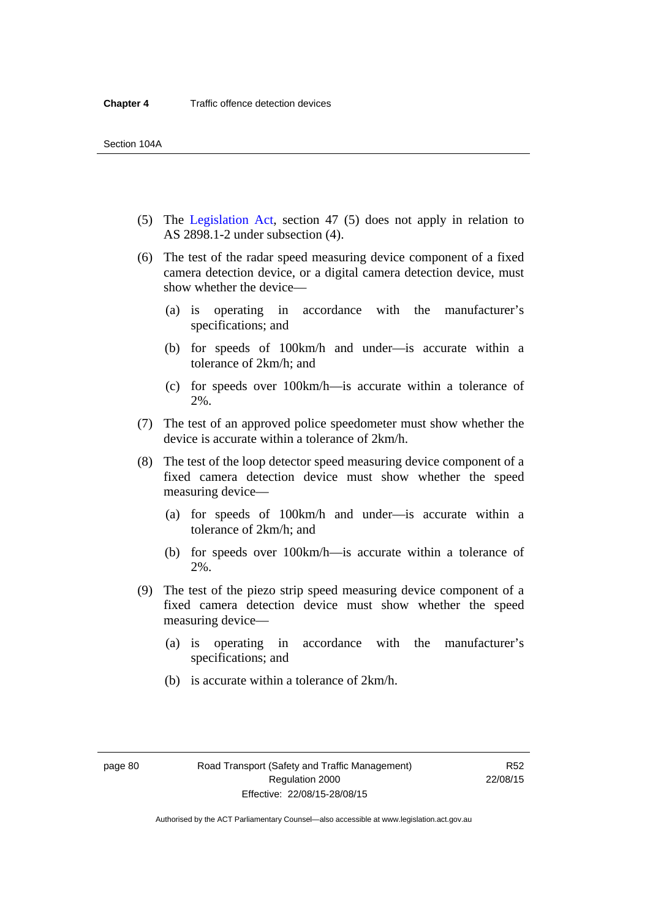(5) The Legislation Act, section 47 (5) does not apply in relation to AS 2898.1-2 under subsection (4).

(6) The test of the radar speed measuring device component of a fixed camera detection device, or a digital camera detection device, must show whether the device—

(a) is operating in accordance with the manufacturer's specifications; and

(b) for speeds of 100km/h and under—is accurate within a tolerance of 2km/h; and

(c) for speeds over 100km/h—is accurate within a tolerance of 2%.

(7) The test of an approved police speedometer must show whether the device is accurate within a tolerance of 2km/h.

(8) The test of the loop detector speed measuring device component of a fixed camera detection device must show whether the speed measuring device—

(a) for speeds of 100km/h and under—is accurate within a tolerance of 2km/h; and

(b) for speeds over 100km/h—is accurate within a tolerance of 2%.

(9) The test of the piezo strip speed measuring device component of a fixed camera detection device must show whether the speed measuring device—

(a) is operating in accordance with the manufacturer's specifications; and

(b) is accurate within a tolerance of 2km/h.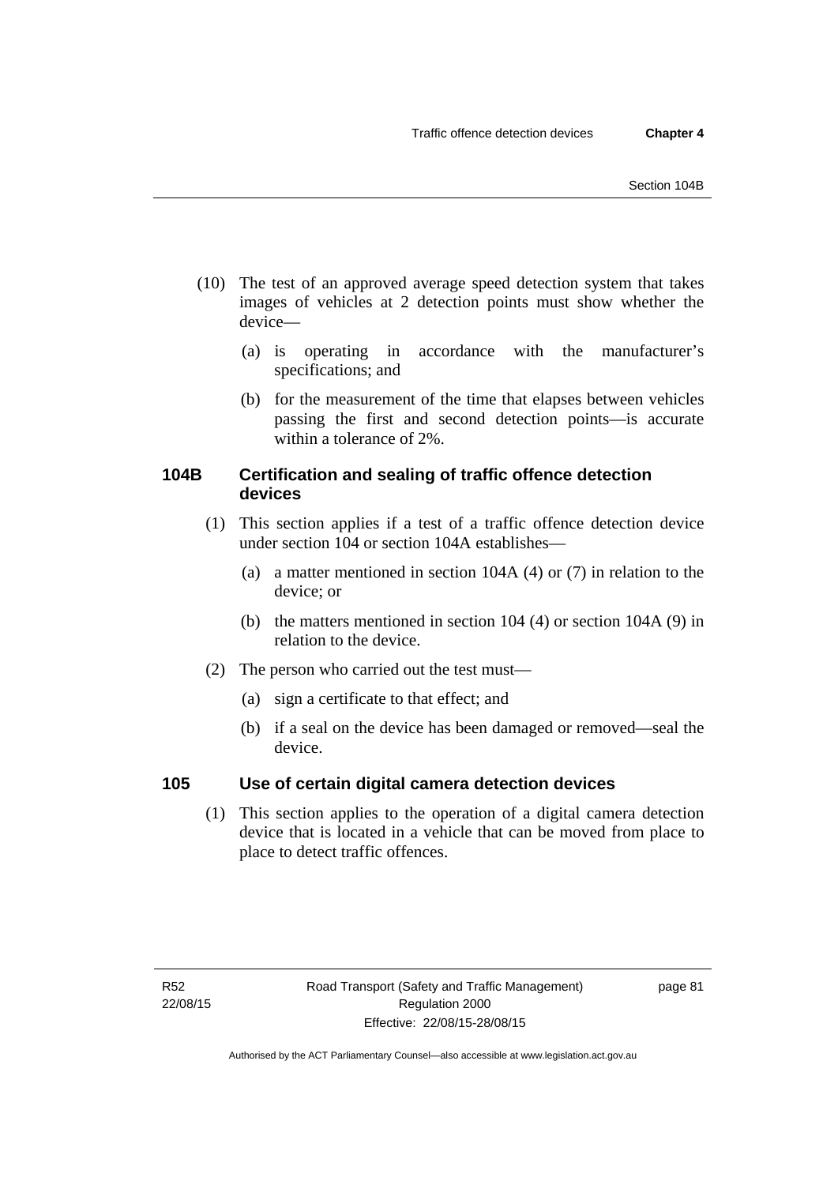(10) The test of an approved average speed detection system that takes images of vehicles at 2 detection points must show whether the device—

(a) is operating in accordance with the manufacturer's specifications; and

(b) for the measurement of the time that elapses between vehicles passing the first and second detection points—is accurate within a tolerance of 2%.

### 104B Certification and sealing of traffic offence detection devices

(1) This section applies if a test of a traffic offence detection device under section 104 or section 104A establishes—

(a) a matter mentioned in section 104A (4) or (7) in relation to the device; or

(b) the matters mentioned in section 104 (4) or section 104A (9) in relation to the device.

(2) The person who carried out the test must—

(a) sign a certificate to that effect; and

(b) if a seal on the device has been damaged or removed—seal the device.

### 105 Use of certain digital camera detection devices

(1) This section applies to the operation of a digital camera detection device that is located in a vehicle that can be moved from place to place to detect traffic offences.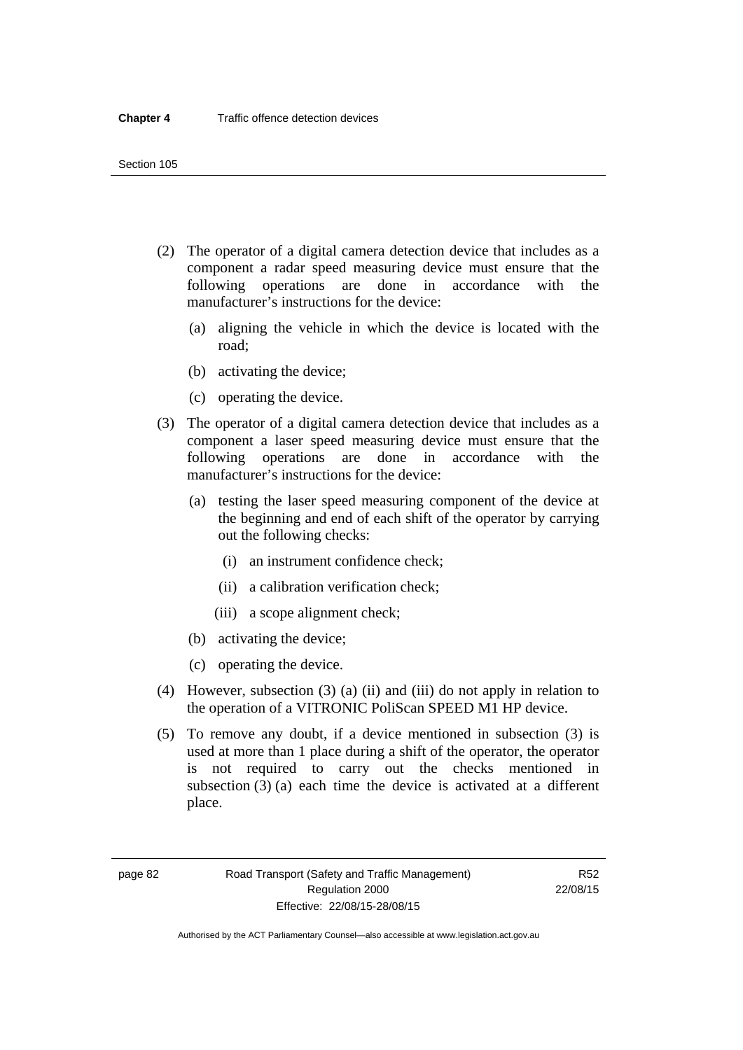(2) The operator of a digital camera detection device that includes as a component a radar speed measuring device must ensure that the following operations are done in accordance with the manufacturer's instructions for the device:

(a) aligning the vehicle in which the device is located with the road;

(b) activating the device;

(c) operating the device.

(3) The operator of a digital camera detection device that includes as a component a laser speed measuring device must ensure that the following operations are done in accordance with the manufacturer's instructions for the device:

(a) testing the laser speed measuring component of the device at the beginning and end of each shift of the operator by carrying out the following checks:

(i) an instrument confidence check;

(ii) a calibration verification check;

(iii) a scope alignment check;

(b) activating the device;

(c) operating the device.

(4) However, subsection (3) (a) (ii) and (iii) do not apply in relation to the operation of a VITRONIC PoliScan SPEED M1 HP device.

(5) To remove any doubt, if a device mentioned in subsection (3) is used at more than 1 place during a shift of the operator, the operator is not required to carry out the checks mentioned in subsection (3) (a) each time the device is activated at a different place.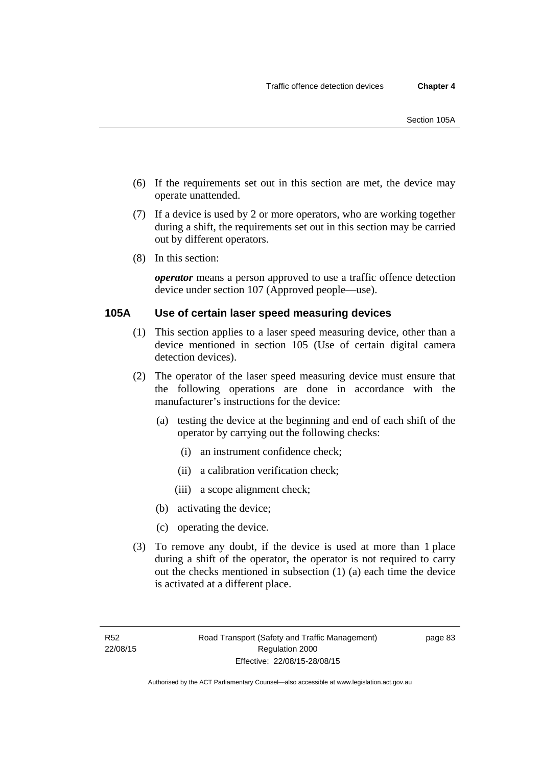(6) If the requirements set out in this section are met, the device may operate unattended.

(7) If a device is used by 2 or more operators, who are working together during a shift, the requirements set out in this section may be carried out by different operators.

(8) In this section:

***operator*** means a person approved to use a traffic offence detection device under section 107 (Approved people—use).

### 105A Use of certain laser speed measuring devices

(1) This section applies to a laser speed measuring device, other than a device mentioned in section 105 (Use of certain digital camera detection devices).

(2) The operator of the laser speed measuring device must ensure that the following operations are done in accordance with the manufacturer's instructions for the device:

(a) testing the device at the beginning and end of each shift of the operator by carrying out the following checks:

(i) an instrument confidence check;

(ii) a calibration verification check;

(iii) a scope alignment check;

(b) activating the device;

(c) operating the device.

(3) To remove any doubt, if the device is used at more than 1 place during a shift of the operator, the operator is not required to carry out the checks mentioned in subsection (1) (a) each time the device is activated at a different place.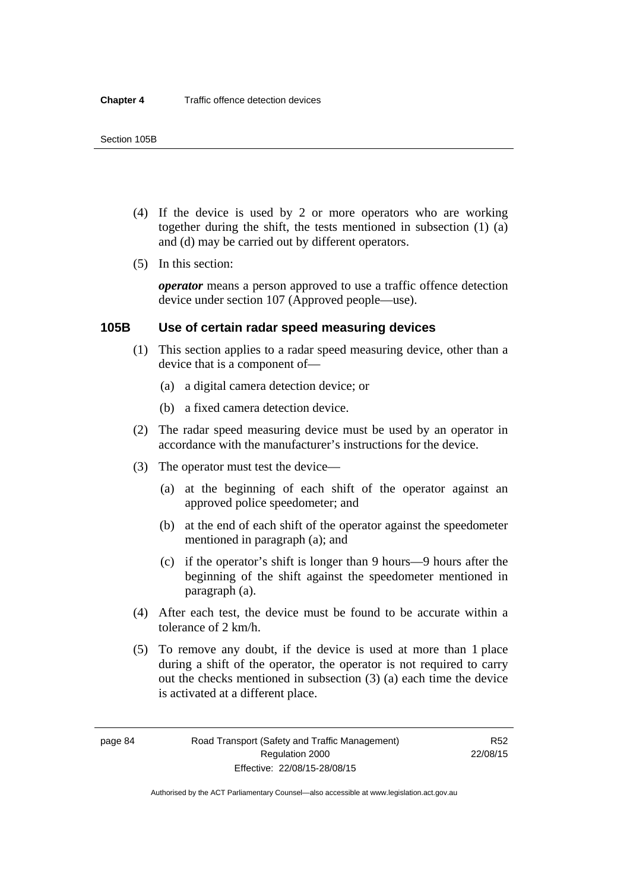(4) If the device is used by 2 or more operators who are working together during the shift, the tests mentioned in subsection (1) (a) and (d) may be carried out by different operators.

(5) In this section:

***operator*** means a person approved to use a traffic offence detection device under section 107 (Approved people—use).

### 105B Use of certain radar speed measuring devices

(1) This section applies to a radar speed measuring device, other than a device that is a component of—

(a) a digital camera detection device; or

(b) a fixed camera detection device.

(2) The radar speed measuring device must be used by an operator in accordance with the manufacturer's instructions for the device.

(3) The operator must test the device—

(a) at the beginning of each shift of the operator against an approved police speedometer; and

(b) at the end of each shift of the operator against the speedometer mentioned in paragraph (a); and

(c) if the operator's shift is longer than 9 hours—9 hours after the beginning of the shift against the speedometer mentioned in paragraph (a).

(4) After each test, the device must be found to be accurate within a tolerance of 2 km/h.

(5) To remove any doubt, if the device is used at more than 1 place during a shift of the operator, the operator is not required to carry out the checks mentioned in subsection (3) (a) each time the device is activated at a different place.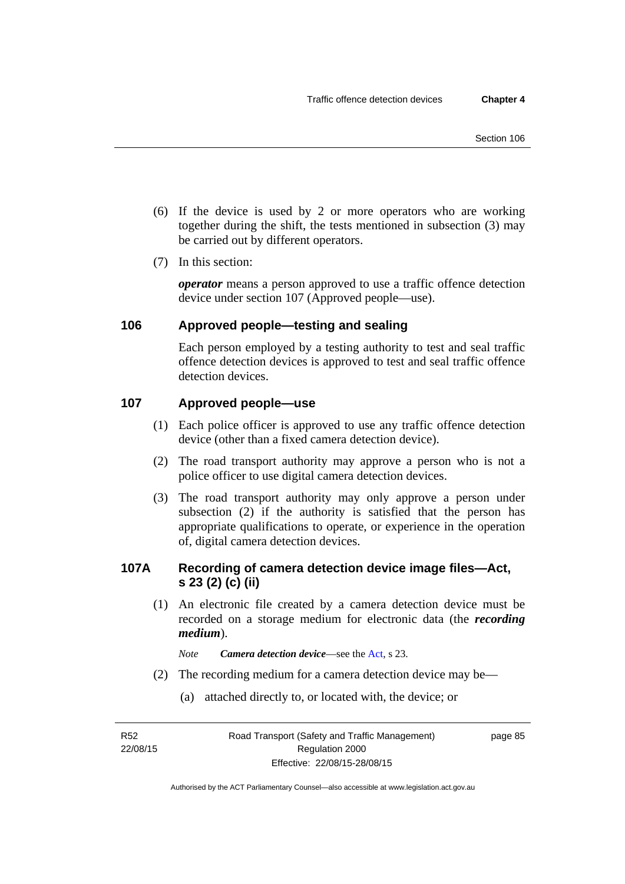(6) If the device is used by 2 or more operators who are working together during the shift, the tests mentioned in subsection (3) may be carried out by different operators.

(7) In this section:

***operator*** means a person approved to use a traffic offence detection device under section 107 (Approved people—use).

## 106 Approved people—testing and sealing

Each person employed by a testing authority to test and seal traffic offence detection devices is approved to test and seal traffic offence detection devices.

## 107 Approved people—use

(1) Each police officer is approved to use any traffic offence detection device (other than a fixed camera detection device).

(2) The road transport authority may approve a person who is not a police officer to use digital camera detection devices.

(3) The road transport authority may only approve a person under subsection (2) if the authority is satisfied that the person has appropriate qualifications to operate, or experience in the operation of, digital camera detection devices.

## 107A Recording of camera detection device image files—Act, s 23 (2) (c) (ii)

(1) An electronic file created by a camera detection device must be recorded on a storage medium for electronic data (the ***recording medium***).

*Note* ***Camera detection device***—see the Act, s 23.

(2) The recording medium for a camera detection device may be—

(a) attached directly to, or located with, the device; or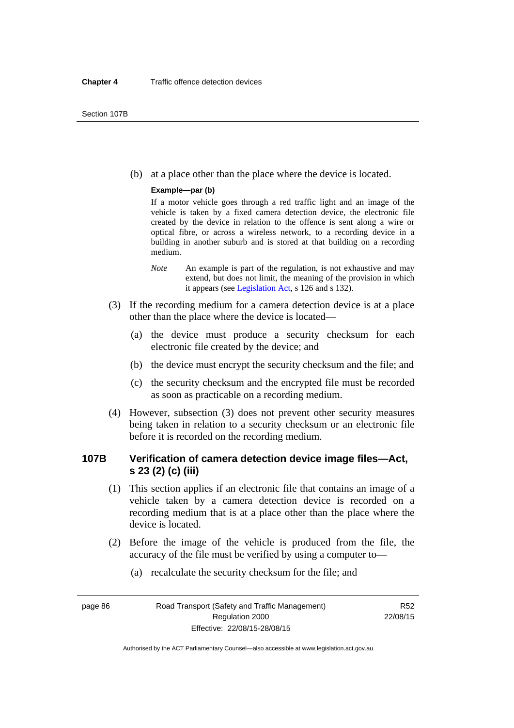(b) at a place other than the place where the device is located.

**Example—par (b)**

If a motor vehicle goes through a red traffic light and an image of the vehicle is taken by a fixed camera detection device, the electronic file created by the device in relation to the offence is sent along a wire or optical fibre, or across a wireless network, to a recording device in a building in another suburb and is stored at that building on a recording medium.

*Note* An example is part of the regulation, is not exhaustive and may extend, but does not limit, the meaning of the provision in which it appears (see Legislation Act, s 126 and s 132).

(3) If the recording medium for a camera detection device is at a place other than the place where the device is located—

(a) the device must produce a security checksum for each electronic file created by the device; and

(b) the device must encrypt the security checksum and the file; and

(c) the security checksum and the encrypted file must be recorded as soon as practicable on a recording medium.

(4) However, subsection (3) does not prevent other security measures being taken in relation to a security checksum or an electronic file before it is recorded on the recording medium.

## 107B Verification of camera detection device image files—Act, s 23 (2) (c) (iii)

(1) This section applies if an electronic file that contains an image of a vehicle taken by a camera detection device is recorded on a recording medium that is at a place other than the place where the device is located.

(2) Before the image of the vehicle is produced from the file, the accuracy of the file must be verified by using a computer to—

(a) recalculate the security checksum for the file; and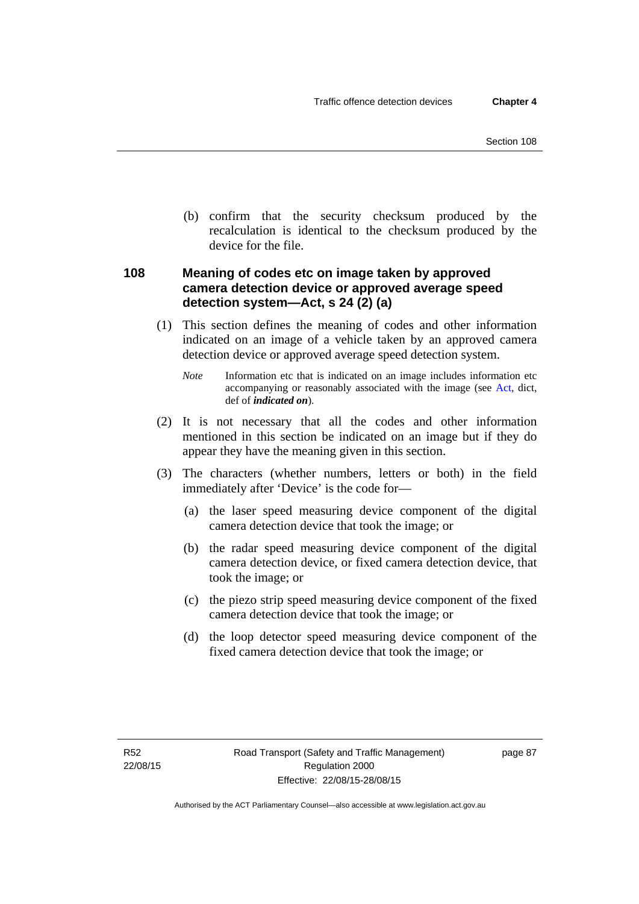(b) confirm that the security checksum produced by the recalculation is identical to the checksum produced by the device for the file.

### 108 Meaning of codes etc on image taken by approved camera detection device or approved average speed detection system—Act, s 24 (2) (a)

(1) This section defines the meaning of codes and other information indicated on an image of a vehicle taken by an approved camera detection device or approved average speed detection system.

*Note* Information etc that is indicated on an image includes information etc accompanying or reasonably associated with the image (see Act, dict, def of ***indicated on***).

(2) It is not necessary that all the codes and other information mentioned in this section be indicated on an image but if they do appear they have the meaning given in this section.

(3) The characters (whether numbers, letters or both) in the field immediately after 'Device' is the code for—

(a) the laser speed measuring device component of the digital camera detection device that took the image; or

(b) the radar speed measuring device component of the digital camera detection device, or fixed camera detection device, that took the image; or

(c) the piezo strip speed measuring device component of the fixed camera detection device that took the image; or

(d) the loop detector speed measuring device component of the fixed camera detection device that took the image; or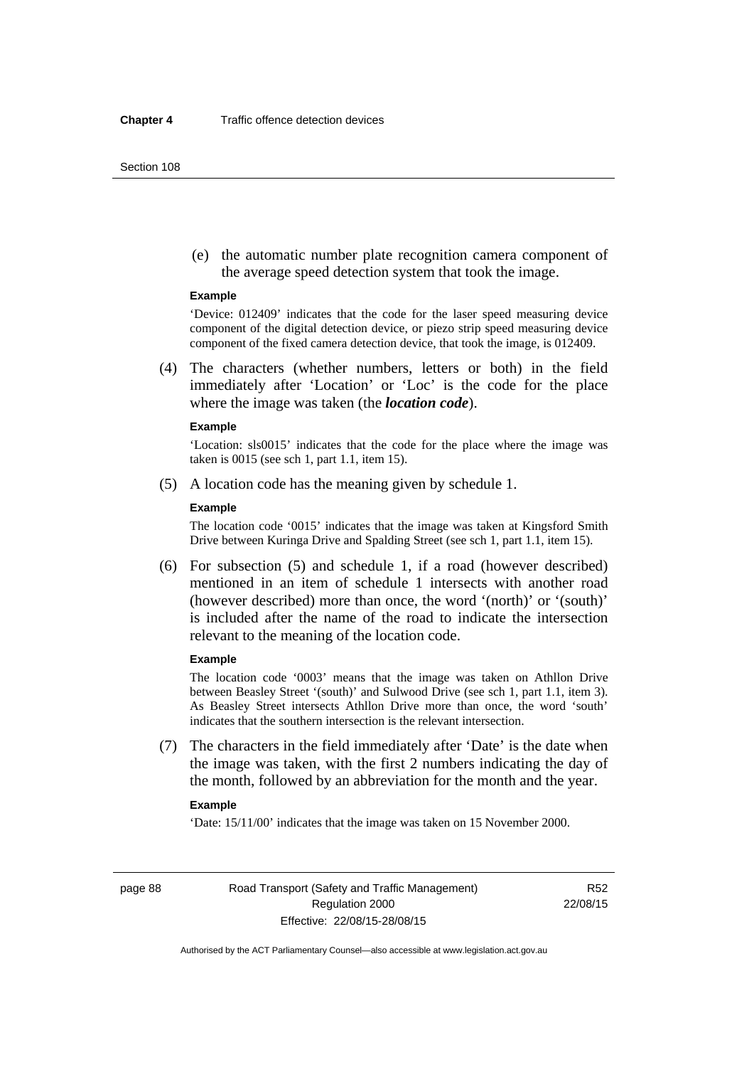(e) the automatic number plate recognition camera component of the average speed detection system that took the image.

**Example**

'Device: 012409' indicates that the code for the laser speed measuring device component of the digital detection device, or piezo strip speed measuring device component of the fixed camera detection device, that took the image, is 012409.

(4) The characters (whether numbers, letters or both) in the field immediately after 'Location' or 'Loc' is the code for the place where the image was taken (the ***location code***).

**Example**

'Location: sls0015' indicates that the code for the place where the image was taken is 0015 (see sch 1, part 1.1, item 15).

(5) A location code has the meaning given by schedule 1.

**Example**

The location code '0015' indicates that the image was taken at Kingsford Smith Drive between Kuringa Drive and Spalding Street (see sch 1, part 1.1, item 15).

(6) For subsection (5) and schedule 1, if a road (however described) mentioned in an item of schedule 1 intersects with another road (however described) more than once, the word '(north)' or '(south)' is included after the name of the road to indicate the intersection relevant to the meaning of the location code.

**Example**

The location code '0003' means that the image was taken on Athllon Drive between Beasley Street '(south)' and Sulwood Drive (see sch 1, part 1.1, item 3). As Beasley Street intersects Athllon Drive more than once, the word 'south' indicates that the southern intersection is the relevant intersection.

(7) The characters in the field immediately after 'Date' is the date when the image was taken, with the first 2 numbers indicating the day of the month, followed by an abbreviation for the month and the year.

**Example**

'Date: 15/11/00' indicates that the image was taken on 15 November 2000.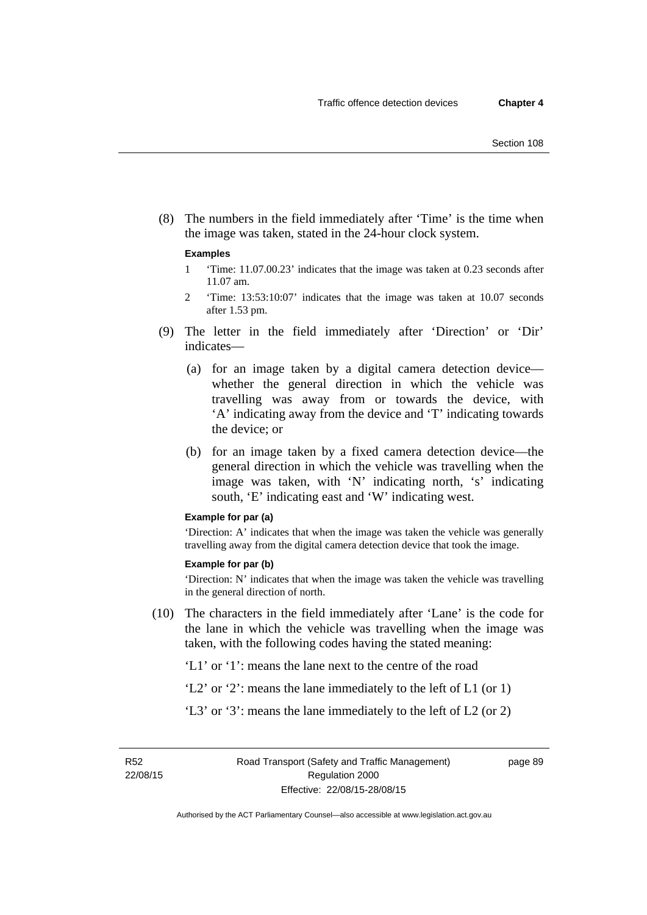(8) The numbers in the field immediately after 'Time' is the time when the image was taken, stated in the 24-hour clock system.

**Examples**

1 'Time: 11.07.00.23' indicates that the image was taken at 0.23 seconds after 11.07 am.

2 'Time: 13:53:10:07' indicates that the image was taken at 10.07 seconds after 1.53 pm.

(9) The letter in the field immediately after 'Direction' or 'Dir' indicates—

(a) for an image taken by a digital camera detection device—whether the general direction in which the vehicle was travelling was away from or towards the device, with 'A' indicating away from the device and 'T' indicating towards the device; or

(b) for an image taken by a fixed camera detection device—the general direction in which the vehicle was travelling when the image was taken, with 'N' indicating north, 's' indicating south, 'E' indicating east and 'W' indicating west.

**Example for par (a)**

'Direction: A' indicates that when the image was taken the vehicle was generally travelling away from the digital camera detection device that took the image.

**Example for par (b)**

'Direction: N' indicates that when the image was taken the vehicle was travelling in the general direction of north.

(10) The characters in the field immediately after 'Lane' is the code for the lane in which the vehicle was travelling when the image was taken, with the following codes having the stated meaning:

'L1' or '1': means the lane next to the centre of the road

'L2' or '2': means the lane immediately to the left of L1 (or 1)

'L3' or '3': means the lane immediately to the left of L2 (or 2)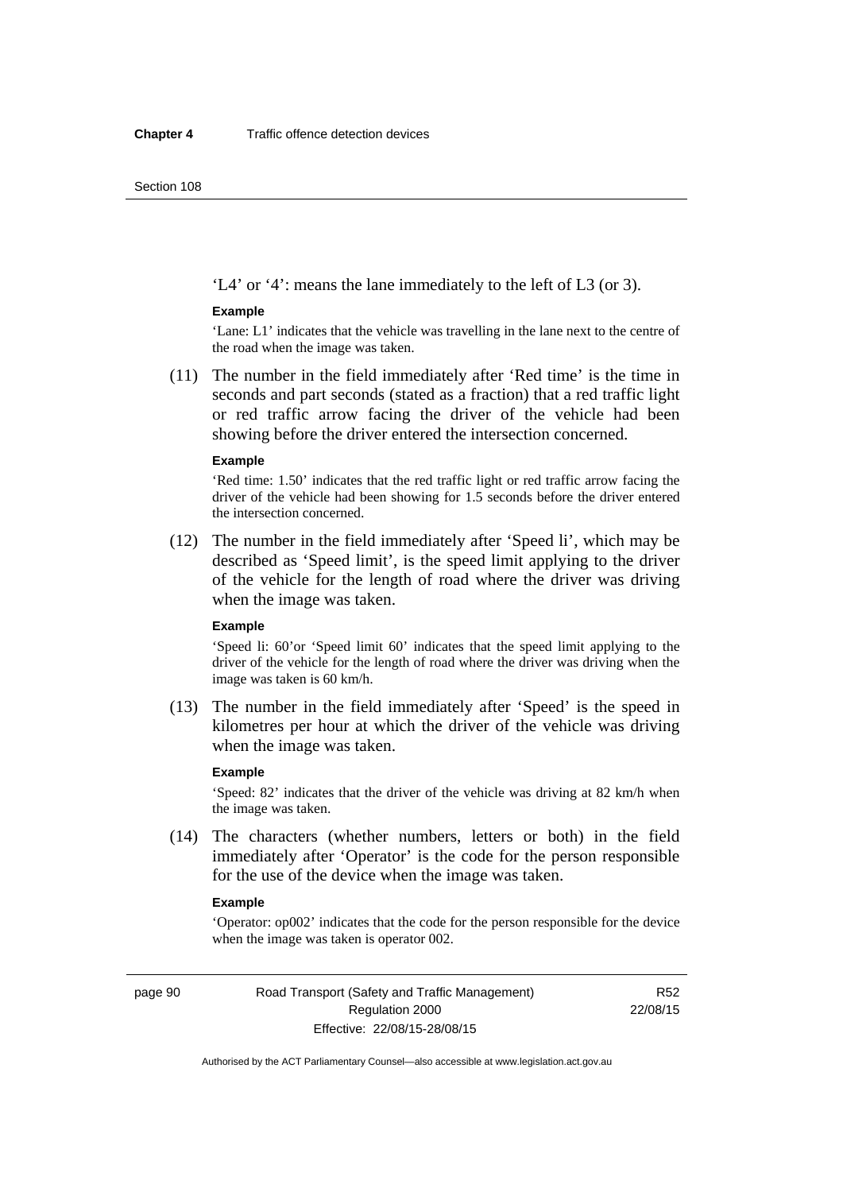'L4' or '4': means the lane immediately to the left of L3 (or 3).

**Example**

'Lane: L1' indicates that the vehicle was travelling in the lane next to the centre of the road when the image was taken.

(11) The number in the field immediately after 'Red time' is the time in seconds and part seconds (stated as a fraction) that a red traffic light or red traffic arrow facing the driver of the vehicle had been showing before the driver entered the intersection concerned.

**Example**

'Red time: 1.50' indicates that the red traffic light or red traffic arrow facing the driver of the vehicle had been showing for 1.5 seconds before the driver entered the intersection concerned.

(12) The number in the field immediately after 'Speed li', which may be described as 'Speed limit', is the speed limit applying to the driver of the vehicle for the length of road where the driver was driving when the image was taken.

**Example**

'Speed li: 60'or 'Speed limit 60' indicates that the speed limit applying to the driver of the vehicle for the length of road where the driver was driving when the image was taken is 60 km/h.

(13) The number in the field immediately after 'Speed' is the speed in kilometres per hour at which the driver of the vehicle was driving when the image was taken.

**Example**

'Speed: 82' indicates that the driver of the vehicle was driving at 82 km/h when the image was taken.

(14) The characters (whether numbers, letters or both) in the field immediately after 'Operator' is the code for the person responsible for the use of the device when the image was taken.

**Example**

'Operator: op002' indicates that the code for the person responsible for the device when the image was taken is operator 002.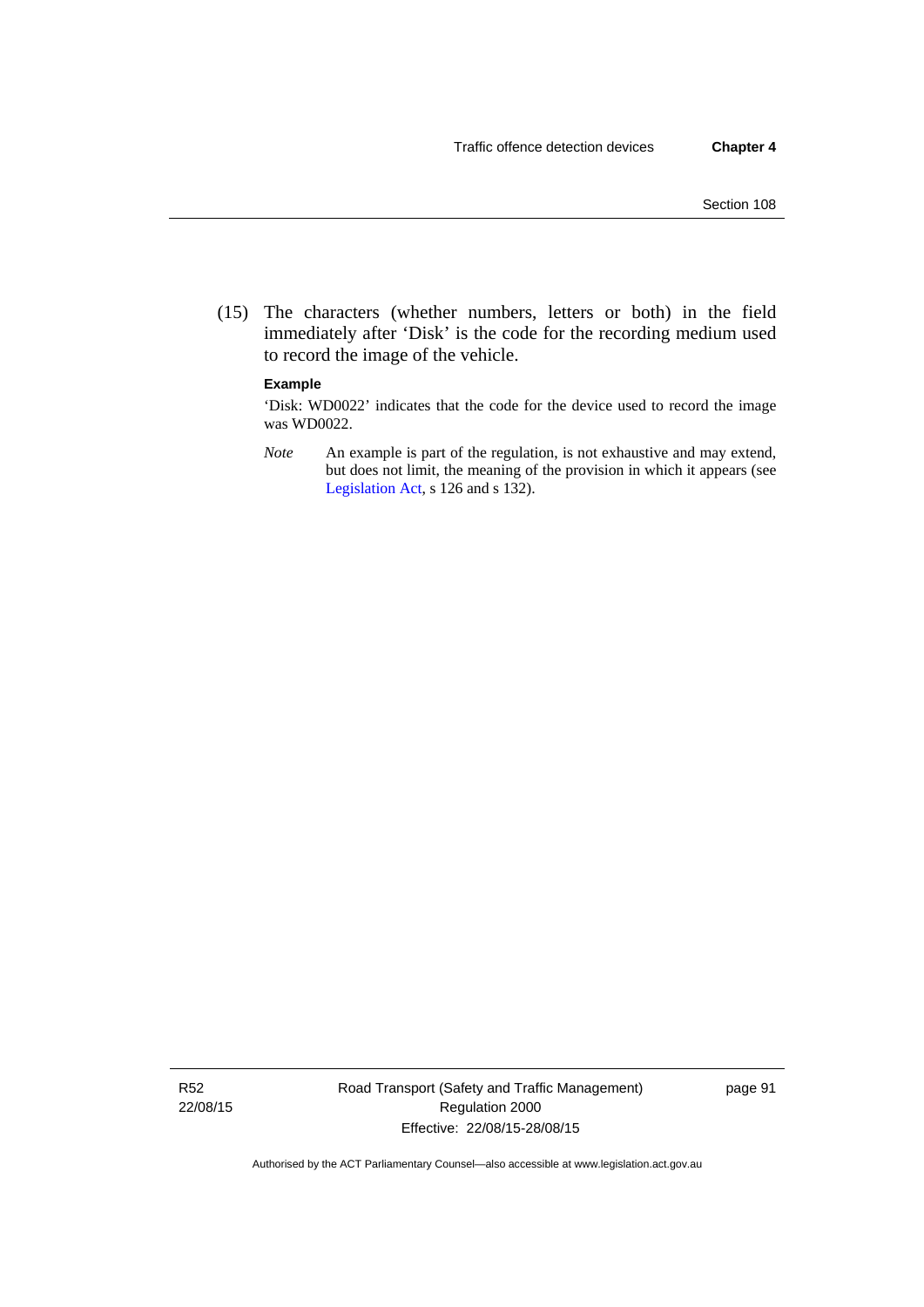(15) The characters (whether numbers, letters or both) in the field immediately after 'Disk' is the code for the recording medium used to record the image of the vehicle.

**Example**

'Disk: WD0022' indicates that the code for the device used to record the image was WD0022.

*Note* An example is part of the regulation, is not exhaustive and may extend, but does not limit, the meaning of the provision in which it appears (see Legislation Act, s 126 and s 132).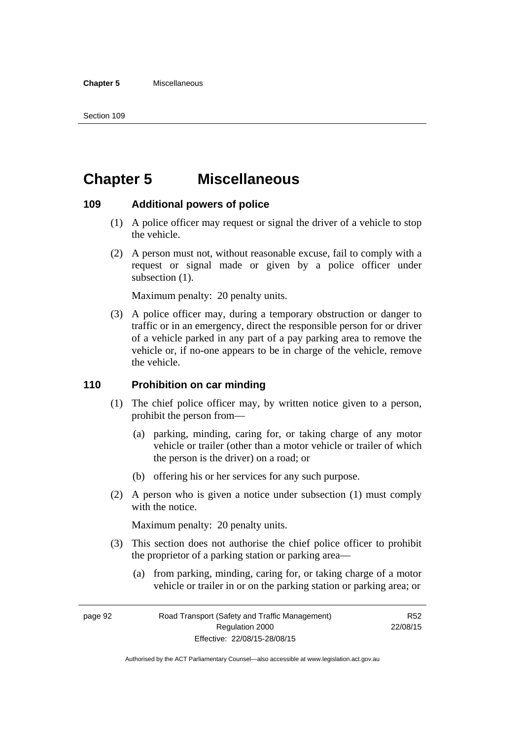# Chapter 5 Miscellaneous

## 109 Additional powers of police

(1) A police officer may request or signal the driver of a vehicle to stop the vehicle.

(2) A person must not, without reasonable excuse, fail to comply with a request or signal made or given by a police officer under subsection (1).

Maximum penalty: 20 penalty units.

(3) A police officer may, during a temporary obstruction or danger to traffic or in an emergency, direct the responsible person for or driver of a vehicle parked in any part of a pay parking area to remove the vehicle or, if no-one appears to be in charge of the vehicle, remove the vehicle.

## 110 Prohibition on car minding

(1) The chief police officer may, by written notice given to a person, prohibit the person from—

(a) parking, minding, caring for, or taking charge of any motor vehicle or trailer (other than a motor vehicle or trailer of which the person is the driver) on a road; or

(b) offering his or her services for any such purpose.

(2) A person who is given a notice under subsection (1) must comply with the notice.

Maximum penalty: 20 penalty units.

(3) This section does not authorise the chief police officer to prohibit the proprietor of a parking station or parking area—

(a) from parking, minding, caring for, or taking charge of a motor vehicle or trailer in or on the parking station or parking area; or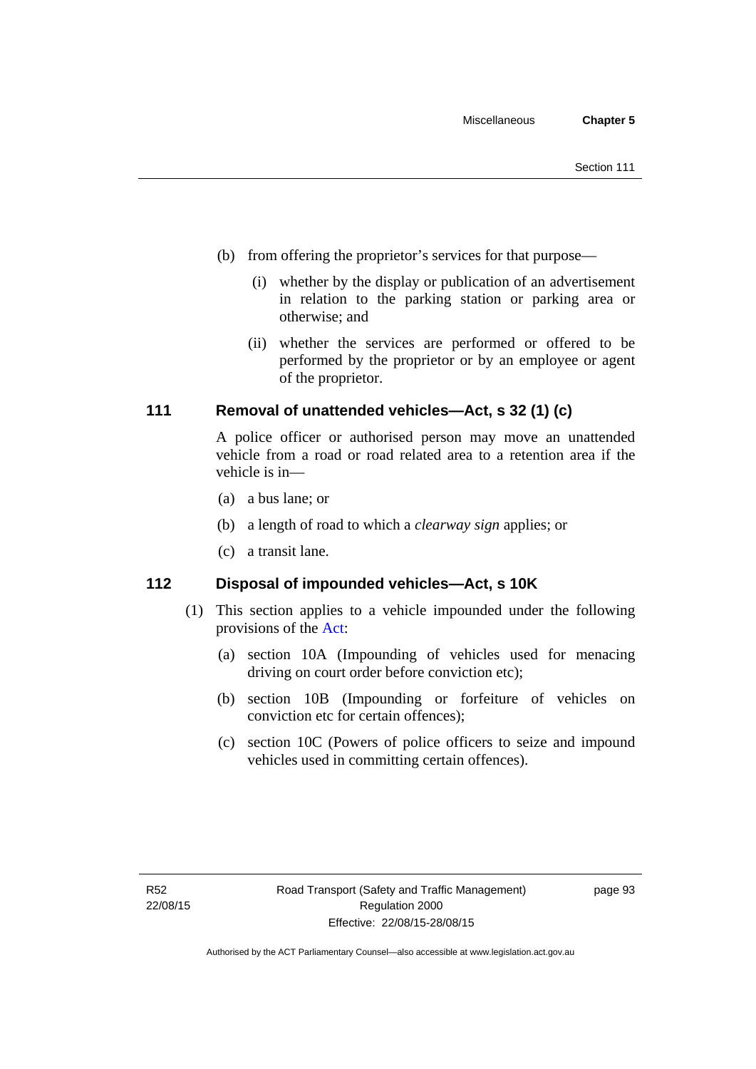(b) from offering the proprietor's services for that purpose—

   (i) whether by the display or publication of an advertisement in relation to the parking station or parking area or otherwise; and

   (ii) whether the services are performed or offered to be performed by the proprietor or by an employee or agent of the proprietor.

### 111 Removal of unattended vehicles—Act, s 32 (1) (c)

A police officer or authorised person may move an unattended vehicle from a road or road related area to a retention area if the vehicle is in—

(a) a bus lane; or

(b) a length of road to which a *clearway sign* applies; or

(c) a transit lane.

### 112 Disposal of impounded vehicles—Act, s 10K

(1) This section applies to a vehicle impounded under the following provisions of the Act:

   (a) section 10A (Impounding of vehicles used for menacing driving on court order before conviction etc);

   (b) section 10B (Impounding or forfeiture of vehicles on conviction etc for certain offences);

   (c) section 10C (Powers of police officers to seize and impound vehicles used in committing certain offences).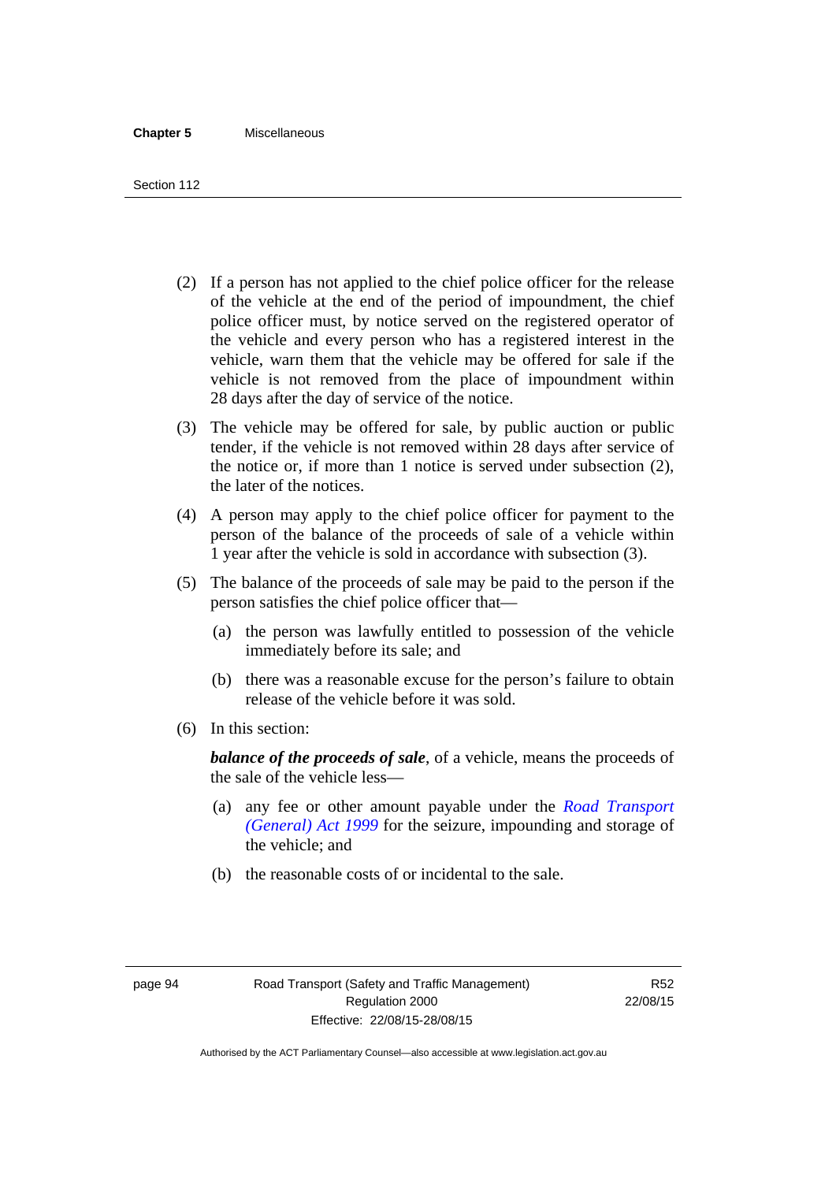(2) If a person has not applied to the chief police officer for the release of the vehicle at the end of the period of impoundment, the chief police officer must, by notice served on the registered operator of the vehicle and every person who has a registered interest in the vehicle, warn them that the vehicle may be offered for sale if the vehicle is not removed from the place of impoundment within 28 days after the day of service of the notice.

(3) The vehicle may be offered for sale, by public auction or public tender, if the vehicle is not removed within 28 days after service of the notice or, if more than 1 notice is served under subsection (2), the later of the notices.

(4) A person may apply to the chief police officer for payment to the person of the balance of the proceeds of sale of a vehicle within 1 year after the vehicle is sold in accordance with subsection (3).

(5) The balance of the proceeds of sale may be paid to the person if the person satisfies the chief police officer that—

(a) the person was lawfully entitled to possession of the vehicle immediately before its sale; and

(b) there was a reasonable excuse for the person's failure to obtain release of the vehicle before it was sold.

(6) In this section:

***balance of the proceeds of sale***, of a vehicle, means the proceeds of the sale of the vehicle less—

(a) any fee or other amount payable under the *Road Transport (General) Act 1999* for the seizure, impounding and storage of the vehicle; and

(b) the reasonable costs of or incidental to the sale.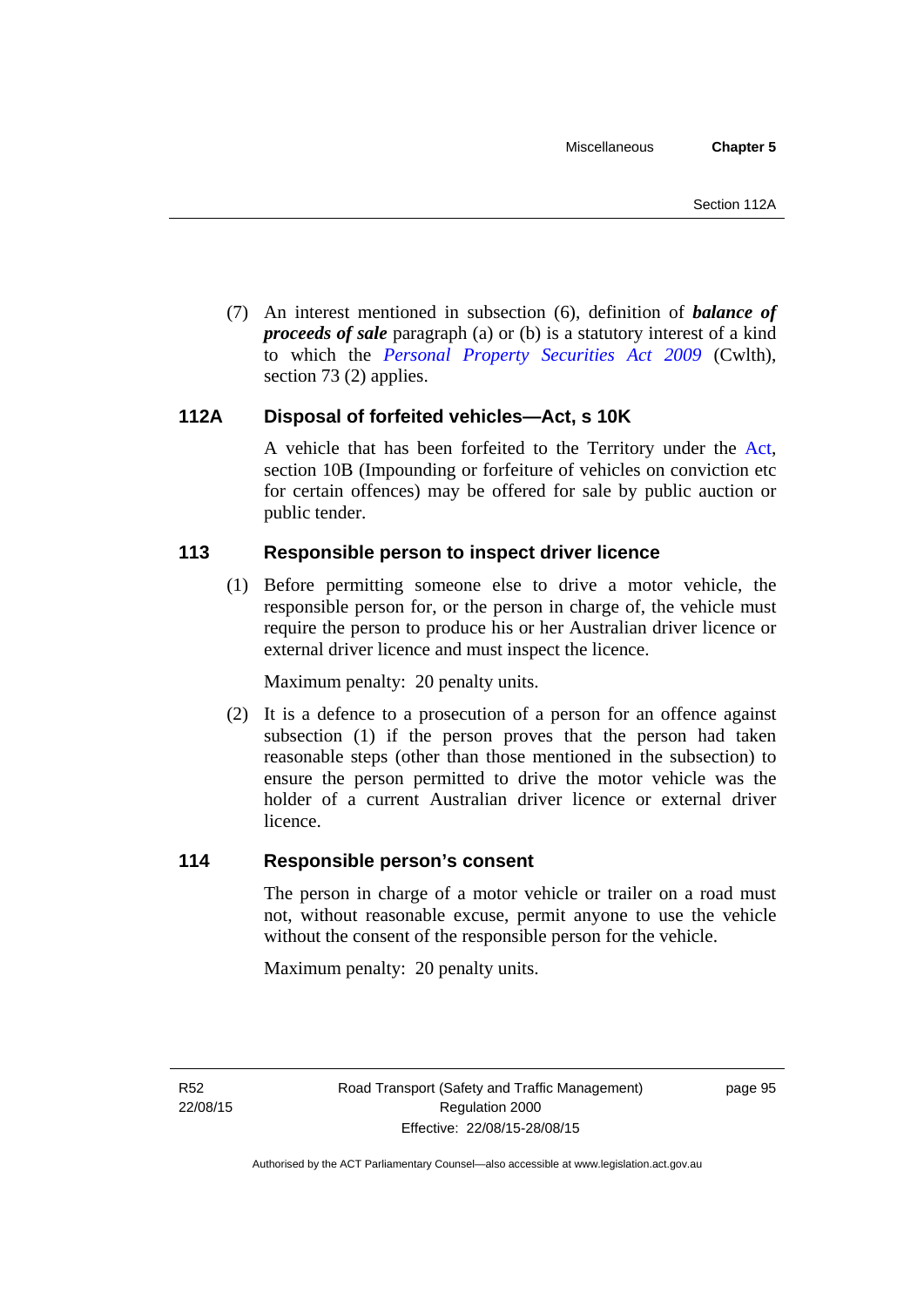(7) An interest mentioned in subsection (6), definition of ***balance of proceeds of sale*** paragraph (a) or (b) is a statutory interest of a kind to which the *Personal Property Securities Act 2009* (Cwlth), section 73 (2) applies.

### 112A Disposal of forfeited vehicles—Act, s 10K

A vehicle that has been forfeited to the Territory under the Act, section 10B (Impounding or forfeiture of vehicles on conviction etc for certain offences) may be offered for sale by public auction or public tender.

### 113 Responsible person to inspect driver licence

(1) Before permitting someone else to drive a motor vehicle, the responsible person for, or the person in charge of, the vehicle must require the person to produce his or her Australian driver licence or external driver licence and must inspect the licence.

Maximum penalty: 20 penalty units.

(2) It is a defence to a prosecution of a person for an offence against subsection (1) if the person proves that the person had taken reasonable steps (other than those mentioned in the subsection) to ensure the person permitted to drive the motor vehicle was the holder of a current Australian driver licence or external driver licence.

### 114 Responsible person's consent

The person in charge of a motor vehicle or trailer on a road must not, without reasonable excuse, permit anyone to use the vehicle without the consent of the responsible person for the vehicle.

Maximum penalty: 20 penalty units.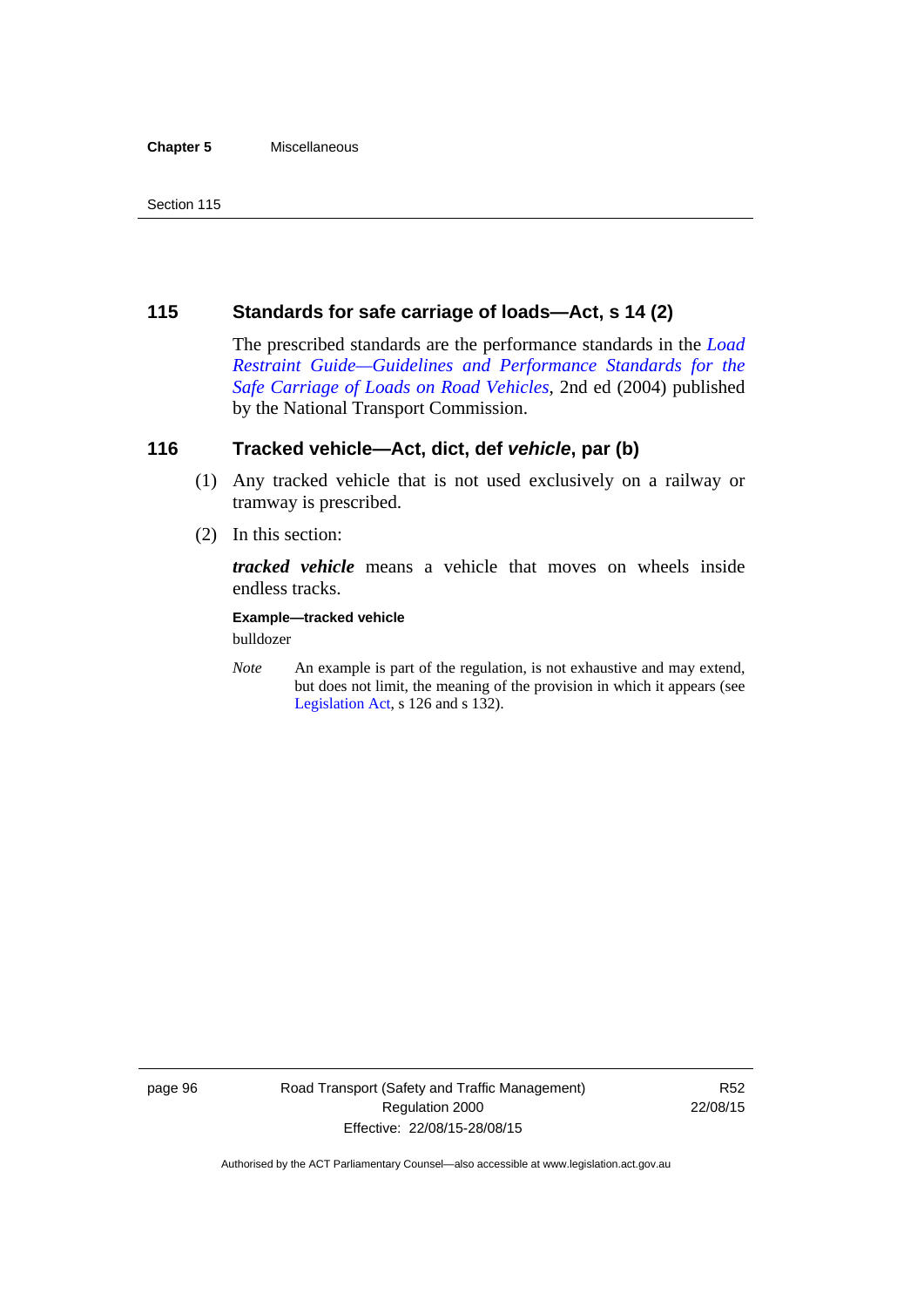## 115 Standards for safe carriage of loads—Act, s 14 (2)

The prescribed standards are the performance standards in the *Load Restraint Guide—Guidelines and Performance Standards for the Safe Carriage of Loads on Road Vehicles*, 2nd ed (2004) published by the National Transport Commission.

## 116 Tracked vehicle—Act, dict, def *vehicle*, par (b)

(1) Any tracked vehicle that is not used exclusively on a railway or tramway is prescribed.

(2) In this section:

***tracked vehicle*** means a vehicle that moves on wheels inside endless tracks.

**Example—tracked vehicle**

bulldozer

*Note* An example is part of the regulation, is not exhaustive and may extend, but does not limit, the meaning of the provision in which it appears (see Legislation Act, s 126 and s 132).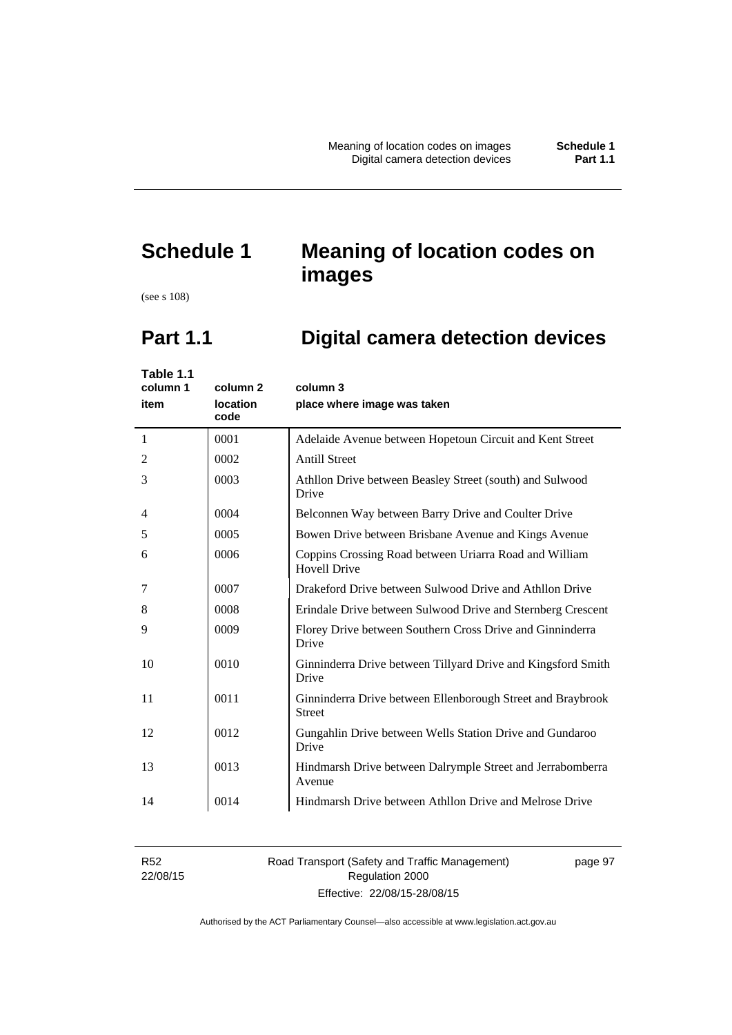# Schedule 1 Meaning of location codes on images

(see s 108)

## Part 1.1 Digital camera detection devices

**Table 1.1**

| column 1<br>item | column 2<br>location code | column 3<br>place where image was taken |
|---|---|---|
| 1 | 0001 | Adelaide Avenue between Hopetoun Circuit and Kent Street |
| 2 | 0002 | Antill Street |
| 3 | 0003 | Athllon Drive between Beasley Street (south) and Sulwood Drive |
| 4 | 0004 | Belconnen Way between Barry Drive and Coulter Drive |
| 5 | 0005 | Bowen Drive between Brisbane Avenue and Kings Avenue |
| 6 | 0006 | Coppins Crossing Road between Uriarra Road and William Hovell Drive |
| 7 | 0007 | Drakeford Drive between Sulwood Drive and Athllon Drive |
| 8 | 0008 | Erindale Drive between Sulwood Drive and Sternberg Crescent |
| 9 | 0009 | Florey Drive between Southern Cross Drive and Ginninderra Drive |
| 10 | 0010 | Ginninderra Drive between Tillyard Drive and Kingsford Smith Drive |
| 11 | 0011 | Ginninderra Drive between Ellenborough Street and Braybrook Street |
| 12 | 0012 | Gungahlin Drive between Wells Station Drive and Gundaroo Drive |
| 13 | 0013 | Hindmarsh Drive between Dalrymple Street and Jerrabomberra Avenue |
| 14 | 0014 | Hindmarsh Drive between Athllon Drive and Melrose Drive |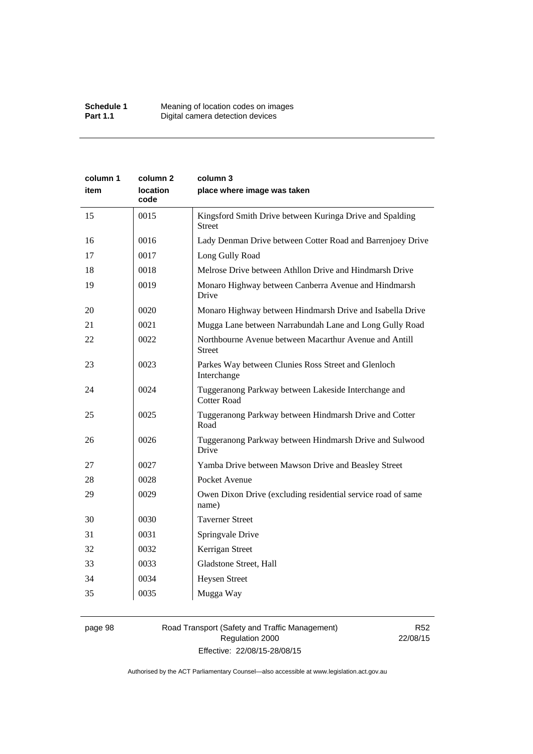| column 1 item | column 2 location code | column 3 place where image was taken |
|---|---|---|
| 15 | 0015 | Kingsford Smith Drive between Kuringa Drive and Spalding Street |
| 16 | 0016 | Lady Denman Drive between Cotter Road and Barrenjoey Drive |
| 17 | 0017 | Long Gully Road |
| 18 | 0018 | Melrose Drive between Athllon Drive and Hindmarsh Drive |
| 19 | 0019 | Monaro Highway between Canberra Avenue and Hindmarsh Drive |
| 20 | 0020 | Monaro Highway between Hindmarsh Drive and Isabella Drive |
| 21 | 0021 | Mugga Lane between Narrabundah Lane and Long Gully Road |
| 22 | 0022 | Northbourne Avenue between Macarthur Avenue and Antill Street |
| 23 | 0023 | Parkes Way between Clunies Ross Street and Glenloch Interchange |
| 24 | 0024 | Tuggeranong Parkway between Lakeside Interchange and Cotter Road |
| 25 | 0025 | Tuggeranong Parkway between Hindmarsh Drive and Cotter Road |
| 26 | 0026 | Tuggeranong Parkway between Hindmarsh Drive and Sulwood Drive |
| 27 | 0027 | Yamba Drive between Mawson Drive and Beasley Street |
| 28 | 0028 | Pocket Avenue |
| 29 | 0029 | Owen Dixon Drive (excluding residential service road of same name) |
| 30 | 0030 | Taverner Street |
| 31 | 0031 | Springvale Drive |
| 32 | 0032 | Kerrigan Street |
| 33 | 0033 | Gladstone Street, Hall |
| 34 | 0034 | Heysen Street |
| 35 | 0035 | Mugga Way |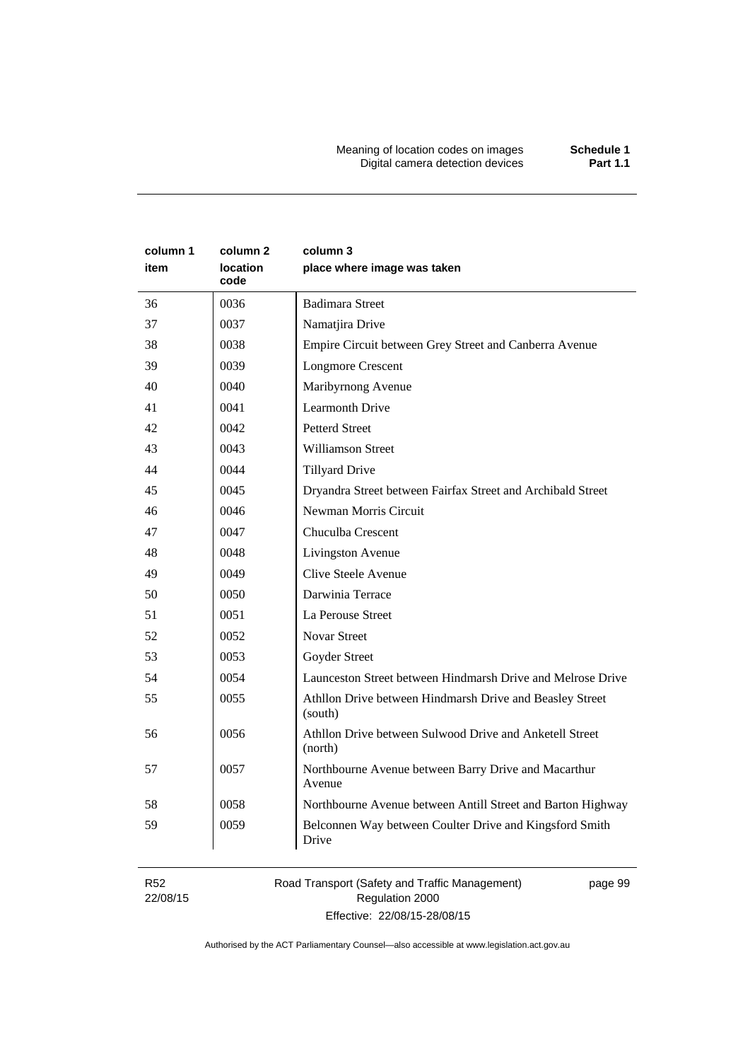| column 1<br>item | column 2<br>location code | column 3<br>place where image was taken |
|---|---|---|
| 36 | 0036 | Badimara Street |
| 37 | 0037 | Namatjira Drive |
| 38 | 0038 | Empire Circuit between Grey Street and Canberra Avenue |
| 39 | 0039 | Longmore Crescent |
| 40 | 0040 | Maribyrnong Avenue |
| 41 | 0041 | Learmonth Drive |
| 42 | 0042 | Petterd Street |
| 43 | 0043 | Williamson Street |
| 44 | 0044 | Tillyard Drive |
| 45 | 0045 | Dryandra Street between Fairfax Street and Archibald Street |
| 46 | 0046 | Newman Morris Circuit |
| 47 | 0047 | Chuculba Crescent |
| 48 | 0048 | Livingston Avenue |
| 49 | 0049 | Clive Steele Avenue |
| 50 | 0050 | Darwinia Terrace |
| 51 | 0051 | La Perouse Street |
| 52 | 0052 | Novar Street |
| 53 | 0053 | Goyder Street |
| 54 | 0054 | Launceston Street between Hindmarsh Drive and Melrose Drive |
| 55 | 0055 | Athllon Drive between Hindmarsh Drive and Beasley Street (south) |
| 56 | 0056 | Athllon Drive between Sulwood Drive and Anketell Street (north) |
| 57 | 0057 | Northbourne Avenue between Barry Drive and Macarthur Avenue |
| 58 | 0058 | Northbourne Avenue between Antill Street and Barton Highway |
| 59 | 0059 | Belconnen Way between Coulter Drive and Kingsford Smith Drive |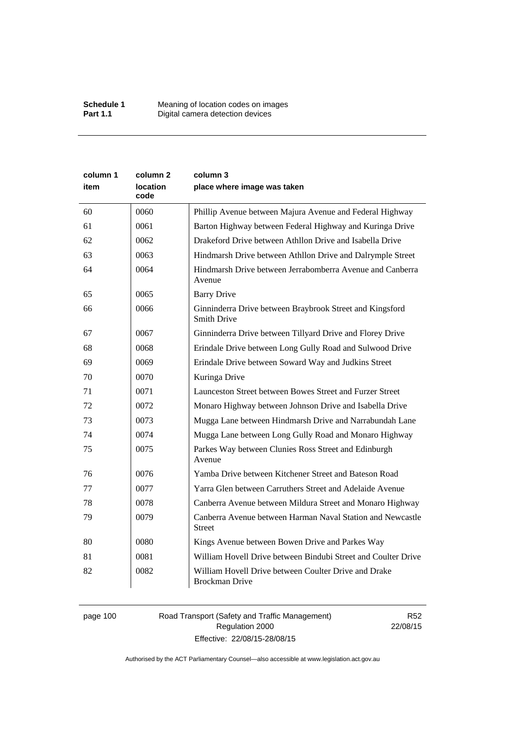| column 1 item | column 2 location code | column 3 place where image was taken |
|---|---|---|
| 60 | 0060 | Phillip Avenue between Majura Avenue and Federal Highway |
| 61 | 0061 | Barton Highway between Federal Highway and Kuringa Drive |
| 62 | 0062 | Drakeford Drive between Athllon Drive and Isabella Drive |
| 63 | 0063 | Hindmarsh Drive between Athllon Drive and Dalrymple Street |
| 64 | 0064 | Hindmarsh Drive between Jerrabomberra Avenue and Canberra Avenue |
| 65 | 0065 | Barry Drive |
| 66 | 0066 | Ginninderra Drive between Braybrook Street and Kingsford Smith Drive |
| 67 | 0067 | Ginninderra Drive between Tillyard Drive and Florey Drive |
| 68 | 0068 | Erindale Drive between Long Gully Road and Sulwood Drive |
| 69 | 0069 | Erindale Drive between Soward Way and Judkins Street |
| 70 | 0070 | Kuringa Drive |
| 71 | 0071 | Launceston Street between Bowes Street and Furzer Street |
| 72 | 0072 | Monaro Highway between Johnson Drive and Isabella Drive |
| 73 | 0073 | Mugga Lane between Hindmarsh Drive and Narrabundah Lane |
| 74 | 0074 | Mugga Lane between Long Gully Road and Monaro Highway |
| 75 | 0075 | Parkes Way between Clunies Ross Street and Edinburgh Avenue |
| 76 | 0076 | Yamba Drive between Kitchener Street and Bateson Road |
| 77 | 0077 | Yarra Glen between Carruthers Street and Adelaide Avenue |
| 78 | 0078 | Canberra Avenue between Mildura Street and Monaro Highway |
| 79 | 0079 | Canberra Avenue between Harman Naval Station and Newcastle Street |
| 80 | 0080 | Kings Avenue between Bowen Drive and Parkes Way |
| 81 | 0081 | William Hovell Drive between Bindubi Street and Coulter Drive |
| 82 | 0082 | William Hovell Drive between Coulter Drive and Drake Brockman Drive |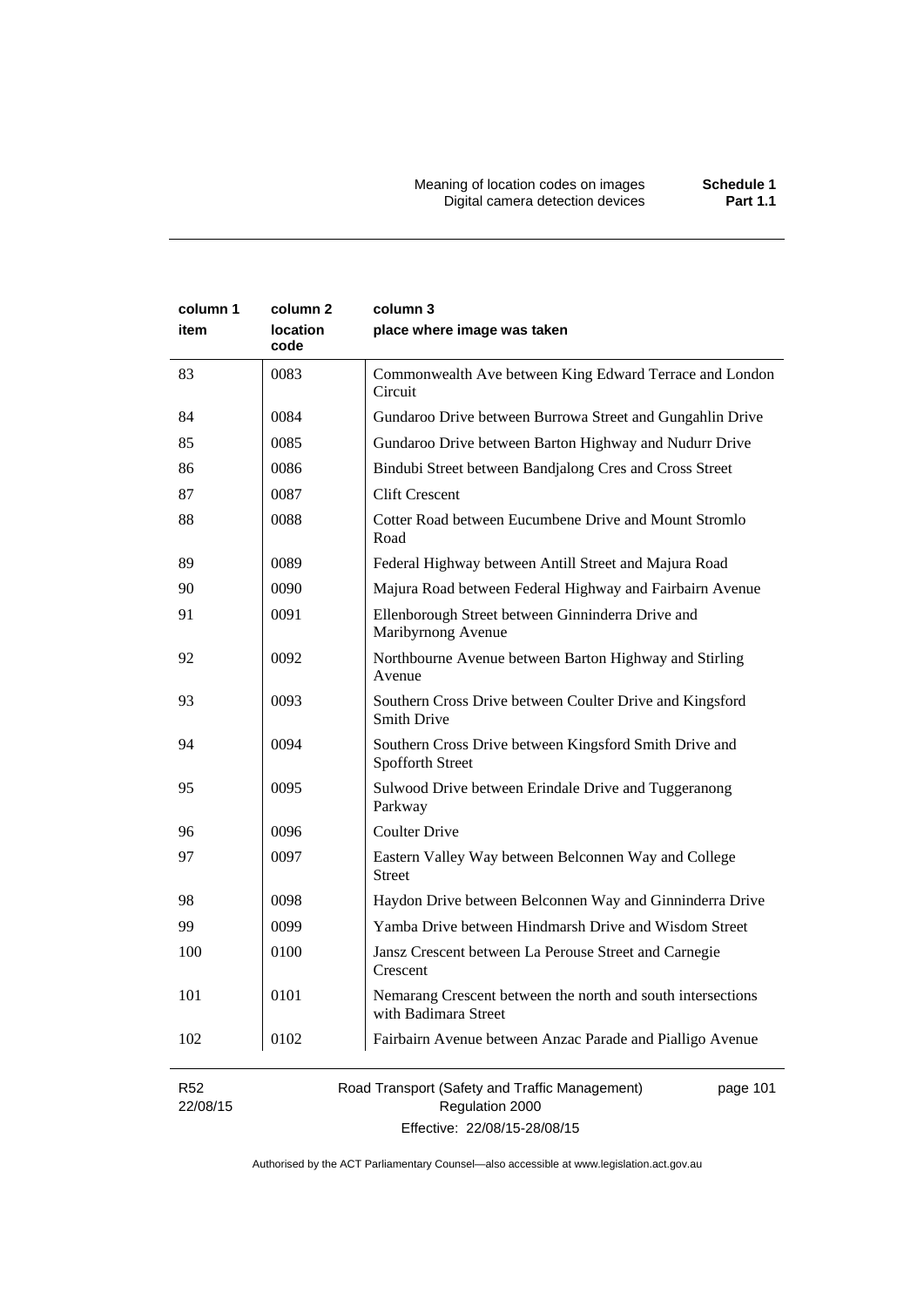| column 1 item | column 2 location code | column 3 place where image was taken |
|---|---|---|
| 83 | 0083 | Commonwealth Ave between King Edward Terrace and London Circuit |
| 84 | 0084 | Gundaroo Drive between Burrowa Street and Gungahlin Drive |
| 85 | 0085 | Gundaroo Drive between Barton Highway and Nudurr Drive |
| 86 | 0086 | Bindubi Street between Bandjalong Cres and Cross Street |
| 87 | 0087 | Clift Crescent |
| 88 | 0088 | Cotter Road between Eucumbene Drive and Mount Stromlo Road |
| 89 | 0089 | Federal Highway between Antill Street and Majura Road |
| 90 | 0090 | Majura Road between Federal Highway and Fairbairn Avenue |
| 91 | 0091 | Ellenborough Street between Ginninderra Drive and Maribyrnong Avenue |
| 92 | 0092 | Northbourne Avenue between Barton Highway and Stirling Avenue |
| 93 | 0093 | Southern Cross Drive between Coulter Drive and Kingsford Smith Drive |
| 94 | 0094 | Southern Cross Drive between Kingsford Smith Drive and Spofforth Street |
| 95 | 0095 | Sulwood Drive between Erindale Drive and Tuggeranong Parkway |
| 96 | 0096 | Coulter Drive |
| 97 | 0097 | Eastern Valley Way between Belconnen Way and College Street |
| 98 | 0098 | Haydon Drive between Belconnen Way and Ginninderra Drive |
| 99 | 0099 | Yamba Drive between Hindmarsh Drive and Wisdom Street |
| 100 | 0100 | Jansz Crescent between La Perouse Street and Carnegie Crescent |
| 101 | 0101 | Nemarang Crescent between the north and south intersections with Badimara Street |
| 102 | 0102 | Fairbairn Avenue between Anzac Parade and Pialligo Avenue |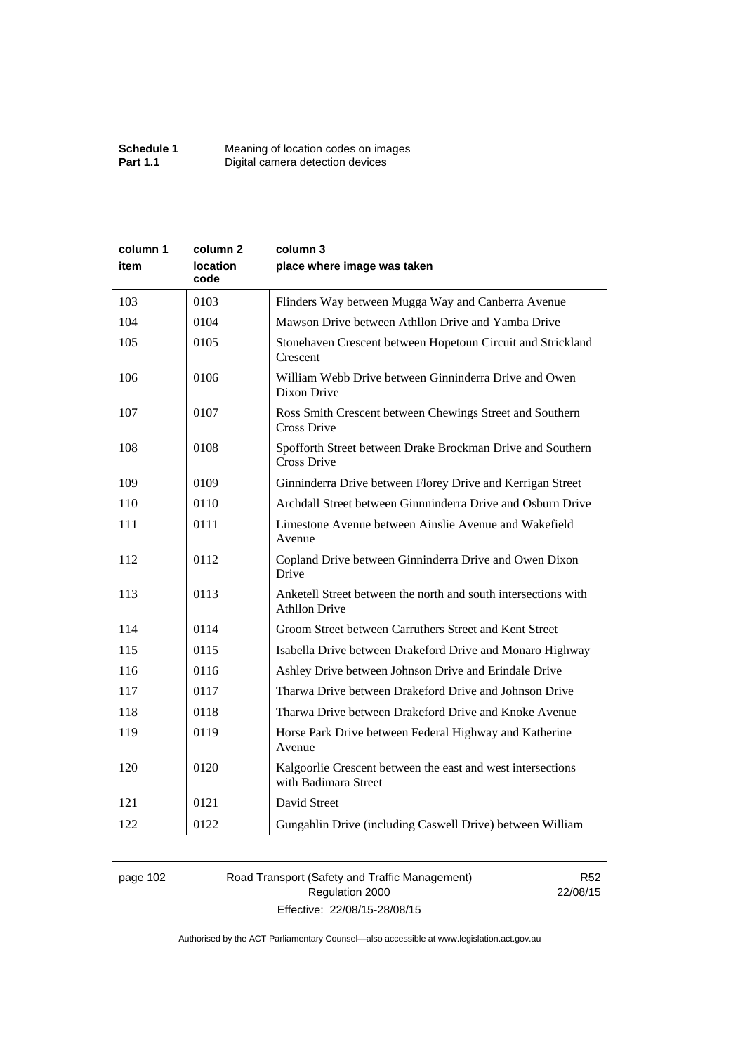| column 1 item | column 2 location code | column 3 place where image was taken |
|---|---|---|
| 103 | 0103 | Flinders Way between Mugga Way and Canberra Avenue |
| 104 | 0104 | Mawson Drive between Athllon Drive and Yamba Drive |
| 105 | 0105 | Stonehaven Crescent between Hopetoun Circuit and Strickland Crescent |
| 106 | 0106 | William Webb Drive between Ginninderra Drive and Owen Dixon Drive |
| 107 | 0107 | Ross Smith Crescent between Chewings Street and Southern Cross Drive |
| 108 | 0108 | Spofforth Street between Drake Brockman Drive and Southern Cross Drive |
| 109 | 0109 | Ginninderra Drive between Florey Drive and Kerrigan Street |
| 110 | 0110 | Archdall Street between Ginnninderra Drive and Osburn Drive |
| 111 | 0111 | Limestone Avenue between Ainslie Avenue and Wakefield Avenue |
| 112 | 0112 | Copland Drive between Ginninderra Drive and Owen Dixon Drive |
| 113 | 0113 | Anketell Street between the north and south intersections with Athllon Drive |
| 114 | 0114 | Groom Street between Carruthers Street and Kent Street |
| 115 | 0115 | Isabella Drive between Drakeford Drive and Monaro Highway |
| 116 | 0116 | Ashley Drive between Johnson Drive and Erindale Drive |
| 117 | 0117 | Tharwa Drive between Drakeford Drive and Johnson Drive |
| 118 | 0118 | Tharwa Drive between Drakeford Drive and Knoke Avenue |
| 119 | 0119 | Horse Park Drive between Federal Highway and Katherine Avenue |
| 120 | 0120 | Kalgoorlie Crescent between the east and west intersections with Badimara Street |
| 121 | 0121 | David Street |
| 122 | 0122 | Gungahlin Drive (including Caswell Drive) between William |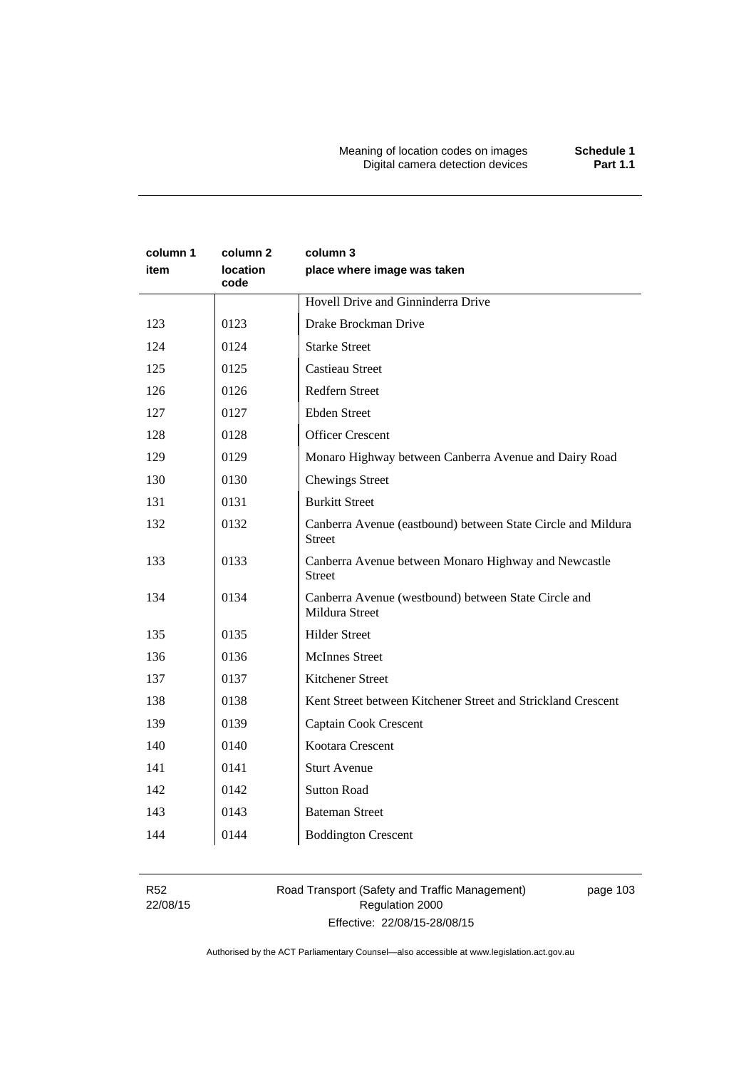| column 1 item | column 2 location code | column 3 place where image was taken |
|---|---|---|
| | | Hovell Drive and Ginninderra Drive |
| 123 | 0123 | Drake Brockman Drive |
| 124 | 0124 | Starke Street |
| 125 | 0125 | Castieau Street |
| 126 | 0126 | Redfern Street |
| 127 | 0127 | Ebden Street |
| 128 | 0128 | Officer Crescent |
| 129 | 0129 | Monaro Highway between Canberra Avenue and Dairy Road |
| 130 | 0130 | Chewings Street |
| 131 | 0131 | Burkitt Street |
| 132 | 0132 | Canberra Avenue (eastbound) between State Circle and Mildura Street |
| 133 | 0133 | Canberra Avenue between Monaro Highway and Newcastle Street |
| 134 | 0134 | Canberra Avenue (westbound) between State Circle and Mildura Street |
| 135 | 0135 | Hilder Street |
| 136 | 0136 | McInnes Street |
| 137 | 0137 | Kitchener Street |
| 138 | 0138 | Kent Street between Kitchener Street and Strickland Crescent |
| 139 | 0139 | Captain Cook Crescent |
| 140 | 0140 | Kootara Crescent |
| 141 | 0141 | Sturt Avenue |
| 142 | 0142 | Sutton Road |
| 143 | 0143 | Bateman Street |
| 144 | 0144 | Boddington Crescent |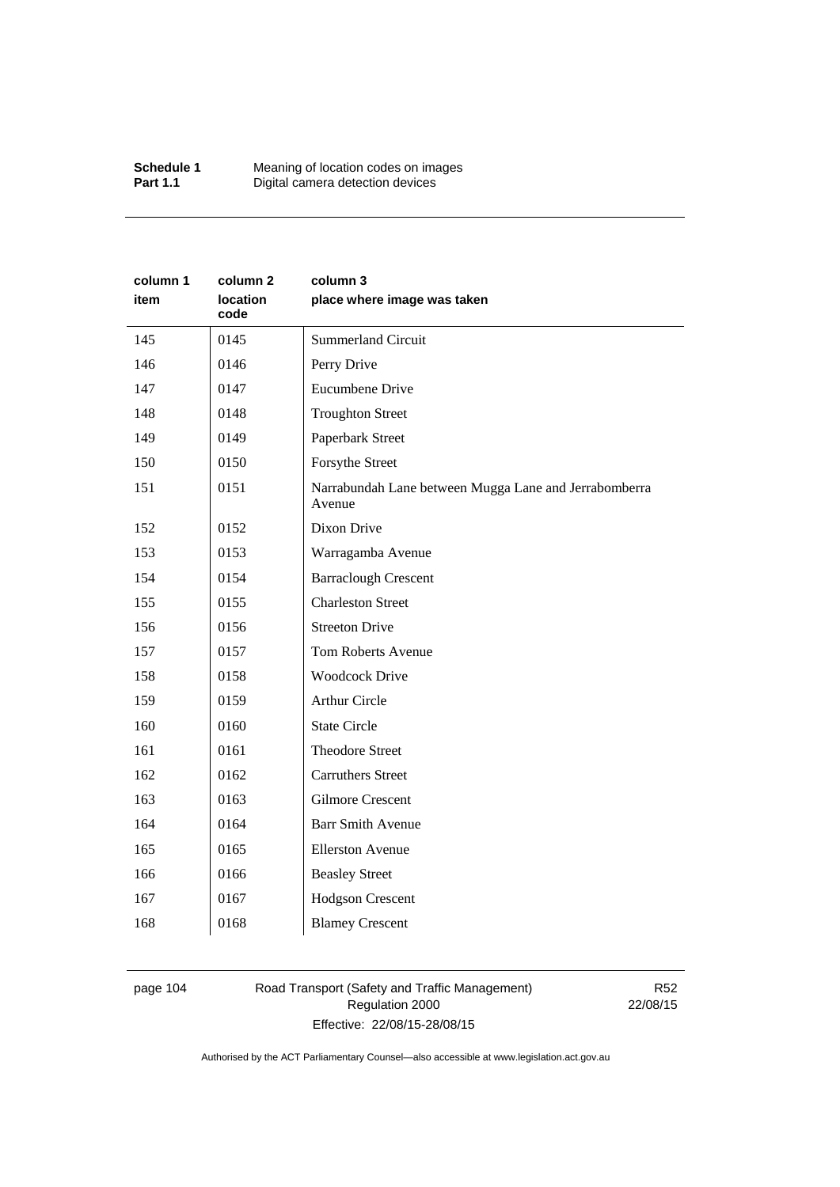| column 1 item | column 2 location code | column 3 place where image was taken |
|---|---|---|
| 145 | 0145 | Summerland Circuit |
| 146 | 0146 | Perry Drive |
| 147 | 0147 | Eucumbene Drive |
| 148 | 0148 | Troughton Street |
| 149 | 0149 | Paperbark Street |
| 150 | 0150 | Forsythe Street |
| 151 | 0151 | Narrabundah Lane between Mugga Lane and Jerrabomberra Avenue |
| 152 | 0152 | Dixon Drive |
| 153 | 0153 | Warragamba Avenue |
| 154 | 0154 | Barraclough Crescent |
| 155 | 0155 | Charleston Street |
| 156 | 0156 | Streeton Drive |
| 157 | 0157 | Tom Roberts Avenue |
| 158 | 0158 | Woodcock Drive |
| 159 | 0159 | Arthur Circle |
| 160 | 0160 | State Circle |
| 161 | 0161 | Theodore Street |
| 162 | 0162 | Carruthers Street |
| 163 | 0163 | Gilmore Crescent |
| 164 | 0164 | Barr Smith Avenue |
| 165 | 0165 | Ellerston Avenue |
| 166 | 0166 | Beasley Street |
| 167 | 0167 | Hodgson Crescent |
| 168 | 0168 | Blamey Crescent |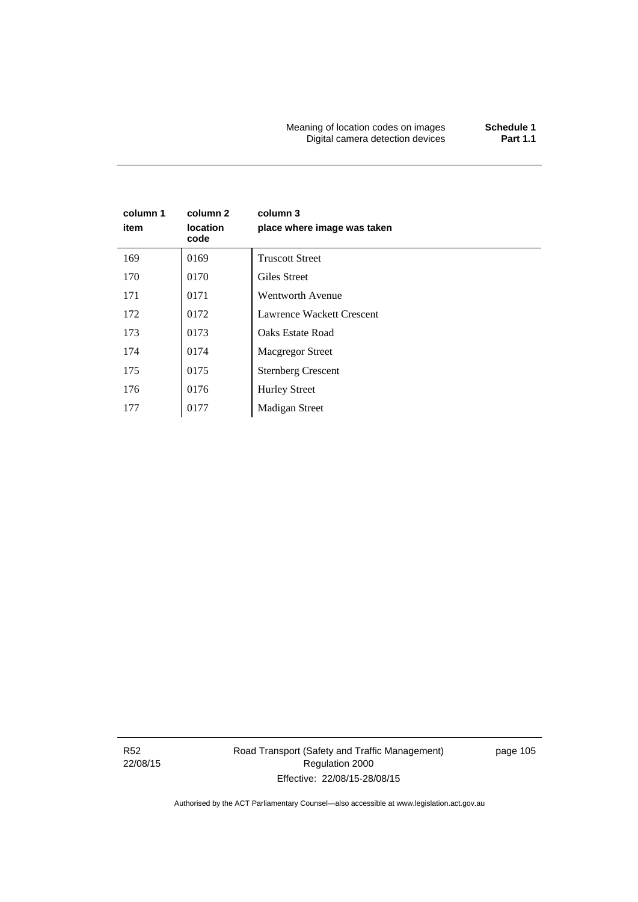| column 1 item | column 2 location code | column 3 place where image was taken |
|---|---|---|
| 169 | 0169 | Truscott Street |
| 170 | 0170 | Giles Street |
| 171 | 0171 | Wentworth Avenue |
| 172 | 0172 | Lawrence Wackett Crescent |
| 173 | 0173 | Oaks Estate Road |
| 174 | 0174 | Macgregor Street |
| 175 | 0175 | Sternberg Crescent |
| 176 | 0176 | Hurley Street |
| 177 | 0177 | Madigan Street |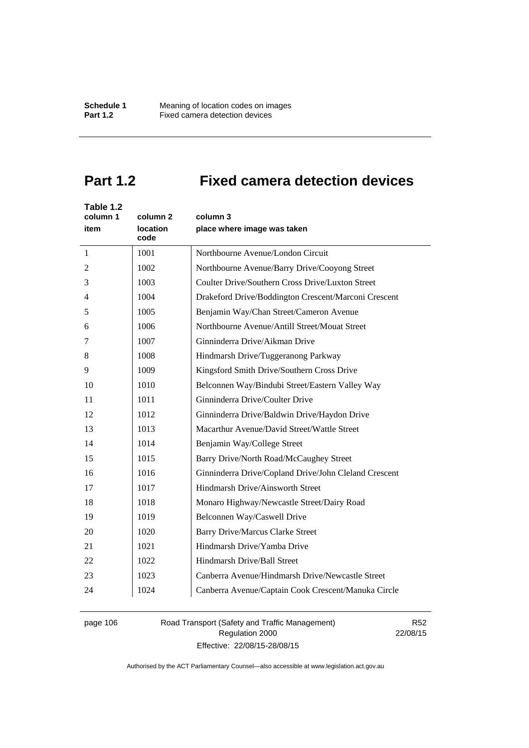# Part 1.2 Fixed camera detection devices

**Table 1.2**

| column 1 item | column 2 location code | column 3 place where image was taken |
|---|---|---|
| 1 | 1001 | Northbourne Avenue/London Circuit |
| 2 | 1002 | Northbourne Avenue/Barry Drive/Cooyong Street |
| 3 | 1003 | Coulter Drive/Southern Cross Drive/Luxton Street |
| 4 | 1004 | Drakeford Drive/Boddington Crescent/Marconi Crescent |
| 5 | 1005 | Benjamin Way/Chan Street/Cameron Avenue |
| 6 | 1006 | Northbourne Avenue/Antill Street/Mouat Street |
| 7 | 1007 | Ginninderra Drive/Aikman Drive |
| 8 | 1008 | Hindmarsh Drive/Tuggeranong Parkway |
| 9 | 1009 | Kingsford Smith Drive/Southern Cross Drive |
| 10 | 1010 | Belconnen Way/Bindubi Street/Eastern Valley Way |
| 11 | 1011 | Ginninderra Drive/Coulter Drive |
| 12 | 1012 | Ginninderra Drive/Baldwin Drive/Haydon Drive |
| 13 | 1013 | Macarthur Avenue/David Street/Wattle Street |
| 14 | 1014 | Benjamin Way/College Street |
| 15 | 1015 | Barry Drive/North Road/McCaughey Street |
| 16 | 1016 | Ginninderra Drive/Copland Drive/John Cleland Crescent |
| 17 | 1017 | Hindmarsh Drive/Ainsworth Street |
| 18 | 1018 | Monaro Highway/Newcastle Street/Dairy Road |
| 19 | 1019 | Belconnen Way/Caswell Drive |
| 20 | 1020 | Barry Drive/Marcus Clarke Street |
| 21 | 1021 | Hindmarsh Drive/Yamba Drive |
| 22 | 1022 | Hindmarsh Drive/Ball Street |
| 23 | 1023 | Canberra Avenue/Hindmarsh Drive/Newcastle Street |
| 24 | 1024 | Canberra Avenue/Captain Cook Crescent/Manuka Circle |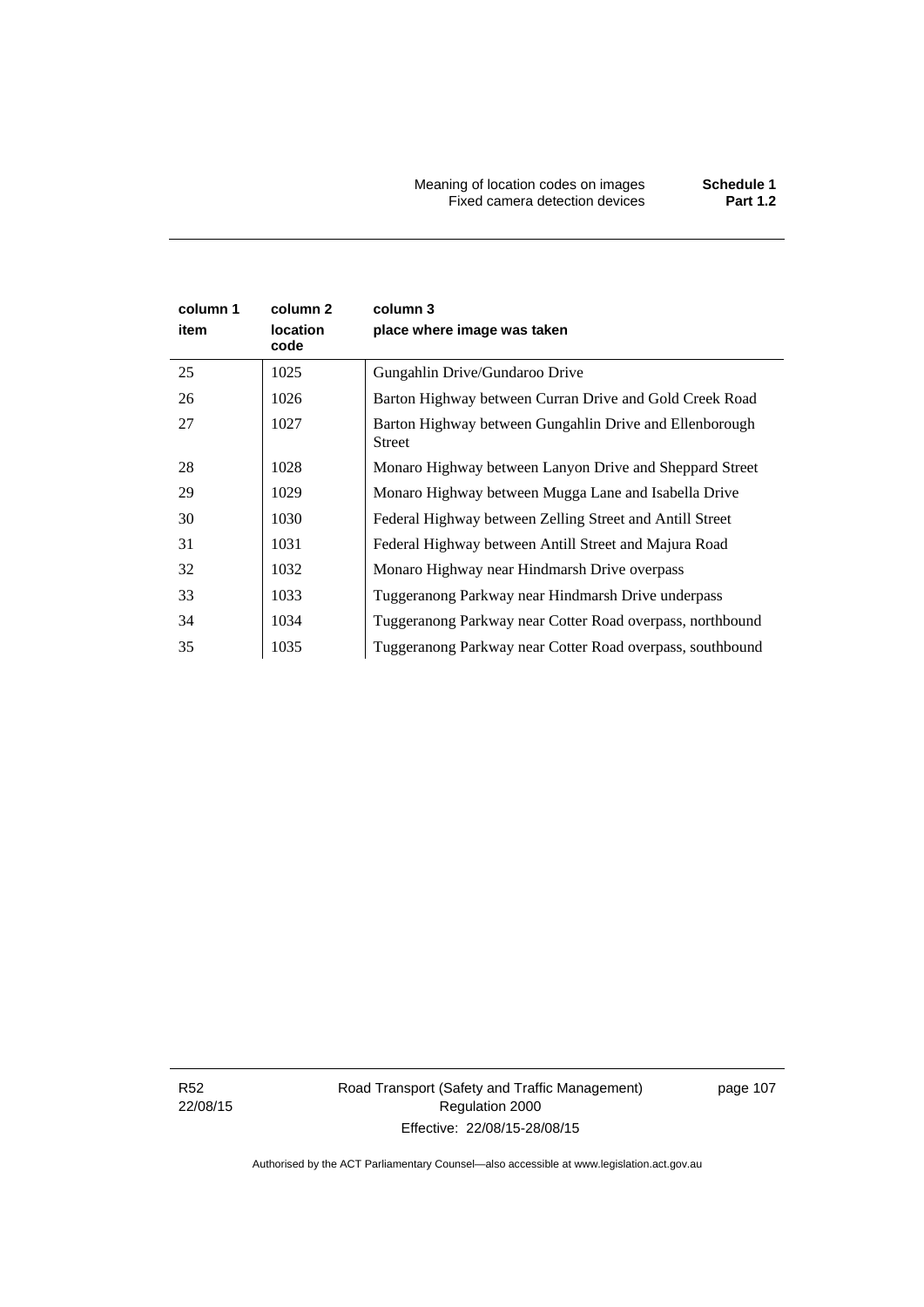| column 1 item | column 2 location code | column 3 place where image was taken |
|---|---|---|
| 25 | 1025 | Gungahlin Drive/Gundaroo Drive |
| 26 | 1026 | Barton Highway between Curran Drive and Gold Creek Road |
| 27 | 1027 | Barton Highway between Gungahlin Drive and Ellenborough Street |
| 28 | 1028 | Monaro Highway between Lanyon Drive and Sheppard Street |
| 29 | 1029 | Monaro Highway between Mugga Lane and Isabella Drive |
| 30 | 1030 | Federal Highway between Zelling Street and Antill Street |
| 31 | 1031 | Federal Highway between Antill Street and Majura Road |
| 32 | 1032 | Monaro Highway near Hindmarsh Drive overpass |
| 33 | 1033 | Tuggeranong Parkway near Hindmarsh Drive underpass |
| 34 | 1034 | Tuggeranong Parkway near Cotter Road overpass, northbound |
| 35 | 1035 | Tuggeranong Parkway near Cotter Road overpass, southbound |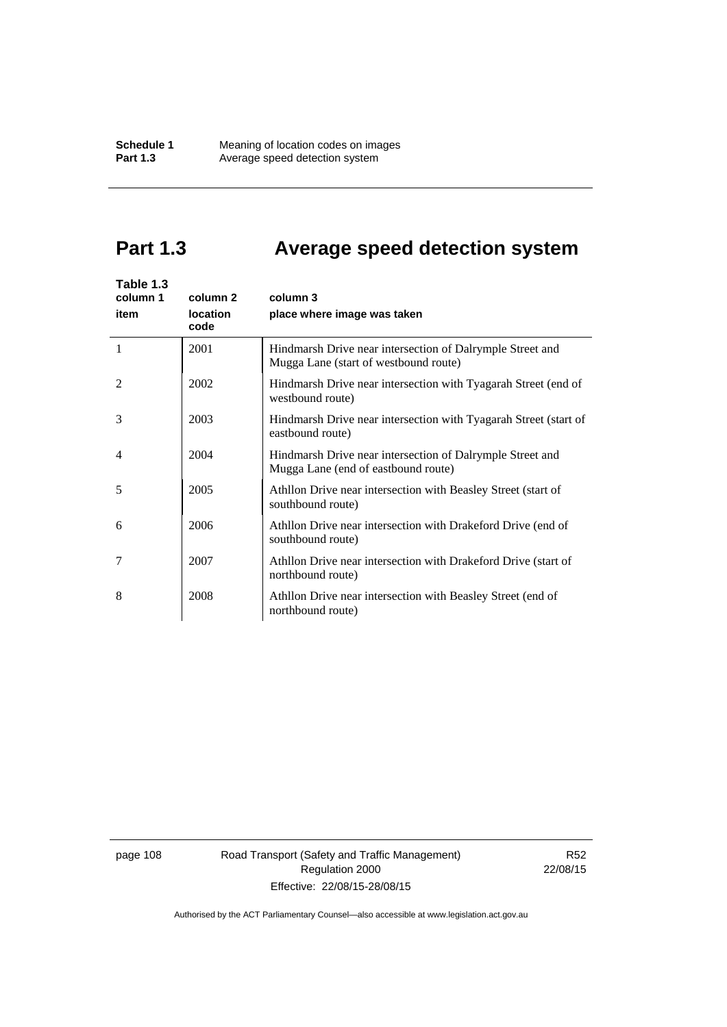# Part 1.3 Average speed detection system

**Table 1.3**

| column 1<br>item | column 2<br>location code | column 3<br>place where image was taken |
|---|---|---|
| 1 | 2001 | Hindmarsh Drive near intersection of Dalrymple Street and Mugga Lane (start of westbound route) |
| 2 | 2002 | Hindmarsh Drive near intersection with Tyagarah Street (end of westbound route) |
| 3 | 2003 | Hindmarsh Drive near intersection with Tyagarah Street (start of eastbound route) |
| 4 | 2004 | Hindmarsh Drive near intersection of Dalrymple Street and Mugga Lane (end of eastbound route) |
| 5 | 2005 | Athllon Drive near intersection with Beasley Street (start of southbound route) |
| 6 | 2006 | Athllon Drive near intersection with Drakeford Drive (end of southbound route) |
| 7 | 2007 | Athllon Drive near intersection with Drakeford Drive (start of northbound route) |
| 8 | 2008 | Athllon Drive near intersection with Beasley Street (end of northbound route) |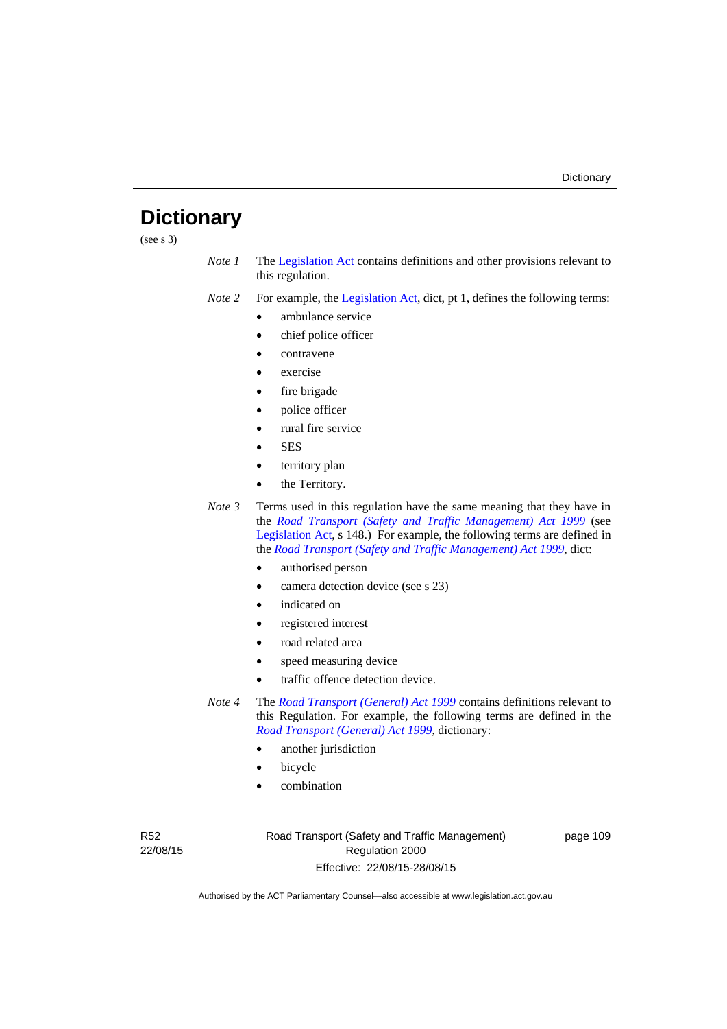# Dictionary

(see s 3)

*Note 1* The Legislation Act contains definitions and other provisions relevant to this regulation.

*Note 2* For example, the Legislation Act, dict, pt 1, defines the following terms:

- ambulance service
- chief police officer
- contravene
- exercise
- fire brigade
- police officer
- rural fire service
- SES
- territory plan
- the Territory.

*Note 3* Terms used in this regulation have the same meaning that they have in the *Road Transport (Safety and Traffic Management) Act 1999* (see Legislation Act, s 148.) For example, the following terms are defined in the *Road Transport (Safety and Traffic Management) Act 1999*, dict:

- authorised person
- camera detection device (see s 23)
- indicated on
- registered interest
- road related area
- speed measuring device
- traffic offence detection device.

*Note 4* The *Road Transport (General) Act 1999* contains definitions relevant to this Regulation. For example, the following terms are defined in the *Road Transport (General) Act 1999*, dictionary:

- another jurisdiction
- bicycle
- combination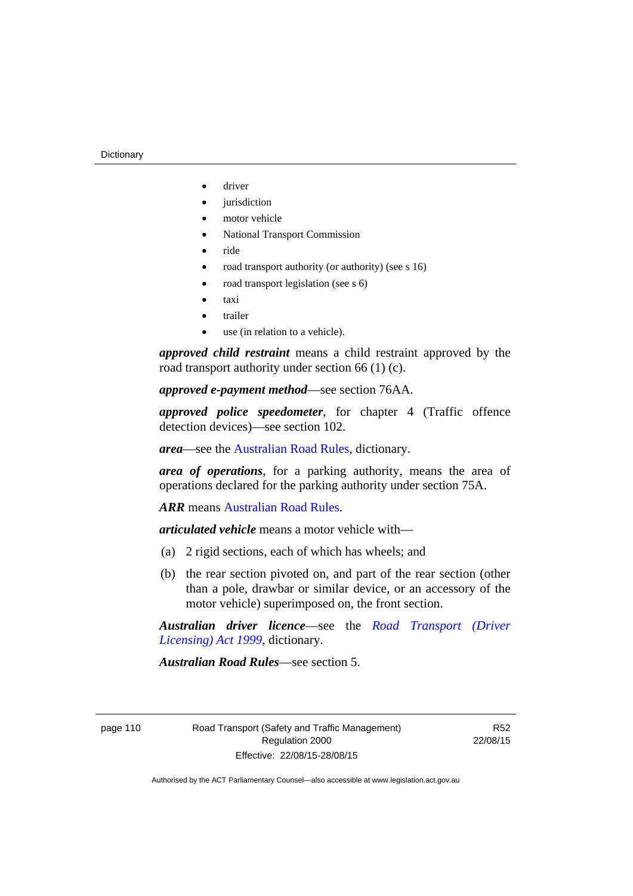- driver
- jurisdiction
- motor vehicle
- National Transport Commission
- ride
- road transport authority (or authority) (see s 16)
- road transport legislation (see s 6)
- taxi
- trailer
- use (in relation to a vehicle).

***approved child restraint*** means a child restraint approved by the road transport authority under section 66 (1) (c).

***approved e-payment method***—see section 76AA.

***approved police speedometer***, for chapter 4 (Traffic offence detection devices)—see section 102.

***area***—see the Australian Road Rules, dictionary.

***area of operations***, for a parking authority, means the area of operations declared for the parking authority under section 75A.

***ARR*** means Australian Road Rules.

***articulated vehicle*** means a motor vehicle with—

(a) 2 rigid sections, each of which has wheels; and

(b) the rear section pivoted on, and part of the rear section (other than a pole, drawbar or similar device, or an accessory of the motor vehicle) superimposed on, the front section.

***Australian driver licence***—see the *Road Transport (Driver Licensing) Act 1999*, dictionary.

***Australian Road Rules***—see section 5.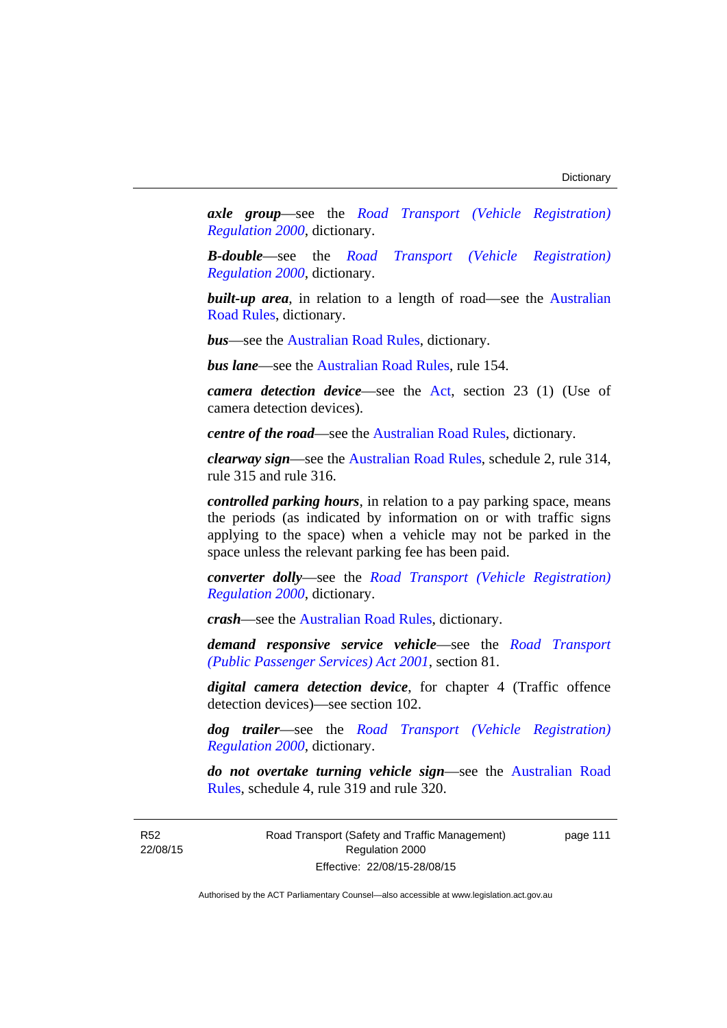***axle group***—see the *Road Transport (Vehicle Registration) Regulation 2000*, dictionary.

***B-double***—see the *Road Transport (Vehicle Registration) Regulation 2000*, dictionary.

***built-up area***, in relation to a length of road—see the Australian Road Rules, dictionary.

***bus***—see the Australian Road Rules, dictionary.

***bus lane***—see the Australian Road Rules, rule 154.

***camera detection device***—see the Act, section 23 (1) (Use of camera detection devices).

***centre of the road***—see the Australian Road Rules, dictionary.

***clearway sign***—see the Australian Road Rules, schedule 2, rule 314, rule 315 and rule 316.

***controlled parking hours***, in relation to a pay parking space, means the periods (as indicated by information on or with traffic signs applying to the space) when a vehicle may not be parked in the space unless the relevant parking fee has been paid.

***converter dolly***—see the *Road Transport (Vehicle Registration) Regulation 2000*, dictionary.

***crash***—see the Australian Road Rules, dictionary.

***demand responsive service vehicle***—see the *Road Transport (Public Passenger Services) Act 2001*, section 81.

***digital camera detection device***, for chapter 4 (Traffic offence detection devices)—see section 102.

***dog trailer***—see the *Road Transport (Vehicle Registration) Regulation 2000*, dictionary.

***do not overtake turning vehicle sign***—see the Australian Road Rules, schedule 4, rule 319 and rule 320.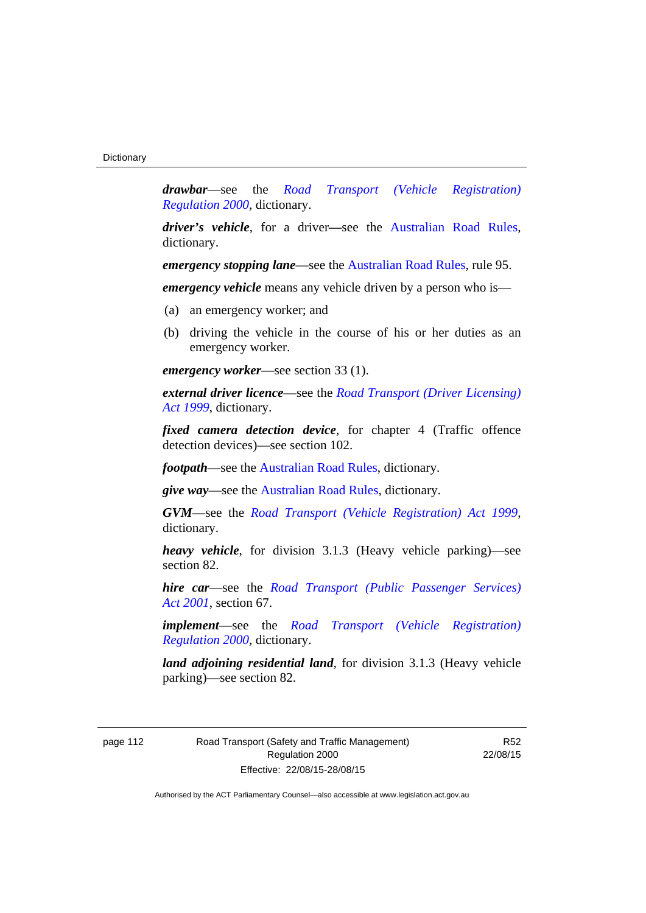***drawbar***—see the *Road Transport (Vehicle Registration) Regulation 2000*, dictionary.

***driver's vehicle***, for a driver—see the Australian Road Rules, dictionary.

***emergency stopping lane***—see the Australian Road Rules, rule 95.

***emergency vehicle*** means any vehicle driven by a person who is—

(a) an emergency worker; and

(b) driving the vehicle in the course of his or her duties as an emergency worker.

***emergency worker***—see section 33 (1).

***external driver licence***—see the *Road Transport (Driver Licensing) Act 1999*, dictionary.

***fixed camera detection device***, for chapter 4 (Traffic offence detection devices)—see section 102.

***footpath***—see the Australian Road Rules, dictionary.

***give way***—see the Australian Road Rules, dictionary.

***GVM***—see the *Road Transport (Vehicle Registration) Act 1999*, dictionary.

***heavy vehicle***, for division 3.1.3 (Heavy vehicle parking)—see section 82.

***hire car***—see the *Road Transport (Public Passenger Services) Act 2001*, section 67.

***implement***—see the *Road Transport (Vehicle Registration) Regulation 2000*, dictionary.

***land adjoining residential land***, for division 3.1.3 (Heavy vehicle parking)—see section 82.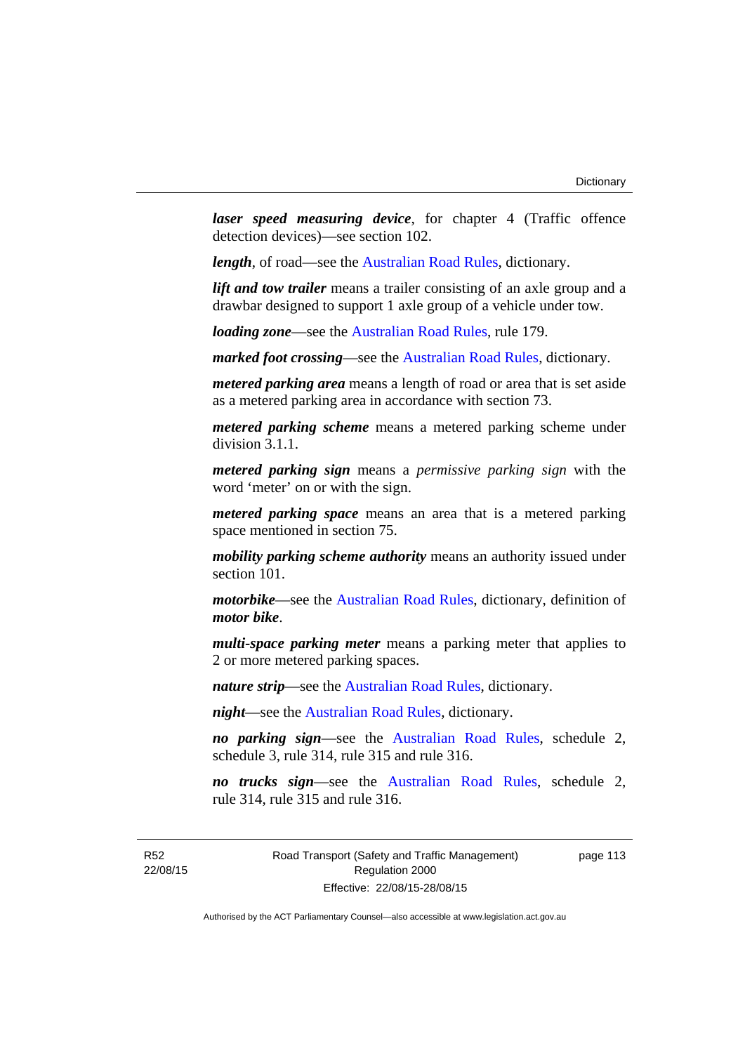***laser speed measuring device***, for chapter 4 (Traffic offence detection devices)—see section 102.

***length***, of road—see the Australian Road Rules, dictionary.

***lift and tow trailer*** means a trailer consisting of an axle group and a drawbar designed to support 1 axle group of a vehicle under tow.

***loading zone***—see the Australian Road Rules, rule 179.

***marked foot crossing***—see the Australian Road Rules, dictionary.

***metered parking area*** means a length of road or area that is set aside as a metered parking area in accordance with section 73.

***metered parking scheme*** means a metered parking scheme under division 3.1.1.

***metered parking sign*** means a *permissive parking sign* with the word 'meter' on or with the sign.

***metered parking space*** means an area that is a metered parking space mentioned in section 75.

***mobility parking scheme authority*** means an authority issued under section 101.

***motorbike***—see the Australian Road Rules, dictionary, definition of ***motor bike***.

***multi-space parking meter*** means a parking meter that applies to 2 or more metered parking spaces.

***nature strip***—see the Australian Road Rules, dictionary.

***night***—see the Australian Road Rules, dictionary.

***no parking sign***—see the Australian Road Rules, schedule 2, schedule 3, rule 314, rule 315 and rule 316.

***no trucks sign***—see the Australian Road Rules, schedule 2, rule 314, rule 315 and rule 316.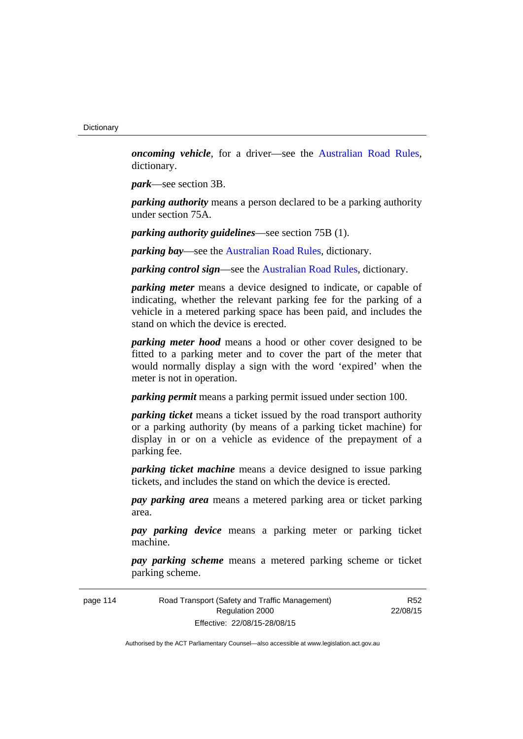***oncoming vehicle***, for a driver—see the Australian Road Rules, dictionary.

***park***—see section 3B.

***parking authority*** means a person declared to be a parking authority under section 75A.

***parking authority guidelines***—see section 75B (1).

***parking bay***—see the Australian Road Rules, dictionary.

***parking control sign***—see the Australian Road Rules, dictionary.

***parking meter*** means a device designed to indicate, or capable of indicating, whether the relevant parking fee for the parking of a vehicle in a metered parking space has been paid, and includes the stand on which the device is erected.

***parking meter hood*** means a hood or other cover designed to be fitted to a parking meter and to cover the part of the meter that would normally display a sign with the word 'expired' when the meter is not in operation.

***parking permit*** means a parking permit issued under section 100.

***parking ticket*** means a ticket issued by the road transport authority or a parking authority (by means of a parking ticket machine) for display in or on a vehicle as evidence of the prepayment of a parking fee.

***parking ticket machine*** means a device designed to issue parking tickets, and includes the stand on which the device is erected.

***pay parking area*** means a metered parking area or ticket parking area.

***pay parking device*** means a parking meter or parking ticket machine.

***pay parking scheme*** means a metered parking scheme or ticket parking scheme.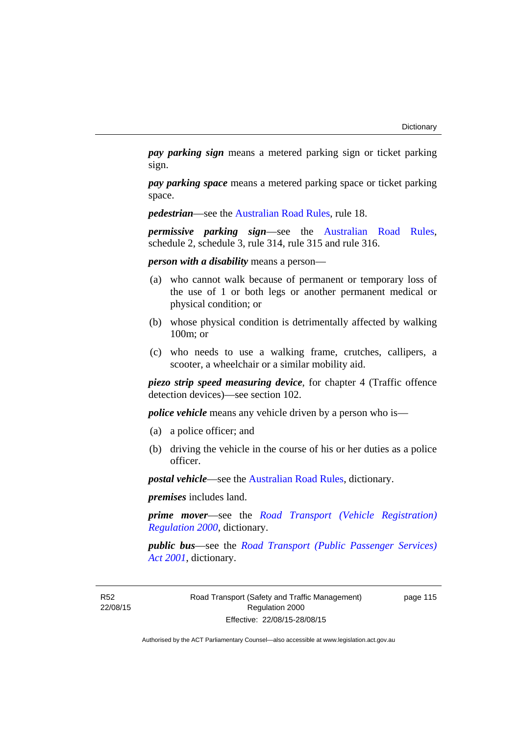***pay parking sign*** means a metered parking sign or ticket parking sign.

***pay parking space*** means a metered parking space or ticket parking space.

***pedestrian***—see the Australian Road Rules, rule 18.

***permissive parking sign***—see the Australian Road Rules, schedule 2, schedule 3, rule 314, rule 315 and rule 316.

***person with a disability*** means a person—

(a) who cannot walk because of permanent or temporary loss of the use of 1 or both legs or another permanent medical or physical condition; or

(b) whose physical condition is detrimentally affected by walking 100m; or

(c) who needs to use a walking frame, crutches, callipers, a scooter, a wheelchair or a similar mobility aid.

***piezo strip speed measuring device***, for chapter 4 (Traffic offence detection devices)—see section 102.

***police vehicle*** means any vehicle driven by a person who is—

(a) a police officer; and

(b) driving the vehicle in the course of his or her duties as a police officer.

***postal vehicle***—see the Australian Road Rules, dictionary.

***premises*** includes land.

***prime mover***—see the *Road Transport (Vehicle Registration) Regulation 2000*, dictionary.

***public bus***—see the *Road Transport (Public Passenger Services) Act 2001*, dictionary.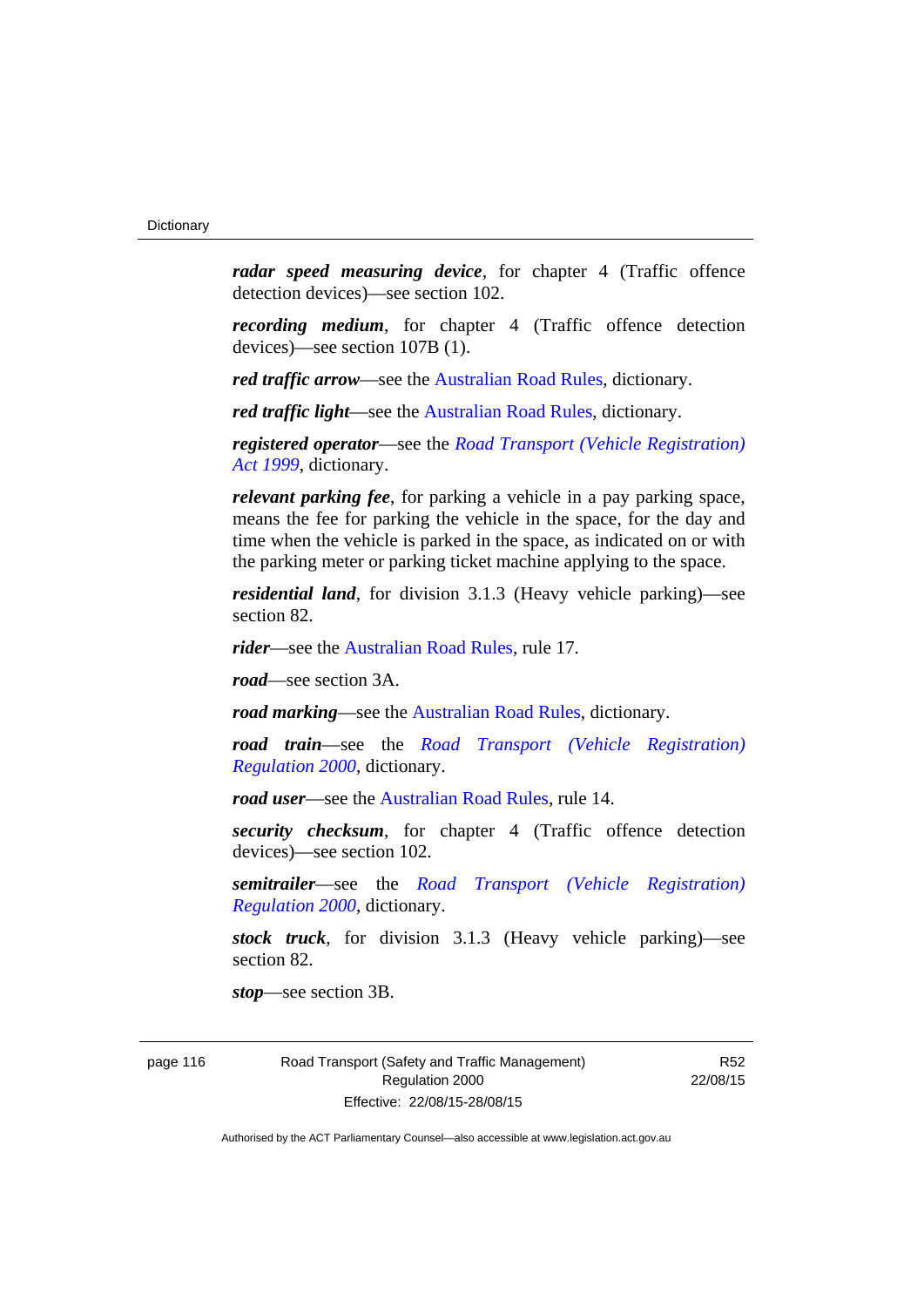***radar speed measuring device***, for chapter 4 (Traffic offence detection devices)—see section 102.

***recording medium***, for chapter 4 (Traffic offence detection devices)—see section 107B (1).

***red traffic arrow***—see the Australian Road Rules, dictionary.

***red traffic light***—see the Australian Road Rules, dictionary.

***registered operator***—see the *Road Transport (Vehicle Registration) Act 1999*, dictionary.

***relevant parking fee***, for parking a vehicle in a pay parking space, means the fee for parking the vehicle in the space, for the day and time when the vehicle is parked in the space, as indicated on or with the parking meter or parking ticket machine applying to the space.

***residential land***, for division 3.1.3 (Heavy vehicle parking)—see section 82.

***rider***—see the Australian Road Rules, rule 17.

***road***—see section 3A.

***road marking***—see the Australian Road Rules, dictionary.

***road train***—see the *Road Transport (Vehicle Registration) Regulation 2000*, dictionary.

***road user***—see the Australian Road Rules, rule 14.

***security checksum***, for chapter 4 (Traffic offence detection devices)—see section 102.

***semitrailer***—see the *Road Transport (Vehicle Registration) Regulation 2000*, dictionary.

***stock truck***, for division 3.1.3 (Heavy vehicle parking)—see section 82.

***stop***—see section 3B.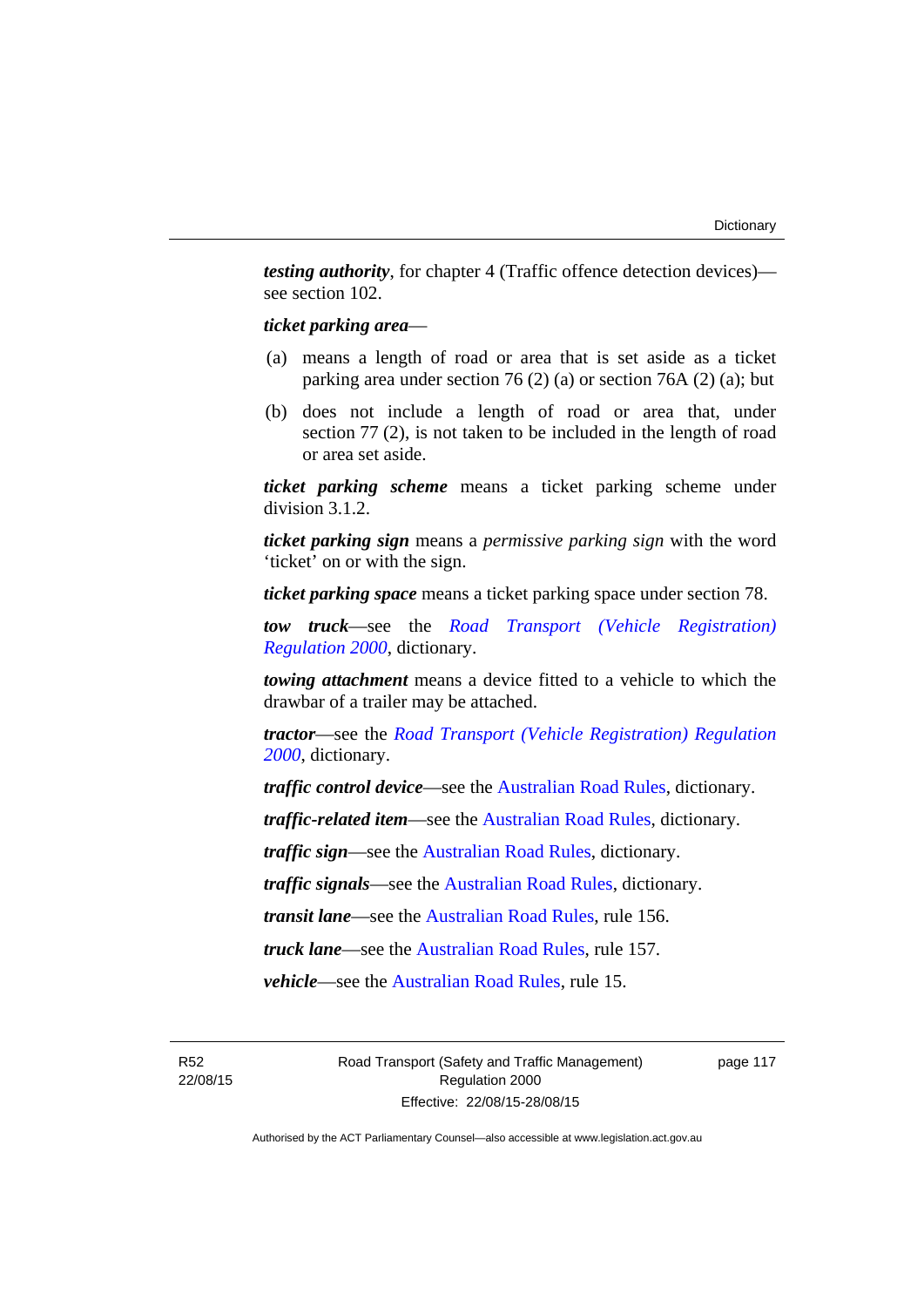***testing authority***, for chapter 4 (Traffic offence detection devices)—see section 102.

***ticket parking area***—

(a) means a length of road or area that is set aside as a ticket parking area under section 76 (2) (a) or section 76A (2) (a); but

(b) does not include a length of road or area that, under section 77 (2), is not taken to be included in the length of road or area set aside.

***ticket parking scheme*** means a ticket parking scheme under division 3.1.2.

***ticket parking sign*** means a *permissive parking sign* with the word 'ticket' on or with the sign.

***ticket parking space*** means a ticket parking space under section 78.

***tow truck***—see the *Road Transport (Vehicle Registration) Regulation 2000*, dictionary.

***towing attachment*** means a device fitted to a vehicle to which the drawbar of a trailer may be attached.

***tractor***—see the *Road Transport (Vehicle Registration) Regulation 2000*, dictionary.

***traffic control device***—see the Australian Road Rules, dictionary.

***traffic-related item***—see the Australian Road Rules, dictionary.

***traffic sign***—see the Australian Road Rules, dictionary.

***traffic signals***—see the Australian Road Rules, dictionary.

***transit lane***—see the Australian Road Rules, rule 156.

***truck lane***—see the Australian Road Rules, rule 157.

***vehicle***—see the Australian Road Rules, rule 15.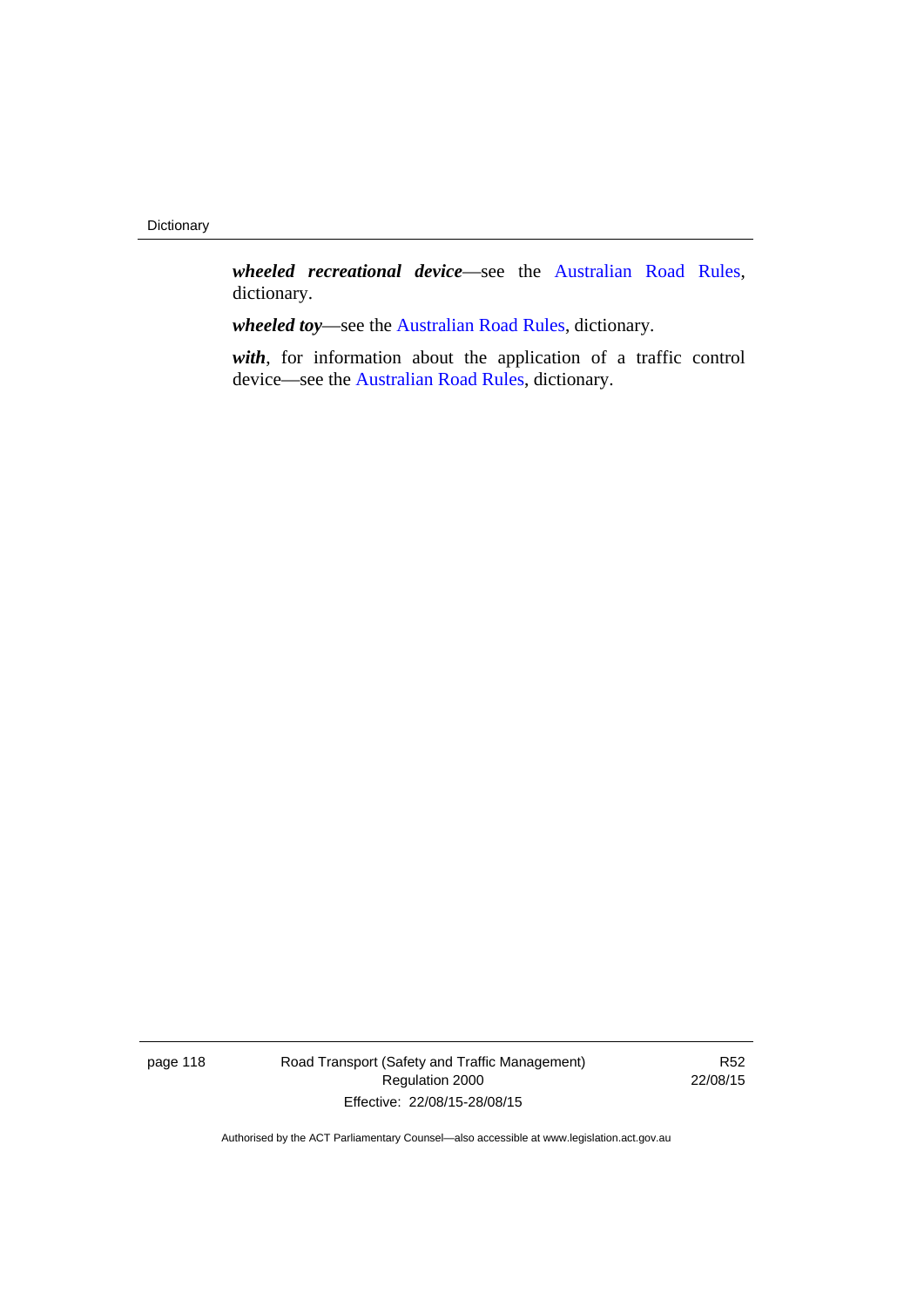***wheeled recreational device***—see the Australian Road Rules, dictionary.

***wheeled toy***—see the Australian Road Rules, dictionary.

***with***, for information about the application of a traffic control device—see the Australian Road Rules, dictionary.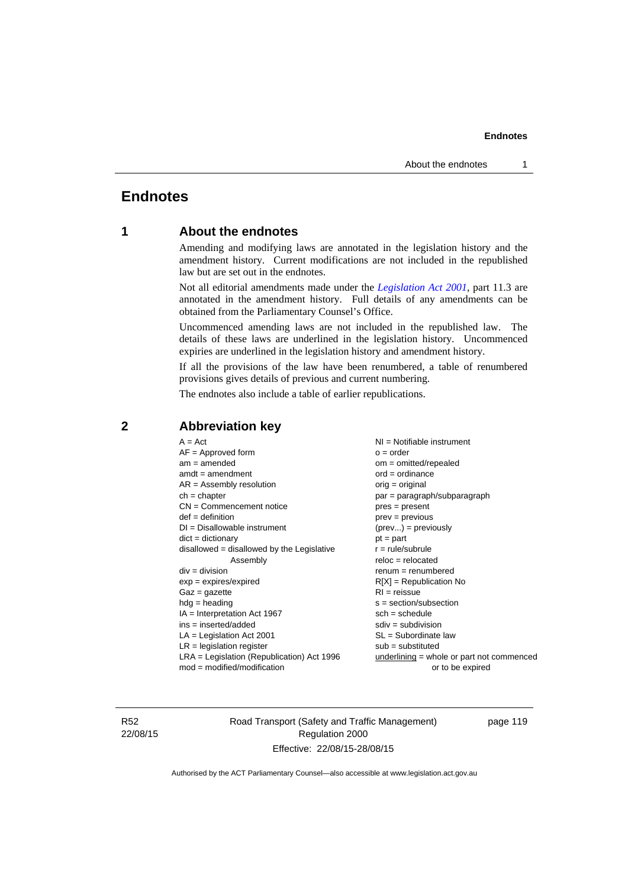# Endnotes

## 1 About the endnotes

Amending and modifying laws are annotated in the legislation history and the amendment history. Current modifications are not included in the republished law but are set out in the endnotes.

Not all editorial amendments made under the *Legislation Act 2001*, part 11.3 are annotated in the amendment history. Full details of any amendments can be obtained from the Parliamentary Counsel's Office.

Uncommenced amending laws are not included in the republished law. The details of these laws are underlined in the legislation history. Uncommenced expiries are underlined in the legislation history and amendment history.

If all the provisions of the law have been renumbered, a table of renumbered provisions gives details of previous and current numbering.

The endnotes also include a table of earlier republications.

## 2 Abbreviation key

A = Act
AF = Approved form
am = amended
amdt = amendment
AR = Assembly resolution
ch = chapter
CN = Commencement notice
def = definition
DI = Disallowable instrument
dict = dictionary
disallowed = disallowed by the Legislative Assembly
div = division
exp = expires/expired
Gaz = gazette
hdg = heading
IA = Interpretation Act 1967
ins = inserted/added
LA = Legislation Act 2001
LR = legislation register
LRA = Legislation (Republication) Act 1996
mod = modified/modification
NI = Notifiable instrument
o = order
om = omitted/repealed
ord = ordinance
orig = original
par = paragraph/subparagraph
pres = present
prev = previous
(prev...) = previously
pt = part
r = rule/subrule
reloc = relocated
renum = renumbered
R[X] = Republication No
RI = reissue
s = section/subsection
sch = schedule
sdiv = subdivision
SL = Subordinate law
sub = substituted
underlining = whole or part not commenced or to be expired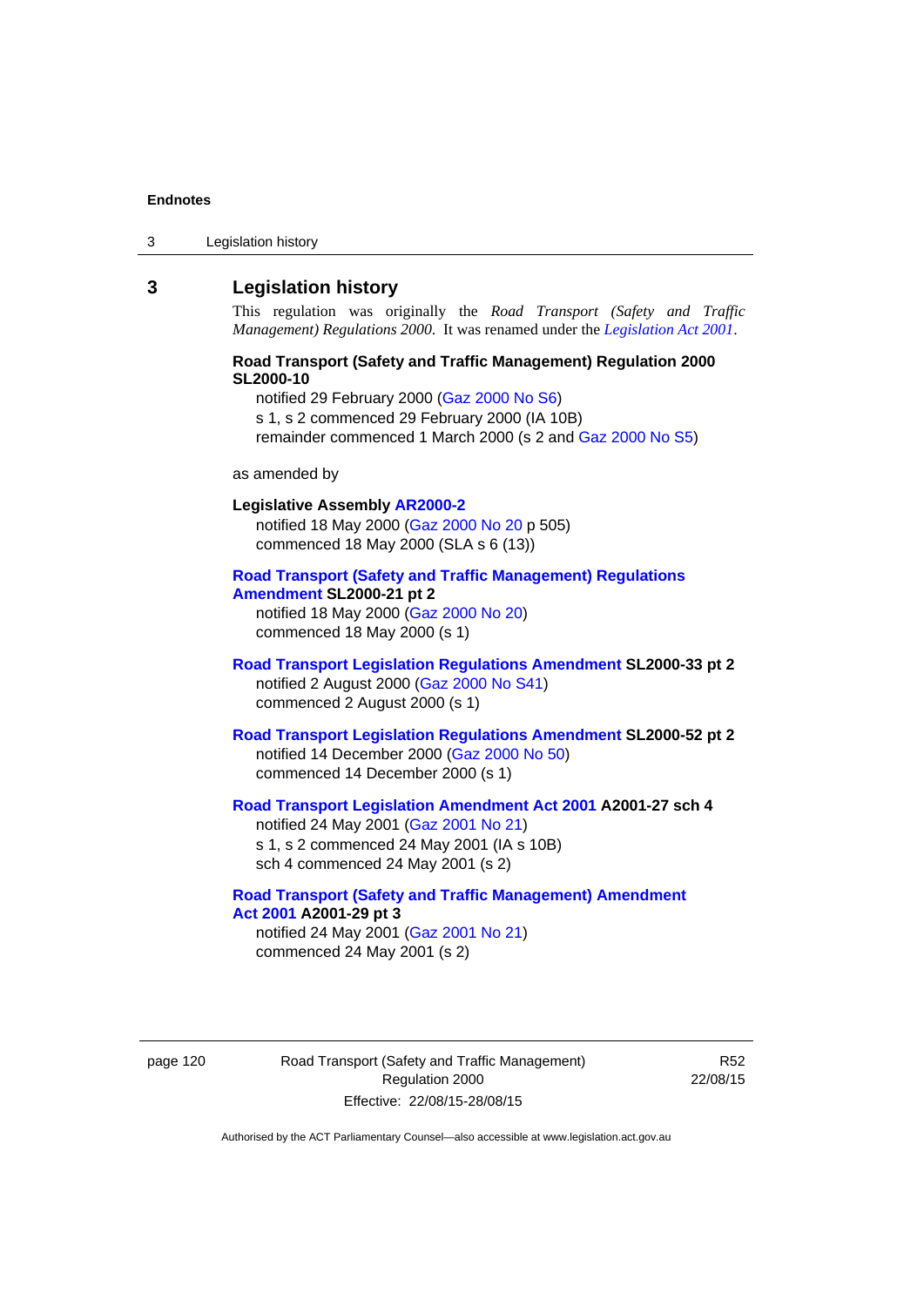## 3 Legislation history

This regulation was originally the *Road Transport (Safety and Traffic Management) Regulations 2000*. It was renamed under the *Legislation Act 2001*.

**Road Transport (Safety and Traffic Management) Regulation 2000 SL2000-10**

notified 29 February 2000 (Gaz 2000 No S6)
s 1, s 2 commenced 29 February 2000 (IA 10B)
remainder commenced 1 March 2000 (s 2 and Gaz 2000 No S5)

as amended by

**Legislative Assembly AR2000-2**

notified 18 May 2000 (Gaz 2000 No 20 p 505)
commenced 18 May 2000 (SLA s 6 (13))

**Road Transport (Safety and Traffic Management) Regulations Amendment SL2000-21 pt 2**

notified 18 May 2000 (Gaz 2000 No 20)
commenced 18 May 2000 (s 1)

**Road Transport Legislation Regulations Amendment SL2000-33 pt 2**

notified 2 August 2000 (Gaz 2000 No S41)
commenced 2 August 2000 (s 1)

**Road Transport Legislation Regulations Amendment SL2000-52 pt 2**

notified 14 December 2000 (Gaz 2000 No 50)
commenced 14 December 2000 (s 1)

**Road Transport Legislation Amendment Act 2001 A2001-27 sch 4**

notified 24 May 2001 (Gaz 2001 No 21)
s 1, s 2 commenced 24 May 2001 (IA s 10B)
sch 4 commenced 24 May 2001 (s 2)

**Road Transport (Safety and Traffic Management) Amendment Act 2001 A2001-29 pt 3**

notified 24 May 2001 (Gaz 2001 No 21)
commenced 24 May 2001 (s 2)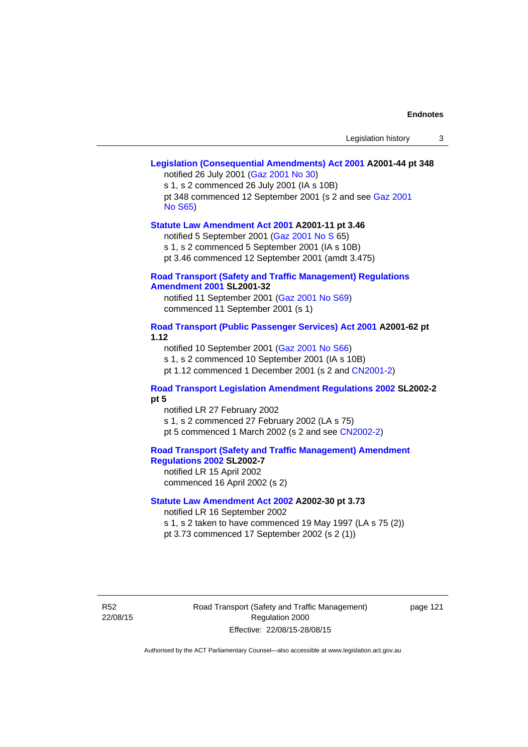**Legislation (Consequential Amendments) Act 2001 A2001-44 pt 348**

notified 26 July 2001 (Gaz 2001 No 30)

s 1, s 2 commenced 26 July 2001 (IA s 10B)

pt 348 commenced 12 September 2001 (s 2 and see Gaz 2001 No S65)

**Statute Law Amendment Act 2001 A2001-11 pt 3.46**

notified 5 September 2001 (Gaz 2001 No S 65)

s 1, s 2 commenced 5 September 2001 (IA s 10B)

pt 3.46 commenced 12 September 2001 (amdt 3.475)

**Road Transport (Safety and Traffic Management) Regulations Amendment 2001 SL2001-32**

notified 11 September 2001 (Gaz 2001 No S69)

commenced 11 September 2001 (s 1)

**Road Transport (Public Passenger Services) Act 2001 A2001-62 pt 1.12**

notified 10 September 2001 (Gaz 2001 No S66)

s 1, s 2 commenced 10 September 2001 (IA s 10B)

pt 1.12 commenced 1 December 2001 (s 2 and CN2001-2)

**Road Transport Legislation Amendment Regulations 2002 SL2002-2 pt 5**

notified LR 27 February 2002

s 1, s 2 commenced 27 February 2002 (LA s 75)

pt 5 commenced 1 March 2002 (s 2 and see CN2002-2)

**Road Transport (Safety and Traffic Management) Amendment Regulations 2002 SL2002-7**

notified LR 15 April 2002

commenced 16 April 2002 (s 2)

**Statute Law Amendment Act 2002 A2002-30 pt 3.73**

notified LR 16 September 2002

s 1, s 2 taken to have commenced 19 May 1997 (LA s 75 (2))

pt 3.73 commenced 17 September 2002 (s 2 (1))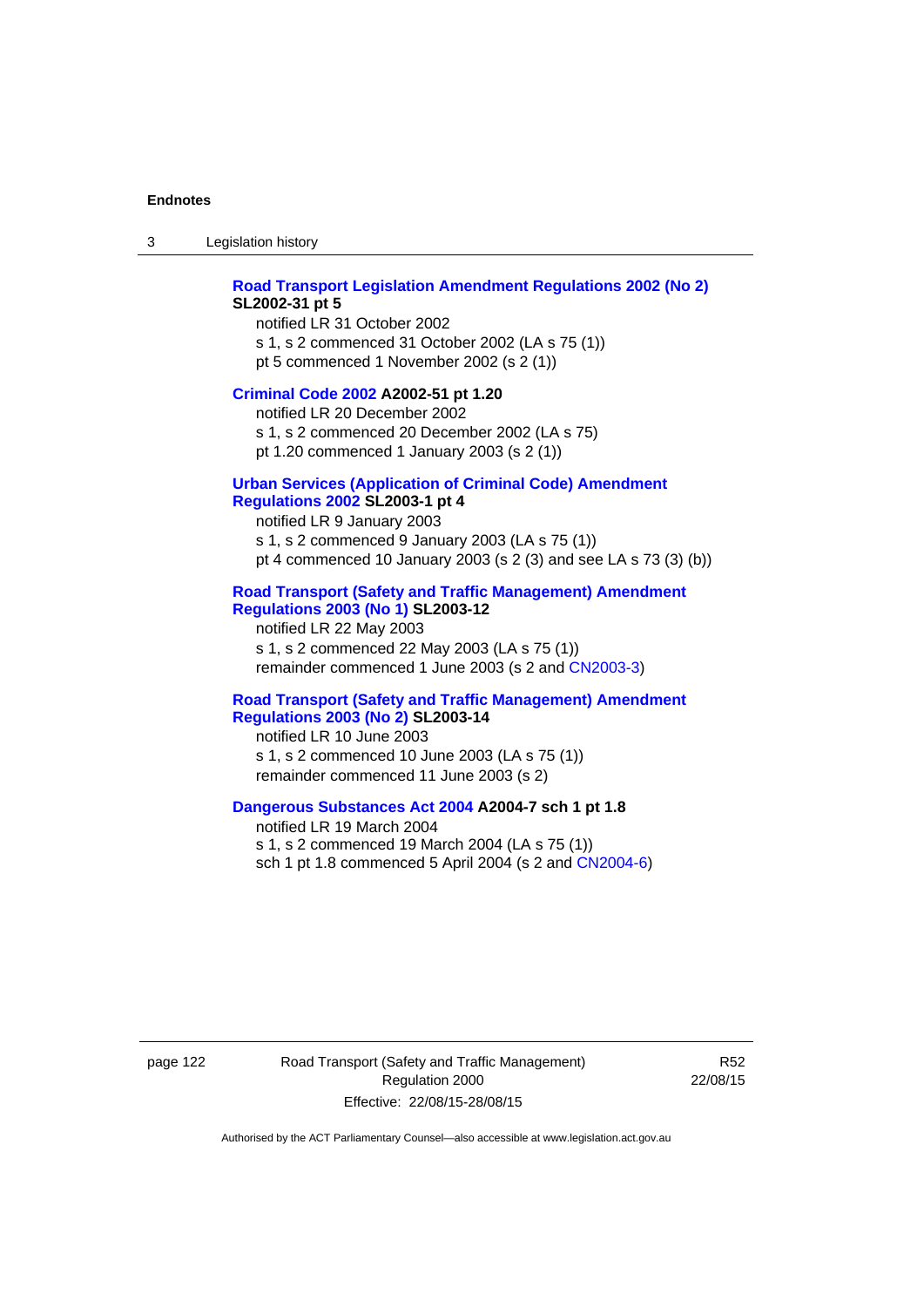**Road Transport Legislation Amendment Regulations 2002 (No 2) SL2002-31 pt 5**

notified LR 31 October 2002

s 1, s 2 commenced 31 October 2002 (LA s 75 (1))

pt 5 commenced 1 November 2002 (s 2 (1))

**Criminal Code 2002 A2002-51 pt 1.20**

notified LR 20 December 2002

s 1, s 2 commenced 20 December 2002 (LA s 75)

pt 1.20 commenced 1 January 2003 (s 2 (1))

**Urban Services (Application of Criminal Code) Amendment Regulations 2002 SL2003-1 pt 4**

notified LR 9 January 2003

s 1, s 2 commenced 9 January 2003 (LA s 75 (1))

pt 4 commenced 10 January 2003 (s 2 (3) and see LA s 73 (3) (b))

**Road Transport (Safety and Traffic Management) Amendment Regulations 2003 (No 1) SL2003-12**

notified LR 22 May 2003

s 1, s 2 commenced 22 May 2003 (LA s 75 (1))

remainder commenced 1 June 2003 (s 2 and CN2003-3)

**Road Transport (Safety and Traffic Management) Amendment Regulations 2003 (No 2) SL2003-14**

notified LR 10 June 2003

s 1, s 2 commenced 10 June 2003 (LA s 75 (1))

remainder commenced 11 June 2003 (s 2)

**Dangerous Substances Act 2004 A2004-7 sch 1 pt 1.8**

notified LR 19 March 2004

s 1, s 2 commenced 19 March 2004 (LA s 75 (1))

sch 1 pt 1.8 commenced 5 April 2004 (s 2 and CN2004-6)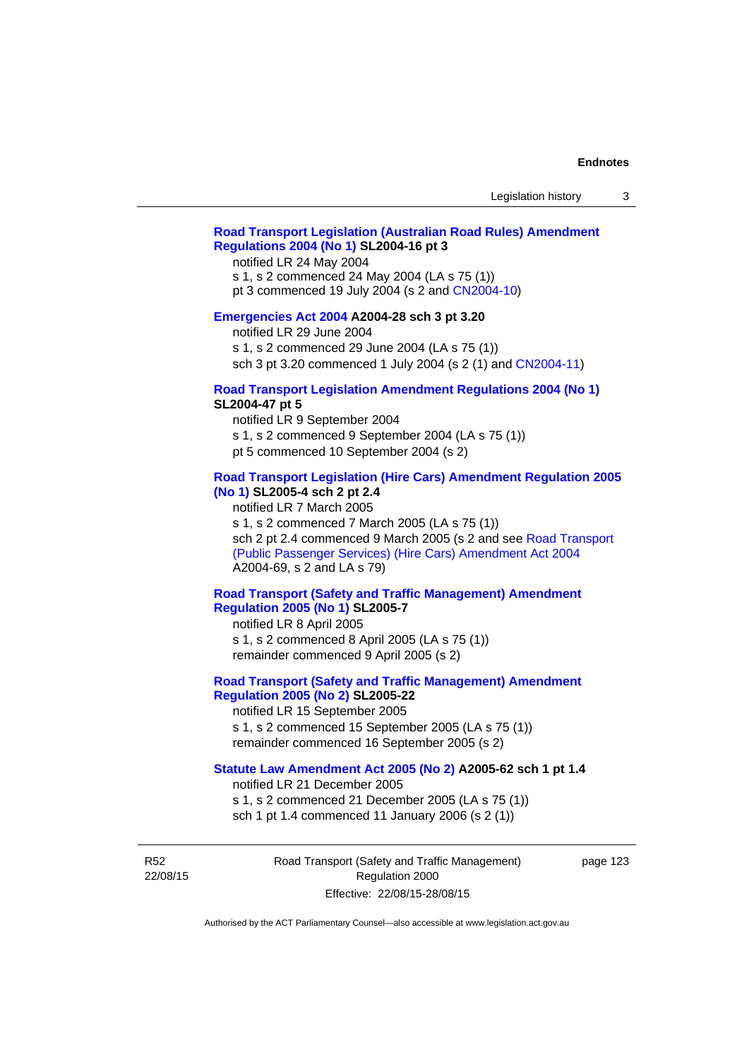**Road Transport Legislation (Australian Road Rules) Amendment Regulations 2004 (No 1) SL2004-16 pt 3**

notified LR 24 May 2004
s 1, s 2 commenced 24 May 2004 (LA s 75 (1))
pt 3 commenced 19 July 2004 (s 2 and CN2004-10)

**Emergencies Act 2004 A2004-28 sch 3 pt 3.20**

notified LR 29 June 2004
s 1, s 2 commenced 29 June 2004 (LA s 75 (1))
sch 3 pt 3.20 commenced 1 July 2004 (s 2 (1) and CN2004-11)

**Road Transport Legislation Amendment Regulations 2004 (No 1) SL2004-47 pt 5**

notified LR 9 September 2004
s 1, s 2 commenced 9 September 2004 (LA s 75 (1))
pt 5 commenced 10 September 2004 (s 2)

**Road Transport Legislation (Hire Cars) Amendment Regulation 2005 (No 1) SL2005-4 sch 2 pt 2.4**

notified LR 7 March 2005
s 1, s 2 commenced 7 March 2005 (LA s 75 (1))
sch 2 pt 2.4 commenced 9 March 2005 (s 2 and see Road Transport (Public Passenger Services) (Hire Cars) Amendment Act 2004 A2004-69, s 2 and LA s 79)

**Road Transport (Safety and Traffic Management) Amendment Regulation 2005 (No 1) SL2005-7**

notified LR 8 April 2005
s 1, s 2 commenced 8 April 2005 (LA s 75 (1))
remainder commenced 9 April 2005 (s 2)

**Road Transport (Safety and Traffic Management) Amendment Regulation 2005 (No 2) SL2005-22**

notified LR 15 September 2005
s 1, s 2 commenced 15 September 2005 (LA s 75 (1))
remainder commenced 16 September 2005 (s 2)

**Statute Law Amendment Act 2005 (No 2) A2005-62 sch 1 pt 1.4**

notified LR 21 December 2005
s 1, s 2 commenced 21 December 2005 (LA s 75 (1))
sch 1 pt 1.4 commenced 11 January 2006 (s 2 (1))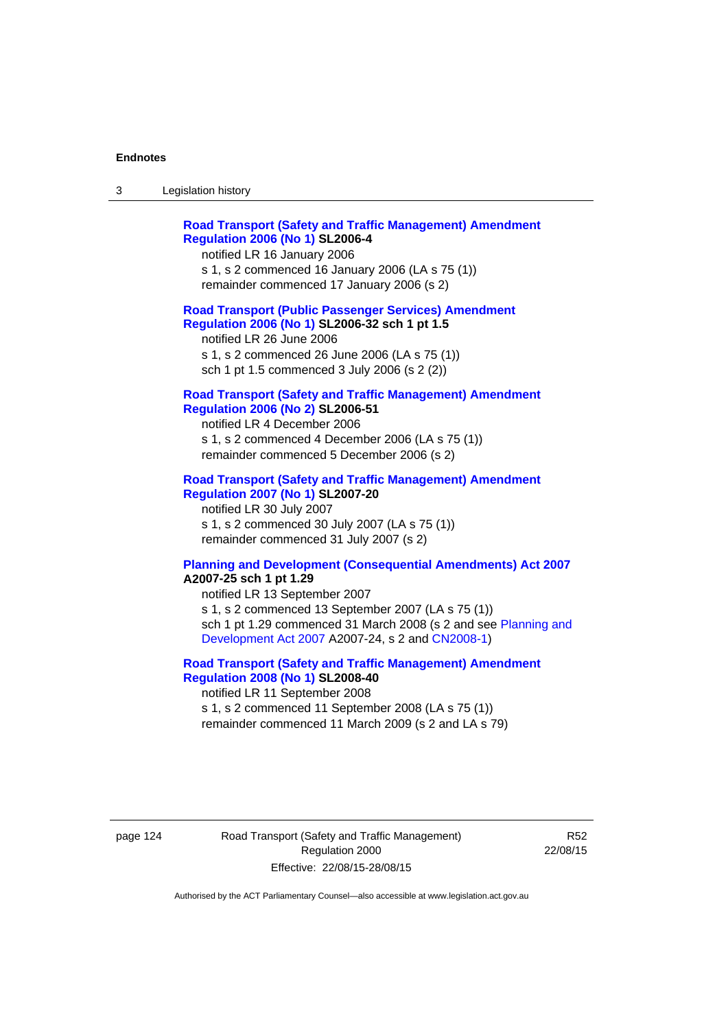**Road Transport (Safety and Traffic Management) Amendment Regulation 2006 (No 1) SL2006-4**

notified LR 16 January 2006

s 1, s 2 commenced 16 January 2006 (LA s 75 (1))

remainder commenced 17 January 2006 (s 2)

**Road Transport (Public Passenger Services) Amendment Regulation 2006 (No 1) SL2006-32 sch 1 pt 1.5**

notified LR 26 June 2006

s 1, s 2 commenced 26 June 2006 (LA s 75 (1))

sch 1 pt 1.5 commenced 3 July 2006 (s 2 (2))

**Road Transport (Safety and Traffic Management) Amendment Regulation 2006 (No 2) SL2006-51**

notified LR 4 December 2006

s 1, s 2 commenced 4 December 2006 (LA s 75 (1))

remainder commenced 5 December 2006 (s 2)

**Road Transport (Safety and Traffic Management) Amendment Regulation 2007 (No 1) SL2007-20**

notified LR 30 July 2007

s 1, s 2 commenced 30 July 2007 (LA s 75 (1))

remainder commenced 31 July 2007 (s 2)

**Planning and Development (Consequential Amendments) Act 2007 A2007-25 sch 1 pt 1.29**

notified LR 13 September 2007

s 1, s 2 commenced 13 September 2007 (LA s 75 (1))

sch 1 pt 1.29 commenced 31 March 2008 (s 2 and see Planning and Development Act 2007 A2007-24, s 2 and CN2008-1)

**Road Transport (Safety and Traffic Management) Amendment Regulation 2008 (No 1) SL2008-40**

notified LR 11 September 2008

s 1, s 2 commenced 11 September 2008 (LA s 75 (1))

remainder commenced 11 March 2009 (s 2 and LA s 79)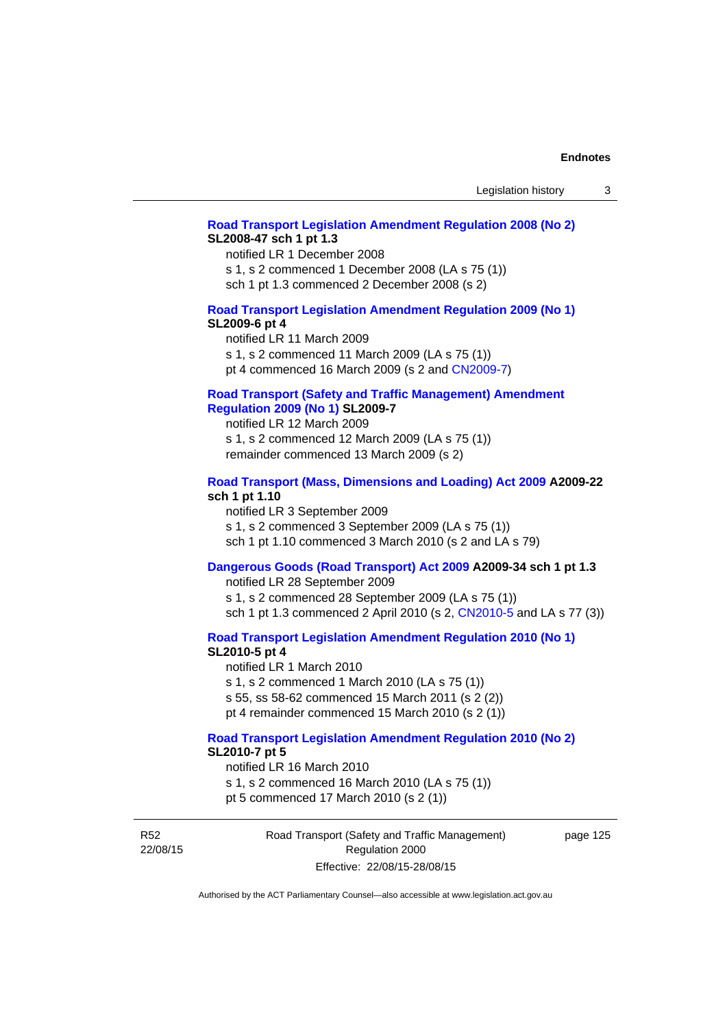**Road Transport Legislation Amendment Regulation 2008 (No 2) SL2008-47 sch 1 pt 1.3**

notified LR 1 December 2008

s 1, s 2 commenced 1 December 2008 (LA s 75 (1))

sch 1 pt 1.3 commenced 2 December 2008 (s 2)

**Road Transport Legislation Amendment Regulation 2009 (No 1) SL2009-6 pt 4**

notified LR 11 March 2009

s 1, s 2 commenced 11 March 2009 (LA s 75 (1))

pt 4 commenced 16 March 2009 (s 2 and CN2009-7)

**Road Transport (Safety and Traffic Management) Amendment Regulation 2009 (No 1) SL2009-7**

notified LR 12 March 2009

s 1, s 2 commenced 12 March 2009 (LA s 75 (1))

remainder commenced 13 March 2009 (s 2)

**Road Transport (Mass, Dimensions and Loading) Act 2009 A2009-22 sch 1 pt 1.10**

notified LR 3 September 2009

s 1, s 2 commenced 3 September 2009 (LA s 75 (1))

sch 1 pt 1.10 commenced 3 March 2010 (s 2 and LA s 79)

**Dangerous Goods (Road Transport) Act 2009 A2009-34 sch 1 pt 1.3**

notified LR 28 September 2009

s 1, s 2 commenced 28 September 2009 (LA s 75 (1))

sch 1 pt 1.3 commenced 2 April 2010 (s 2, CN2010-5 and LA s 77 (3))

**Road Transport Legislation Amendment Regulation 2010 (No 1) SL2010-5 pt 4**

notified LR 1 March 2010

s 1, s 2 commenced 1 March 2010 (LA s 75 (1))

s 55, ss 58-62 commenced 15 March 2011 (s 2 (2))

pt 4 remainder commenced 15 March 2010 (s 2 (1))

**Road Transport Legislation Amendment Regulation 2010 (No 2) SL2010-7 pt 5**

notified LR 16 March 2010

s 1, s 2 commenced 16 March 2010 (LA s 75 (1))

pt 5 commenced 17 March 2010 (s 2 (1))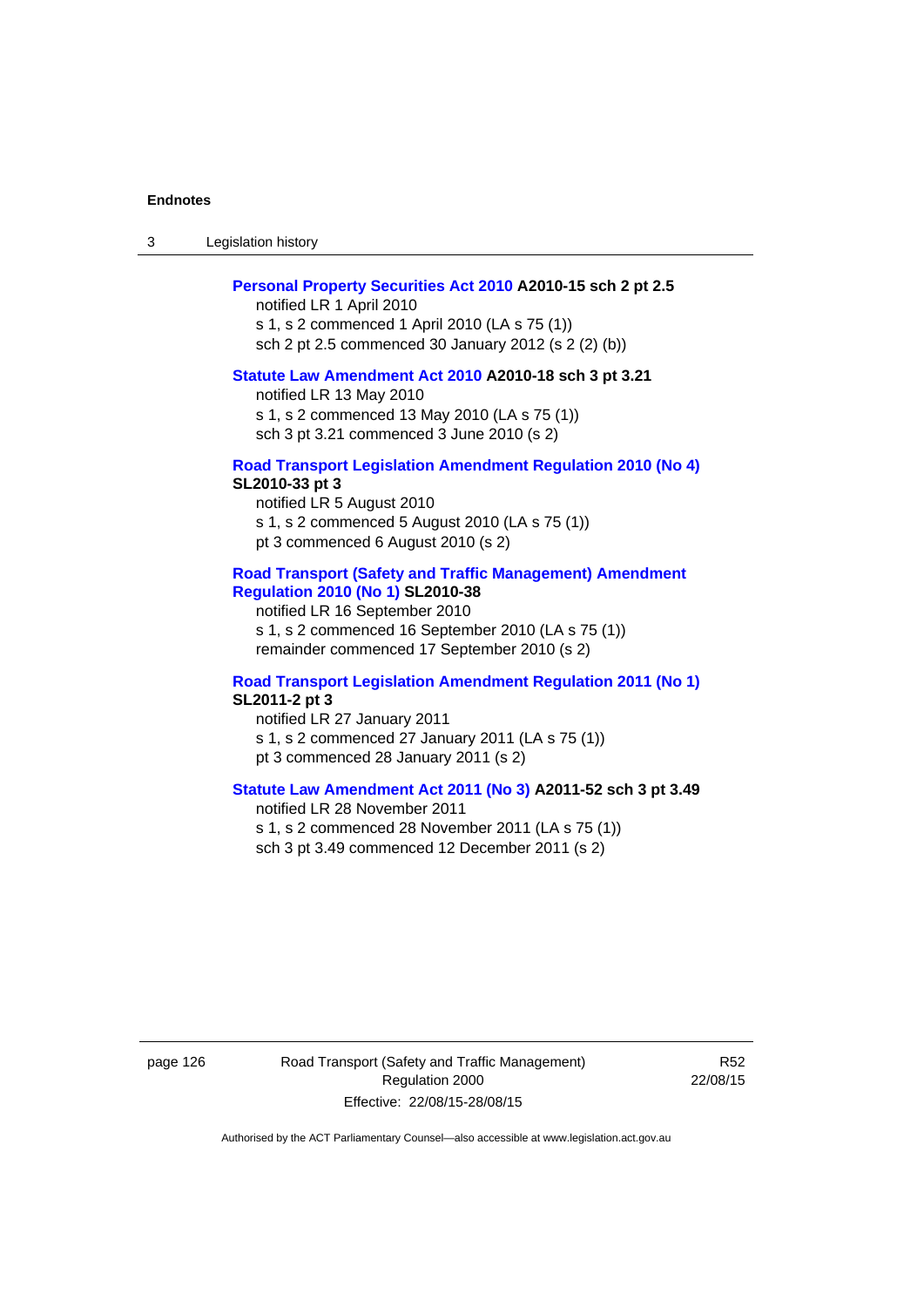**Personal Property Securities Act 2010 A2010-15 sch 2 pt 2.5**

notified LR 1 April 2010

s 1, s 2 commenced 1 April 2010 (LA s 75 (1))

sch 2 pt 2.5 commenced 30 January 2012 (s 2 (2) (b))

**Statute Law Amendment Act 2010 A2010-18 sch 3 pt 3.21**

notified LR 13 May 2010

s 1, s 2 commenced 13 May 2010 (LA s 75 (1))

sch 3 pt 3.21 commenced 3 June 2010 (s 2)

**Road Transport Legislation Amendment Regulation 2010 (No 4) SL2010-33 pt 3**

notified LR 5 August 2010

s 1, s 2 commenced 5 August 2010 (LA s 75 (1))

pt 3 commenced 6 August 2010 (s 2)

**Road Transport (Safety and Traffic Management) Amendment Regulation 2010 (No 1) SL2010-38**

notified LR 16 September 2010

s 1, s 2 commenced 16 September 2010 (LA s 75 (1))

remainder commenced 17 September 2010 (s 2)

**Road Transport Legislation Amendment Regulation 2011 (No 1) SL2011-2 pt 3**

notified LR 27 January 2011

s 1, s 2 commenced 27 January 2011 (LA s 75 (1))

pt 3 commenced 28 January 2011 (s 2)

**Statute Law Amendment Act 2011 (No 3) A2011-52 sch 3 pt 3.49**

notified LR 28 November 2011

s 1, s 2 commenced 28 November 2011 (LA s 75 (1))

sch 3 pt 3.49 commenced 12 December 2011 (s 2)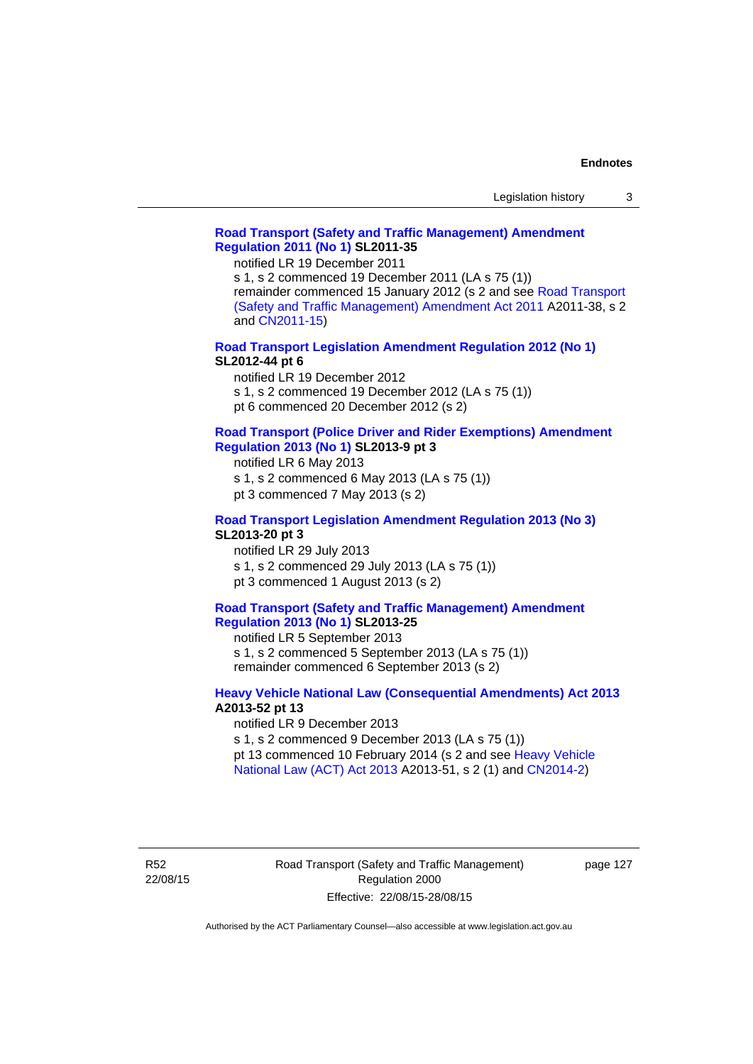**Road Transport (Safety and Traffic Management) Amendment Regulation 2011 (No 1) SL2011-35**

notified LR 19 December 2011
s 1, s 2 commenced 19 December 2011 (LA s 75 (1))
remainder commenced 15 January 2012 (s 2 and see Road Transport (Safety and Traffic Management) Amendment Act 2011 A2011-38, s 2 and CN2011-15)

**Road Transport Legislation Amendment Regulation 2012 (No 1) SL2012-44 pt 6**

notified LR 19 December 2012
s 1, s 2 commenced 19 December 2012 (LA s 75 (1))
pt 6 commenced 20 December 2012 (s 2)

**Road Transport (Police Driver and Rider Exemptions) Amendment Regulation 2013 (No 1) SL2013-9 pt 3**

notified LR 6 May 2013
s 1, s 2 commenced 6 May 2013 (LA s 75 (1))
pt 3 commenced 7 May 2013 (s 2)

**Road Transport Legislation Amendment Regulation 2013 (No 3) SL2013-20 pt 3**

notified LR 29 July 2013
s 1, s 2 commenced 29 July 2013 (LA s 75 (1))
pt 3 commenced 1 August 2013 (s 2)

**Road Transport (Safety and Traffic Management) Amendment Regulation 2013 (No 1) SL2013-25**

notified LR 5 September 2013
s 1, s 2 commenced 5 September 2013 (LA s 75 (1))
remainder commenced 6 September 2013 (s 2)

**Heavy Vehicle National Law (Consequential Amendments) Act 2013 A2013-52 pt 13**

notified LR 9 December 2013
s 1, s 2 commenced 9 December 2013 (LA s 75 (1))
pt 13 commenced 10 February 2014 (s 2 and see Heavy Vehicle National Law (ACT) Act 2013 A2013-51, s 2 (1) and CN2014-2)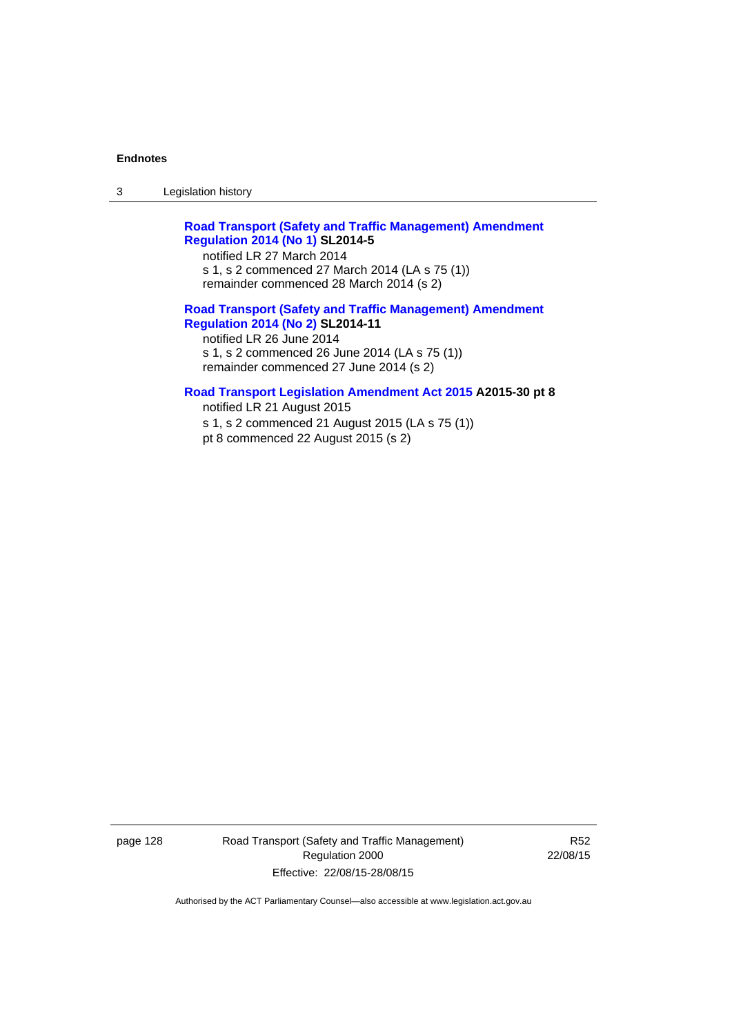**Road Transport (Safety and Traffic Management) Amendment Regulation 2014 (No 1) SL2014-5**

notified LR 27 March 2014

s 1, s 2 commenced 27 March 2014 (LA s 75 (1))

remainder commenced 28 March 2014 (s 2)

**Road Transport (Safety and Traffic Management) Amendment Regulation 2014 (No 2) SL2014-11**

notified LR 26 June 2014

s 1, s 2 commenced 26 June 2014 (LA s 75 (1))

remainder commenced 27 June 2014 (s 2)

**Road Transport Legislation Amendment Act 2015 A2015-30 pt 8**

notified LR 21 August 2015

s 1, s 2 commenced 21 August 2015 (LA s 75 (1))

pt 8 commenced 22 August 2015 (s 2)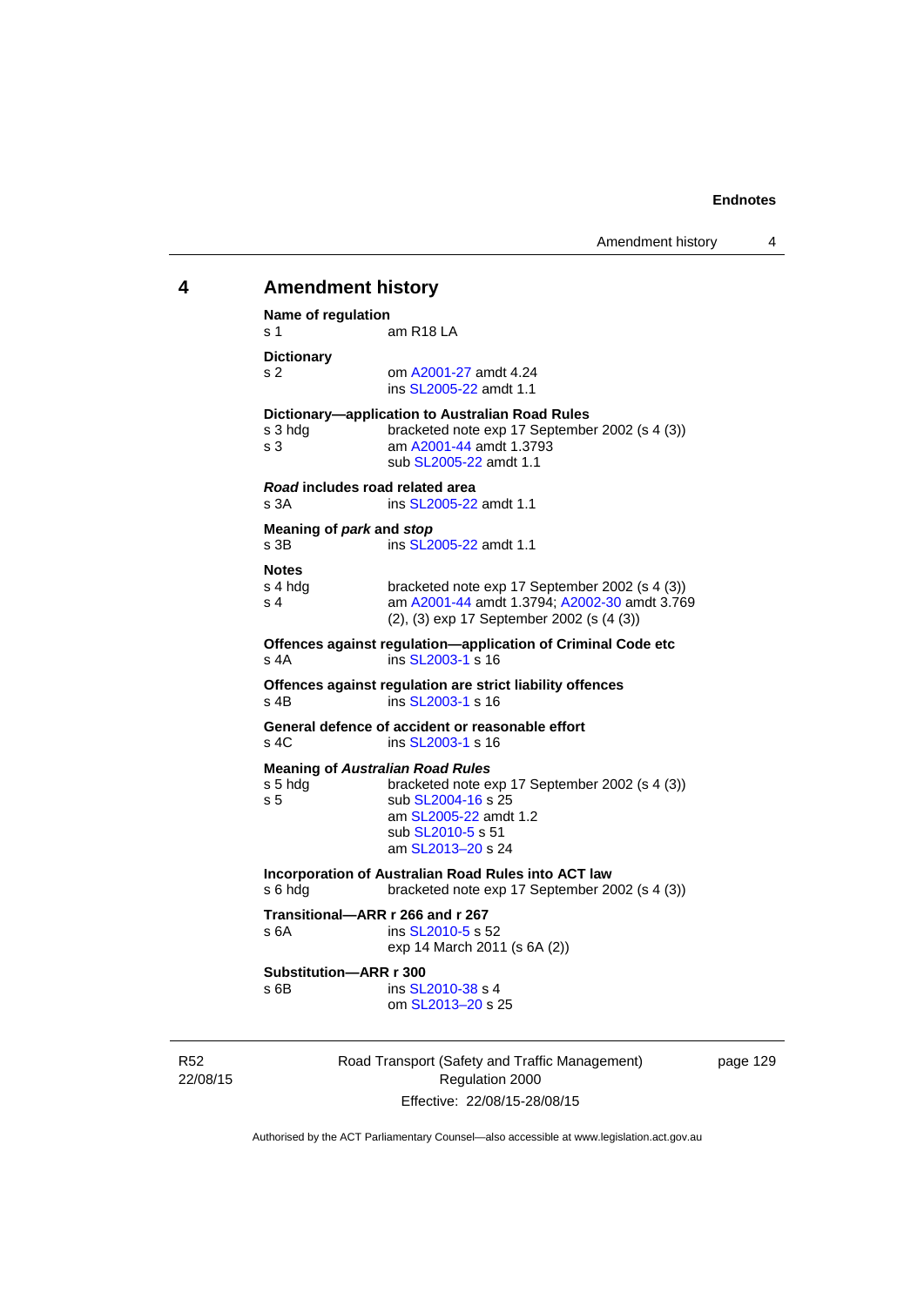## 4 Amendment history

**Name of regulation**
s 1 am R18 LA

**Dictionary**
s 2 om A2001-27 amdt 4.24
ins SL2005-22 amdt 1.1

**Dictionary—application to Australian Road Rules**
s 3 hdg bracketed note exp 17 September 2002 (s 4 (3))
s 3 am A2001-44 amdt 1.3793
sub SL2005-22 amdt 1.1

***Road* includes road related area**
s 3A ins SL2005-22 amdt 1.1

**Meaning of *park* and *stop***
s 3B ins SL2005-22 amdt 1.1

**Notes**
s 4 hdg bracketed note exp 17 September 2002 (s 4 (3))
s 4 am A2001-44 amdt 1.3794; A2002-30 amdt 3.769
(2), (3) exp 17 September 2002 (s (4 (3))

**Offences against regulation—application of Criminal Code etc**
s 4A ins SL2003-1 s 16

**Offences against regulation are strict liability offences**
s 4B ins SL2003-1 s 16

**General defence of accident or reasonable effort**
s 4C ins SL2003-1 s 16

**Meaning of *Australian Road Rules***
s 5 hdg bracketed note exp 17 September 2002 (s 4 (3))
s 5 sub SL2004-16 s 25
am SL2005-22 amdt 1.2
sub SL2010-5 s 51
am SL2013–20 s 24

**Incorporation of Australian Road Rules into ACT law**
s 6 hdg bracketed note exp 17 September 2002 (s 4 (3))

**Transitional—ARR r 266 and r 267**
s 6A ins SL2010-5 s 52
exp 14 March 2011 (s 6A (2))

**Substitution—ARR r 300**
s 6B ins SL2010-38 s 4
om SL2013–20 s 25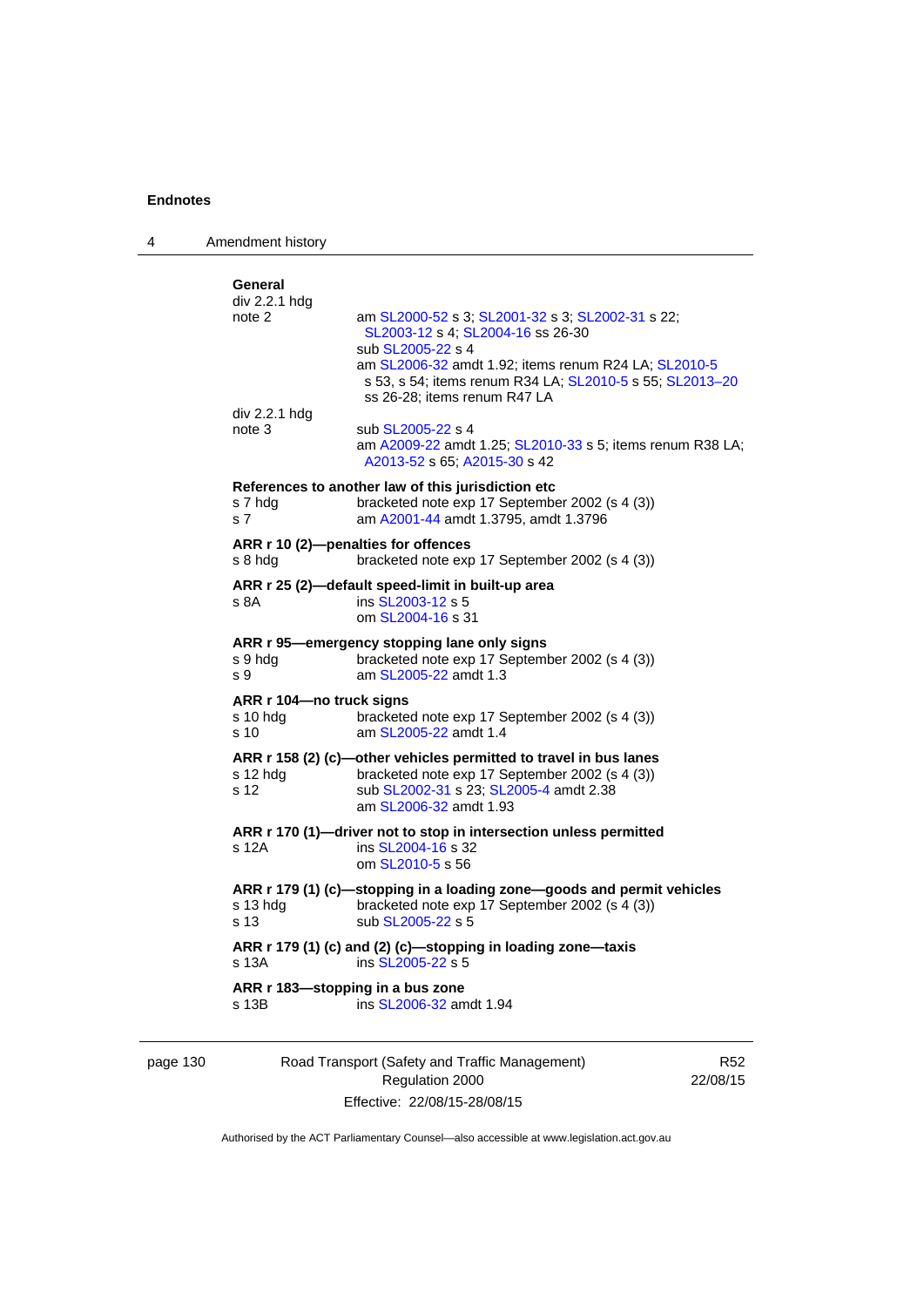**General**

div 2.2.1 hdg
note 2 — am SL2000-52 s 3; SL2001-32 s 3; SL2002-31 s 22; SL2003-12 s 4; SL2004-16 ss 26-30
sub SL2005-22 s 4
am SL2006-32 amdt 1.92; items renum R24 LA; SL2010-5 s 53, s 54; items renum R34 LA; SL2010-5 s 55; SL2013–20 ss 26-28; items renum R47 LA

div 2.2.1 hdg
note 3 — sub SL2005-22 s 4
am A2009-22 amdt 1.25; SL2010-33 s 5; items renum R38 LA; A2013-52 s 65; A2015-30 s 42

**References to another law of this jurisdiction etc**

s 7 hdg — bracketed note exp 17 September 2002 (s 4 (3))
s 7 — am A2001-44 amdt 1.3795, amdt 1.3796

**ARR r 10 (2)—penalties for offences**

s 8 hdg — bracketed note exp 17 September 2002 (s 4 (3))

**ARR r 25 (2)—default speed-limit in built-up area**

s 8A — ins SL2003-12 s 5
om SL2004-16 s 31

**ARR r 95—emergency stopping lane only signs**

s 9 hdg — bracketed note exp 17 September 2002 (s 4 (3))
s 9 — am SL2005-22 amdt 1.3

**ARR r 104—no truck signs**

s 10 hdg — bracketed note exp 17 September 2002 (s 4 (3))
s 10 — am SL2005-22 amdt 1.4

**ARR r 158 (2) (c)—other vehicles permitted to travel in bus lanes**

s 12 hdg — bracketed note exp 17 September 2002 (s 4 (3))
s 12 — sub SL2002-31 s 23; SL2005-4 amdt 2.38
am SL2006-32 amdt 1.93

**ARR r 170 (1)—driver not to stop in intersection unless permitted**

s 12A — ins SL2004-16 s 32
om SL2010-5 s 56

**ARR r 179 (1) (c)—stopping in a loading zone—goods and permit vehicles**

s 13 hdg — bracketed note exp 17 September 2002 (s 4 (3))
s 13 — sub SL2005-22 s 5

**ARR r 179 (1) (c) and (2) (c)—stopping in loading zone—taxis**

s 13A — ins SL2005-22 s 5

**ARR r 183—stopping in a bus zone**

s 13B — ins SL2006-32 amdt 1.94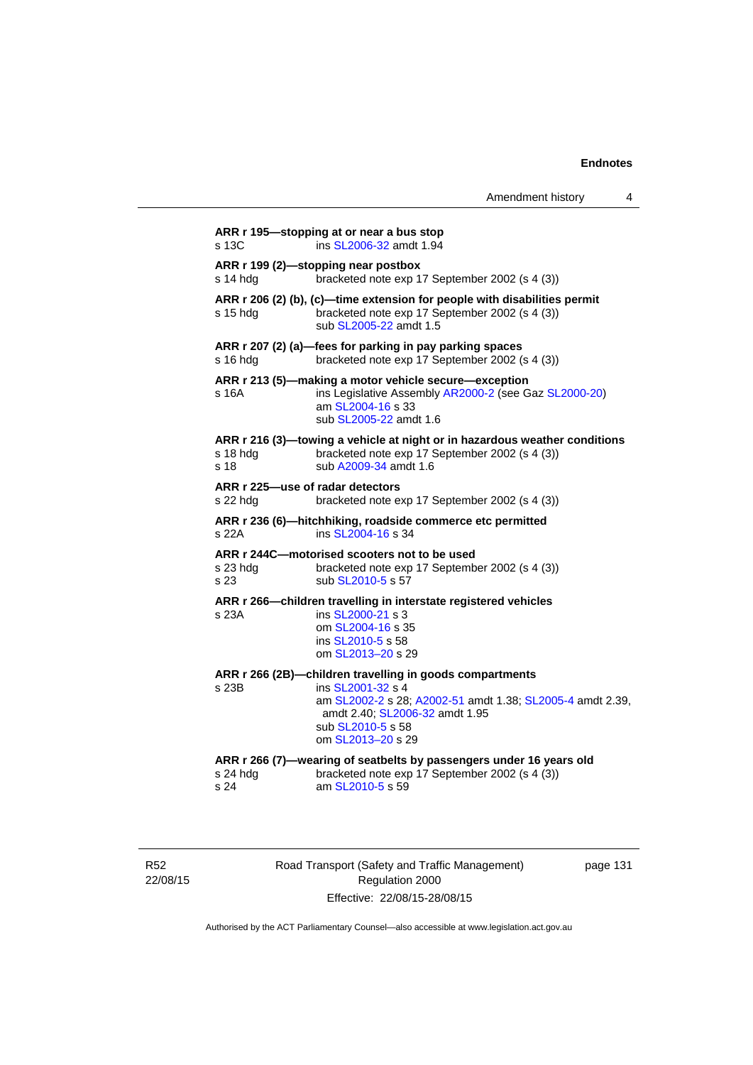**ARR r 195—stopping at or near a bus stop**

s 13C ins SL2006-32 amdt 1.94

**ARR r 199 (2)—stopping near postbox**

s 14 hdg bracketed note exp 17 September 2002 (s 4 (3))

**ARR r 206 (2) (b), (c)—time extension for people with disabilities permit**

s 15 hdg bracketed note exp 17 September 2002 (s 4 (3))
sub SL2005-22 amdt 1.5

**ARR r 207 (2) (a)—fees for parking in pay parking spaces**

s 16 hdg bracketed note exp 17 September 2002 (s 4 (3))

**ARR r 213 (5)—making a motor vehicle secure—exception**

s 16A ins Legislative Assembly AR2000-2 (see Gaz SL2000-20)
am SL2004-16 s 33
sub SL2005-22 amdt 1.6

**ARR r 216 (3)—towing a vehicle at night or in hazardous weather conditions**

s 18 hdg bracketed note exp 17 September 2002 (s 4 (3))
s 18 sub A2009-34 amdt 1.6

**ARR r 225—use of radar detectors**

s 22 hdg bracketed note exp 17 September 2002 (s 4 (3))

**ARR r 236 (6)—hitchhiking, roadside commerce etc permitted**

s 22A ins SL2004-16 s 34

**ARR r 244C—motorised scooters not to be used**

s 23 hdg bracketed note exp 17 September 2002 (s 4 (3))
s 23 sub SL2010-5 s 57

**ARR r 266—children travelling in interstate registered vehicles**

s 23A ins SL2000-21 s 3
om SL2004-16 s 35
ins SL2010-5 s 58
om SL2013–20 s 29

**ARR r 266 (2B)—children travelling in goods compartments**

s 23B ins SL2001-32 s 4
am SL2002-2 s 28; A2002-51 amdt 1.38; SL2005-4 amdt 2.39, amdt 2.40; SL2006-32 amdt 1.95
sub SL2010-5 s 58
om SL2013–20 s 29

**ARR r 266 (7)—wearing of seatbelts by passengers under 16 years old**

s 24 hdg bracketed note exp 17 September 2002 (s 4 (3))
s 24 am SL2010-5 s 59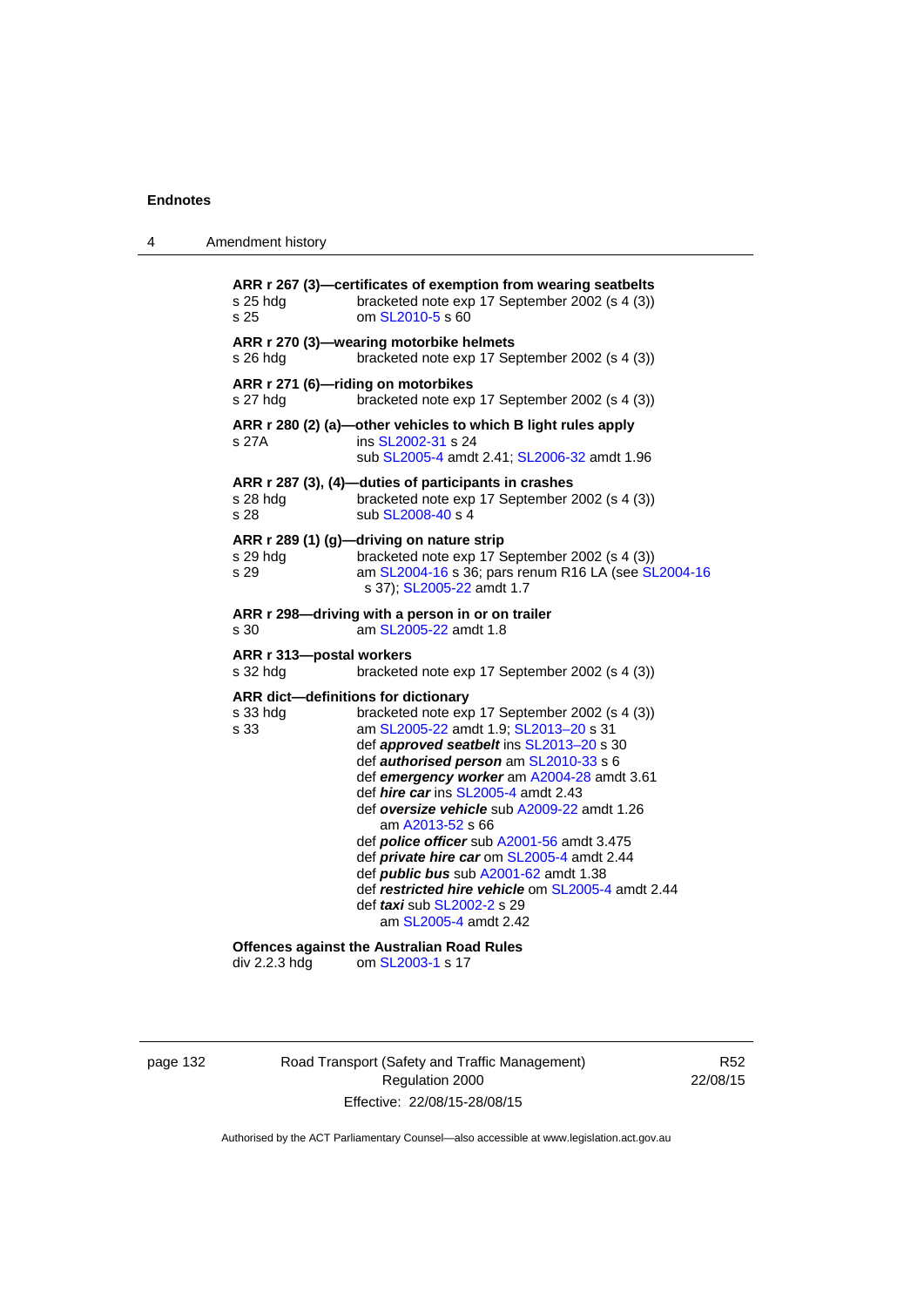**ARR r 267 (3)—certificates of exemption from wearing seatbelts**

s 25 hdg bracketed note exp 17 September 2002 (s 4 (3))
s 25 om SL2010-5 s 60

**ARR r 270 (3)—wearing motorbike helmets**

s 26 hdg bracketed note exp 17 September 2002 (s 4 (3))

**ARR r 271 (6)—riding on motorbikes**

s 27 hdg bracketed note exp 17 September 2002 (s 4 (3))

**ARR r 280 (2) (a)—other vehicles to which B light rules apply**

s 27A ins SL2002-31 s 24
sub SL2005-4 amdt 2.41; SL2006-32 amdt 1.96

**ARR r 287 (3), (4)—duties of participants in crashes**

s 28 hdg bracketed note exp 17 September 2002 (s 4 (3))
s 28 sub SL2008-40 s 4

**ARR r 289 (1) (g)—driving on nature strip**

s 29 hdg bracketed note exp 17 September 2002 (s 4 (3))
s 29 am SL2004-16 s 36; pars renum R16 LA (see SL2004-16 s 37); SL2005-22 amdt 1.7

**ARR r 298—driving with a person in or on trailer**

s 30 am SL2005-22 amdt 1.8

**ARR r 313—postal workers**

s 32 hdg bracketed note exp 17 September 2002 (s 4 (3))

**ARR dict—definitions for dictionary**

s 33 hdg bracketed note exp 17 September 2002 (s 4 (3))
s 33 am SL2005-22 amdt 1.9; SL2013–20 s 31
def ***approved seatbelt*** ins SL2013–20 s 30
def ***authorised person*** am SL2010-33 s 6
def ***emergency worker*** am A2004-28 amdt 3.61
def ***hire car*** ins SL2005-4 amdt 2.43
def ***oversize vehicle*** sub A2009-22 amdt 1.26
am A2013-52 s 66
def ***police officer*** sub A2001-56 amdt 3.475
def ***private hire car*** om SL2005-4 amdt 2.44
def ***public bus*** sub A2001-62 amdt 1.38
def ***restricted hire vehicle*** om SL2005-4 amdt 2.44
def ***taxi*** sub SL2002-2 s 29
am SL2005-4 amdt 2.42

**Offences against the Australian Road Rules**

div 2.2.3 hdg om SL2003-1 s 17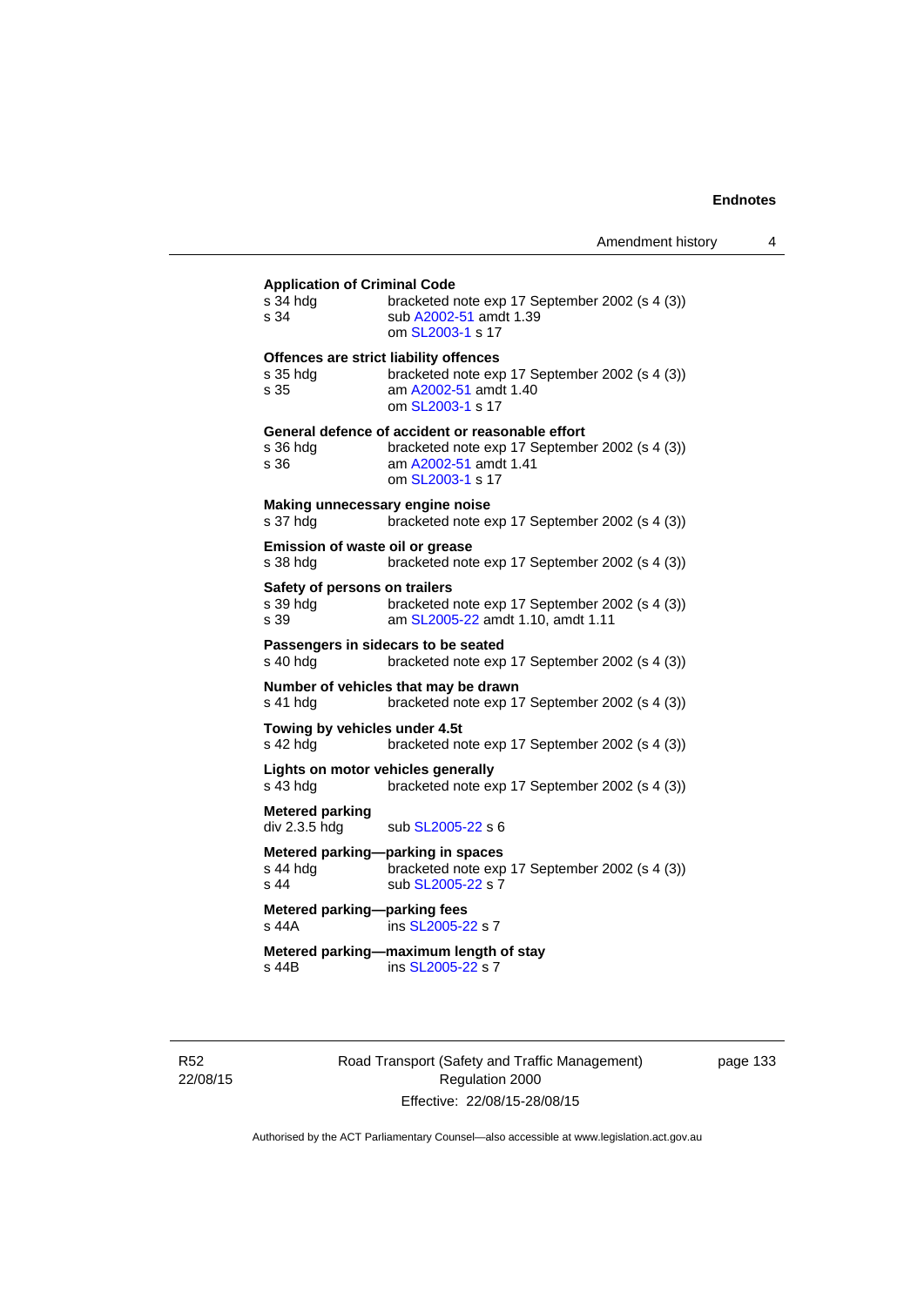**Application of Criminal Code**
s 34 hdg bracketed note exp 17 September 2002 (s 4 (3))
s 34 sub A2002-51 amdt 1.39
om SL2003-1 s 17

**Offences are strict liability offences**
s 35 hdg bracketed note exp 17 September 2002 (s 4 (3))
s 35 am A2002-51 amdt 1.40
om SL2003-1 s 17

**General defence of accident or reasonable effort**
s 36 hdg bracketed note exp 17 September 2002 (s 4 (3))
s 36 am A2002-51 amdt 1.41
om SL2003-1 s 17

**Making unnecessary engine noise**
s 37 hdg bracketed note exp 17 September 2002 (s 4 (3))

**Emission of waste oil or grease**
s 38 hdg bracketed note exp 17 September 2002 (s 4 (3))

**Safety of persons on trailers**
s 39 hdg bracketed note exp 17 September 2002 (s 4 (3))
s 39 am SL2005-22 amdt 1.10, amdt 1.11

**Passengers in sidecars to be seated**
s 40 hdg bracketed note exp 17 September 2002 (s 4 (3))

**Number of vehicles that may be drawn**
s 41 hdg bracketed note exp 17 September 2002 (s 4 (3))

**Towing by vehicles under 4.5t**
s 42 hdg bracketed note exp 17 September 2002 (s 4 (3))

**Lights on motor vehicles generally**
s 43 hdg bracketed note exp 17 September 2002 (s 4 (3))

**Metered parking**
div 2.3.5 hdg sub SL2005-22 s 6

**Metered parking—parking in spaces**
s 44 hdg bracketed note exp 17 September 2002 (s 4 (3))
s 44 sub SL2005-22 s 7

**Metered parking—parking fees**
s 44A ins SL2005-22 s 7

**Metered parking—maximum length of stay**
s 44B ins SL2005-22 s 7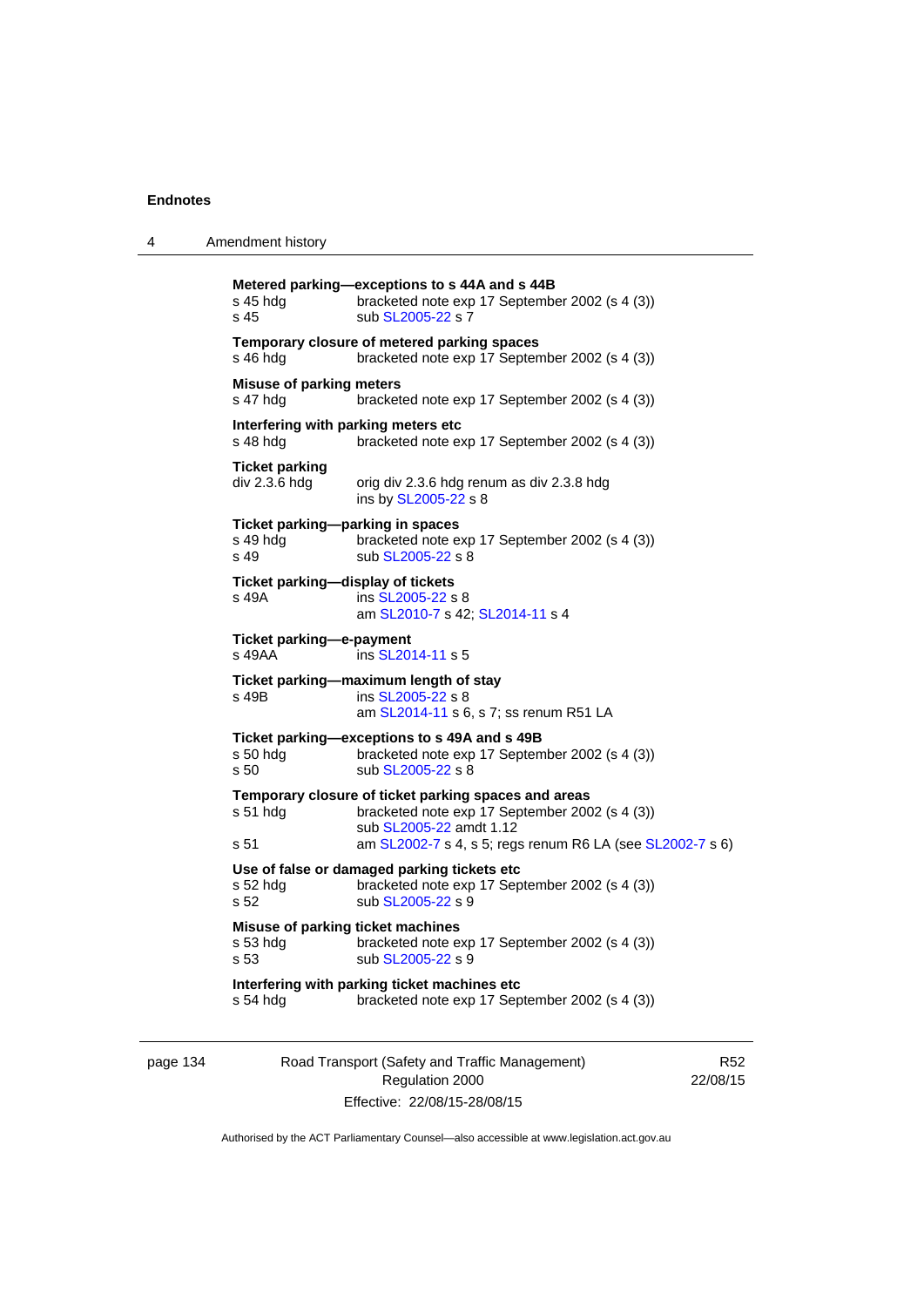**Metered parking—exceptions to s 44A and s 44B**
s 45 hdg bracketed note exp 17 September 2002 (s 4 (3))
s 45 sub SL2005-22 s 7

**Temporary closure of metered parking spaces**
s 46 hdg bracketed note exp 17 September 2002 (s 4 (3))

**Misuse of parking meters**
s 47 hdg bracketed note exp 17 September 2002 (s 4 (3))

**Interfering with parking meters etc**
s 48 hdg bracketed note exp 17 September 2002 (s 4 (3))

**Ticket parking**
div 2.3.6 hdg orig div 2.3.6 hdg renum as div 2.3.8 hdg
ins by SL2005-22 s 8

**Ticket parking—parking in spaces**
s 49 hdg bracketed note exp 17 September 2002 (s 4 (3))
s 49 sub SL2005-22 s 8

**Ticket parking—display of tickets**
s 49A ins SL2005-22 s 8
am SL2010-7 s 42; SL2014-11 s 4

**Ticket parking—e-payment**
s 49AA ins SL2014-11 s 5

**Ticket parking—maximum length of stay**
s 49B ins SL2005-22 s 8
am SL2014-11 s 6, s 7; ss renum R51 LA

**Ticket parking—exceptions to s 49A and s 49B**
s 50 hdg bracketed note exp 17 September 2002 (s 4 (3))
s 50 sub SL2005-22 s 8

**Temporary closure of ticket parking spaces and areas**
s 51 hdg bracketed note exp 17 September 2002 (s 4 (3))
sub SL2005-22 amdt 1.12
s 51 am SL2002-7 s 4, s 5; regs renum R6 LA (see SL2002-7 s 6)

**Use of false or damaged parking tickets etc**
s 52 hdg bracketed note exp 17 September 2002 (s 4 (3))
s 52 sub SL2005-22 s 9

**Misuse of parking ticket machines**
s 53 hdg bracketed note exp 17 September 2002 (s 4 (3))
s 53 sub SL2005-22 s 9

**Interfering with parking ticket machines etc**
s 54 hdg bracketed note exp 17 September 2002 (s 4 (3))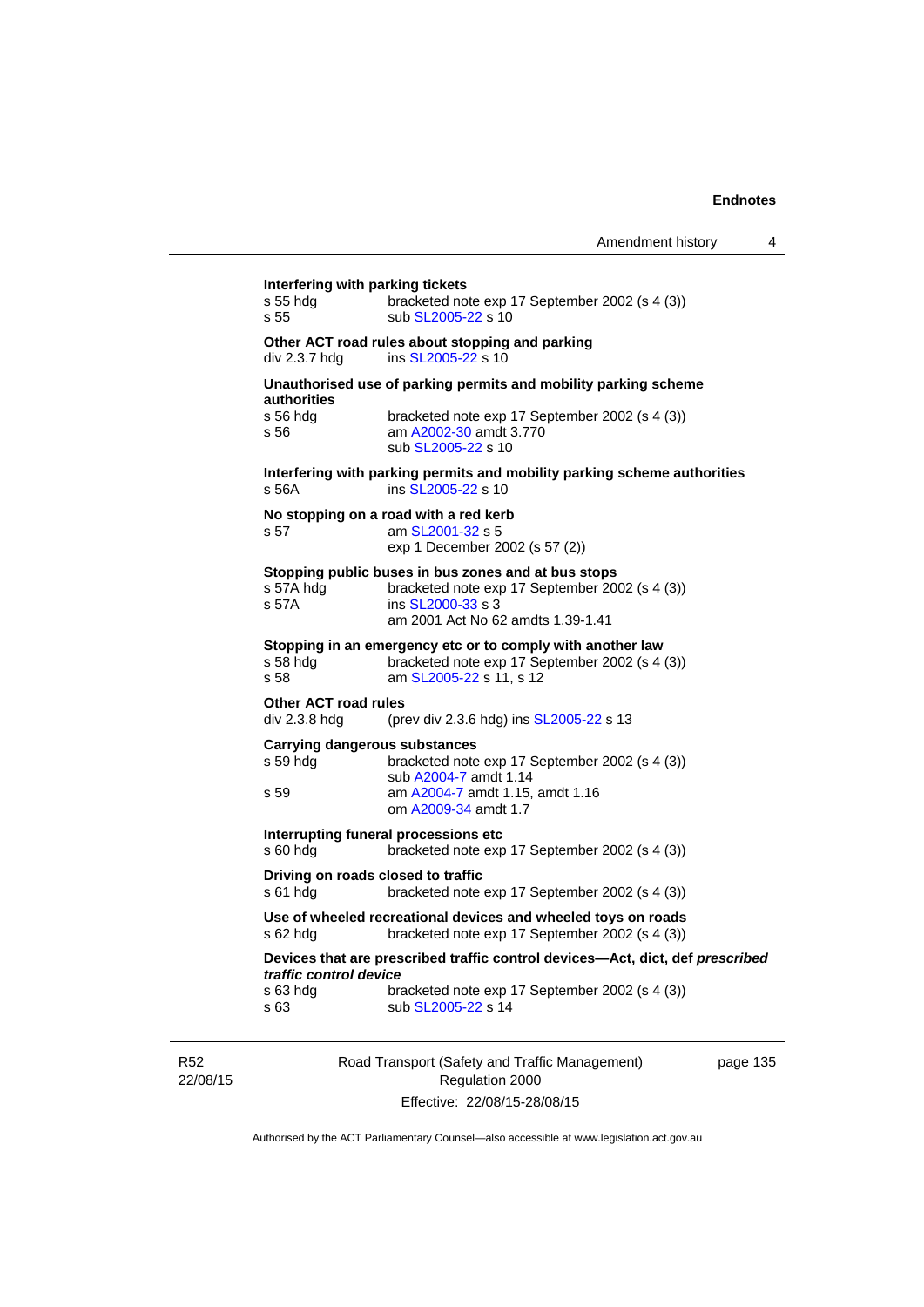**Interfering with parking tickets**

| | |
|---|---|
| s 55 hdg | bracketed note exp 17 September 2002 (s 4 (3)) |
| s 55 | sub SL2005-22 s 10 |

**Other ACT road rules about stopping and parking**

| | |
|---|---|
| div 2.3.7 hdg | ins SL2005-22 s 10 |

**Unauthorised use of parking permits and mobility parking scheme authorities**

| | |
|---|---|
| s 56 hdg | bracketed note exp 17 September 2002 (s 4 (3)) |
| s 56 | am A2002-30 amdt 3.770<br>sub SL2005-22 s 10 |

**Interfering with parking permits and mobility parking scheme authorities**

| | |
|---|---|
| s 56A | ins SL2005-22 s 10 |

**No stopping on a road with a red kerb**

| | |
|---|---|
| s 57 | am SL2001-32 s 5<br>exp 1 December 2002 (s 57 (2)) |

**Stopping public buses in bus zones and at bus stops**

| | |
|---|---|
| s 57A hdg | bracketed note exp 17 September 2002 (s 4 (3)) |
| s 57A | ins SL2000-33 s 3<br>am 2001 Act No 62 amdts 1.39-1.41 |

**Stopping in an emergency etc or to comply with another law**

| | |
|---|---|
| s 58 hdg | bracketed note exp 17 September 2002 (s 4 (3)) |
| s 58 | am SL2005-22 s 11, s 12 |

**Other ACT road rules**

| | |
|---|---|
| div 2.3.8 hdg | (prev div 2.3.6 hdg) ins SL2005-22 s 13 |

**Carrying dangerous substances**

| | |
|---|---|
| s 59 hdg | bracketed note exp 17 September 2002 (s 4 (3))<br>sub A2004-7 amdt 1.14 |
| s 59 | am A2004-7 amdt 1.15, amdt 1.16<br>om A2009-34 amdt 1.7 |

**Interrupting funeral processions etc**

| | |
|---|---|
| s 60 hdg | bracketed note exp 17 September 2002 (s 4 (3)) |

**Driving on roads closed to traffic**

| | |
|---|---|
| s 61 hdg | bracketed note exp 17 September 2002 (s 4 (3)) |

**Use of wheeled recreational devices and wheeled toys on roads**

| | |
|---|---|
| s 62 hdg | bracketed note exp 17 September 2002 (s 4 (3)) |

**Devices that are prescribed traffic control devices—Act, dict, def *prescribed traffic control device***

| | |
|---|---|
| s 63 hdg | bracketed note exp 17 September 2002 (s 4 (3)) |
| s 63 | sub SL2005-22 s 14 |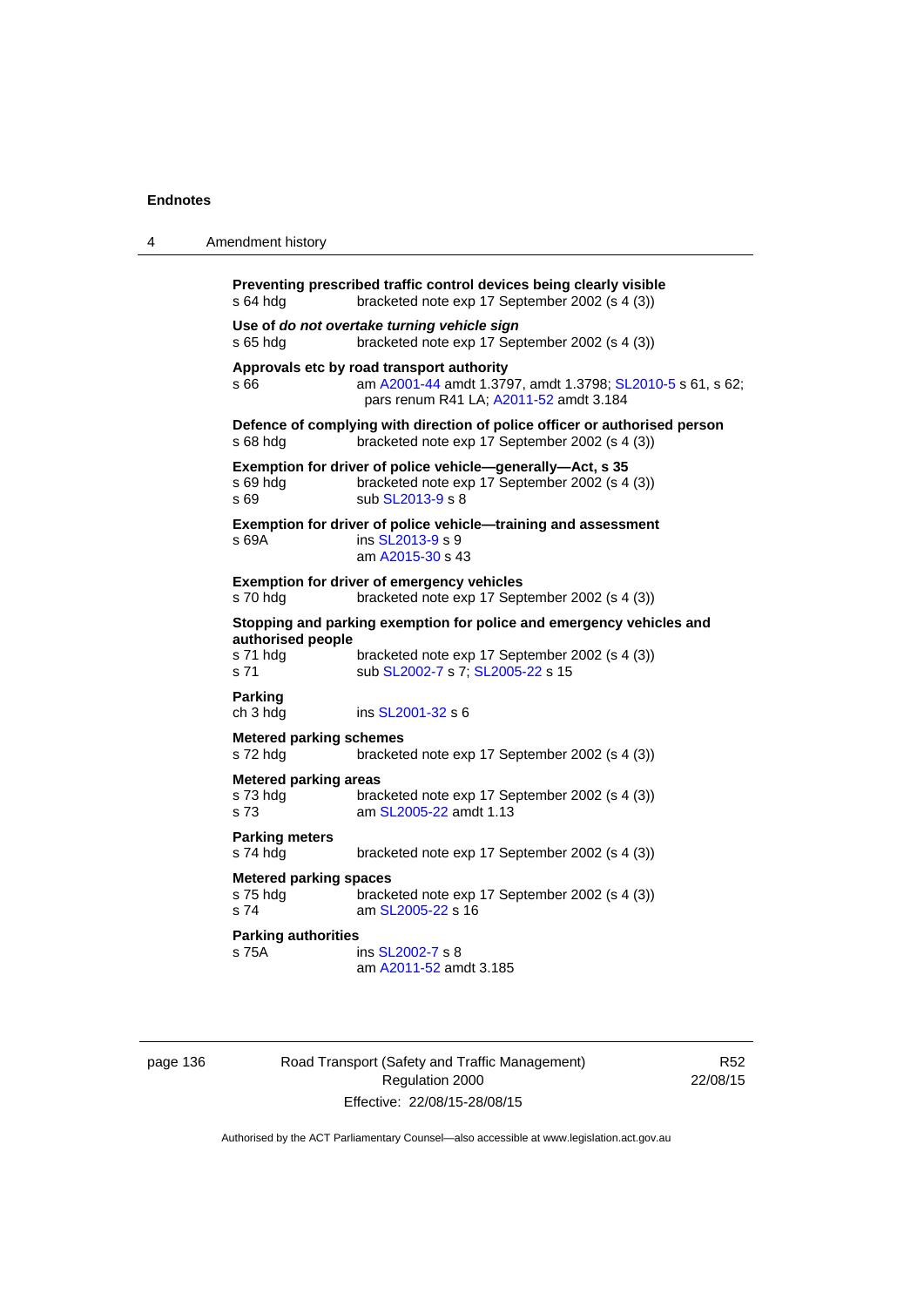**Preventing prescribed traffic control devices being clearly visible**

s 64 hdg — bracketed note exp 17 September 2002 (s 4 (3))

**Use of *do not overtake turning vehicle sign***

s 65 hdg — bracketed note exp 17 September 2002 (s 4 (3))

**Approvals etc by road transport authority**

s 66 — am A2001-44 amdt 1.3797, amdt 1.3798; SL2010-5 s 61, s 62; pars renum R41 LA; A2011-52 amdt 3.184

**Defence of complying with direction of police officer or authorised person**

s 68 hdg — bracketed note exp 17 September 2002 (s 4 (3))

**Exemption for driver of police vehicle—generally—Act, s 35**

s 69 hdg — bracketed note exp 17 September 2002 (s 4 (3))
s 69 — sub SL2013-9 s 8

**Exemption for driver of police vehicle—training and assessment**

s 69A — ins SL2013-9 s 9
am A2015-30 s 43

**Exemption for driver of emergency vehicles**

s 70 hdg — bracketed note exp 17 September 2002 (s 4 (3))

**Stopping and parking exemption for police and emergency vehicles and authorised people**

s 71 hdg — bracketed note exp 17 September 2002 (s 4 (3))
s 71 — sub SL2002-7 s 7; SL2005-22 s 15

**Parking**

ch 3 hdg — ins SL2001-32 s 6

**Metered parking schemes**

s 72 hdg — bracketed note exp 17 September 2002 (s 4 (3))

**Metered parking areas**

s 73 hdg — bracketed note exp 17 September 2002 (s 4 (3))
s 73 — am SL2005-22 amdt 1.13

**Parking meters**

s 74 hdg — bracketed note exp 17 September 2002 (s 4 (3))

**Metered parking spaces**

s 75 hdg — bracketed note exp 17 September 2002 (s 4 (3))
s 74 — am SL2005-22 s 16

**Parking authorities**

s 75A — ins SL2002-7 s 8
am A2011-52 amdt 3.185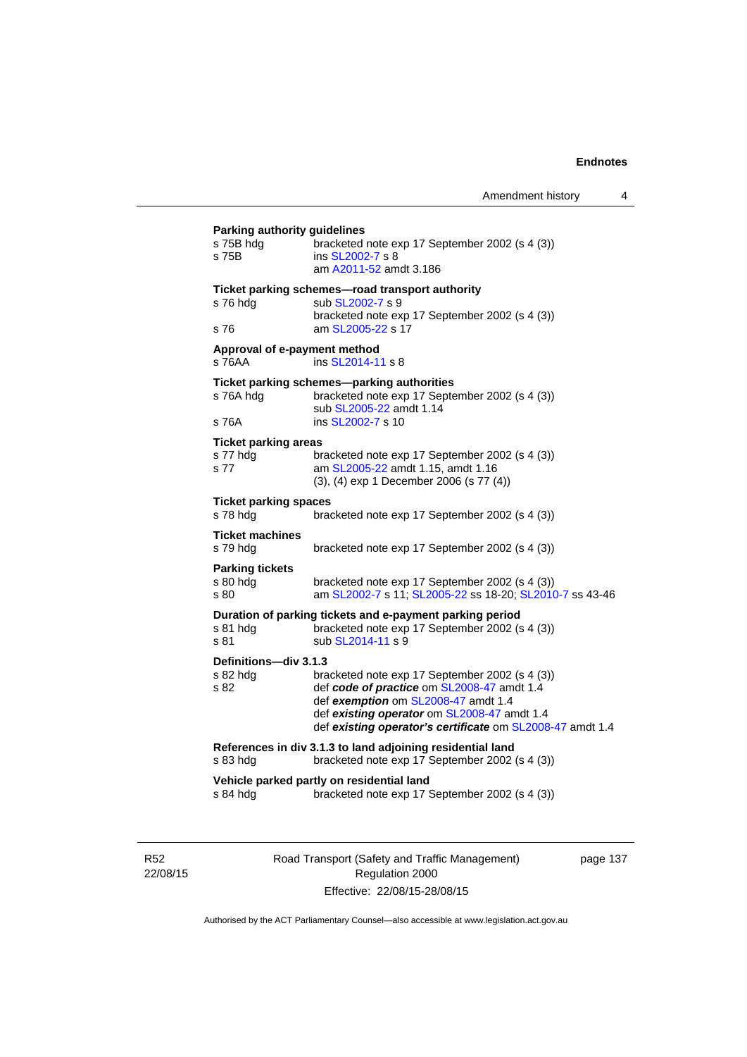**Parking authority guidelines**

s 75B hdg — bracketed note exp 17 September 2002 (s 4 (3))
s 75B — ins SL2002-7 s 8
am A2011-52 amdt 3.186

**Ticket parking schemes—road transport authority**

s 76 hdg — sub SL2002-7 s 9
bracketed note exp 17 September 2002 (s 4 (3))
s 76 — am SL2005-22 s 17

**Approval of e-payment method**

s 76AA — ins SL2014-11 s 8

**Ticket parking schemes—parking authorities**

s 76A hdg — bracketed note exp 17 September 2002 (s 4 (3))
sub SL2005-22 amdt 1.14
s 76A — ins SL2002-7 s 10

**Ticket parking areas**

s 77 hdg — bracketed note exp 17 September 2002 (s 4 (3))
s 77 — am SL2005-22 amdt 1.15, amdt 1.16
(3), (4) exp 1 December 2006 (s 77 (4))

**Ticket parking spaces**

s 78 hdg — bracketed note exp 17 September 2002 (s 4 (3))

**Ticket machines**

s 79 hdg — bracketed note exp 17 September 2002 (s 4 (3))

**Parking tickets**

s 80 hdg — bracketed note exp 17 September 2002 (s 4 (3))
s 80 — am SL2002-7 s 11; SL2005-22 ss 18-20; SL2010-7 ss 43-46

**Duration of parking tickets and e-payment parking period**

s 81 hdg — bracketed note exp 17 September 2002 (s 4 (3))
s 81 — sub SL2014-11 s 9

**Definitions—div 3.1.3**

s 82 hdg — bracketed note exp 17 September 2002 (s 4 (3))
s 82 — def ***code of practice*** om SL2008-47 amdt 1.4
def ***exemption*** om SL2008-47 amdt 1.4
def ***existing operator*** om SL2008-47 amdt 1.4
def ***existing operator's certificate*** om SL2008-47 amdt 1.4

**References in div 3.1.3 to land adjoining residential land**

s 83 hdg — bracketed note exp 17 September 2002 (s 4 (3))

**Vehicle parked partly on residential land**

s 84 hdg — bracketed note exp 17 September 2002 (s 4 (3))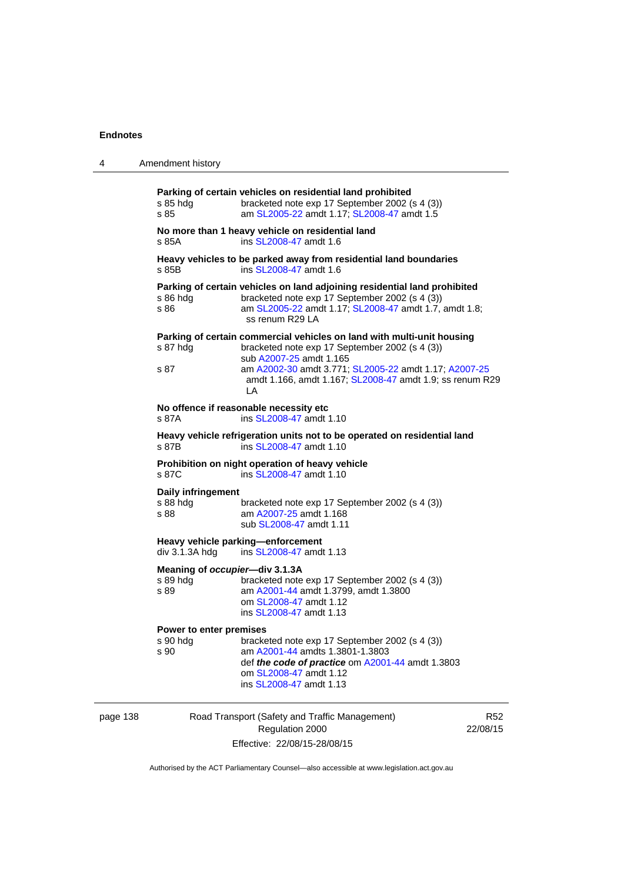**Parking of certain vehicles on residential land prohibited**

s 85 hdg bracketed note exp 17 September 2002 (s 4 (3))
s 85 am SL2005-22 amdt 1.17; SL2008-47 amdt 1.5

**No more than 1 heavy vehicle on residential land**

s 85A ins SL2008-47 amdt 1.6

**Heavy vehicles to be parked away from residential land boundaries**

s 85B ins SL2008-47 amdt 1.6

**Parking of certain vehicles on land adjoining residential land prohibited**

s 86 hdg bracketed note exp 17 September 2002 (s 4 (3))
s 86 am SL2005-22 amdt 1.17; SL2008-47 amdt 1.7, amdt 1.8; ss renum R29 LA

**Parking of certain commercial vehicles on land with multi-unit housing**

s 87 hdg bracketed note exp 17 September 2002 (s 4 (3))
sub A2007-25 amdt 1.165
s 87 am A2002-30 amdt 3.771; SL2005-22 amdt 1.17; A2007-25 amdt 1.166, amdt 1.167; SL2008-47 amdt 1.9; ss renum R29 LA

**No offence if reasonable necessity etc**

s 87A ins SL2008-47 amdt 1.10

**Heavy vehicle refrigeration units not to be operated on residential land**

s 87B ins SL2008-47 amdt 1.10

**Prohibition on night operation of heavy vehicle**

s 87C ins SL2008-47 amdt 1.10

**Daily infringement**

s 88 hdg bracketed note exp 17 September 2002 (s 4 (3))
s 88 am A2007-25 amdt 1.168
sub SL2008-47 amdt 1.11

**Heavy vehicle parking—enforcement**

div 3.1.3A hdg ins SL2008-47 amdt 1.13

**Meaning of *occupier*—div 3.1.3A**

s 89 hdg bracketed note exp 17 September 2002 (s 4 (3))
s 89 am A2001-44 amdt 1.3799, amdt 1.3800
om SL2008-47 amdt 1.12
ins SL2008-47 amdt 1.13

**Power to enter premises**

s 90 hdg bracketed note exp 17 September 2002 (s 4 (3))
s 90 am A2001-44 amdts 1.3801-1.3803
def ***the code of practice*** om A2001-44 amdt 1.3803
om SL2008-47 amdt 1.12
ins SL2008-47 amdt 1.13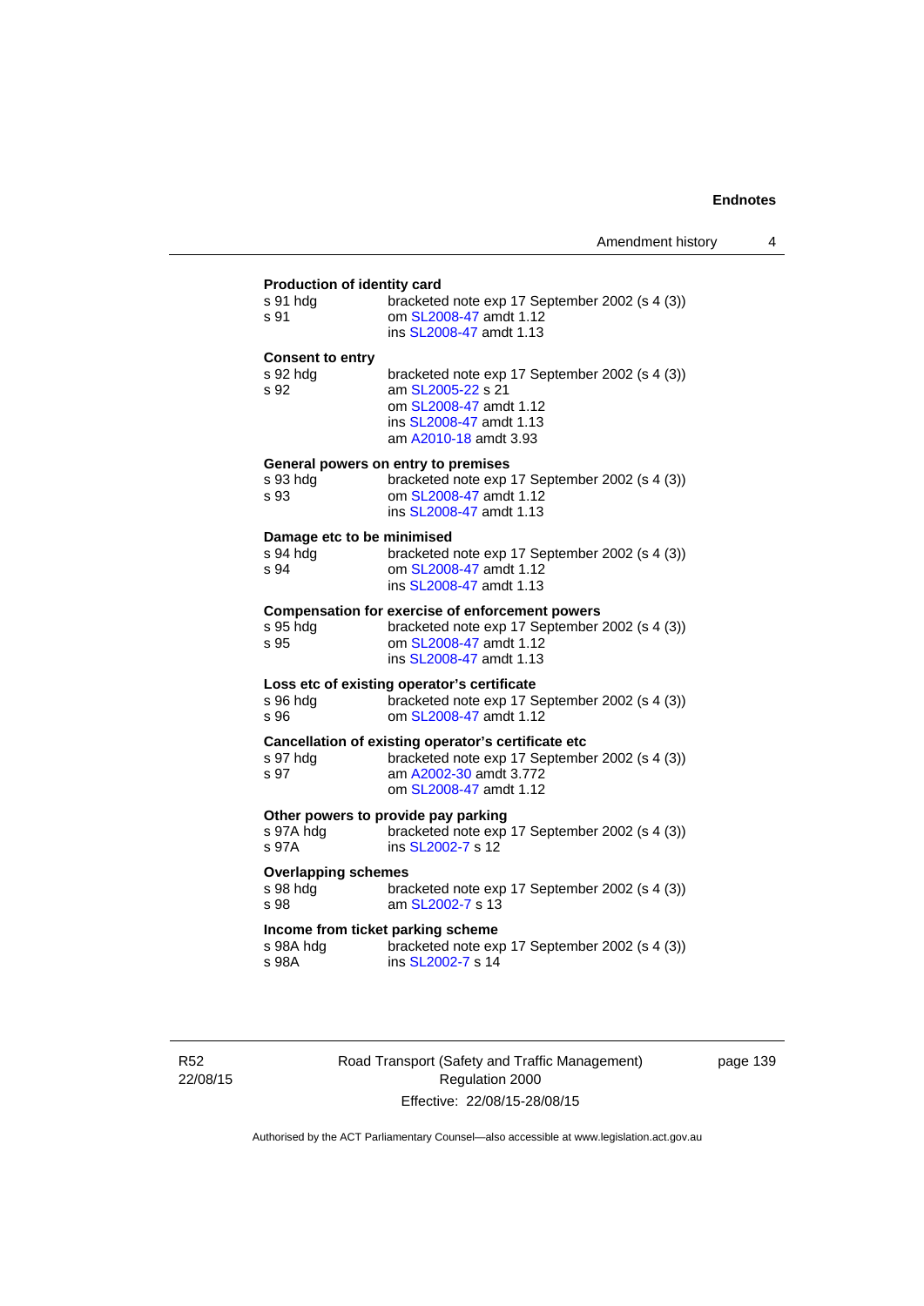**Production of identity card**

s 91 hdg bracketed note exp 17 September 2002 (s 4 (3))
s 91 om SL2008-47 amdt 1.12
ins SL2008-47 amdt 1.13

**Consent to entry**

s 92 hdg bracketed note exp 17 September 2002 (s 4 (3))
s 92 am SL2005-22 s 21
om SL2008-47 amdt 1.12
ins SL2008-47 amdt 1.13
am A2010-18 amdt 3.93

**General powers on entry to premises**

s 93 hdg bracketed note exp 17 September 2002 (s 4 (3))
s 93 om SL2008-47 amdt 1.12
ins SL2008-47 amdt 1.13

**Damage etc to be minimised**

s 94 hdg bracketed note exp 17 September 2002 (s 4 (3))
s 94 om SL2008-47 amdt 1.12
ins SL2008-47 amdt 1.13

**Compensation for exercise of enforcement powers**

s 95 hdg bracketed note exp 17 September 2002 (s 4 (3))
s 95 om SL2008-47 amdt 1.12
ins SL2008-47 amdt 1.13

**Loss etc of existing operator's certificate**

s 96 hdg bracketed note exp 17 September 2002 (s 4 (3))
s 96 om SL2008-47 amdt 1.12

**Cancellation of existing operator's certificate etc**

s 97 hdg bracketed note exp 17 September 2002 (s 4 (3))
s 97 am A2002-30 amdt 3.772
om SL2008-47 amdt 1.12

**Other powers to provide pay parking**

s 97A hdg bracketed note exp 17 September 2002 (s 4 (3))
s 97A ins SL2002-7 s 12

**Overlapping schemes**

s 98 hdg bracketed note exp 17 September 2002 (s 4 (3))
s 98 am SL2002-7 s 13

**Income from ticket parking scheme**

s 98A hdg bracketed note exp 17 September 2002 (s 4 (3))
s 98A ins SL2002-7 s 14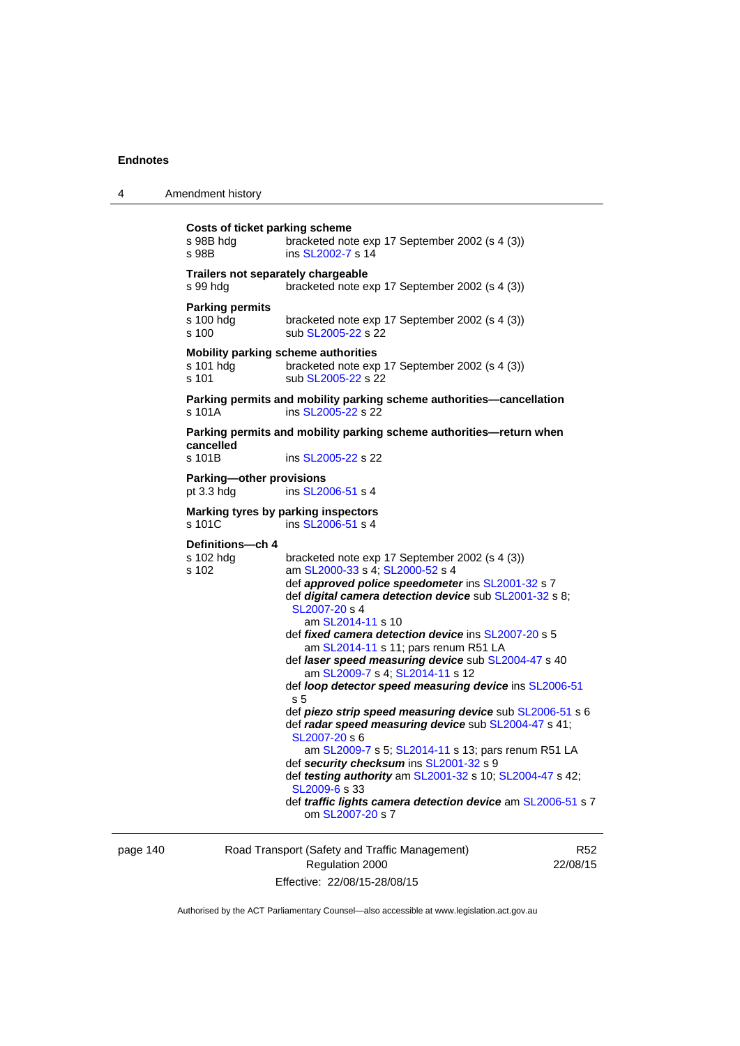**Costs of ticket parking scheme**
s 98B hdg — bracketed note exp 17 September 2002 (s 4 (3))
s 98B — ins SL2002-7 s 14

**Trailers not separately chargeable**
s 99 hdg — bracketed note exp 17 September 2002 (s 4 (3))

**Parking permits**
s 100 hdg — bracketed note exp 17 September 2002 (s 4 (3))
s 100 — sub SL2005-22 s 22

**Mobility parking scheme authorities**
s 101 hdg — bracketed note exp 17 September 2002 (s 4 (3))
s 101 — sub SL2005-22 s 22

**Parking permits and mobility parking scheme authorities—cancellation**
s 101A — ins SL2005-22 s 22

**Parking permits and mobility parking scheme authorities—return when cancelled**
s 101B — ins SL2005-22 s 22

**Parking—other provisions**
pt 3.3 hdg — ins SL2006-51 s 4

**Marking tyres by parking inspectors**
s 101C — ins SL2006-51 s 4

**Definitions—ch 4**
s 102 hdg — bracketed note exp 17 September 2002 (s 4 (3))
s 102 — am SL2000-33 s 4; SL2000-52 s 4

- def ***approved police speedometer*** ins SL2001-32 s 7
- def ***digital camera detection device*** sub SL2001-32 s 8; SL2007-20 s 4
  - am SL2014-11 s 10
- def ***fixed camera detection device*** ins SL2007-20 s 5
  - am SL2014-11 s 11; pars renum R51 LA
- def ***laser speed measuring device*** sub SL2004-47 s 40
  - am SL2009-7 s 4; SL2014-11 s 12
- def ***loop detector speed measuring device*** ins SL2006-51 s 5
- def ***piezo strip speed measuring device*** sub SL2006-51 s 6
- def ***radar speed measuring device*** sub SL2004-47 s 41; SL2007-20 s 6
  - am SL2009-7 s 5; SL2014-11 s 13; pars renum R51 LA
- def ***security checksum*** ins SL2001-32 s 9
- def ***testing authority*** am SL2001-32 s 10; SL2004-47 s 42; SL2009-6 s 33
- def ***traffic lights camera detection device*** am SL2006-51 s 7
  - om SL2007-20 s 7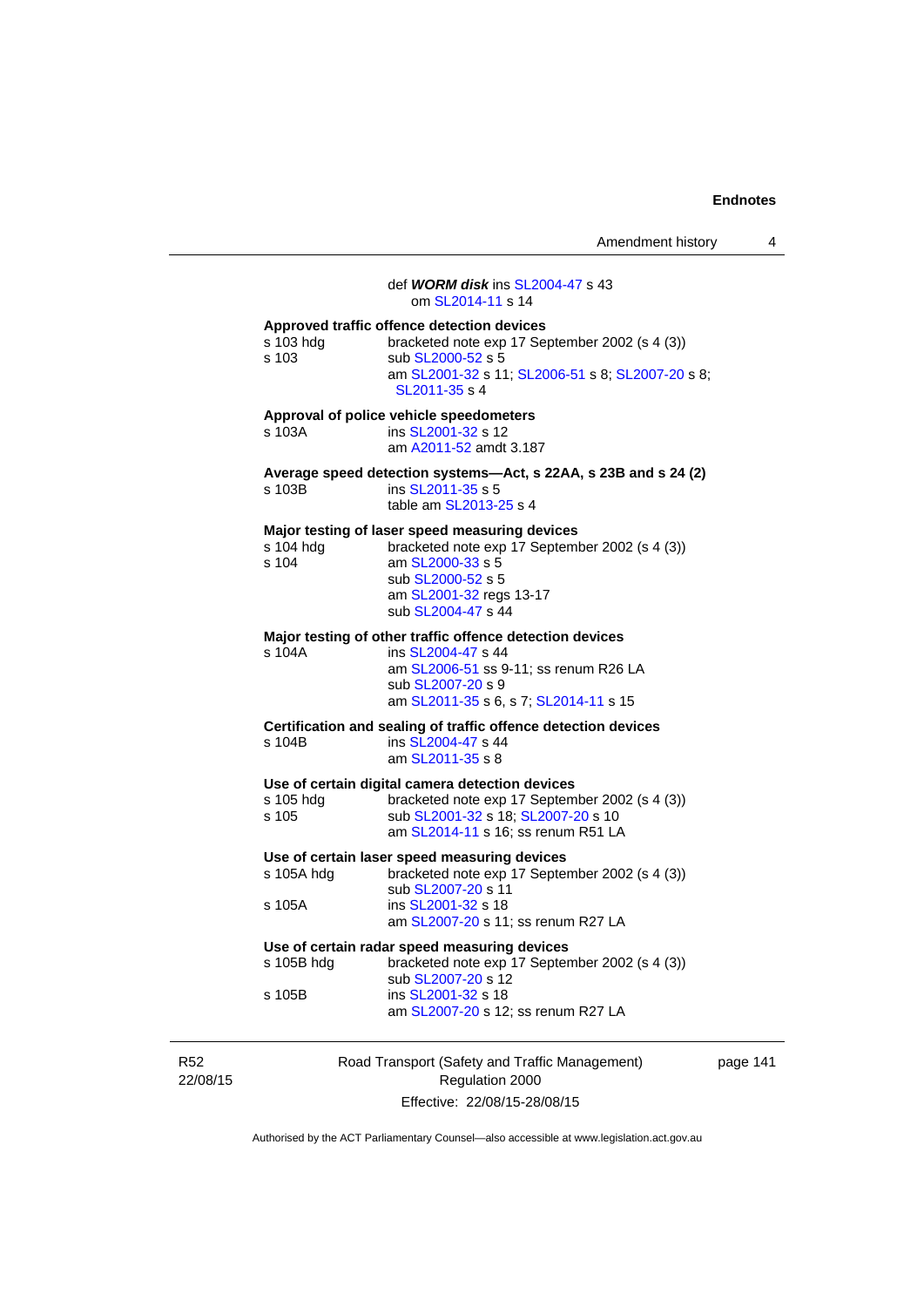def ***WORM disk*** ins SL2004-47 s 43
om SL2014-11 s 14

**Approved traffic offence detection devices**

s 103 hdg bracketed note exp 17 September 2002 (s 4 (3))
s 103 sub SL2000-52 s 5
am SL2001-32 s 11; SL2006-51 s 8; SL2007-20 s 8; SL2011-35 s 4

**Approval of police vehicle speedometers**

s 103A ins SL2001-32 s 12
am A2011-52 amdt 3.187

**Average speed detection systems—Act, s 22AA, s 23B and s 24 (2)**

s 103B ins SL2011-35 s 5
table am SL2013-25 s 4

**Major testing of laser speed measuring devices**

s 104 hdg bracketed note exp 17 September 2002 (s 4 (3))
s 104 am SL2000-33 s 5
sub SL2000-52 s 5
am SL2001-32 regs 13-17
sub SL2004-47 s 44

**Major testing of other traffic offence detection devices**

s 104A ins SL2004-47 s 44
am SL2006-51 ss 9-11; ss renum R26 LA
sub SL2007-20 s 9
am SL2011-35 s 6, s 7; SL2014-11 s 15

**Certification and sealing of traffic offence detection devices**

s 104B ins SL2004-47 s 44
am SL2011-35 s 8

**Use of certain digital camera detection devices**

s 105 hdg bracketed note exp 17 September 2002 (s 4 (3))
s 105 sub SL2001-32 s 18; SL2007-20 s 10
am SL2014-11 s 16; ss renum R51 LA

**Use of certain laser speed measuring devices**

s 105A hdg bracketed note exp 17 September 2002 (s 4 (3))
sub SL2007-20 s 11
s 105A ins SL2001-32 s 18
am SL2007-20 s 11; ss renum R27 LA

**Use of certain radar speed measuring devices**

s 105B hdg bracketed note exp 17 September 2002 (s 4 (3))
sub SL2007-20 s 12
s 105B ins SL2001-32 s 18
am SL2007-20 s 12; ss renum R27 LA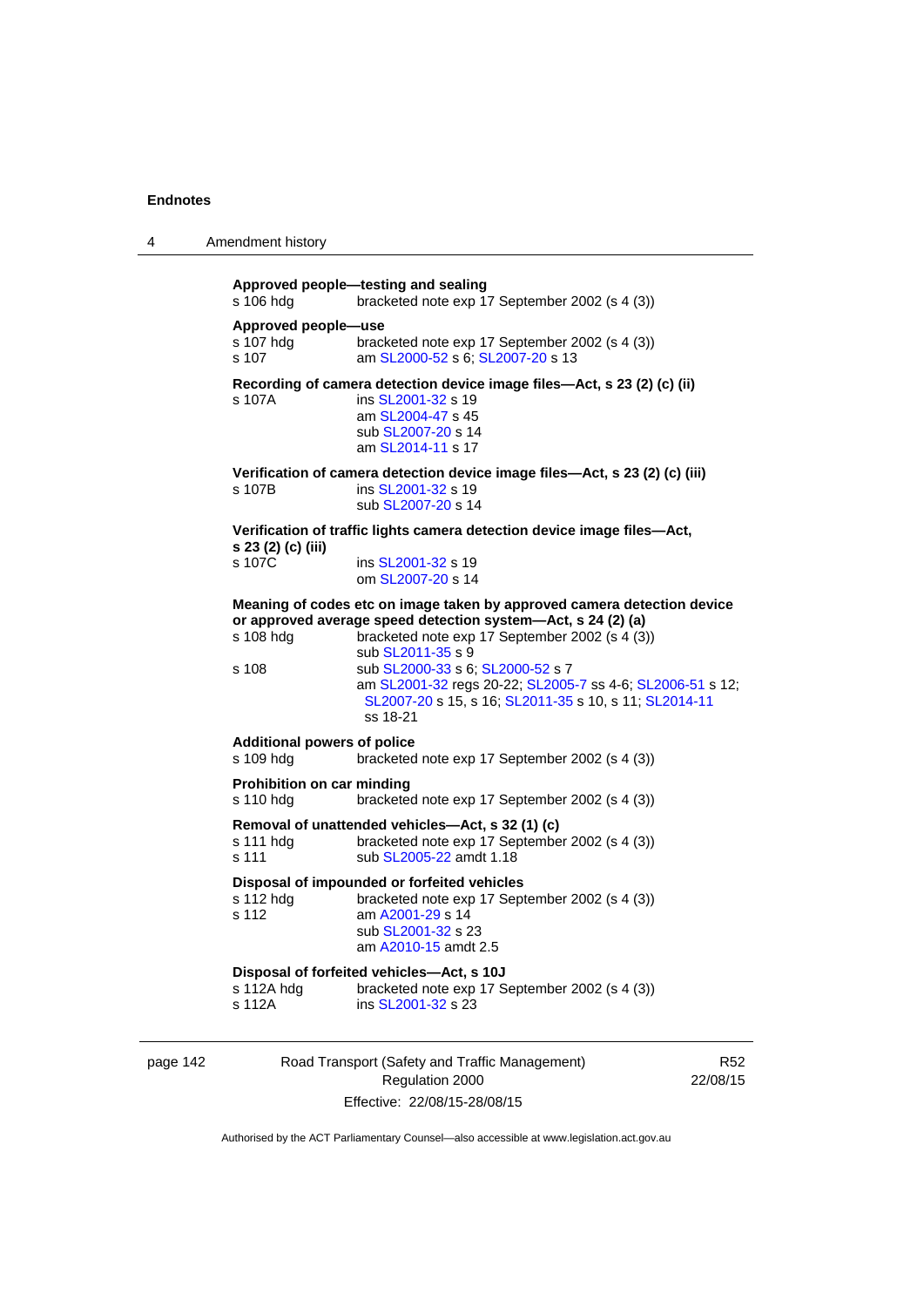**Approved people—testing and sealing**

s 106 hdg bracketed note exp 17 September 2002 (s 4 (3))

**Approved people—use**

s 107 hdg bracketed note exp 17 September 2002 (s 4 (3))
s 107 am SL2000-52 s 6; SL2007-20 s 13

**Recording of camera detection device image files—Act, s 23 (2) (c) (ii)**

s 107A ins SL2001-32 s 19
am SL2004-47 s 45
sub SL2007-20 s 14
am SL2014-11 s 17

**Verification of camera detection device image files—Act, s 23 (2) (c) (iii)**

s 107B ins SL2001-32 s 19
sub SL2007-20 s 14

**Verification of traffic lights camera detection device image files—Act, s 23 (2) (c) (iii)**

s 107C ins SL2001-32 s 19
om SL2007-20 s 14

**Meaning of codes etc on image taken by approved camera detection device or approved average speed detection system—Act, s 24 (2) (a)**

s 108 hdg bracketed note exp 17 September 2002 (s 4 (3))
sub SL2011-35 s 9
s 108 sub SL2000-33 s 6; SL2000-52 s 7
am SL2001-32 regs 20-22; SL2005-7 ss 4-6; SL2006-51 s 12; SL2007-20 s 15, s 16; SL2011-35 s 10, s 11; SL2014-11 ss 18-21

**Additional powers of police**

s 109 hdg bracketed note exp 17 September 2002 (s 4 (3))

**Prohibition on car minding**

s 110 hdg bracketed note exp 17 September 2002 (s 4 (3))

**Removal of unattended vehicles—Act, s 32 (1) (c)**

s 111 hdg bracketed note exp 17 September 2002 (s 4 (3))
s 111 sub SL2005-22 amdt 1.18

**Disposal of impounded or forfeited vehicles**

s 112 hdg bracketed note exp 17 September 2002 (s 4 (3))
s 112 am A2001-29 s 14
sub SL2001-32 s 23
am A2010-15 amdt 2.5

**Disposal of forfeited vehicles—Act, s 10J**

s 112A hdg bracketed note exp 17 September 2002 (s 4 (3))
s 112A ins SL2001-32 s 23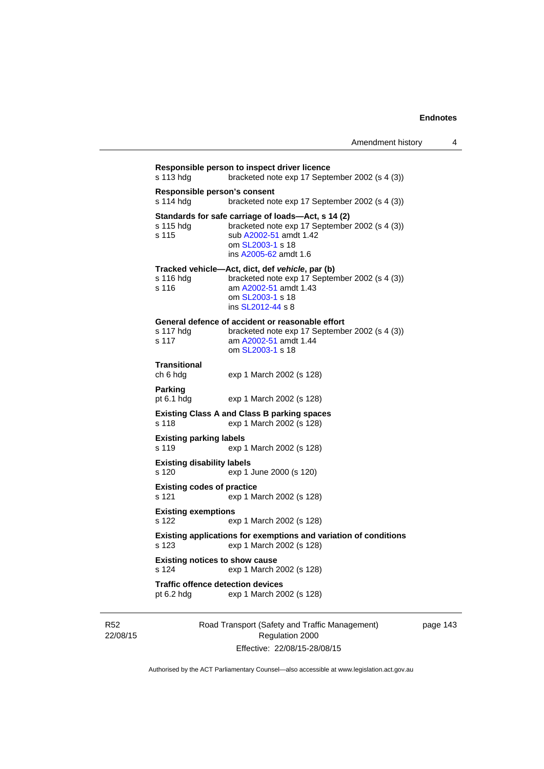**Responsible person to inspect driver licence**
s 113 hdg — bracketed note exp 17 September 2002 (s 4 (3))

**Responsible person's consent**
s 114 hdg — bracketed note exp 17 September 2002 (s 4 (3))

**Standards for safe carriage of loads—Act, s 14 (2)**
s 115 hdg — bracketed note exp 17 September 2002 (s 4 (3))
s 115 — sub A2002-51 amdt 1.42
om SL2003-1 s 18
ins A2005-62 amdt 1.6

**Tracked vehicle—Act, dict, def *vehicle*, par (b)**
s 116 hdg — bracketed note exp 17 September 2002 (s 4 (3))
s 116 — am A2002-51 amdt 1.43
om SL2003-1 s 18
ins SL2012-44 s 8

**General defence of accident or reasonable effort**
s 117 hdg — bracketed note exp 17 September 2002 (s 4 (3))
s 117 — am A2002-51 amdt 1.44
om SL2003-1 s 18

**Transitional**
ch 6 hdg — exp 1 March 2002 (s 128)

**Parking**
pt 6.1 hdg — exp 1 March 2002 (s 128)

**Existing Class A and Class B parking spaces**
s 118 — exp 1 March 2002 (s 128)

**Existing parking labels**
s 119 — exp 1 March 2002 (s 128)

**Existing disability labels**
s 120 — exp 1 June 2000 (s 120)

**Existing codes of practice**
s 121 — exp 1 March 2002 (s 128)

**Existing exemptions**
s 122 — exp 1 March 2002 (s 128)

**Existing applications for exemptions and variation of conditions**
s 123 — exp 1 March 2002 (s 128)

**Existing notices to show cause**
s 124 — exp 1 March 2002 (s 128)

**Traffic offence detection devices**
pt 6.2 hdg — exp 1 March 2002 (s 128)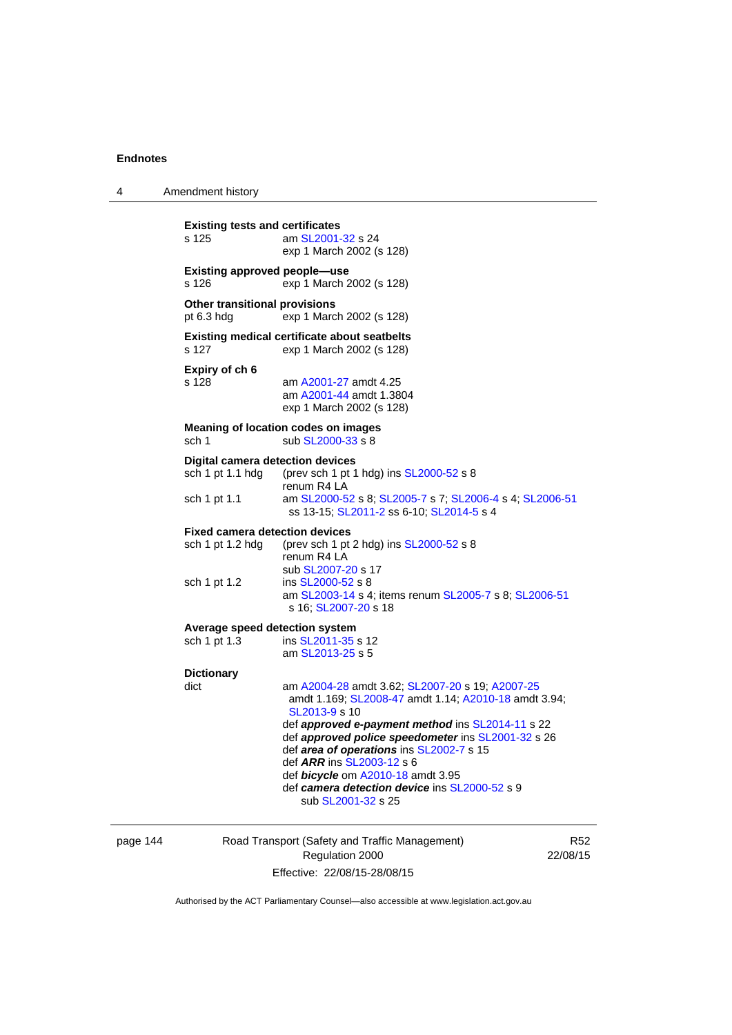**Existing tests and certificates**

s 125 am SL2001-32 s 24
exp 1 March 2002 (s 128)

**Existing approved people—use**

s 126 exp 1 March 2002 (s 128)

**Other transitional provisions**

pt 6.3 hdg exp 1 March 2002 (s 128)

**Existing medical certificate about seatbelts**

s 127 exp 1 March 2002 (s 128)

**Expiry of ch 6**

s 128 am A2001-27 amdt 4.25
am A2001-44 amdt 1.3804
exp 1 March 2002 (s 128)

**Meaning of location codes on images**

sch 1 sub SL2000-33 s 8

**Digital camera detection devices**

sch 1 pt 1.1 hdg (prev sch 1 pt 1 hdg) ins SL2000-52 s 8
renum R4 LA

sch 1 pt 1.1 am SL2000-52 s 8; SL2005-7 s 7; SL2006-4 s 4; SL2006-51 ss 13-15; SL2011-2 ss 6-10; SL2014-5 s 4

**Fixed camera detection devices**

sch 1 pt 1.2 hdg (prev sch 1 pt 2 hdg) ins SL2000-52 s 8
renum R4 LA
sub SL2007-20 s 17

sch 1 pt 1.2 ins SL2000-52 s 8
am SL2003-14 s 4; items renum SL2005-7 s 8; SL2006-51 s 16; SL2007-20 s 18

**Average speed detection system**

sch 1 pt 1.3 ins SL2011-35 s 12
am SL2013-25 s 5

**Dictionary**

dict am A2004-28 amdt 3.62; SL2007-20 s 19; A2007-25 amdt 1.169; SL2008-47 amdt 1.14; A2010-18 amdt 3.94; SL2013-9 s 10
def ***approved e-payment method*** ins SL2014-11 s 22
def ***approved police speedometer*** ins SL2001-32 s 26
def ***area of operations*** ins SL2002-7 s 15
def ***ARR*** ins SL2003-12 s 6
def ***bicycle*** om A2010-18 amdt 3.95
def ***camera detection device*** ins SL2000-52 s 9
sub SL2001-32 s 25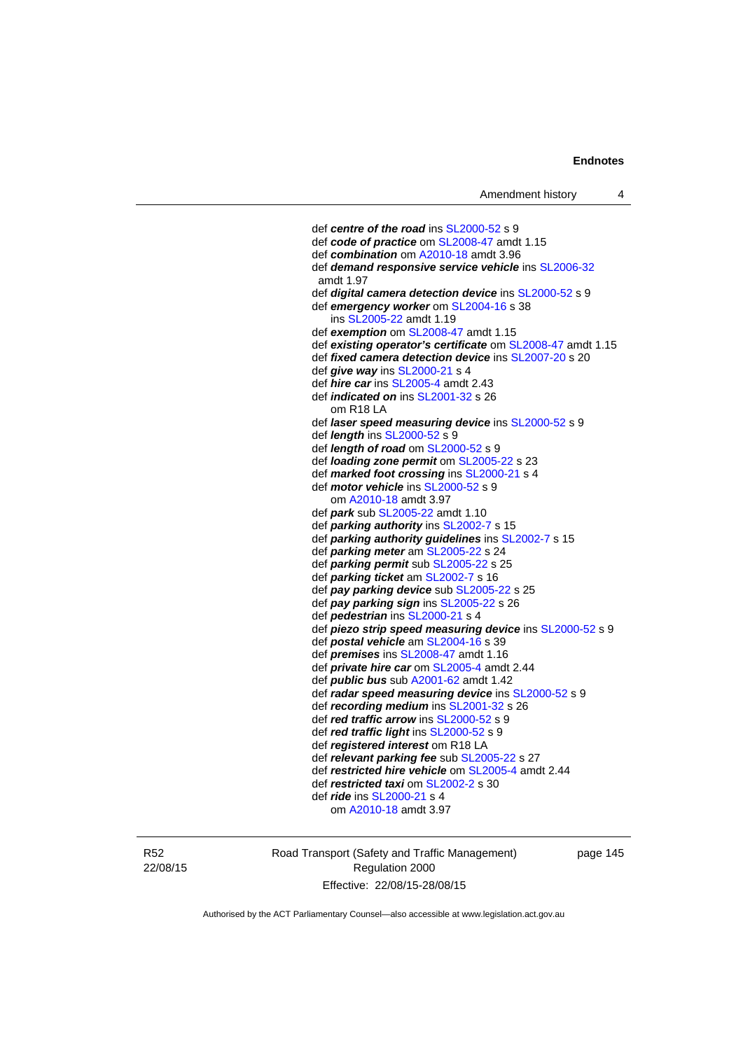def ***centre of the road*** ins SL2000-52 s 9
def ***code of practice*** om SL2008-47 amdt 1.15
def ***combination*** om A2010-18 amdt 3.96
def ***demand responsive service vehicle*** ins SL2006-32 amdt 1.97
def ***digital camera detection device*** ins SL2000-52 s 9
def ***emergency worker*** om SL2004-16 s 38
  ins SL2005-22 amdt 1.19
def ***exemption*** om SL2008-47 amdt 1.15
def ***existing operator's certificate*** om SL2008-47 amdt 1.15
def ***fixed camera detection device*** ins SL2007-20 s 20
def ***give way*** ins SL2000-21 s 4
def ***hire car*** ins SL2005-4 amdt 2.43
def ***indicated on*** ins SL2001-32 s 26
  om R18 LA
def ***laser speed measuring device*** ins SL2000-52 s 9
def ***length*** ins SL2000-52 s 9
def ***length of road*** om SL2000-52 s 9
def ***loading zone permit*** om SL2005-22 s 23
def ***marked foot crossing*** ins SL2000-21 s 4
def ***motor vehicle*** ins SL2000-52 s 9
  om A2010-18 amdt 3.97
def ***park*** sub SL2005-22 amdt 1.10
def ***parking authority*** ins SL2002-7 s 15
def ***parking authority guidelines*** ins SL2002-7 s 15
def ***parking meter*** am SL2005-22 s 24
def ***parking permit*** sub SL2005-22 s 25
def ***parking ticket*** am SL2002-7 s 16
def ***pay parking device*** sub SL2005-22 s 25
def ***pay parking sign*** ins SL2005-22 s 26
def ***pedestrian*** ins SL2000-21 s 4
def ***piezo strip speed measuring device*** ins SL2000-52 s 9
def ***postal vehicle*** am SL2004-16 s 39
def ***premises*** ins SL2008-47 amdt 1.16
def ***private hire car*** om SL2005-4 amdt 2.44
def ***public bus*** sub A2001-62 amdt 1.42
def ***radar speed measuring device*** ins SL2000-52 s 9
def ***recording medium*** ins SL2001-32 s 26
def ***red traffic arrow*** ins SL2000-52 s 9
def ***red traffic light*** ins SL2000-52 s 9
def ***registered interest*** om R18 LA
def ***relevant parking fee*** sub SL2005-22 s 27
def ***restricted hire vehicle*** om SL2005-4 amdt 2.44
def ***restricted taxi*** om SL2002-2 s 30
def ***ride*** ins SL2000-21 s 4
  om A2010-18 amdt 3.97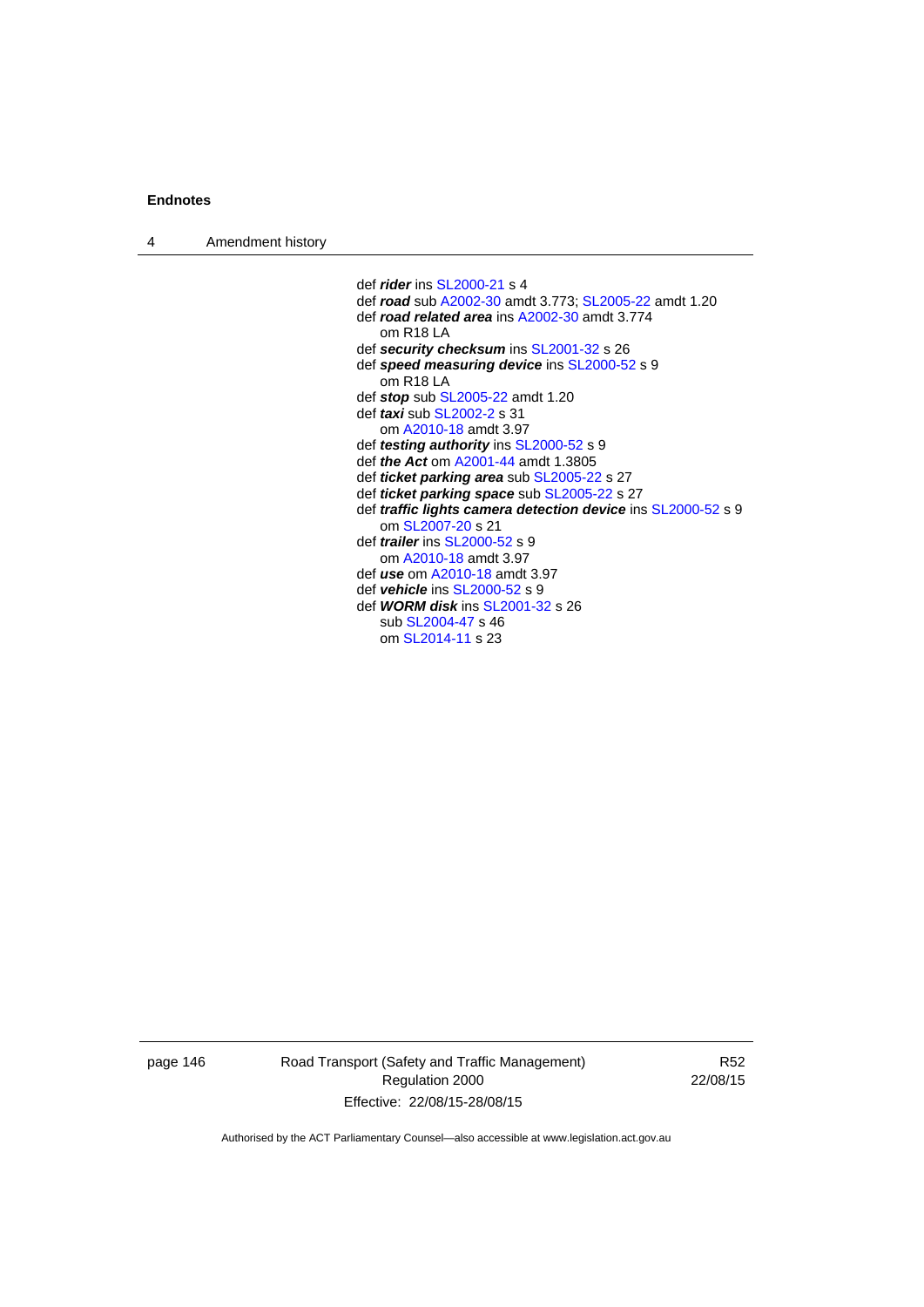def ***rider*** ins SL2000-21 s 4
def ***road*** sub A2002-30 amdt 3.773; SL2005-22 amdt 1.20
def ***road related area*** ins A2002-30 amdt 3.774
  om R18 LA
def ***security checksum*** ins SL2001-32 s 26
def ***speed measuring device*** ins SL2000-52 s 9
  om R18 LA
def ***stop*** sub SL2005-22 amdt 1.20
def ***taxi*** sub SL2002-2 s 31
  om A2010-18 amdt 3.97
def ***testing authority*** ins SL2000-52 s 9
def ***the Act*** om A2001-44 amdt 1.3805
def ***ticket parking area*** sub SL2005-22 s 27
def ***ticket parking space*** sub SL2005-22 s 27
def ***traffic lights camera detection device*** ins SL2000-52 s 9
  om SL2007-20 s 21
def ***trailer*** ins SL2000-52 s 9
  om A2010-18 amdt 3.97
def ***use*** om A2010-18 amdt 3.97
def ***vehicle*** ins SL2000-52 s 9
def ***WORM disk*** ins SL2001-32 s 26
  sub SL2004-47 s 46
  om SL2014-11 s 23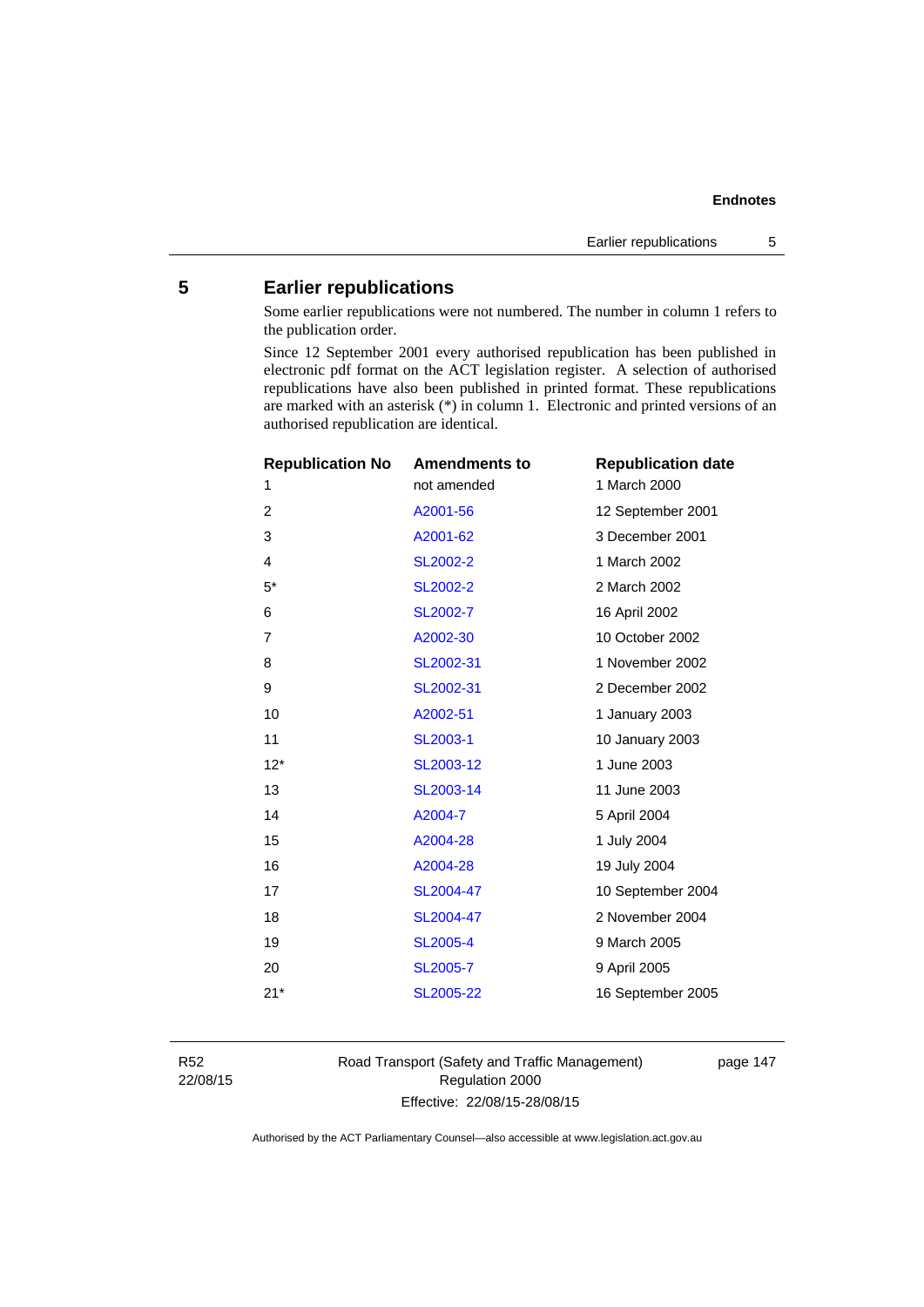## 5 Earlier republications

Some earlier republications were not numbered. The number in column 1 refers to the publication order.

Since 12 September 2001 every authorised republication has been published in electronic pdf format on the ACT legislation register. A selection of authorised republications have also been published in printed format. These republications are marked with an asterisk (*) in column 1. Electronic and printed versions of an authorised republication are identical.

| Republication No | Amendments to | Republication date |
|---|---|---|
| 1 | not amended | 1 March 2000 |
| 2 | A2001-56 | 12 September 2001 |
| 3 | A2001-62 | 3 December 2001 |
| 4 | SL2002-2 | 1 March 2002 |
| 5* | SL2002-2 | 2 March 2002 |
| 6 | SL2002-7 | 16 April 2002 |
| 7 | A2002-30 | 10 October 2002 |
| 8 | SL2002-31 | 1 November 2002 |
| 9 | SL2002-31 | 2 December 2002 |
| 10 | A2002-51 | 1 January 2003 |
| 11 | SL2003-1 | 10 January 2003 |
| 12* | SL2003-12 | 1 June 2003 |
| 13 | SL2003-14 | 11 June 2003 |
| 14 | A2004-7 | 5 April 2004 |
| 15 | A2004-28 | 1 July 2004 |
| 16 | A2004-28 | 19 July 2004 |
| 17 | SL2004-47 | 10 September 2004 |
| 18 | SL2004-47 | 2 November 2004 |
| 19 | SL2005-4 | 9 March 2005 |
| 20 | SL2005-7 | 9 April 2005 |
| 21* | SL2005-22 | 16 September 2005 |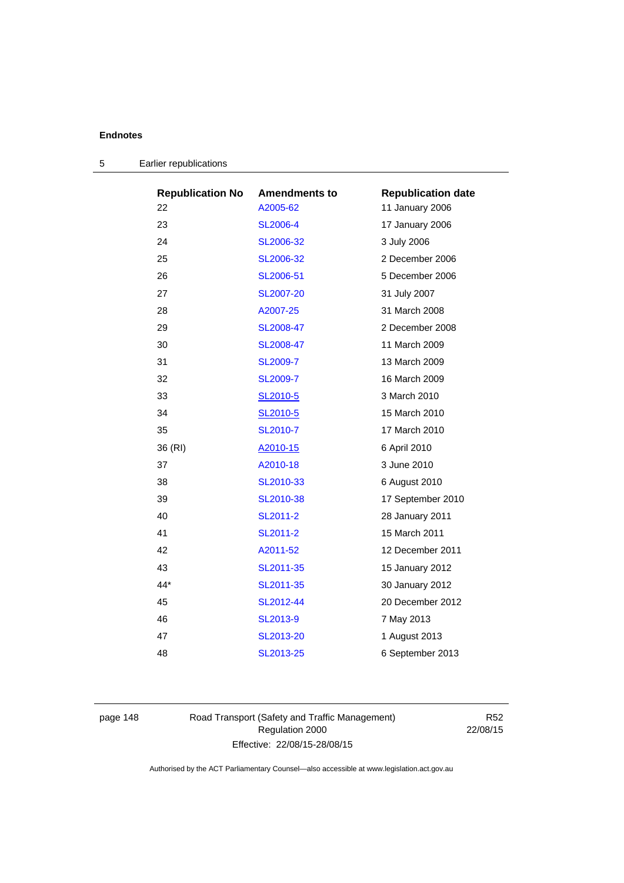## 5 Earlier republications

| Republication No | Amendments to | Republication date |
|---|---|---|
| 22 | A2005-62 | 11 January 2006 |
| 23 | SL2006-4 | 17 January 2006 |
| 24 | SL2006-32 | 3 July 2006 |
| 25 | SL2006-32 | 2 December 2006 |
| 26 | SL2006-51 | 5 December 2006 |
| 27 | SL2007-20 | 31 July 2007 |
| 28 | A2007-25 | 31 March 2008 |
| 29 | SL2008-47 | 2 December 2008 |
| 30 | SL2008-47 | 11 March 2009 |
| 31 | SL2009-7 | 13 March 2009 |
| 32 | SL2009-7 | 16 March 2009 |
| 33 | SL2010-5 | 3 March 2010 |
| 34 | SL2010-5 | 15 March 2010 |
| 35 | SL2010-7 | 17 March 2010 |
| 36 (RI) | A2010-15 | 6 April 2010 |
| 37 | A2010-18 | 3 June 2010 |
| 38 | SL2010-33 | 6 August 2010 |
| 39 | SL2010-38 | 17 September 2010 |
| 40 | SL2011-2 | 28 January 2011 |
| 41 | SL2011-2 | 15 March 2011 |
| 42 | A2011-52 | 12 December 2011 |
| 43 | SL2011-35 | 15 January 2012 |
| 44* | SL2011-35 | 30 January 2012 |
| 45 | SL2012-44 | 20 December 2012 |
| 46 | SL2013-9 | 7 May 2013 |
| 47 | SL2013-20 | 1 August 2013 |
| 48 | SL2013-25 | 6 September 2013 |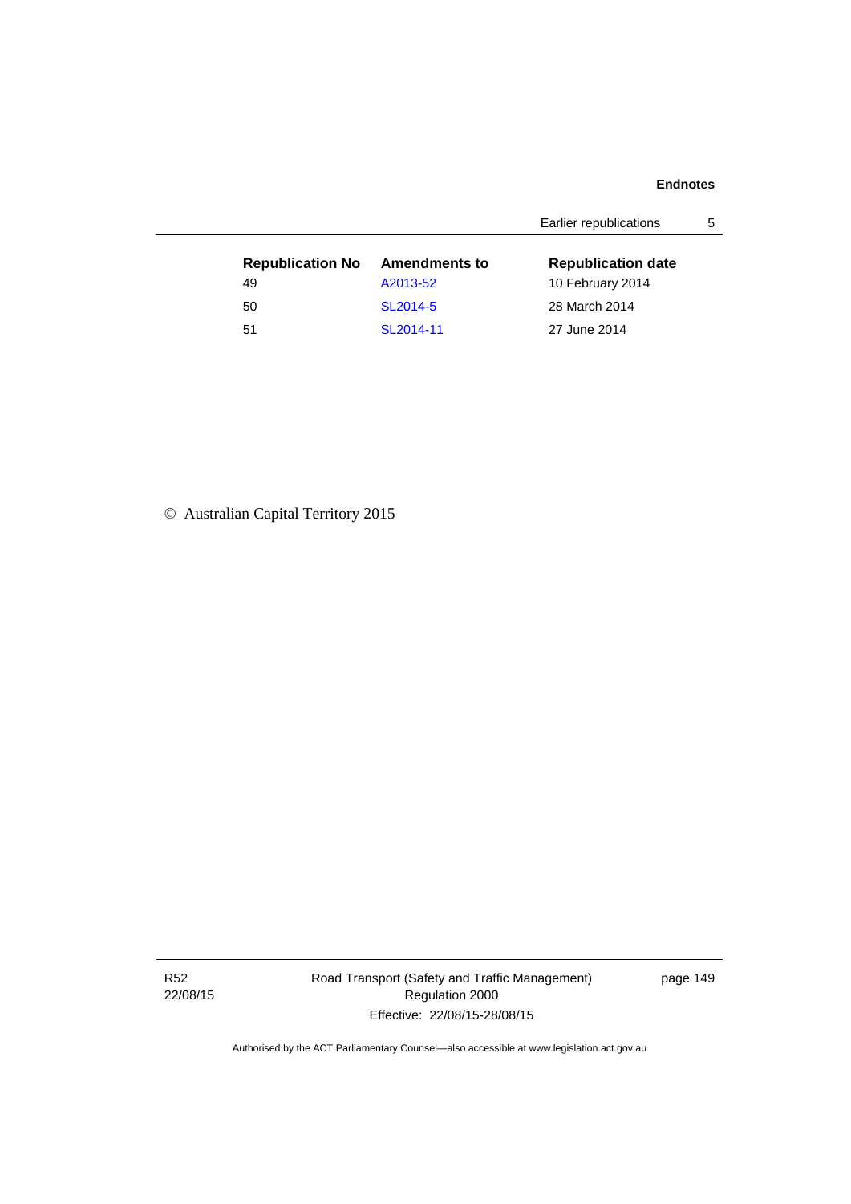| Republication No | Amendments to | Republication date |
|---|---|---|
| 49 | A2013-52 | 10 February 2014 |
| 50 | SL2014-5 | 28 March 2014 |
| 51 | SL2014-11 | 27 June 2014 |

© Australian Capital Territory 2015